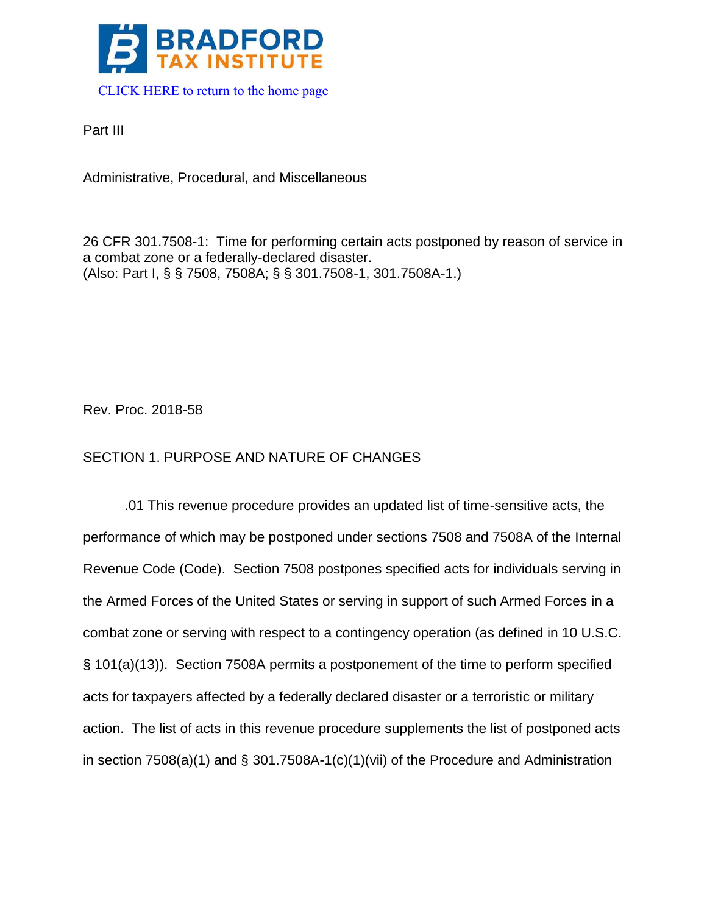BRADFORD TAX INSTITUTE

CLICK HERE to return to the home page

Part III

Administrative, Procedural, and Miscellaneous

26 CFR 301.7508-1: Time for performing certain acts postponed by reason of service in a combat zone or a federally-declared disaster.
(Also: Part I, § § 7508, 7508A; § § 301.7508-1, 301.7508A-1.)

Rev. Proc. 2018-58

SECTION 1. PURPOSE AND NATURE OF CHANGES

.01 This revenue procedure provides an updated list of time-sensitive acts, the performance of which may be postponed under sections 7508 and 7508A of the Internal Revenue Code (Code). Section 7508 postpones specified acts for individuals serving in the Armed Forces of the United States or serving in support of such Armed Forces in a combat zone or serving with respect to a contingency operation (as defined in 10 U.S.C. § 101(a)(13)). Section 7508A permits a postponement of the time to perform specified acts for taxpayers affected by a federally declared disaster or a terroristic or military action. The list of acts in this revenue procedure supplements the list of postponed acts in section 7508(a)(1) and § 301.7508A-1(c)(1)(vii) of the Procedure and Administration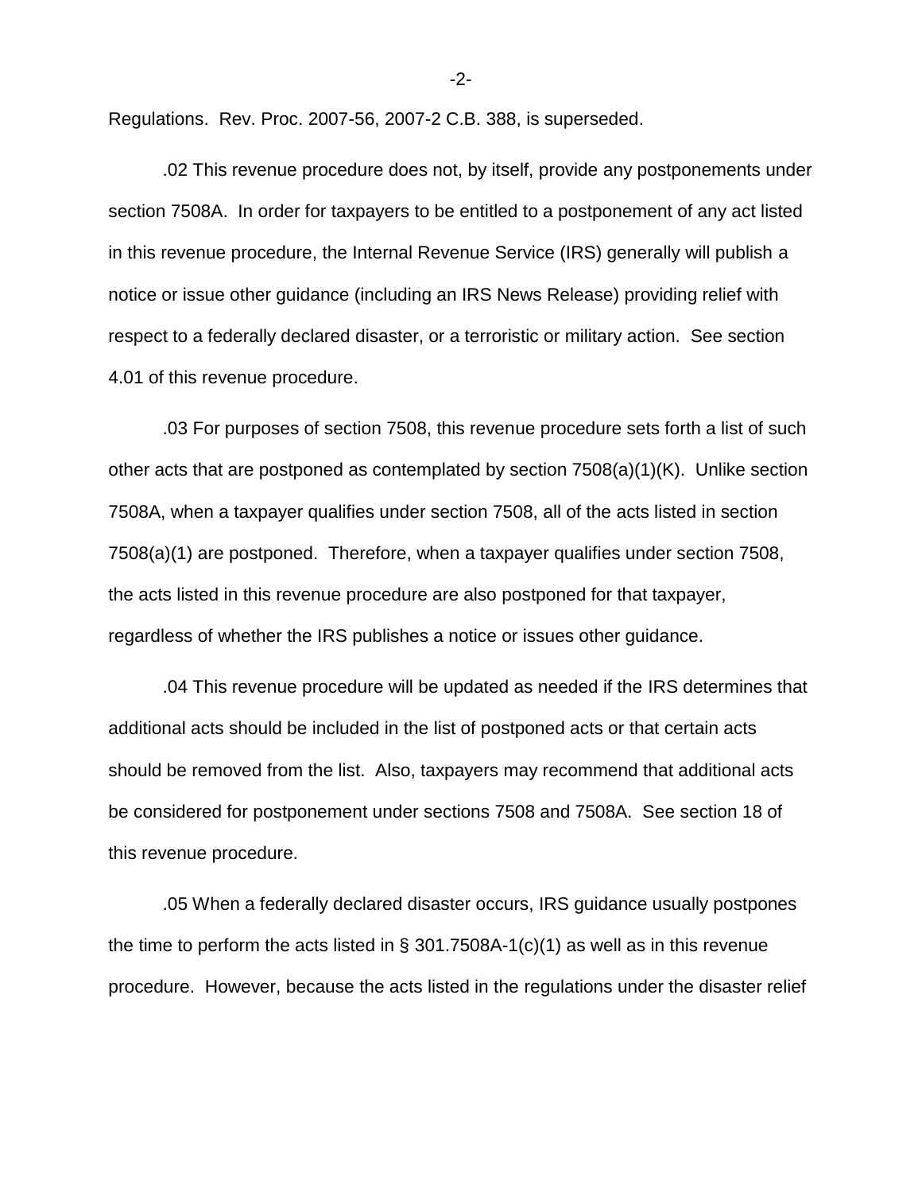Regulations. Rev. Proc. 2007-56, 2007-2 C.B. 388, is superseded.

.02 This revenue procedure does not, by itself, provide any postponements under section 7508A. In order for taxpayers to be entitled to a postponement of any act listed in this revenue procedure, the Internal Revenue Service (IRS) generally will publish a notice or issue other guidance (including an IRS News Release) providing relief with respect to a federally declared disaster, or a terroristic or military action. See section 4.01 of this revenue procedure.

.03 For purposes of section 7508, this revenue procedure sets forth a list of such other acts that are postponed as contemplated by section 7508(a)(1)(K). Unlike section 7508A, when a taxpayer qualifies under section 7508, all of the acts listed in section 7508(a)(1) are postponed. Therefore, when a taxpayer qualifies under section 7508, the acts listed in this revenue procedure are also postponed for that taxpayer, regardless of whether the IRS publishes a notice or issues other guidance.

.04 This revenue procedure will be updated as needed if the IRS determines that additional acts should be included in the list of postponed acts or that certain acts should be removed from the list. Also, taxpayers may recommend that additional acts be considered for postponement under sections 7508 and 7508A. See section 18 of this revenue procedure.

.05 When a federally declared disaster occurs, IRS guidance usually postpones the time to perform the acts listed in § 301.7508A-1(c)(1) as well as in this revenue procedure. However, because the acts listed in the regulations under the disaster relief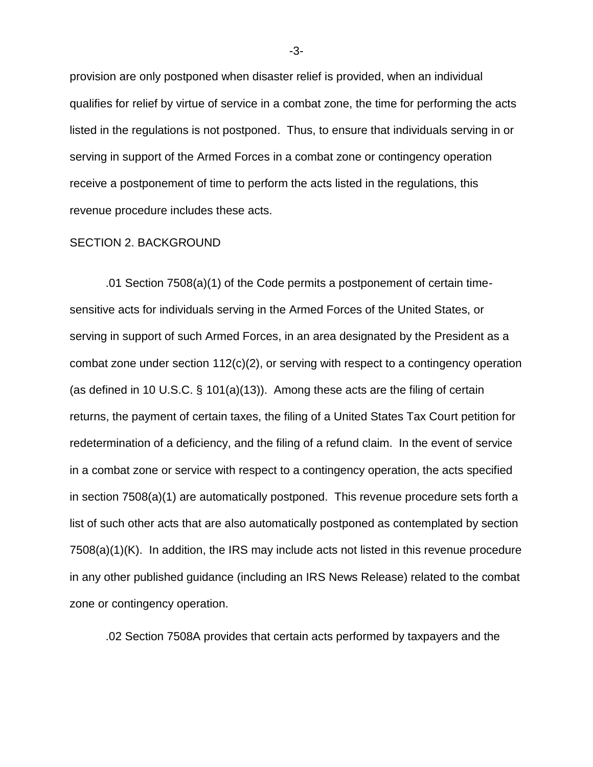provision are only postponed when disaster relief is provided, when an individual qualifies for relief by virtue of service in a combat zone, the time for performing the acts listed in the regulations is not postponed. Thus, to ensure that individuals serving in or serving in support of the Armed Forces in a combat zone or contingency operation receive a postponement of time to perform the acts listed in the regulations, this revenue procedure includes these acts.

SECTION 2. BACKGROUND

.01 Section 7508(a)(1) of the Code permits a postponement of certain time-sensitive acts for individuals serving in the Armed Forces of the United States, or serving in support of such Armed Forces, in an area designated by the President as a combat zone under section 112(c)(2), or serving with respect to a contingency operation (as defined in 10 U.S.C. § 101(a)(13)). Among these acts are the filing of certain returns, the payment of certain taxes, the filing of a United States Tax Court petition for redetermination of a deficiency, and the filing of a refund claim. In the event of service in a combat zone or service with respect to a contingency operation, the acts specified in section 7508(a)(1) are automatically postponed. This revenue procedure sets forth a list of such other acts that are also automatically postponed as contemplated by section 7508(a)(1)(K). In addition, the IRS may include acts not listed in this revenue procedure in any other published guidance (including an IRS News Release) related to the combat zone or contingency operation.

.02 Section 7508A provides that certain acts performed by taxpayers and the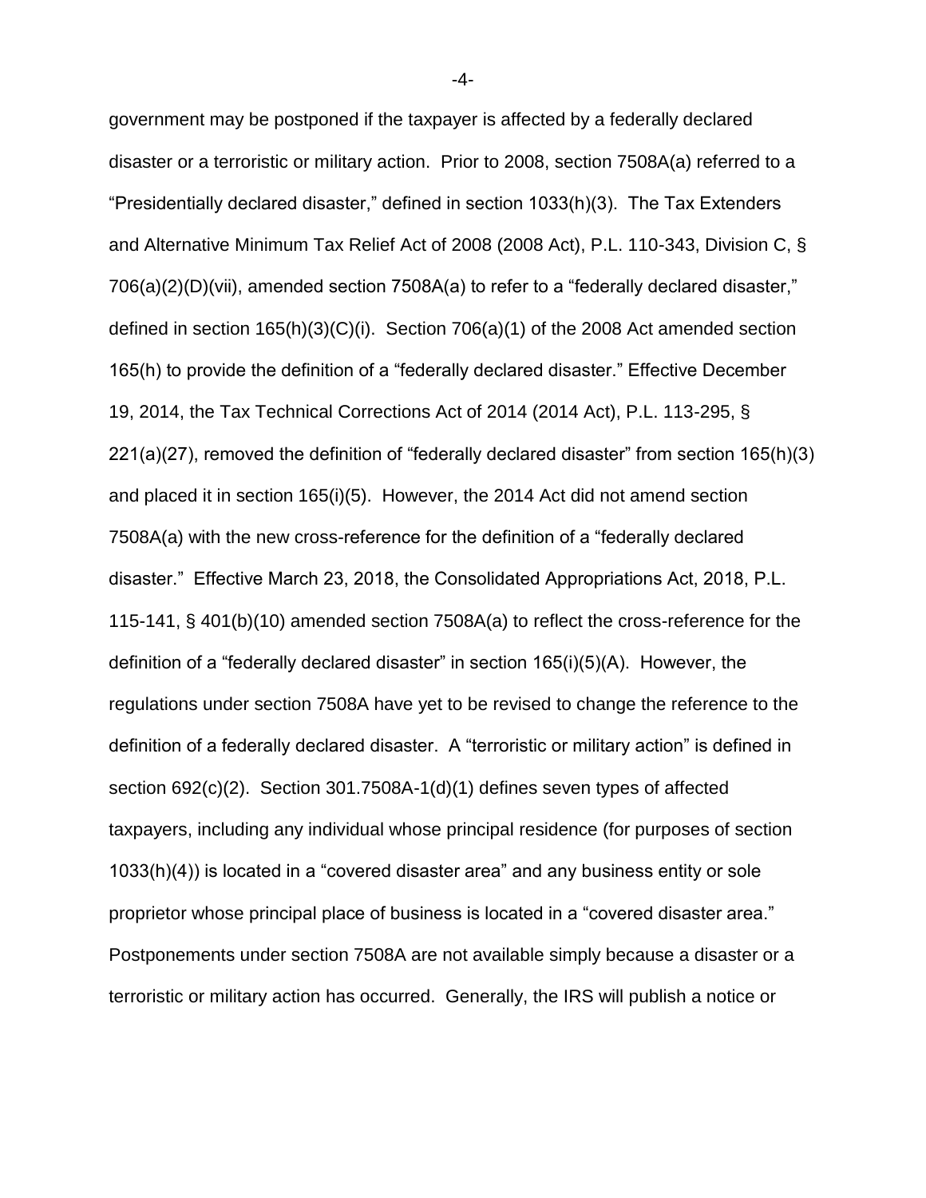government may be postponed if the taxpayer is affected by a federally declared disaster or a terroristic or military action. Prior to 2008, section 7508A(a) referred to a "Presidentially declared disaster," defined in section 1033(h)(3). The Tax Extenders and Alternative Minimum Tax Relief Act of 2008 (2008 Act), P.L. 110-343, Division C, § 706(a)(2)(D)(vii), amended section 7508A(a) to refer to a "federally declared disaster," defined in section 165(h)(3)(C)(i). Section 706(a)(1) of the 2008 Act amended section 165(h) to provide the definition of a "federally declared disaster." Effective December 19, 2014, the Tax Technical Corrections Act of 2014 (2014 Act), P.L. 113-295, § 221(a)(27), removed the definition of "federally declared disaster" from section 165(h)(3) and placed it in section 165(i)(5). However, the 2014 Act did not amend section 7508A(a) with the new cross-reference for the definition of a "federally declared disaster." Effective March 23, 2018, the Consolidated Appropriations Act, 2018, P.L. 115-141, § 401(b)(10) amended section 7508A(a) to reflect the cross-reference for the definition of a "federally declared disaster" in section 165(i)(5)(A). However, the regulations under section 7508A have yet to be revised to change the reference to the definition of a federally declared disaster. A "terroristic or military action" is defined in section 692(c)(2). Section 301.7508A-1(d)(1) defines seven types of affected taxpayers, including any individual whose principal residence (for purposes of section 1033(h)(4)) is located in a "covered disaster area" and any business entity or sole proprietor whose principal place of business is located in a "covered disaster area." Postponements under section 7508A are not available simply because a disaster or a terroristic or military action has occurred. Generally, the IRS will publish a notice or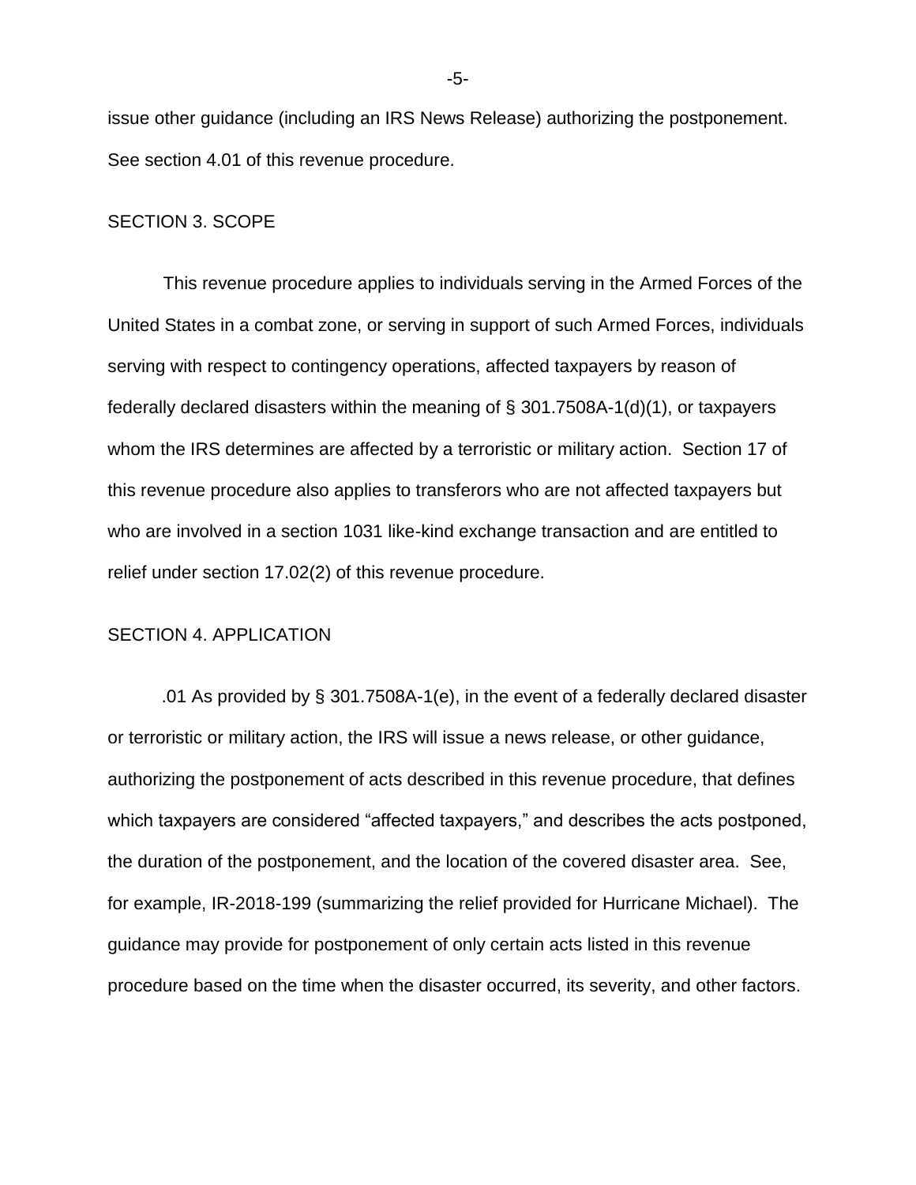issue other guidance (including an IRS News Release) authorizing the postponement. See section 4.01 of this revenue procedure.

## SECTION 3. SCOPE

This revenue procedure applies to individuals serving in the Armed Forces of the United States in a combat zone, or serving in support of such Armed Forces, individuals serving with respect to contingency operations, affected taxpayers by reason of federally declared disasters within the meaning of § 301.7508A-1(d)(1), or taxpayers whom the IRS determines are affected by a terroristic or military action. Section 17 of this revenue procedure also applies to transferors who are not affected taxpayers but who are involved in a section 1031 like-kind exchange transaction and are entitled to relief under section 17.02(2) of this revenue procedure.

## SECTION 4. APPLICATION

.01 As provided by § 301.7508A-1(e), in the event of a federally declared disaster or terroristic or military action, the IRS will issue a news release, or other guidance, authorizing the postponement of acts described in this revenue procedure, that defines which taxpayers are considered "affected taxpayers," and describes the acts postponed, the duration of the postponement, and the location of the covered disaster area. See, for example, IR-2018-199 (summarizing the relief provided for Hurricane Michael). The guidance may provide for postponement of only certain acts listed in this revenue procedure based on the time when the disaster occurred, its severity, and other factors.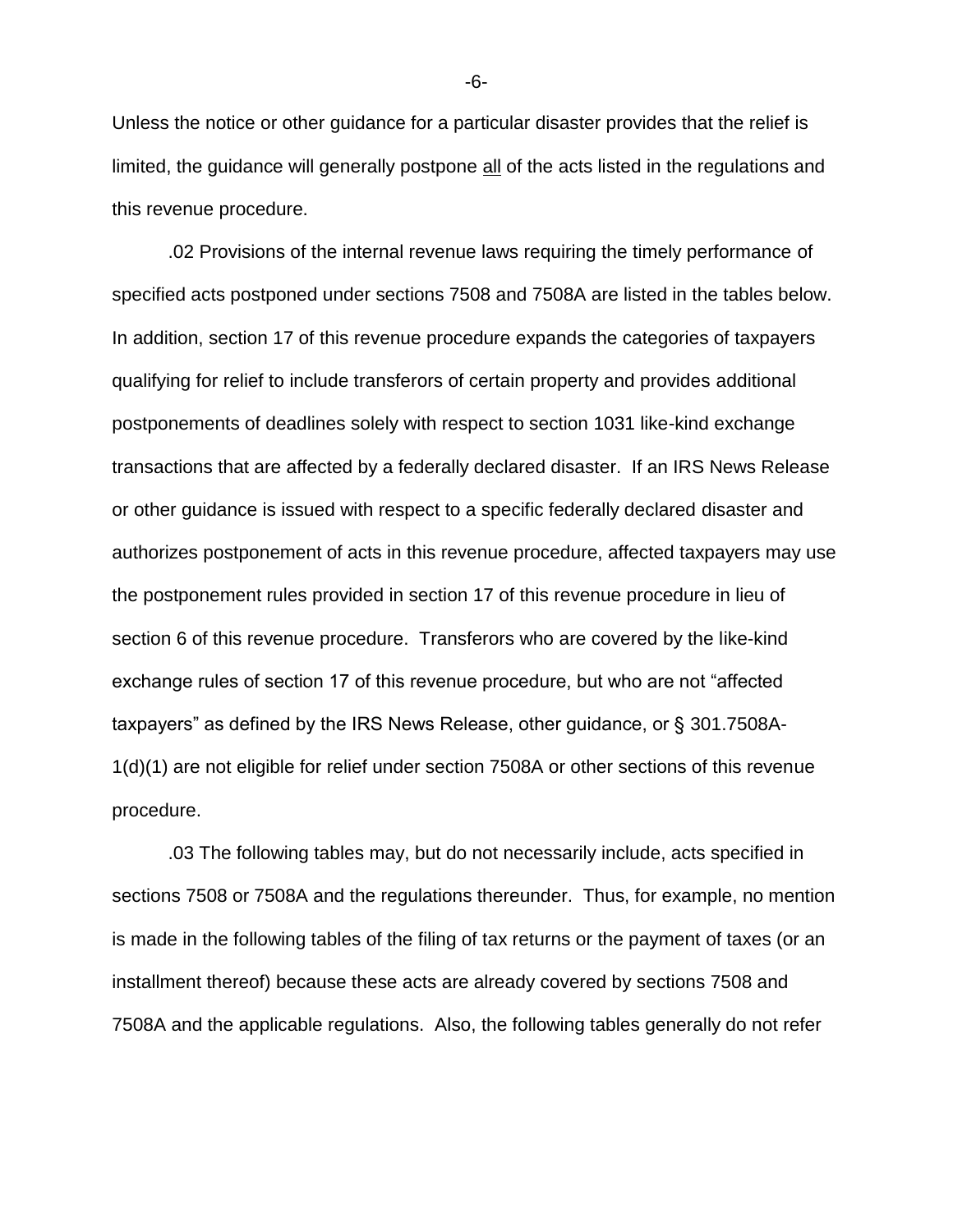Unless the notice or other guidance for a particular disaster provides that the relief is limited, the guidance will generally postpone all of the acts listed in the regulations and this revenue procedure.

.02 Provisions of the internal revenue laws requiring the timely performance of specified acts postponed under sections 7508 and 7508A are listed in the tables below. In addition, section 17 of this revenue procedure expands the categories of taxpayers qualifying for relief to include transferors of certain property and provides additional postponements of deadlines solely with respect to section 1031 like-kind exchange transactions that are affected by a federally declared disaster. If an IRS News Release or other guidance is issued with respect to a specific federally declared disaster and authorizes postponement of acts in this revenue procedure, affected taxpayers may use the postponement rules provided in section 17 of this revenue procedure in lieu of section 6 of this revenue procedure. Transferors who are covered by the like-kind exchange rules of section 17 of this revenue procedure, but who are not "affected taxpayers" as defined by the IRS News Release, other guidance, or § 301.7508A-1(d)(1) are not eligible for relief under section 7508A or other sections of this revenue procedure.

.03 The following tables may, but do not necessarily include, acts specified in sections 7508 or 7508A and the regulations thereunder. Thus, for example, no mention is made in the following tables of the filing of tax returns or the payment of taxes (or an installment thereof) because these acts are already covered by sections 7508 and 7508A and the applicable regulations. Also, the following tables generally do not refer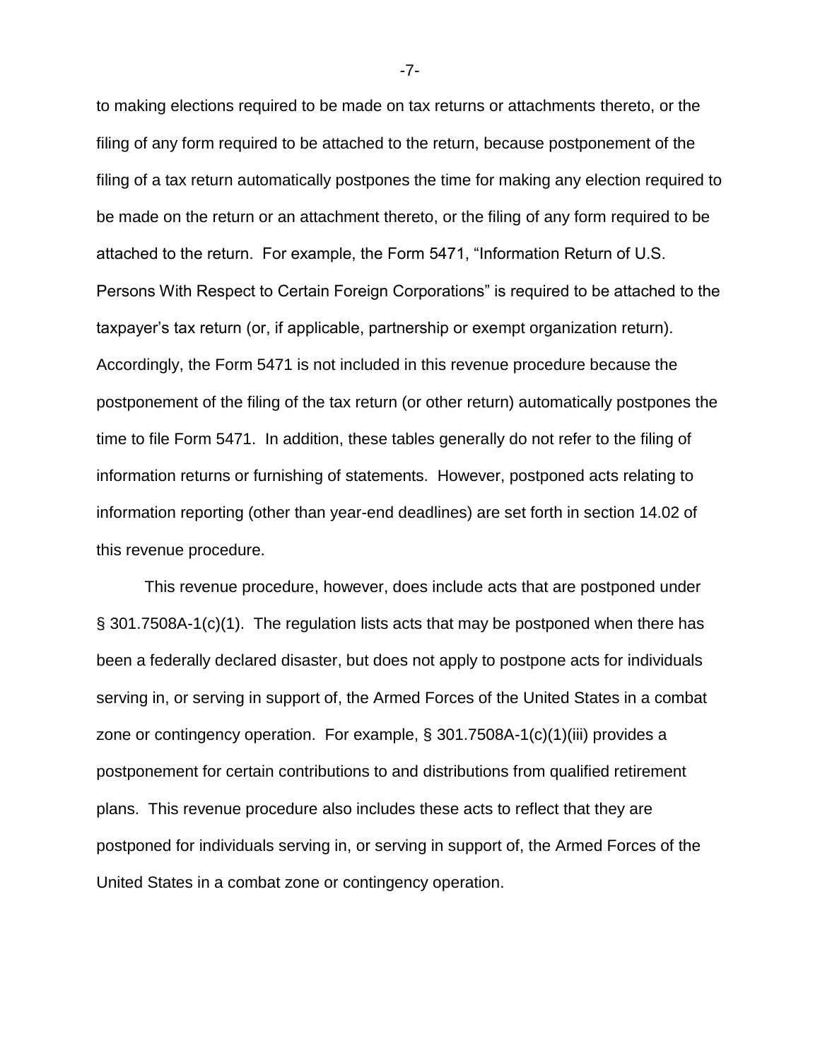to making elections required to be made on tax returns or attachments thereto, or the filing of any form required to be attached to the return, because postponement of the filing of a tax return automatically postpones the time for making any election required to be made on the return or an attachment thereto, or the filing of any form required to be attached to the return. For example, the Form 5471, "Information Return of U.S. Persons With Respect to Certain Foreign Corporations" is required to be attached to the taxpayer's tax return (or, if applicable, partnership or exempt organization return). Accordingly, the Form 5471 is not included in this revenue procedure because the postponement of the filing of the tax return (or other return) automatically postpones the time to file Form 5471. In addition, these tables generally do not refer to the filing of information returns or furnishing of statements. However, postponed acts relating to information reporting (other than year-end deadlines) are set forth in section 14.02 of this revenue procedure.

This revenue procedure, however, does include acts that are postponed under § 301.7508A-1(c)(1). The regulation lists acts that may be postponed when there has been a federally declared disaster, but does not apply to postpone acts for individuals serving in, or serving in support of, the Armed Forces of the United States in a combat zone or contingency operation. For example, § 301.7508A-1(c)(1)(iii) provides a postponement for certain contributions to and distributions from qualified retirement plans. This revenue procedure also includes these acts to reflect that they are postponed for individuals serving in, or serving in support of, the Armed Forces of the United States in a combat zone or contingency operation.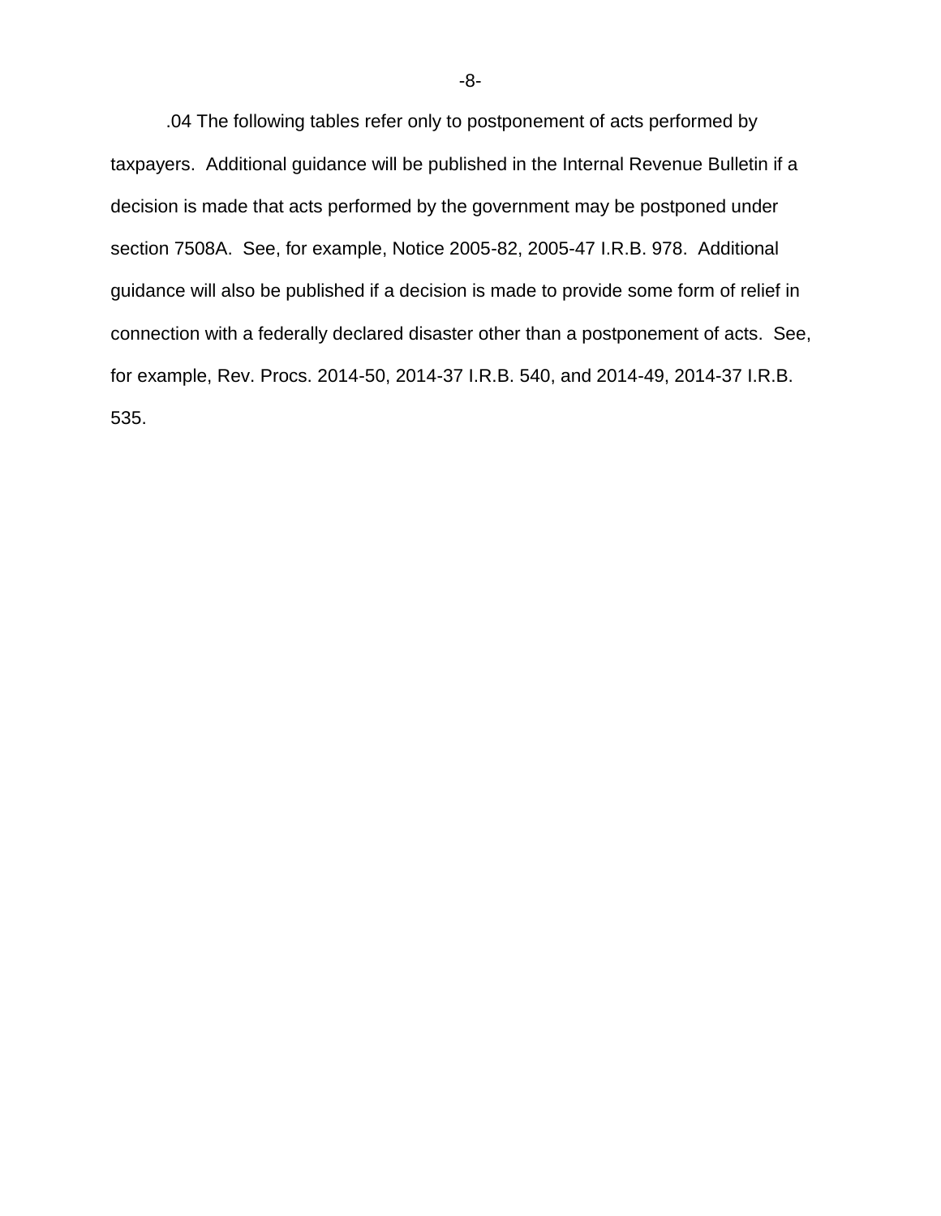.04 The following tables refer only to postponement of acts performed by taxpayers. Additional guidance will be published in the Internal Revenue Bulletin if a decision is made that acts performed by the government may be postponed under section 7508A. See, for example, Notice 2005-82, 2005-47 I.R.B. 978. Additional guidance will also be published if a decision is made to provide some form of relief in connection with a federally declared disaster other than a postponement of acts. See, for example, Rev. Procs. 2014-50, 2014-37 I.R.B. 540, and 2014-49, 2014-37 I.R.B. 535.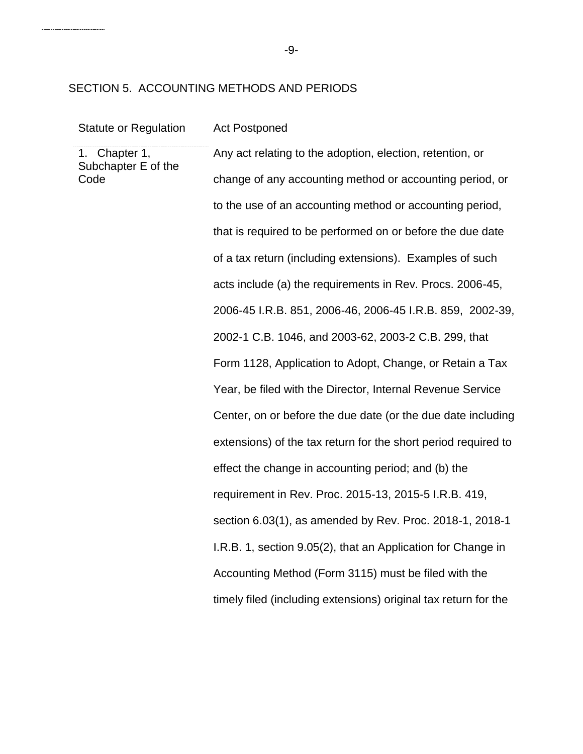## SECTION 5. ACCOUNTING METHODS AND PERIODS

| Statute or Regulation | Act Postponed |
| --- | --- |
| 1. Chapter 1, Subchapter E of the Code | Any act relating to the adoption, election, retention, or change of any accounting method or accounting period, or to the use of an accounting method or accounting period, that is required to be performed on or before the due date of a tax return (including extensions). Examples of such acts include (a) the requirements in Rev. Procs. 2006-45, 2006-45 I.R.B. 851, 2006-46, 2006-45 I.R.B. 859, 2002-39, 2002-1 C.B. 1046, and 2003-62, 2003-2 C.B. 299, that Form 1128, Application to Adopt, Change, or Retain a Tax Year, be filed with the Director, Internal Revenue Service Center, on or before the due date (or the due date including extensions) of the tax return for the short period required to effect the change in accounting period; and (b) the requirement in Rev. Proc. 2015-13, 2015-5 I.R.B. 419, section 6.03(1), as amended by Rev. Proc. 2018-1, 2018-1 I.R.B. 1, section 9.05(2), that an Application for Change in Accounting Method (Form 3115) must be filed with the timely filed (including extensions) original tax return for the |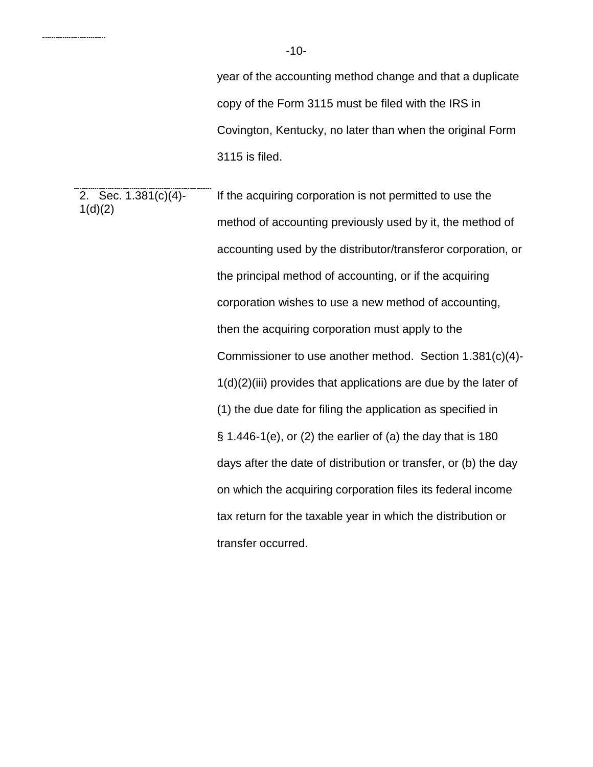year of the accounting method change and that a duplicate copy of the Form 3115 must be filed with the IRS in Covington, Kentucky, no later than when the original Form 3115 is filed.

| | |
|---|---|
| 2. Sec. 1.381(c)(4)-1(d)(2) | If the acquiring corporation is not permitted to use the method of accounting previously used by it, the method of accounting used by the distributor/transferor corporation, or the principal method of accounting, or if the acquiring corporation wishes to use a new method of accounting, then the acquiring corporation must apply to the Commissioner to use another method. Section 1.381(c)(4)-1(d)(2)(iii) provides that applications are due by the later of (1) the due date for filing the application as specified in § 1.446-1(e), or (2) the earlier of (a) the day that is 180 days after the date of distribution or transfer, or (b) the day on which the acquiring corporation files its federal income tax return for the taxable year in which the distribution or transfer occurred. |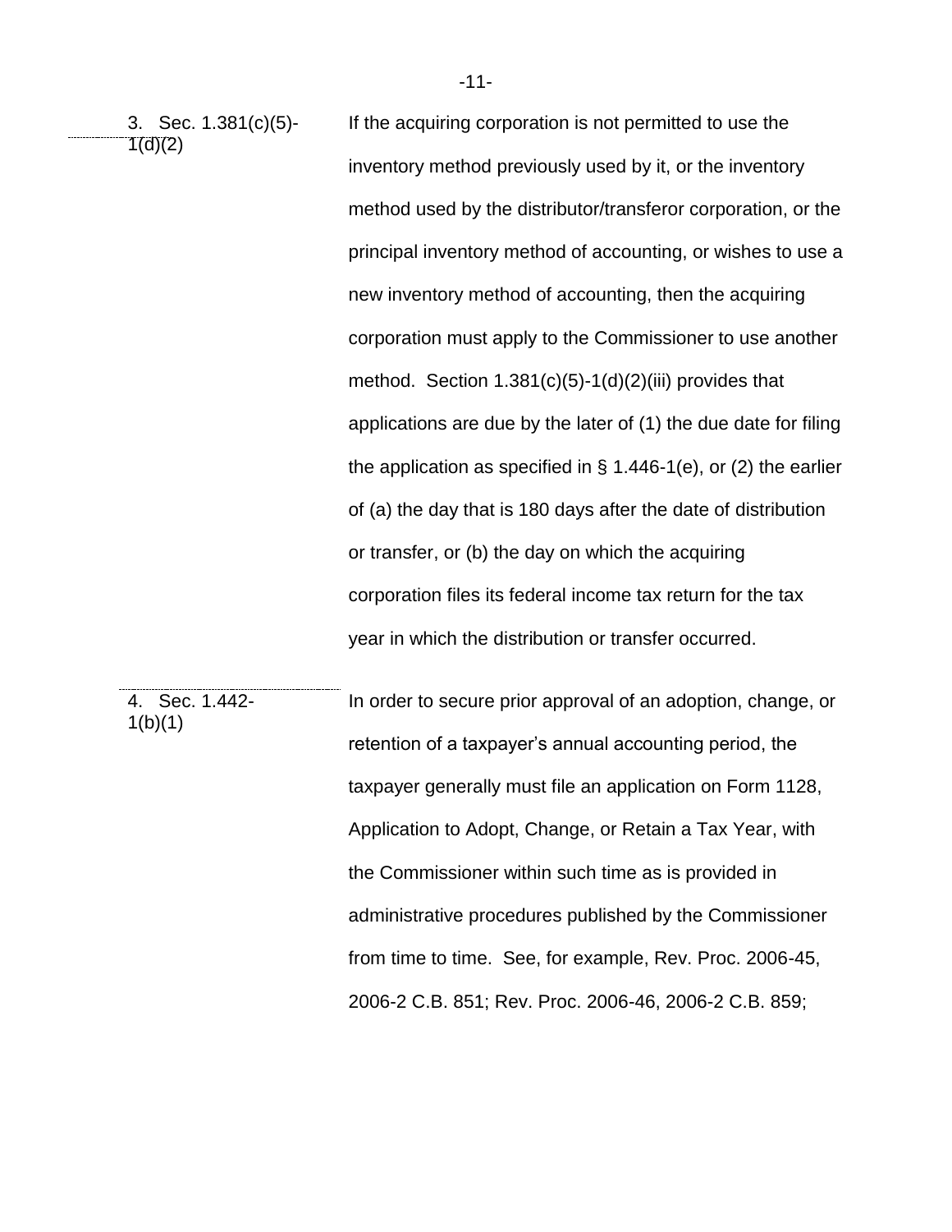| | |
|---|---|
| 3. Sec. 1.381(c)(5)-1(d)(2) | If the acquiring corporation is not permitted to use the inventory method previously used by it, or the inventory method used by the distributor/transferor corporation, or the principal inventory method of accounting, or wishes to use a new inventory method of accounting, then the acquiring corporation must apply to the Commissioner to use another method. Section 1.381(c)(5)-1(d)(2)(iii) provides that applications are due by the later of (1) the due date for filing the application as specified in § 1.446-1(e), or (2) the earlier of (a) the day that is 180 days after the date of distribution or transfer, or (b) the day on which the acquiring corporation files its federal income tax return for the tax year in which the distribution or transfer occurred. |
| 4. Sec. 1.442-1(b)(1) | In order to secure prior approval of an adoption, change, or retention of a taxpayer's annual accounting period, the taxpayer generally must file an application on Form 1128, Application to Adopt, Change, or Retain a Tax Year, with the Commissioner within such time as is provided in administrative procedures published by the Commissioner from time to time. See, for example, Rev. Proc. 2006-45, 2006-2 C.B. 851; Rev. Proc. 2006-46, 2006-2 C.B. 859; |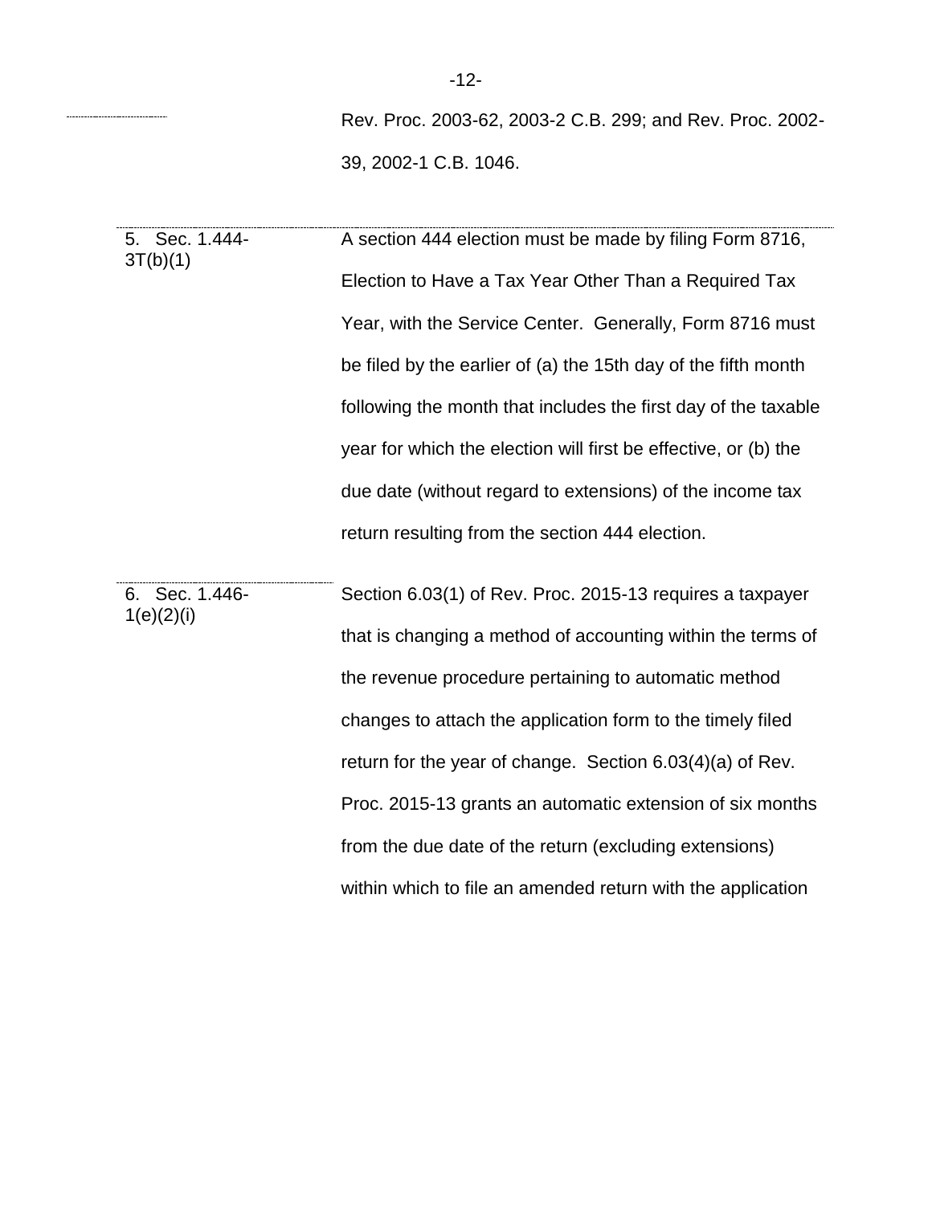| | |
|---|---|
| | Rev. Proc. 2003-62, 2003-2 C.B. 299; and Rev. Proc. 2002-39, 2002-1 C.B. 1046. |
| 5. Sec. 1.444-3T(b)(1) | A section 444 election must be made by filing Form 8716, Election to Have a Tax Year Other Than a Required Tax Year, with the Service Center. Generally, Form 8716 must be filed by the earlier of (a) the 15th day of the fifth month following the month that includes the first day of the taxable year for which the election will first be effective, or (b) the due date (without regard to extensions) of the income tax return resulting from the section 444 election. |
| 6. Sec. 1.446-1(e)(2)(i) | Section 6.03(1) of Rev. Proc. 2015-13 requires a taxpayer that is changing a method of accounting within the terms of the revenue procedure pertaining to automatic method changes to attach the application form to the timely filed return for the year of change. Section 6.03(4)(a) of Rev. Proc. 2015-13 grants an automatic extension of six months from the due date of the return (excluding extensions) within which to file an amended return with the application |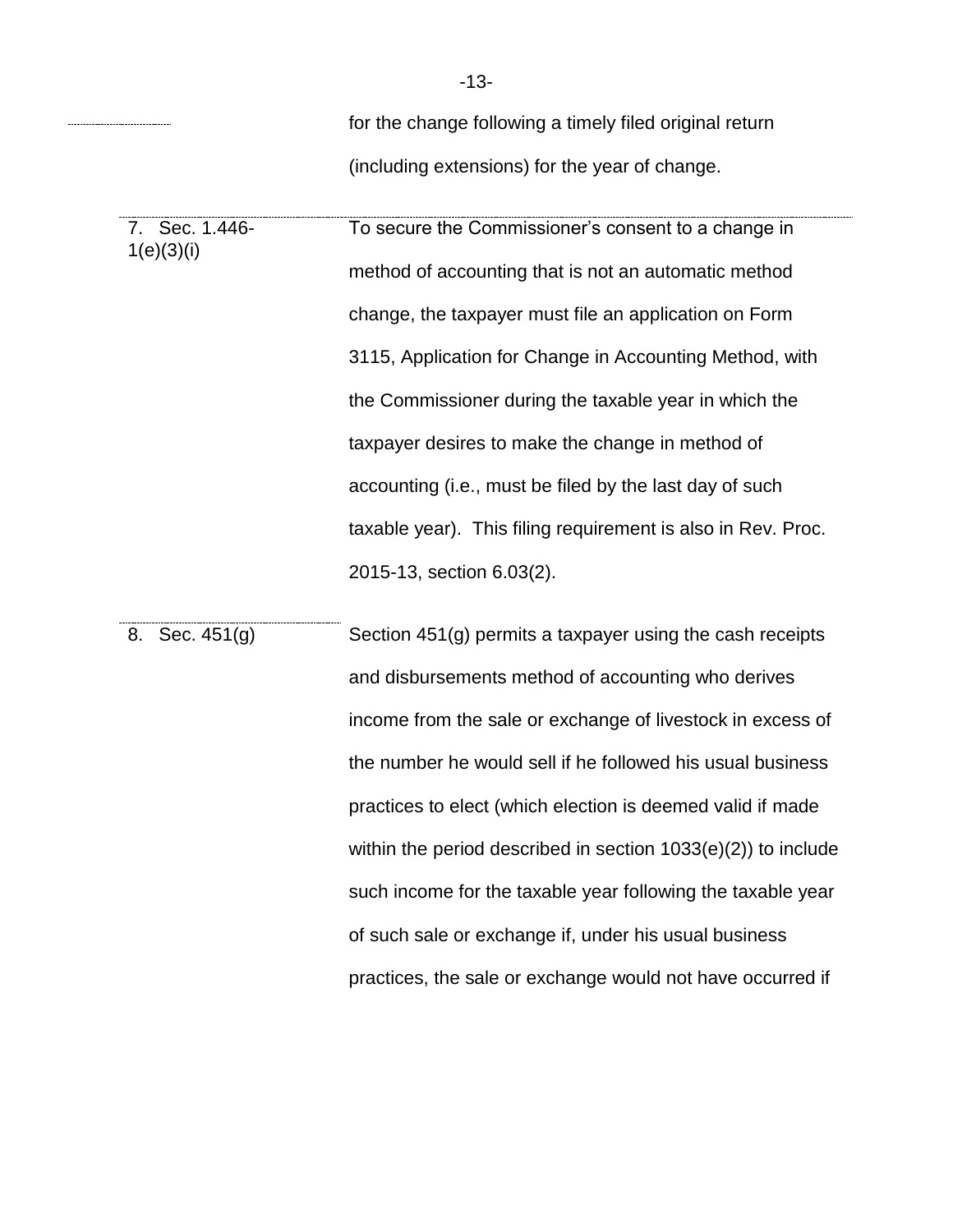| | |
|---|---|
| | for the change following a timely filed original return (including extensions) for the year of change. |
| 7. Sec. 1.446-1(e)(3)(i) | To secure the Commissioner's consent to a change in method of accounting that is not an automatic method change, the taxpayer must file an application on Form 3115, Application for Change in Accounting Method, with the Commissioner during the taxable year in which the taxpayer desires to make the change in method of accounting (i.e., must be filed by the last day of such taxable year). This filing requirement is also in Rev. Proc. 2015-13, section 6.03(2). |
| 8. Sec. 451(g) | Section 451(g) permits a taxpayer using the cash receipts and disbursements method of accounting who derives income from the sale or exchange of livestock in excess of the number he would sell if he followed his usual business practices to elect (which election is deemed valid if made within the period described in section 1033(e)(2)) to include such income for the taxable year following the taxable year of such sale or exchange if, under his usual business practices, the sale or exchange would not have occurred if |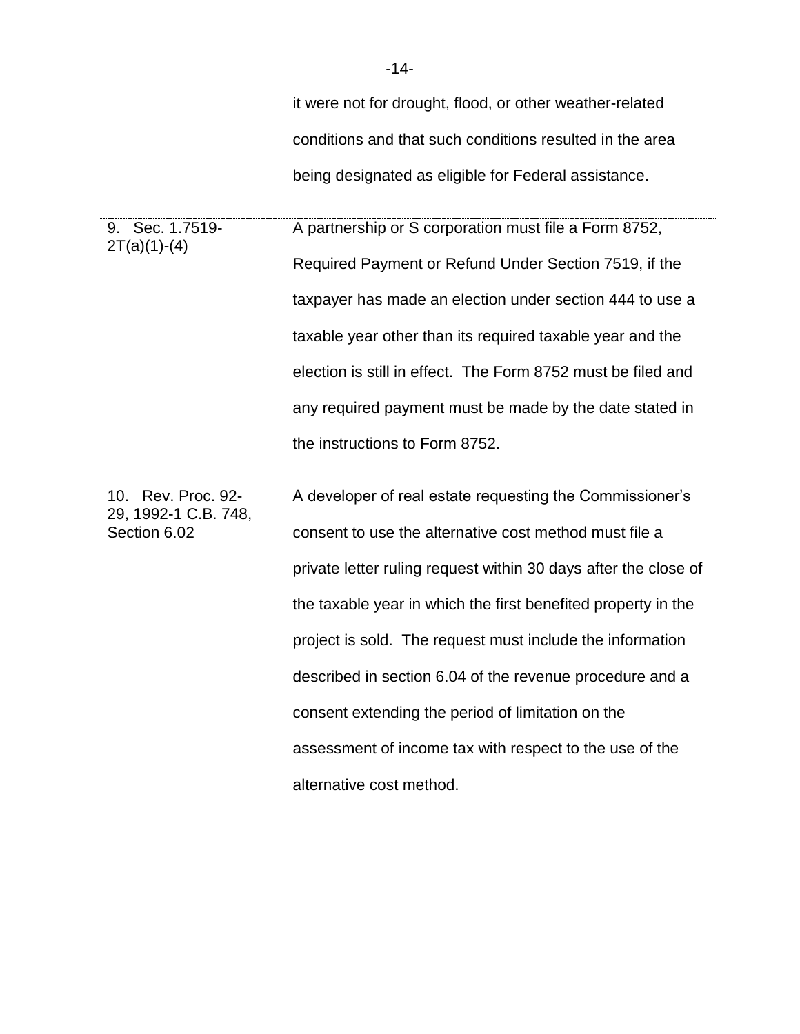it were not for drought, flood, or other weather-related conditions and that such conditions resulted in the area being designated as eligible for Federal assistance.

| | |
|---|---|
| 9. Sec. 1.7519-2T(a)(1)-(4) | A partnership or S corporation must file a Form 8752, Required Payment or Refund Under Section 7519, if the taxpayer has made an election under section 444 to use a taxable year other than its required taxable year and the election is still in effect. The Form 8752 must be filed and any required payment must be made by the date stated in the instructions to Form 8752. |
| 10. Rev. Proc. 92-29, 1992-1 C.B. 748, Section 6.02 | A developer of real estate requesting the Commissioner's consent to use the alternative cost method must file a private letter ruling request within 30 days after the close of the taxable year in which the first benefited property in the project is sold. The request must include the information described in section 6.04 of the revenue procedure and a consent extending the period of limitation on the assessment of income tax with respect to the use of the alternative cost method. |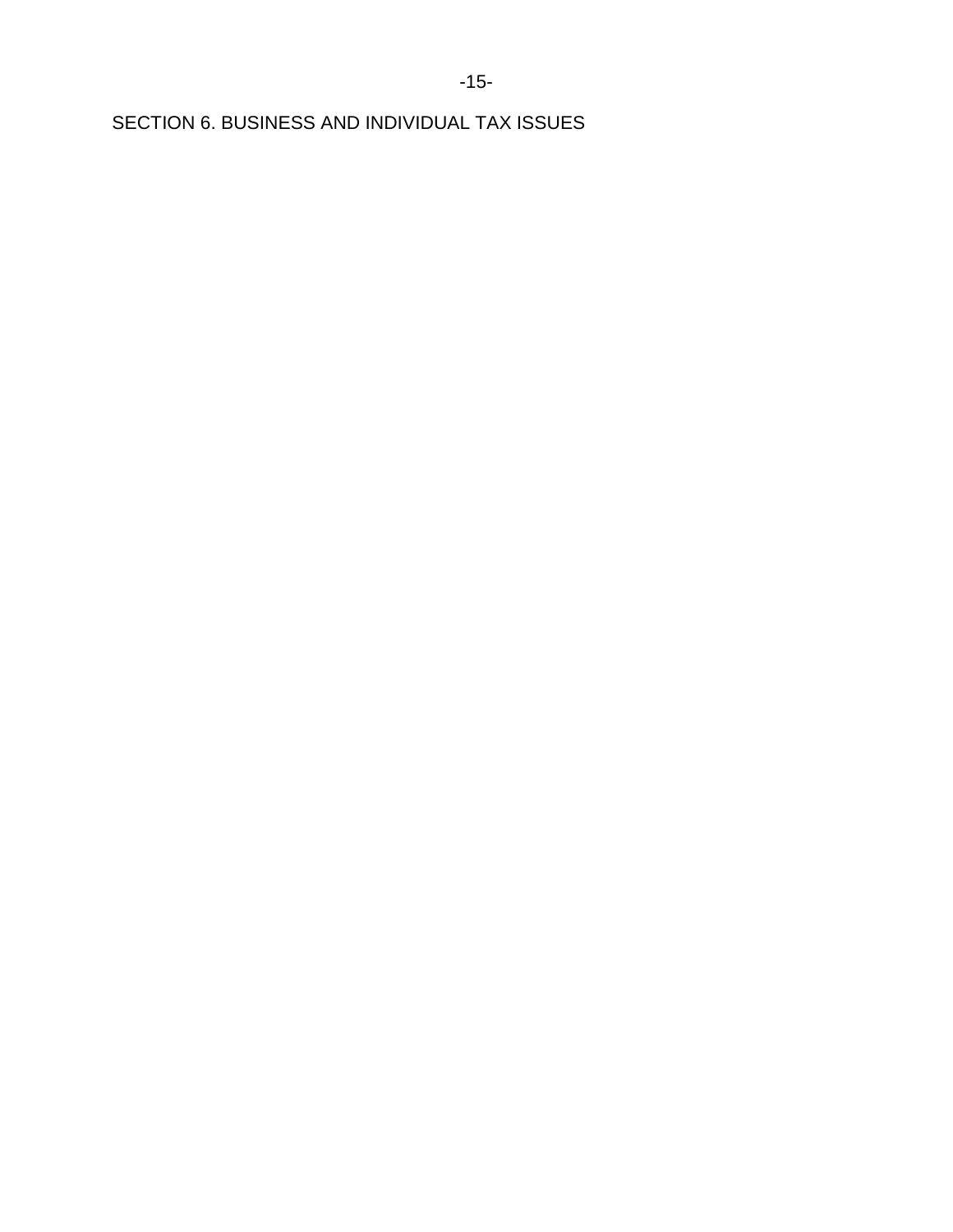# SECTION 6. BUSINESS AND INDIVIDUAL TAX ISSUES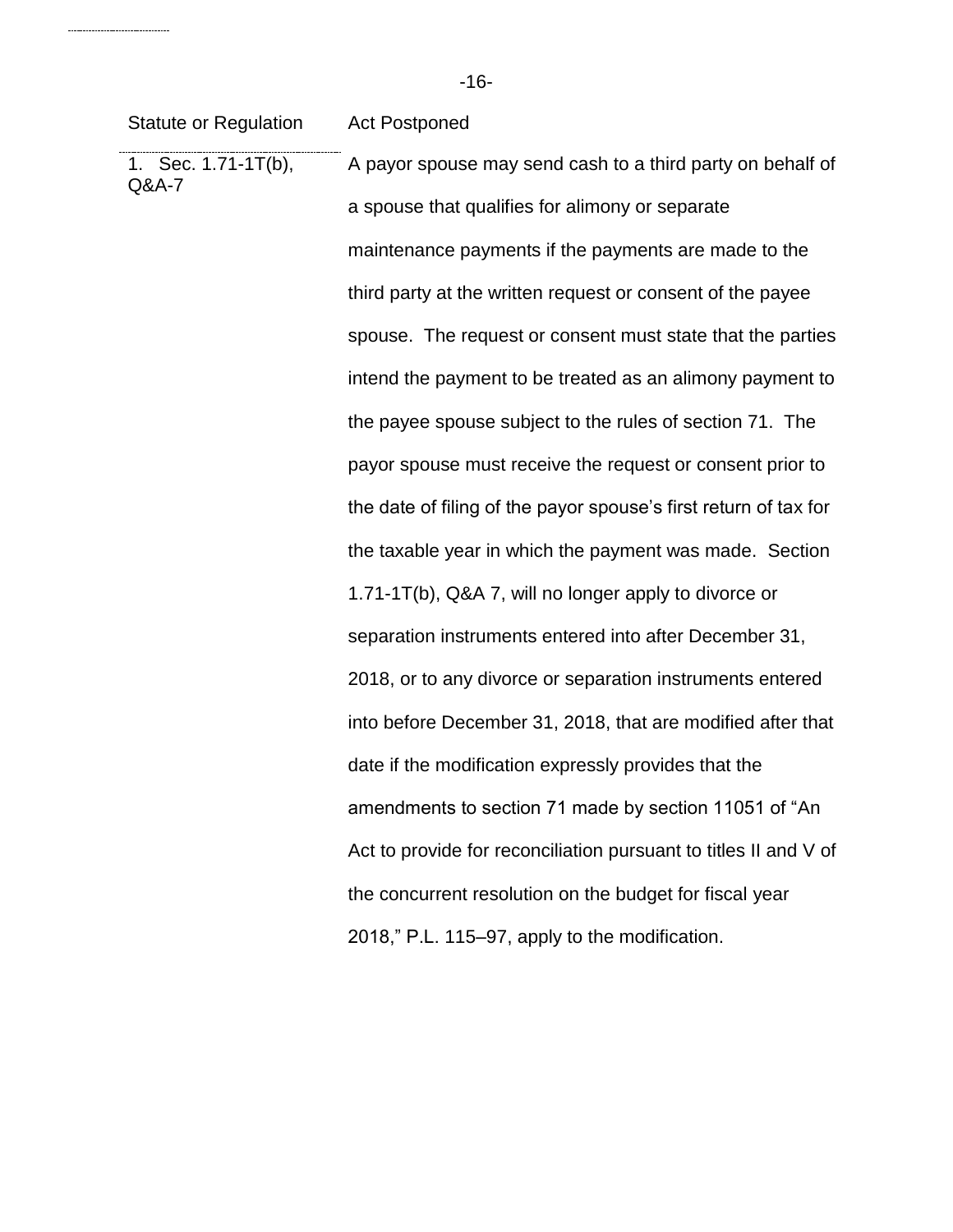| Statute or Regulation | Act Postponed |
| --- | --- |
| 1. Sec. 1.71-1T(b), Q&A-7 | A payor spouse may send cash to a third party on behalf of a spouse that qualifies for alimony or separate maintenance payments if the payments are made to the third party at the written request or consent of the payee spouse. The request or consent must state that the parties intend the payment to be treated as an alimony payment to the payee spouse subject to the rules of section 71. The payor spouse must receive the request or consent prior to the date of filing of the payor spouse's first return of tax for the taxable year in which the payment was made. Section 1.71-1T(b), Q&A 7, will no longer apply to divorce or separation instruments entered into after December 31, 2018, or to any divorce or separation instruments entered into before December 31, 2018, that are modified after that date if the modification expressly provides that the amendments to section 71 made by section 11051 of "An Act to provide for reconciliation pursuant to titles II and V of the concurrent resolution on the budget for fiscal year 2018," P.L. 115–97, apply to the modification. |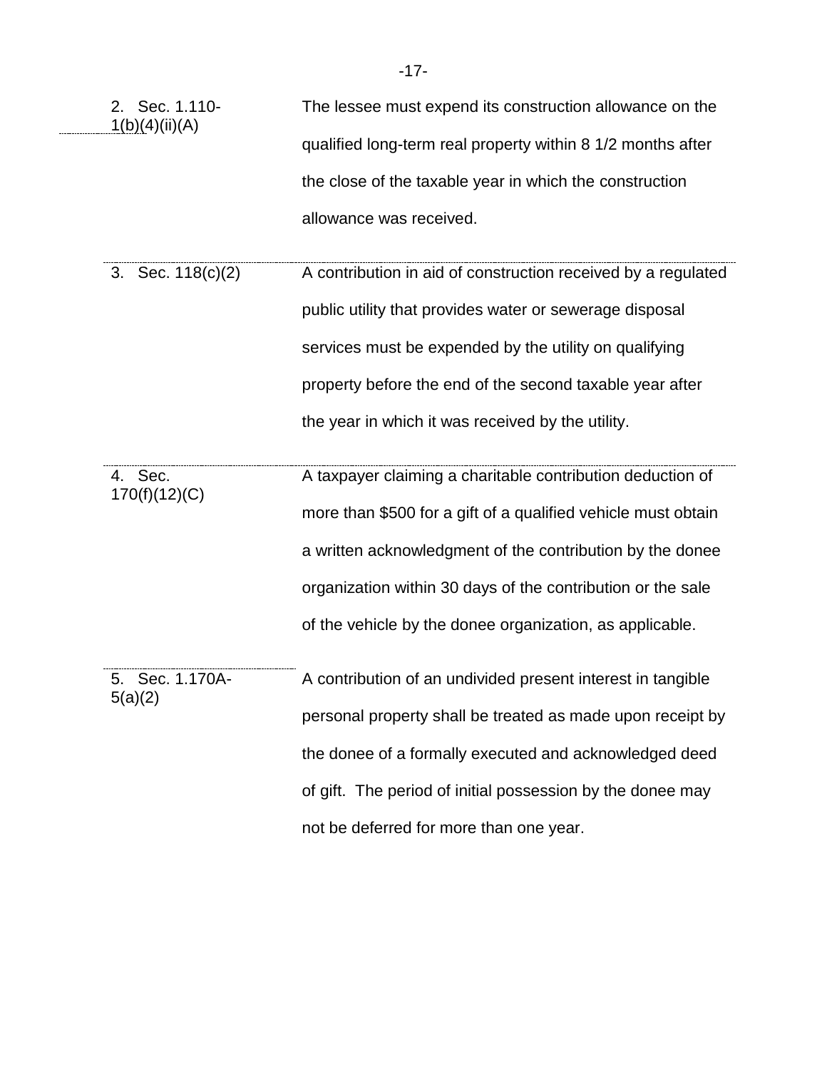| | |
|---|---|
| 2. Sec. 1.110-1(b)(4)(ii)(A) | The lessee must expend its construction allowance on the qualified long-term real property within 8 1/2 months after the close of the taxable year in which the construction allowance was received. |
| 3. Sec. 118(c)(2) | A contribution in aid of construction received by a regulated public utility that provides water or sewerage disposal services must be expended by the utility on qualifying property before the end of the second taxable year after the year in which it was received by the utility. |
| 4. Sec. 170(f)(12)(C) | A taxpayer claiming a charitable contribution deduction of more than $500 for a gift of a qualified vehicle must obtain a written acknowledgment of the contribution by the donee organization within 30 days of the contribution or the sale of the vehicle by the donee organization, as applicable. |
| 5. Sec. 1.170A-5(a)(2) | A contribution of an undivided present interest in tangible personal property shall be treated as made upon receipt by the donee of a formally executed and acknowledged deed of gift. The period of initial possession by the donee may not be deferred for more than one year. |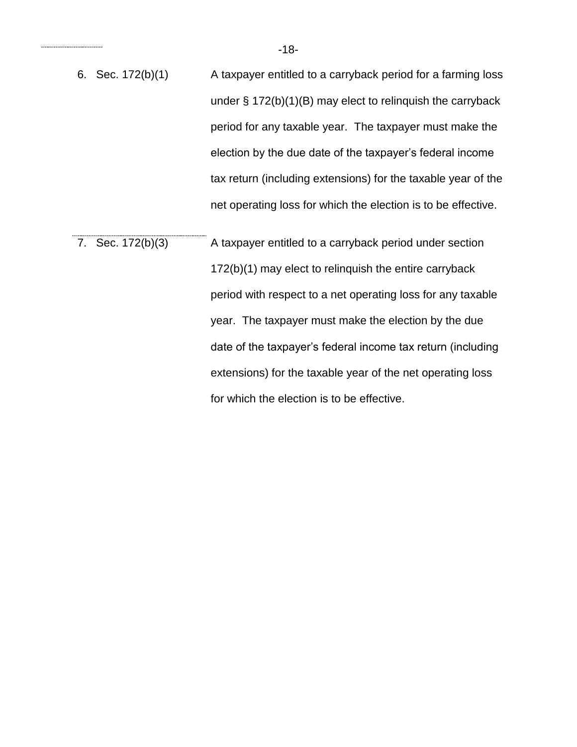| | |
|---|---|
| 6. Sec. 172(b)(1) | A taxpayer entitled to a carryback period for a farming loss under § 172(b)(1)(B) may elect to relinquish the carryback period for any taxable year. The taxpayer must make the election by the due date of the taxpayer's federal income tax return (including extensions) for the taxable year of the net operating loss for which the election is to be effective. |
| 7. Sec. 172(b)(3) | A taxpayer entitled to a carryback period under section 172(b)(1) may elect to relinquish the entire carryback period with respect to a net operating loss for any taxable year. The taxpayer must make the election by the due date of the taxpayer's federal income tax return (including extensions) for the taxable year of the net operating loss for which the election is to be effective. |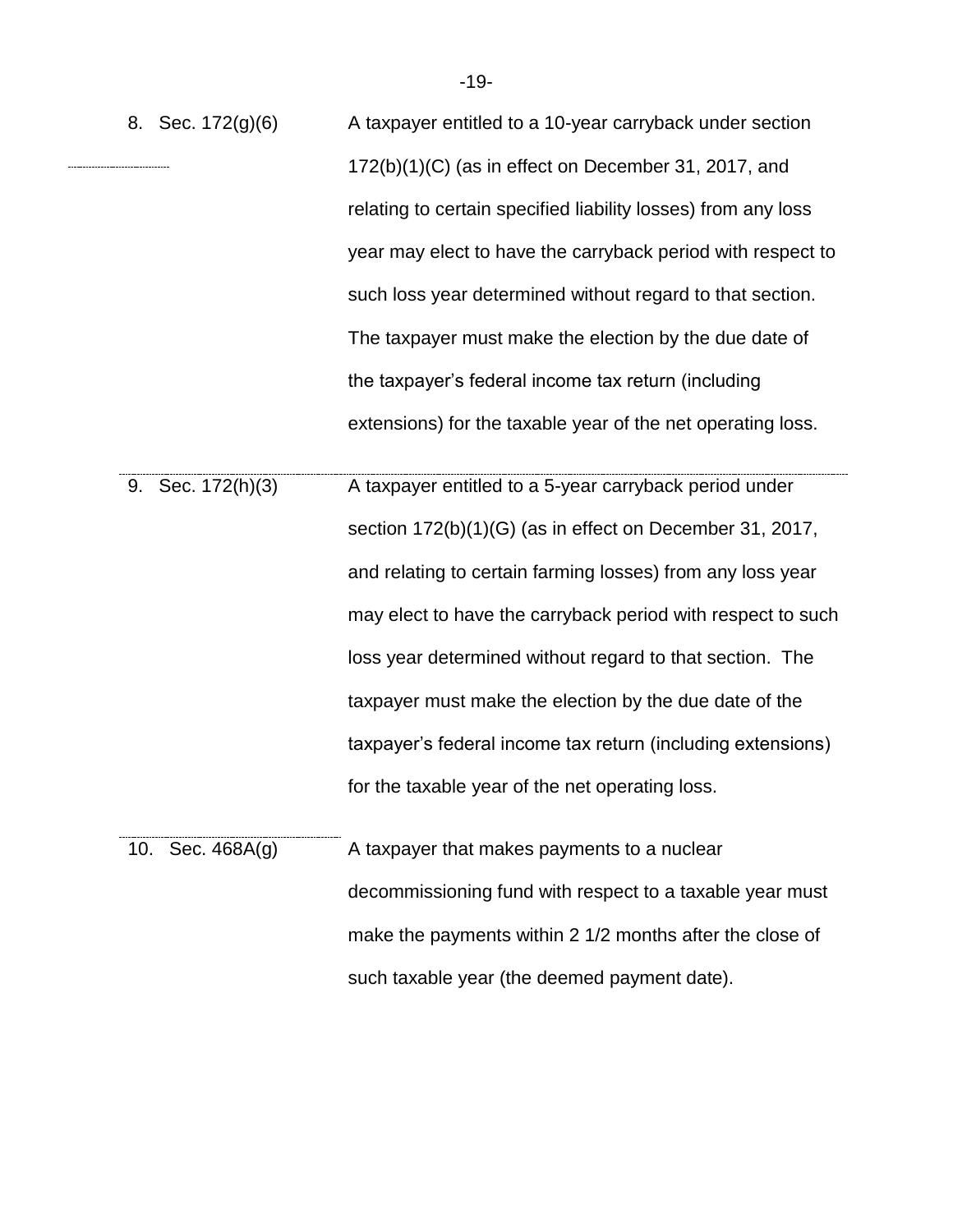8. Sec. 172(g)(6) A taxpayer entitled to a 10-year carryback under section 172(b)(1)(C) (as in effect on December 31, 2017, and relating to certain specified liability losses) from any loss year may elect to have the carryback period with respect to such loss year determined without regard to that section. The taxpayer must make the election by the due date of the taxpayer's federal income tax return (including extensions) for the taxable year of the net operating loss.

9. Sec. 172(h)(3) A taxpayer entitled to a 5-year carryback period under section 172(b)(1)(G) (as in effect on December 31, 2017, and relating to certain farming losses) from any loss year may elect to have the carryback period with respect to such loss year determined without regard to that section. The taxpayer must make the election by the due date of the taxpayer's federal income tax return (including extensions) for the taxable year of the net operating loss.

10. Sec. 468A(g) A taxpayer that makes payments to a nuclear decommissioning fund with respect to a taxable year must make the payments within 2 1/2 months after the close of such taxable year (the deemed payment date).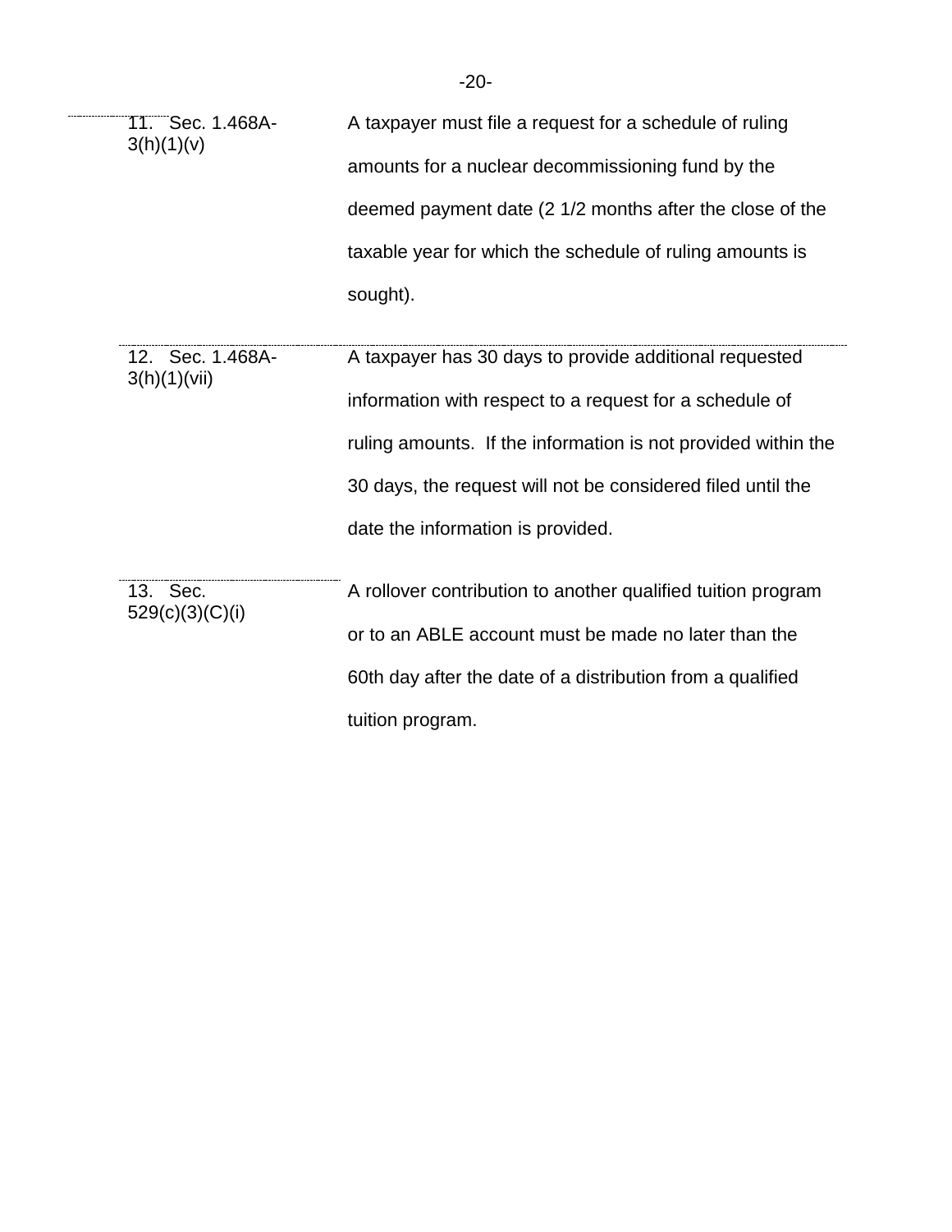| | |
|---|---|
| 11. Sec. 1.468A-3(h)(1)(v) | A taxpayer must file a request for a schedule of ruling amounts for a nuclear decommissioning fund by the deemed payment date (2 1/2 months after the close of the taxable year for which the schedule of ruling amounts is sought). |
| 12. Sec. 1.468A-3(h)(1)(vii) | A taxpayer has 30 days to provide additional requested information with respect to a request for a schedule of ruling amounts. If the information is not provided within the 30 days, the request will not be considered filed until the date the information is provided. |
| 13. Sec. 529(c)(3)(C)(i) | A rollover contribution to another qualified tuition program or to an ABLE account must be made no later than the 60th day after the date of a distribution from a qualified tuition program. |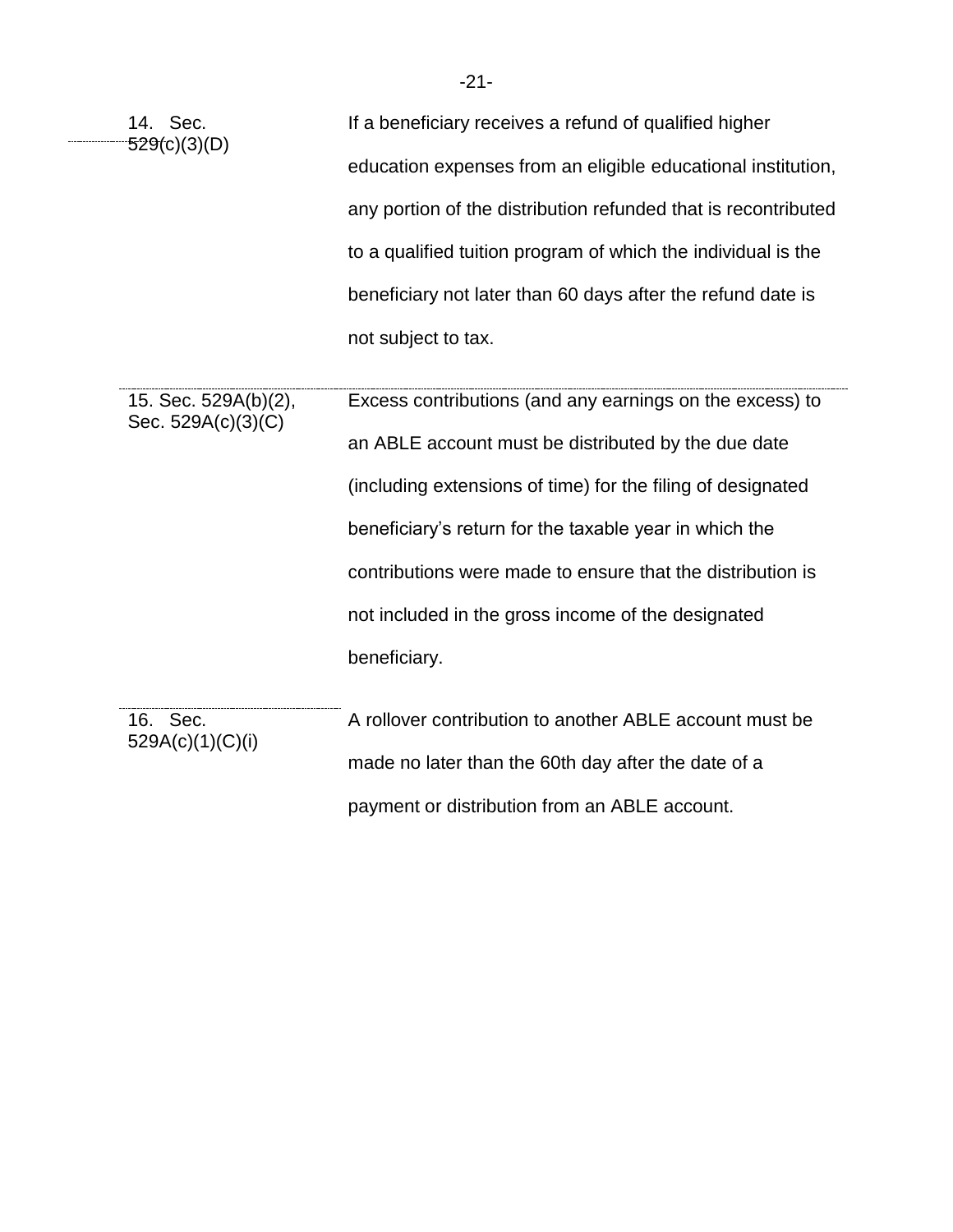| | |
|---|---|
| 14. Sec. 529(c)(3)(D) | If a beneficiary receives a refund of qualified higher education expenses from an eligible educational institution, any portion of the distribution refunded that is recontributed to a qualified tuition program of which the individual is the beneficiary not later than 60 days after the refund date is not subject to tax. |
| 15. Sec. 529A(b)(2), Sec. 529A(c)(3)(C) | Excess contributions (and any earnings on the excess) to an ABLE account must be distributed by the due date (including extensions of time) for the filing of designated beneficiary's return for the taxable year in which the contributions were made to ensure that the distribution is not included in the gross income of the designated beneficiary. |
| 16. Sec. 529A(c)(1)(C)(i) | A rollover contribution to another ABLE account must be made no later than the 60th day after the date of a payment or distribution from an ABLE account. |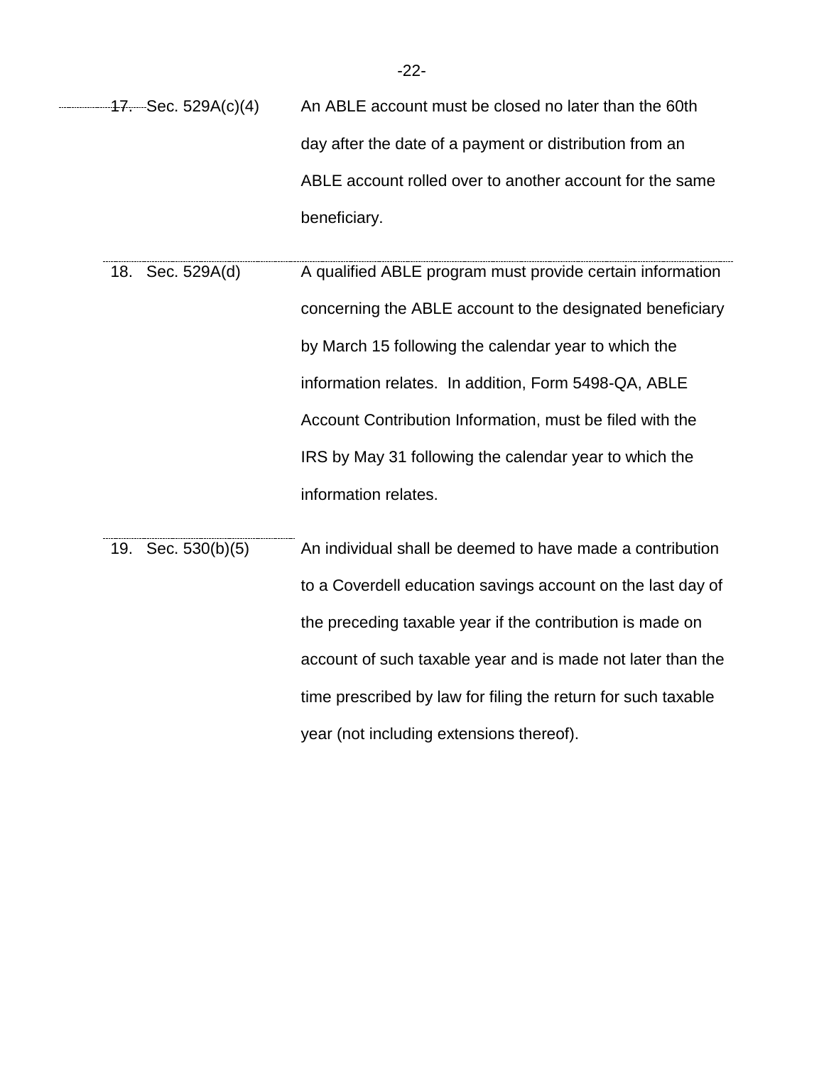17. Sec. 529A(c)(4) An ABLE account must be closed no later than the 60th day after the date of a payment or distribution from an ABLE account rolled over to another account for the same beneficiary.

18. Sec. 529A(d) A qualified ABLE program must provide certain information concerning the ABLE account to the designated beneficiary by March 15 following the calendar year to which the information relates. In addition, Form 5498-QA, ABLE Account Contribution Information, must be filed with the IRS by May 31 following the calendar year to which the information relates.

19. Sec. 530(b)(5) An individual shall be deemed to have made a contribution to a Coverdell education savings account on the last day of the preceding taxable year if the contribution is made on account of such taxable year and is made not later than the time prescribed by law for filing the return for such taxable year (not including extensions thereof).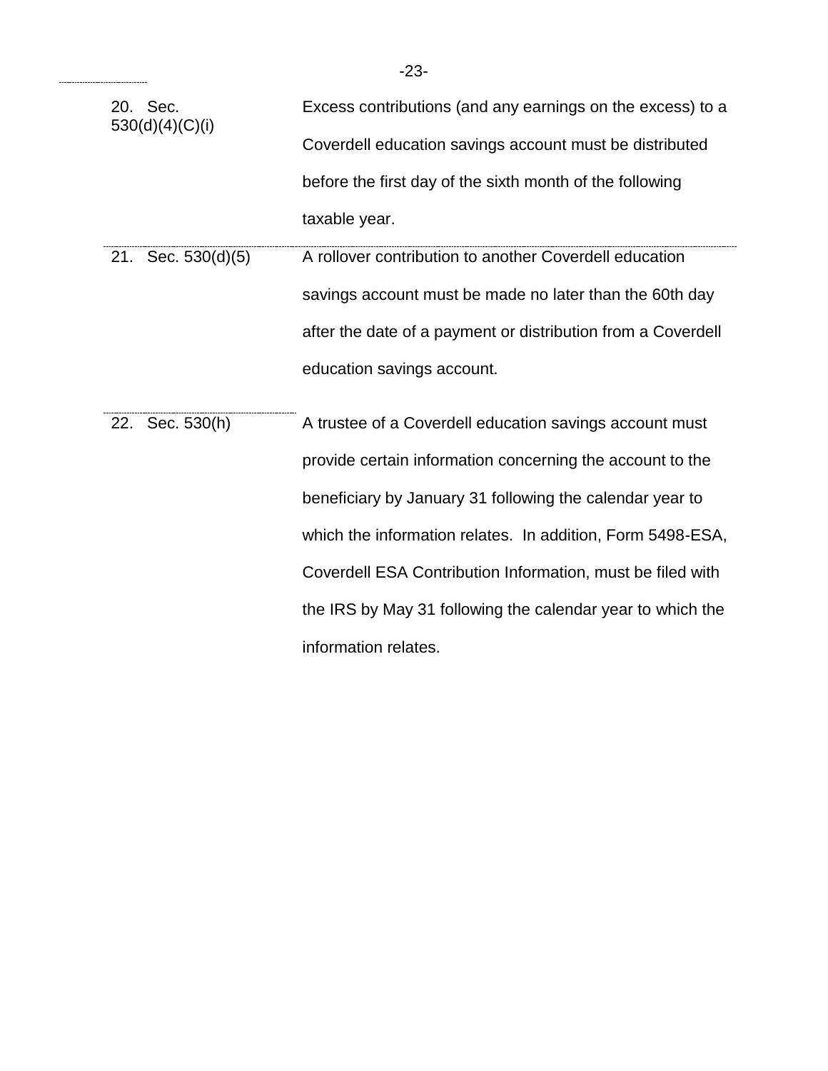| | |
|---|---|
| 20. Sec. 530(d)(4)(C)(i) | Excess contributions (and any earnings on the excess) to a Coverdell education savings account must be distributed before the first day of the sixth month of the following taxable year. |
| 21. Sec. 530(d)(5) | A rollover contribution to another Coverdell education savings account must be made no later than the 60th day after the date of a payment or distribution from a Coverdell education savings account. |
| 22. Sec. 530(h) | A trustee of a Coverdell education savings account must provide certain information concerning the account to the beneficiary by January 31 following the calendar year to which the information relates. In addition, Form 5498-ESA, Coverdell ESA Contribution Information, must be filed with the IRS by May 31 following the calendar year to which the information relates. |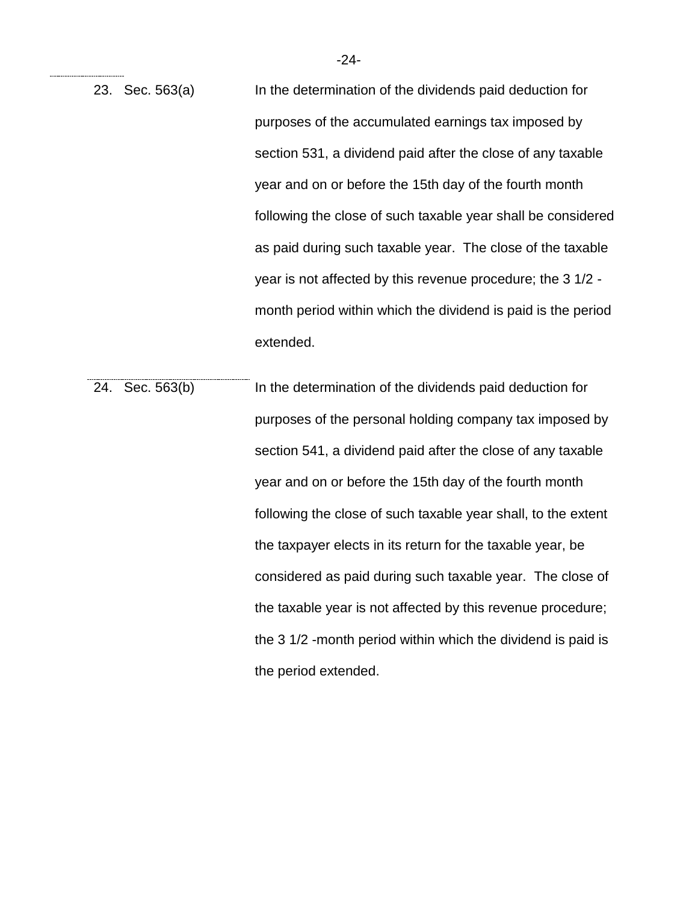23. Sec. 563(a) — In the determination of the dividends paid deduction for purposes of the accumulated earnings tax imposed by section 531, a dividend paid after the close of any taxable year and on or before the 15th day of the fourth month following the close of such taxable year shall be considered as paid during such taxable year. The close of the taxable year is not affected by this revenue procedure; the 3 1/2 -month period within which the dividend is paid is the period extended.

24. Sec. 563(b) — In the determination of the dividends paid deduction for purposes of the personal holding company tax imposed by section 541, a dividend paid after the close of any taxable year and on or before the 15th day of the fourth month following the close of such taxable year shall, to the extent the taxpayer elects in its return for the taxable year, be considered as paid during such taxable year. The close of the taxable year is not affected by this revenue procedure; the 3 1/2 -month period within which the dividend is paid is the period extended.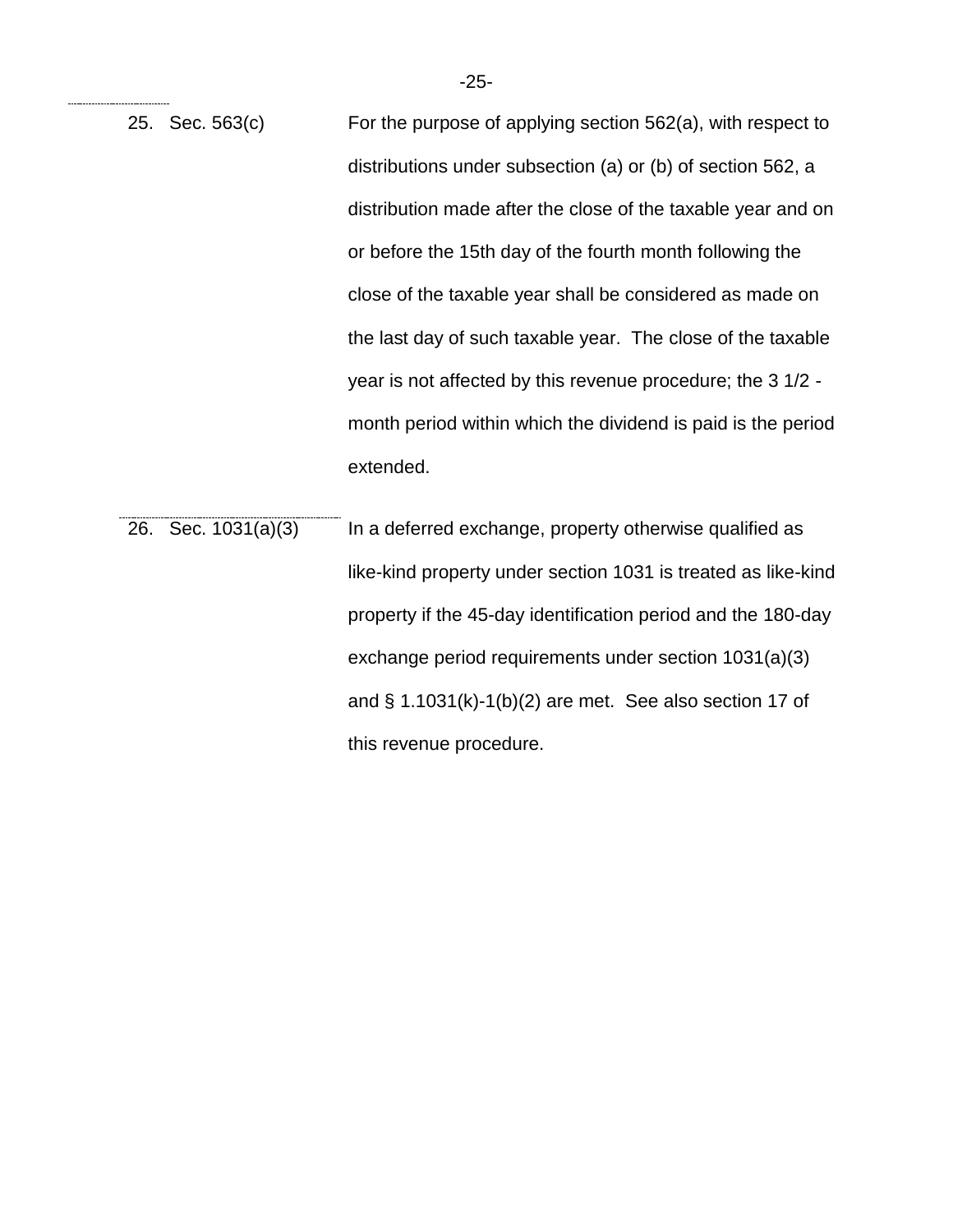| | | |
|---|---|---|
| 25. | Sec. 563(c) | For the purpose of applying section 562(a), with respect to distributions under subsection (a) or (b) of section 562, a distribution made after the close of the taxable year and on or before the 15th day of the fourth month following the close of the taxable year shall be considered as made on the last day of such taxable year. The close of the taxable year is not affected by this revenue procedure; the 3 1/2 -month period within which the dividend is paid is the period extended. |
| 26. | Sec. 1031(a)(3) | In a deferred exchange, property otherwise qualified as like-kind property under section 1031 is treated as like-kind property if the 45-day identification period and the 180-day exchange period requirements under section 1031(a)(3) and § 1.1031(k)-1(b)(2) are met. See also section 17 of this revenue procedure. |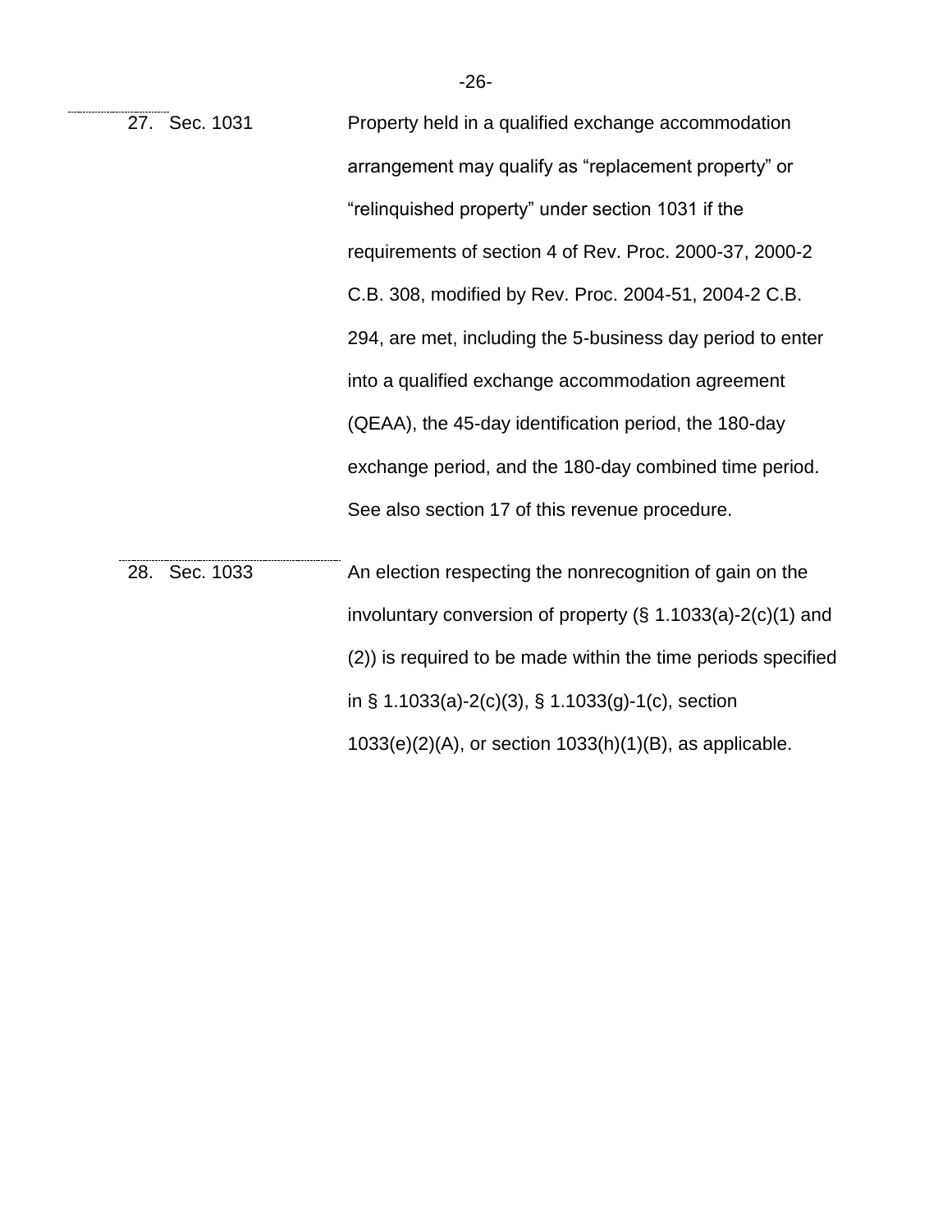| | |
|---|---|
| 27. Sec. 1031 | Property held in a qualified exchange accommodation arrangement may qualify as “replacement property” or “relinquished property” under section 1031 if the requirements of section 4 of Rev. Proc. 2000-37, 2000-2 C.B. 308, modified by Rev. Proc. 2004-51, 2004-2 C.B. 294, are met, including the 5-business day period to enter into a qualified exchange accommodation agreement (QEAA), the 45-day identification period, the 180-day exchange period, and the 180-day combined time period. See also section 17 of this revenue procedure. |
| 28. Sec. 1033 | An election respecting the nonrecognition of gain on the involuntary conversion of property (§ 1.1033(a)-2(c)(1) and (2)) is required to be made within the time periods specified in § 1.1033(a)-2(c)(3), § 1.1033(g)-1(c), section 1033(e)(2)(A), or section 1033(h)(1)(B), as applicable. |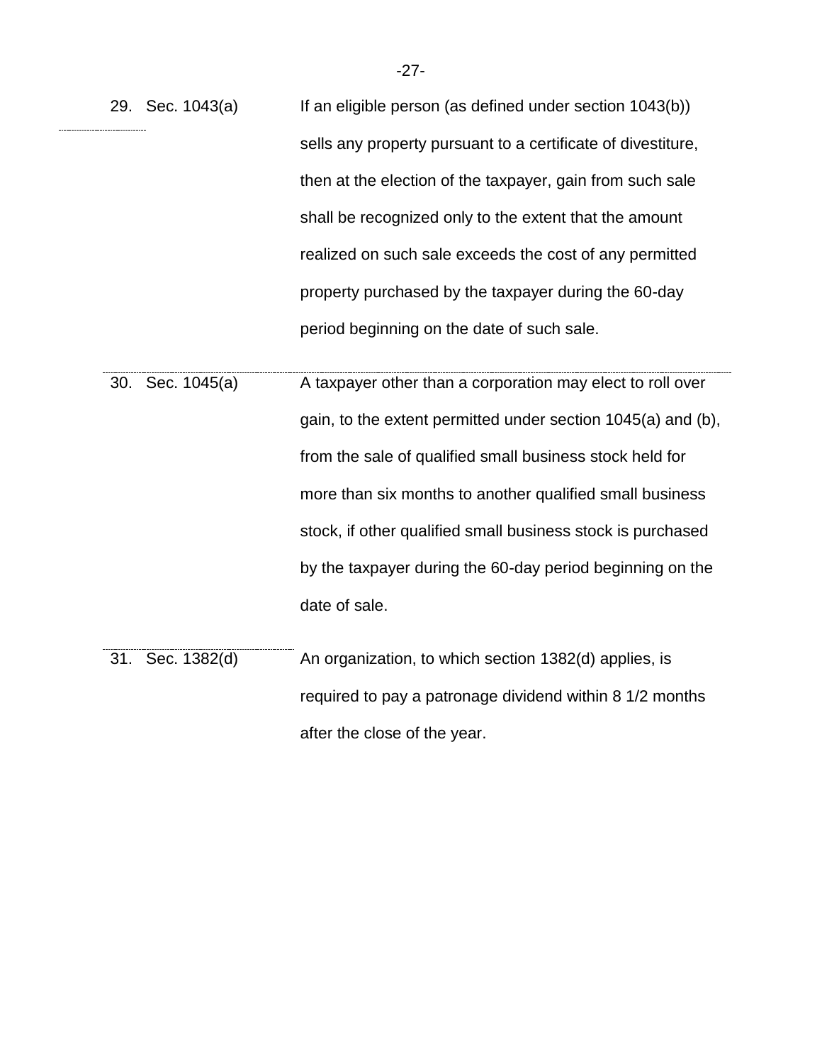| | |
|---|---|
| 29. Sec. 1043(a) | If an eligible person (as defined under section 1043(b)) sells any property pursuant to a certificate of divestiture, then at the election of the taxpayer, gain from such sale shall be recognized only to the extent that the amount realized on such sale exceeds the cost of any permitted property purchased by the taxpayer during the 60-day period beginning on the date of such sale. |
| 30. Sec. 1045(a) | A taxpayer other than a corporation may elect to roll over gain, to the extent permitted under section 1045(a) and (b), from the sale of qualified small business stock held for more than six months to another qualified small business stock, if other qualified small business stock is purchased by the taxpayer during the 60-day period beginning on the date of sale. |
| 31. Sec. 1382(d) | An organization, to which section 1382(d) applies, is required to pay a patronage dividend within 8 1/2 months after the close of the year. |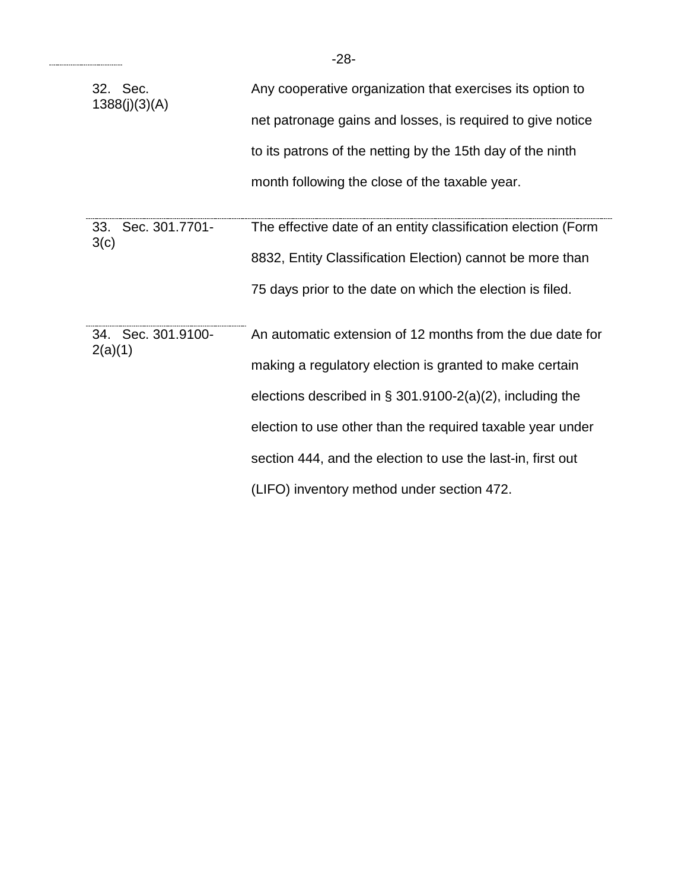| | |
|---|---|
| 32. Sec. 1388(j)(3)(A) | Any cooperative organization that exercises its option to net patronage gains and losses, is required to give notice to its patrons of the netting by the 15th day of the ninth month following the close of the taxable year. |
| 33. Sec. 301.7701-3(c) | The effective date of an entity classification election (Form 8832, Entity Classification Election) cannot be more than 75 days prior to the date on which the election is filed. |
| 34. Sec. 301.9100-2(a)(1) | An automatic extension of 12 months from the due date for making a regulatory election is granted to make certain elections described in § 301.9100-2(a)(2), including the election to use other than the required taxable year under section 444, and the election to use the last-in, first out (LIFO) inventory method under section 472. |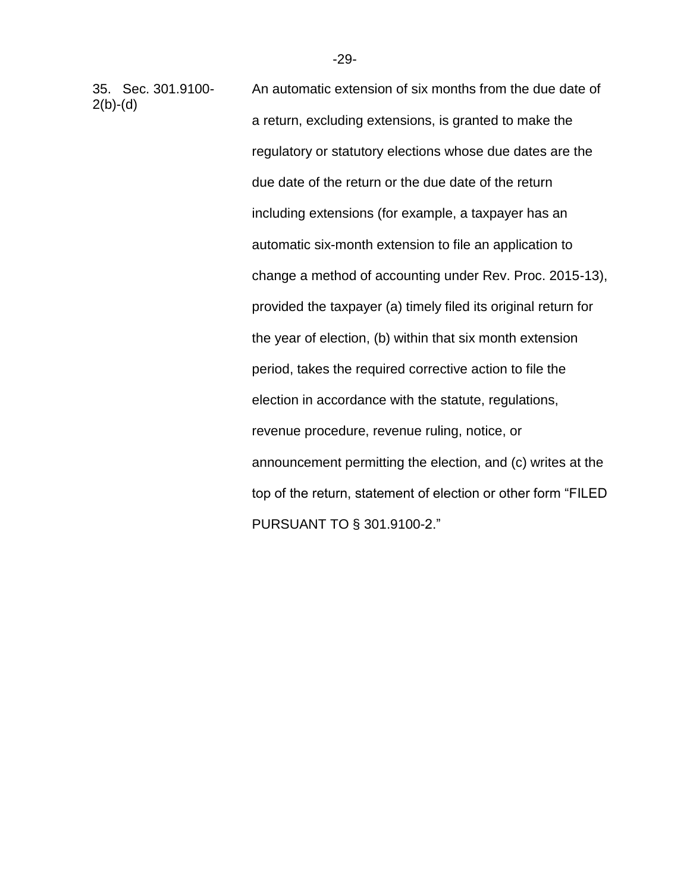| | |
|---|---|
| 35. Sec. 301.9100-2(b)-(d) | An automatic extension of six months from the due date of a return, excluding extensions, is granted to make the regulatory or statutory elections whose due dates are the due date of the return or the due date of the return including extensions (for example, a taxpayer has an automatic six-month extension to file an application to change a method of accounting under Rev. Proc. 2015-13), provided the taxpayer (a) timely filed its original return for the year of election, (b) within that six month extension period, takes the required corrective action to file the election in accordance with the statute, regulations, revenue procedure, revenue ruling, notice, or announcement permitting the election, and (c) writes at the top of the return, statement of election or other form "FILED PURSUANT TO § 301.9100-2." |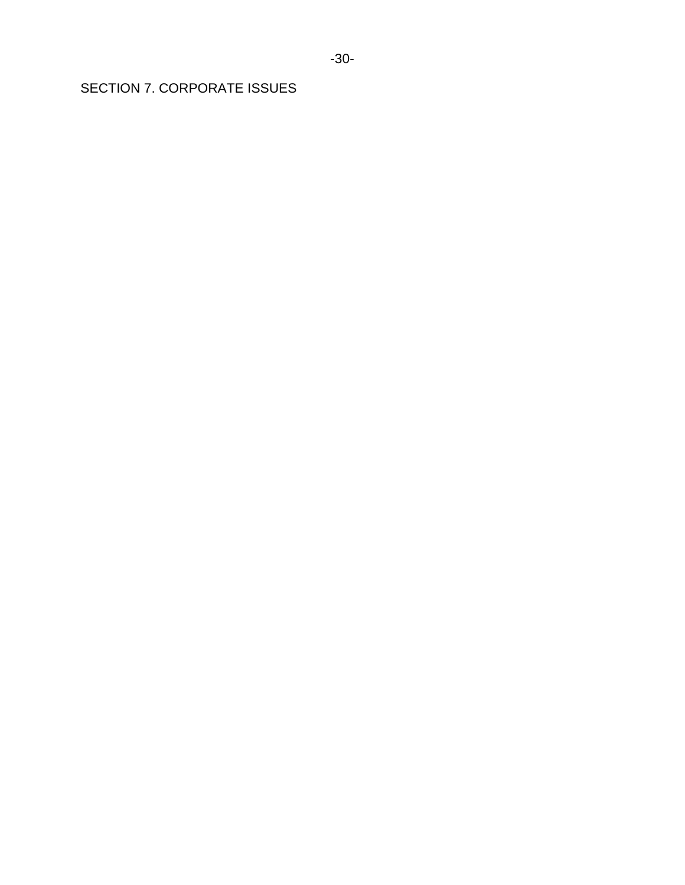# SECTION 7. CORPORATE ISSUES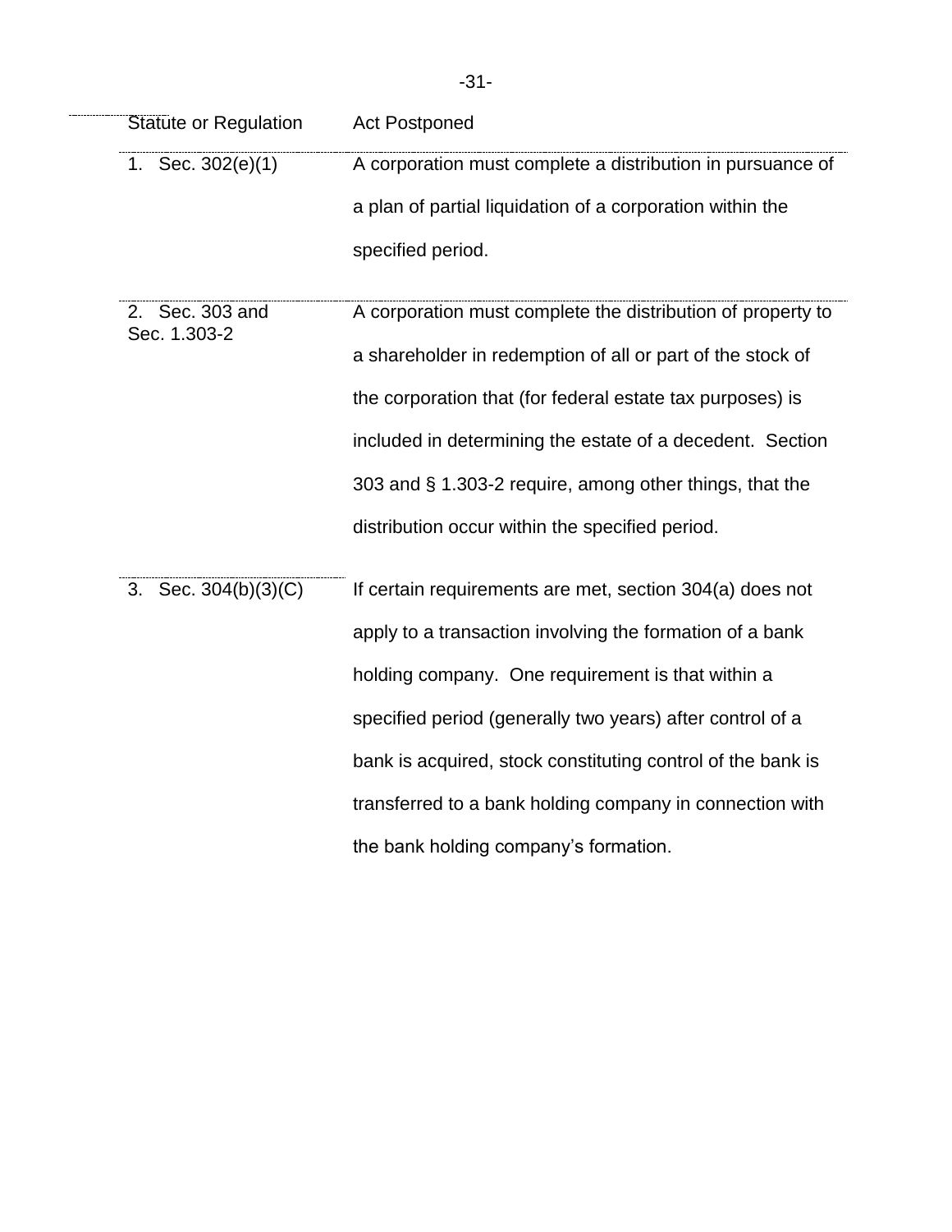| Statute or Regulation | Act Postponed |
|---|---|
| 1. Sec. 302(e)(1) | A corporation must complete a distribution in pursuance of a plan of partial liquidation of a corporation within the specified period. |
| 2. Sec. 303 and Sec. 1.303-2 | A corporation must complete the distribution of property to a shareholder in redemption of all or part of the stock of the corporation that (for federal estate tax purposes) is included in determining the estate of a decedent. Section 303 and § 1.303-2 require, among other things, that the distribution occur within the specified period. |
| 3. Sec. 304(b)(3)(C) | If certain requirements are met, section 304(a) does not apply to a transaction involving the formation of a bank holding company. One requirement is that within a specified period (generally two years) after control of a bank is acquired, stock constituting control of the bank is transferred to a bank holding company in connection with the bank holding company's formation. |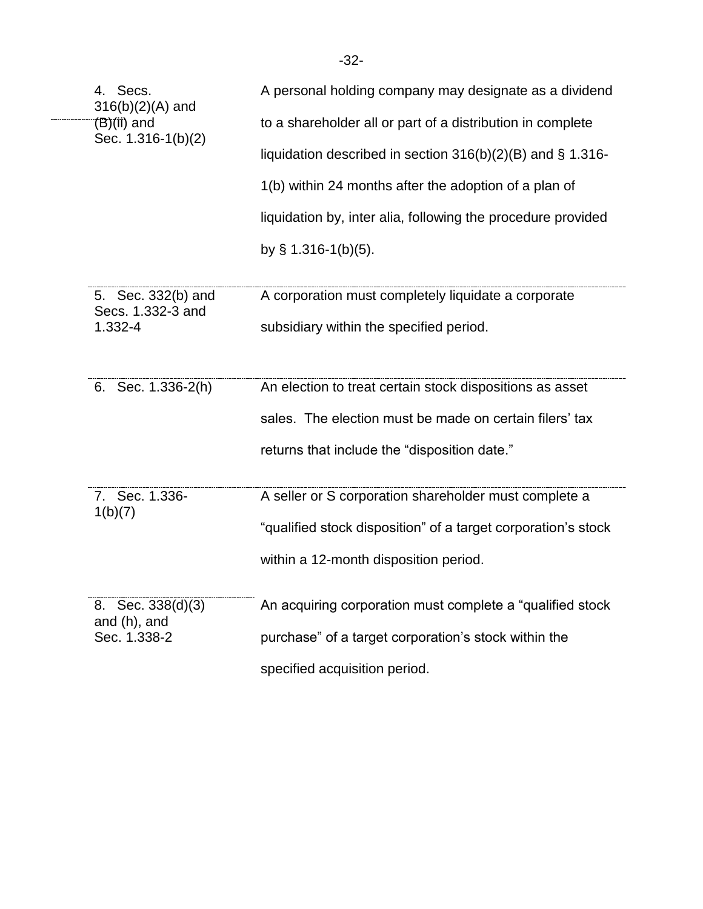| | |
|---|---|
| 4. Secs. 316(b)(2)(A) and (B)(ii) and Sec. 1.316-1(b)(2) | A personal holding company may designate as a dividend to a shareholder all or part of a distribution in complete liquidation described in section 316(b)(2)(B) and § 1.316-1(b) within 24 months after the adoption of a plan of liquidation by, inter alia, following the procedure provided by § 1.316-1(b)(5). |
| 5. Sec. 332(b) and Secs. 1.332-3 and 1.332-4 | A corporation must completely liquidate a corporate subsidiary within the specified period. |
| 6. Sec. 1.336-2(h) | An election to treat certain stock dispositions as asset sales. The election must be made on certain filers' tax returns that include the "disposition date." |
| 7. Sec. 1.336-1(b)(7) | A seller or S corporation shareholder must complete a "qualified stock disposition" of a target corporation's stock within a 12-month disposition period. |
| 8. Sec. 338(d)(3) and (h), and Sec. 1.338-2 | An acquiring corporation must complete a "qualified stock purchase" of a target corporation's stock within the specified acquisition period. |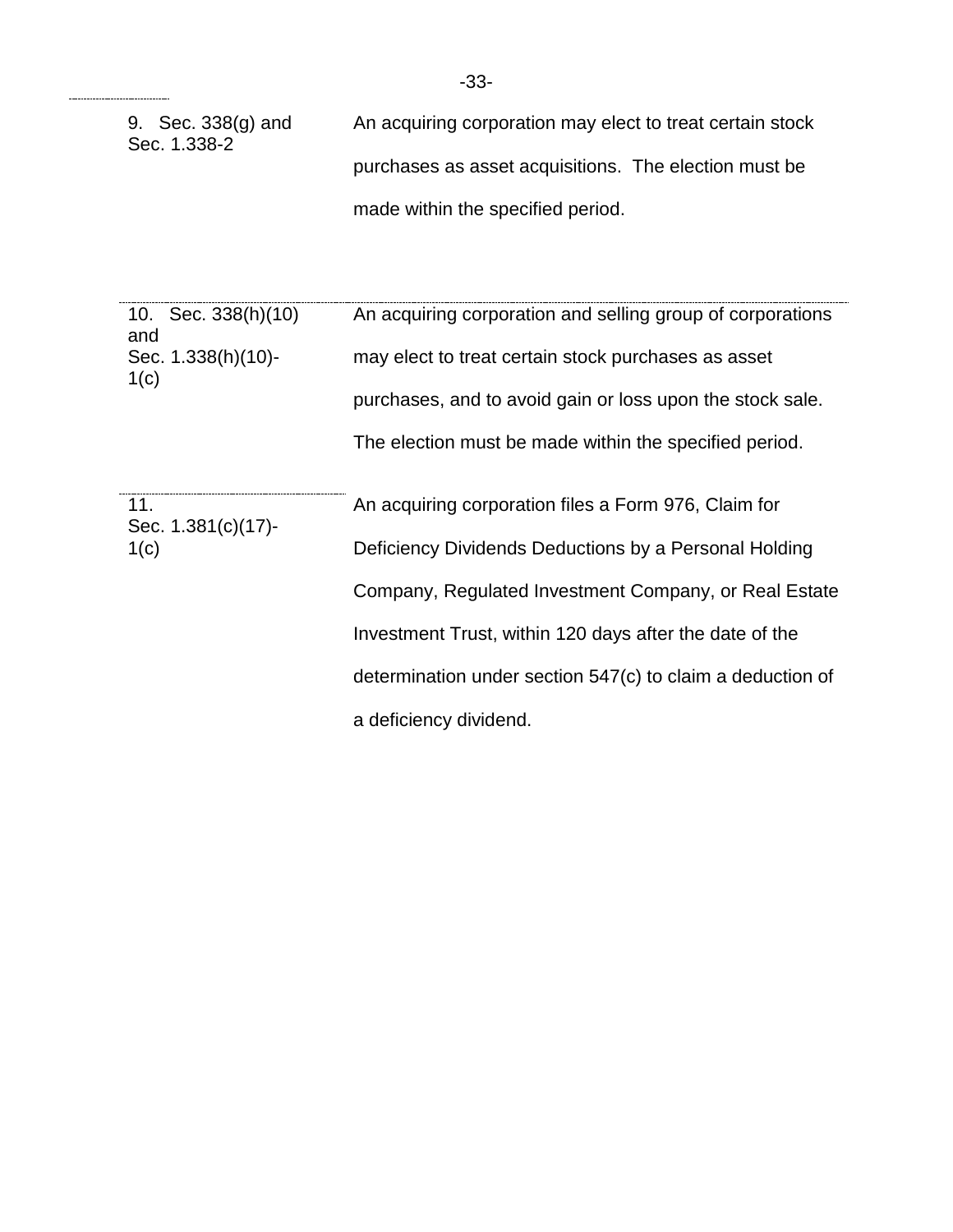| | |
|---|---|
| 9. Sec. 338(g) and Sec. 1.338-2 | An acquiring corporation may elect to treat certain stock purchases as asset acquisitions. The election must be made within the specified period. |
| 10. Sec. 338(h)(10) and Sec. 1.338(h)(10)-1(c) | An acquiring corporation and selling group of corporations may elect to treat certain stock purchases as asset purchases, and to avoid gain or loss upon the stock sale. The election must be made within the specified period. |
| 11. Sec. 1.381(c)(17)-1(c) | An acquiring corporation files a Form 976, Claim for Deficiency Dividends Deductions by a Personal Holding Company, Regulated Investment Company, or Real Estate Investment Trust, within 120 days after the date of the determination under section 547(c) to claim a deduction of a deficiency dividend. |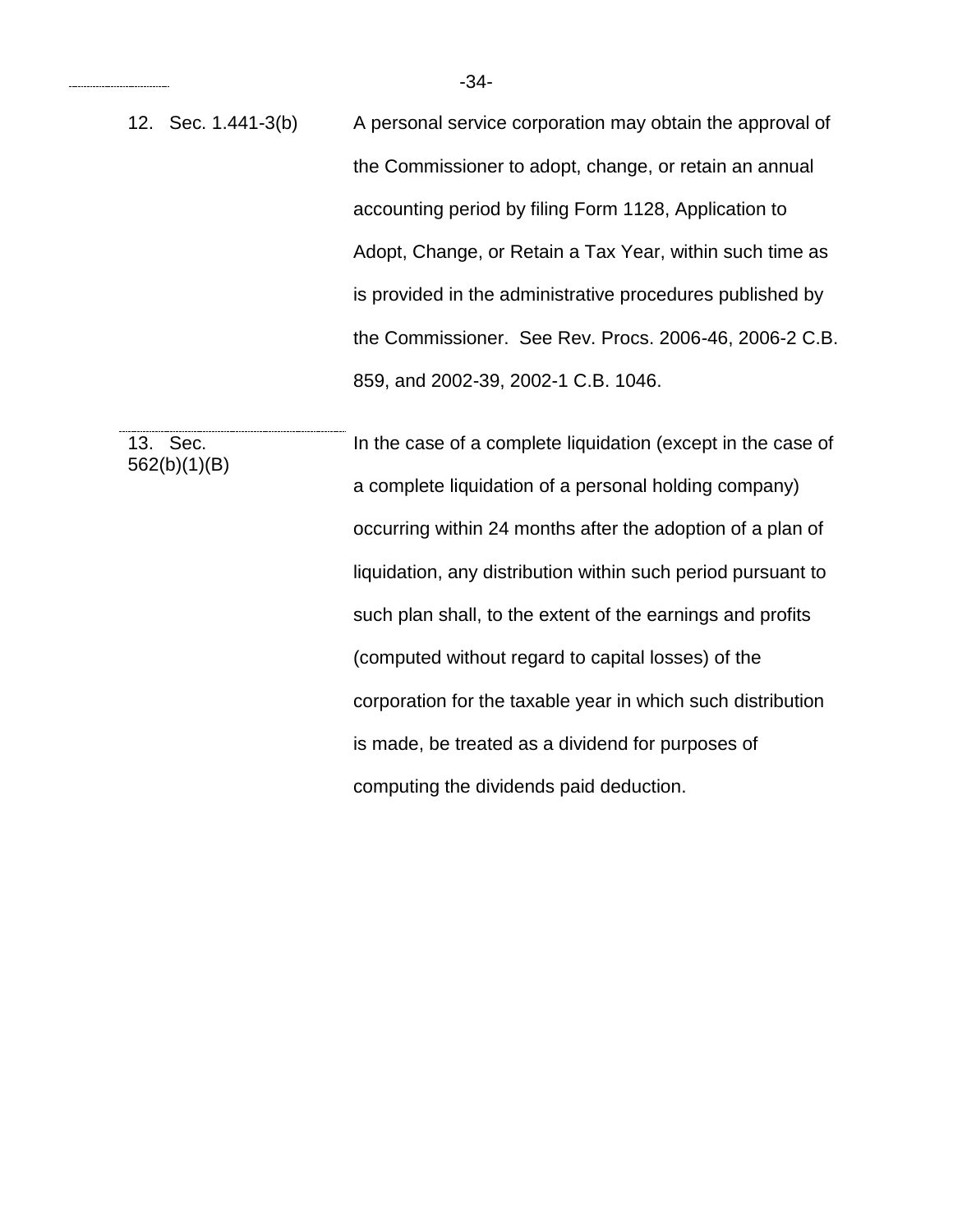| | |
|---|---|
| 12. Sec. 1.441-3(b) | A personal service corporation may obtain the approval of the Commissioner to adopt, change, or retain an annual accounting period by filing Form 1128, Application to Adopt, Change, or Retain a Tax Year, within such time as is provided in the administrative procedures published by the Commissioner. See Rev. Procs. 2006-46, 2006-2 C.B. 859, and 2002-39, 2002-1 C.B. 1046. |
| 13. Sec. 562(b)(1)(B) | In the case of a complete liquidation (except in the case of a complete liquidation of a personal holding company) occurring within 24 months after the adoption of a plan of liquidation, any distribution within such period pursuant to such plan shall, to the extent of the earnings and profits (computed without regard to capital losses) of the corporation for the taxable year in which such distribution is made, be treated as a dividend for purposes of computing the dividends paid deduction. |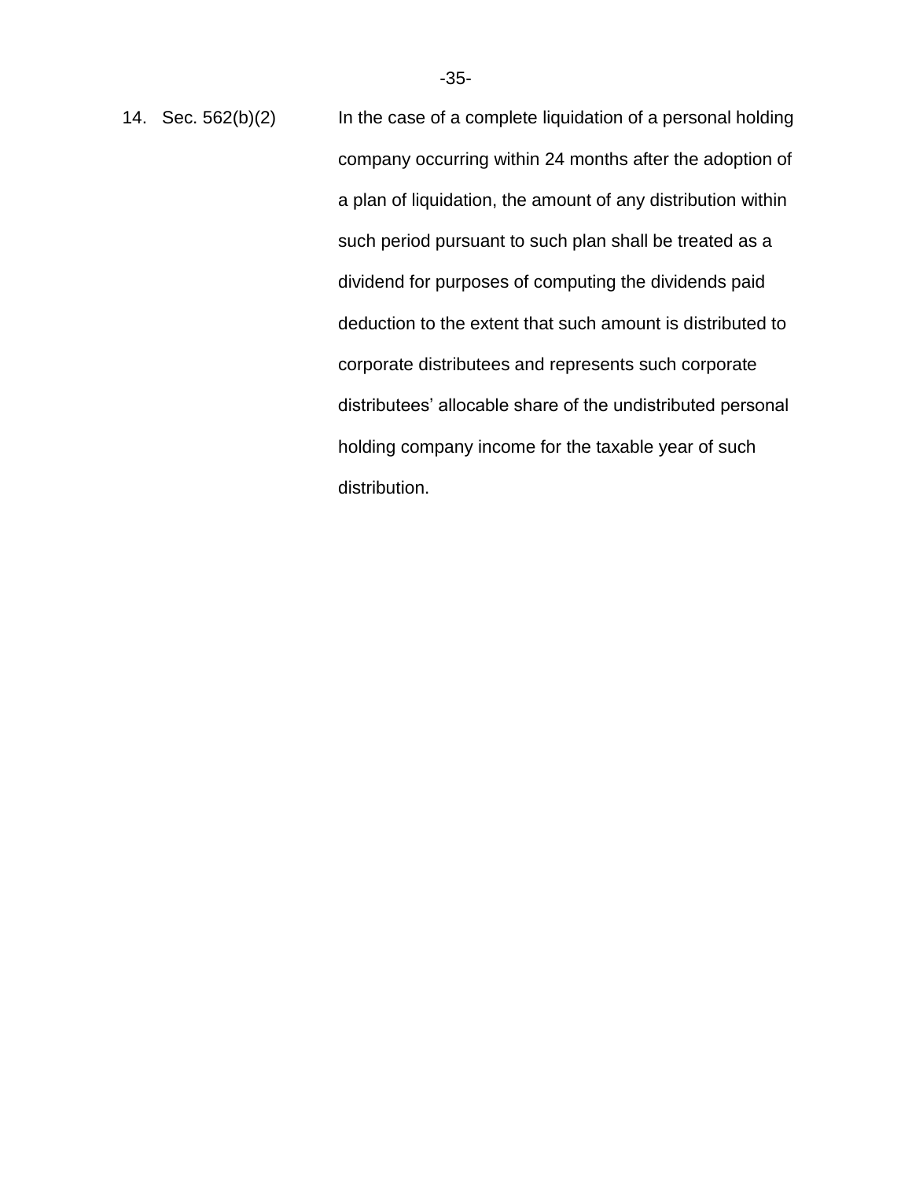14. Sec. 562(b)(2) — In the case of a complete liquidation of a personal holding company occurring within 24 months after the adoption of a plan of liquidation, the amount of any distribution within such period pursuant to such plan shall be treated as a dividend for purposes of computing the dividends paid deduction to the extent that such amount is distributed to corporate distributees and represents such corporate distributees' allocable share of the undistributed personal holding company income for the taxable year of such distribution.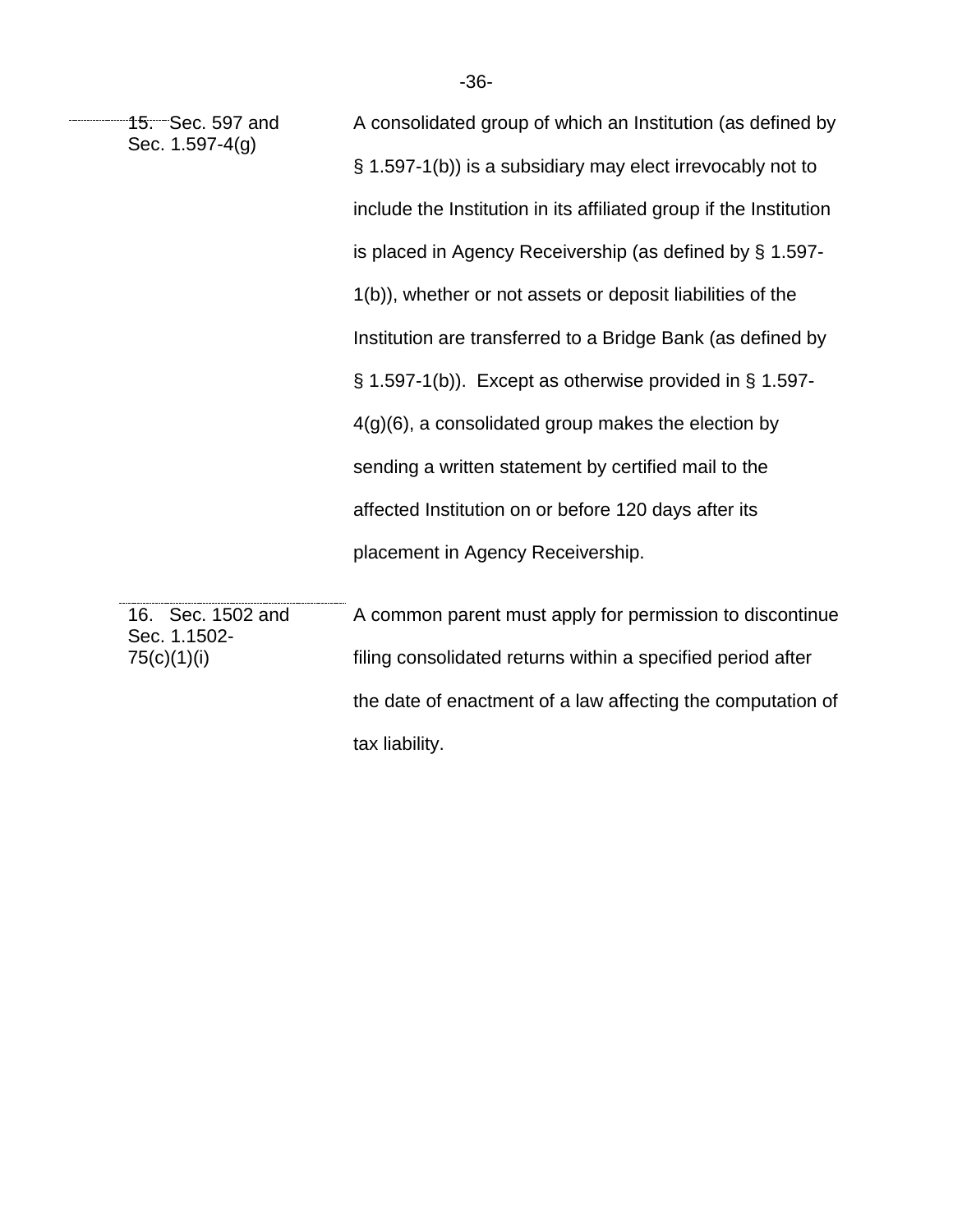| | |
|---|---|
| 15. Sec. 597 and Sec. 1.597-4(g) | A consolidated group of which an Institution (as defined by § 1.597-1(b)) is a subsidiary may elect irrevocably not to include the Institution in its affiliated group if the Institution is placed in Agency Receivership (as defined by § 1.597-1(b)), whether or not assets or deposit liabilities of the Institution are transferred to a Bridge Bank (as defined by § 1.597-1(b)). Except as otherwise provided in § 1.597-4(g)(6), a consolidated group makes the election by sending a written statement by certified mail to the affected Institution on or before 120 days after its placement in Agency Receivership. |
| 16. Sec. 1502 and Sec. 1.1502-75(c)(1)(i) | A common parent must apply for permission to discontinue filing consolidated returns within a specified period after the date of enactment of a law affecting the computation of tax liability. |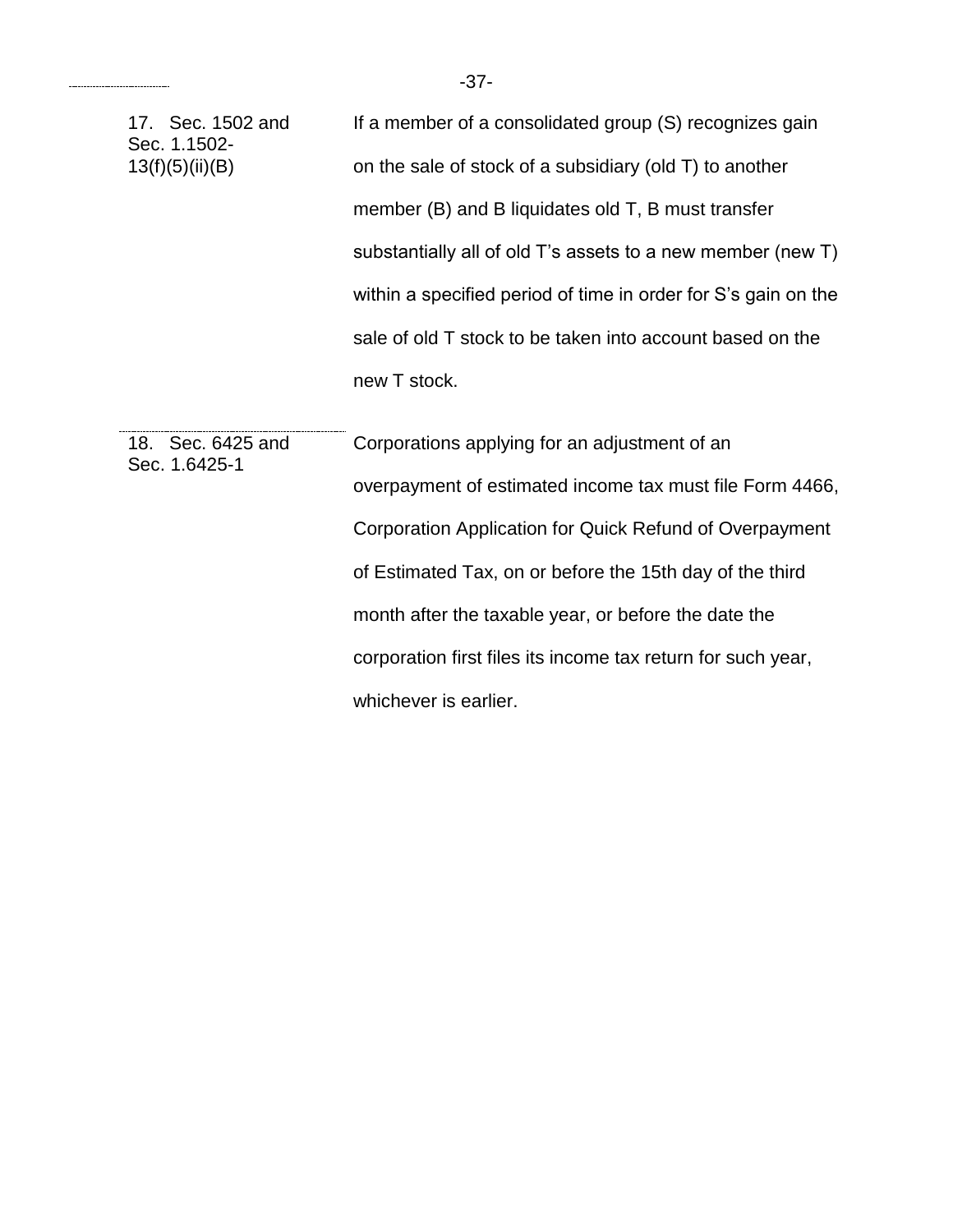| | |
|---|---|
| 17. Sec. 1502 and Sec. 1.1502-13(f)(5)(ii)(B) | If a member of a consolidated group (S) recognizes gain on the sale of stock of a subsidiary (old T) to another member (B) and B liquidates old T, B must transfer substantially all of old T's assets to a new member (new T) within a specified period of time in order for S's gain on the sale of old T stock to be taken into account based on the new T stock. |
| 18. Sec. 6425 and Sec. 1.6425-1 | Corporations applying for an adjustment of an overpayment of estimated income tax must file Form 4466, Corporation Application for Quick Refund of Overpayment of Estimated Tax, on or before the 15th day of the third month after the taxable year, or before the date the corporation first files its income tax return for such year, whichever is earlier. |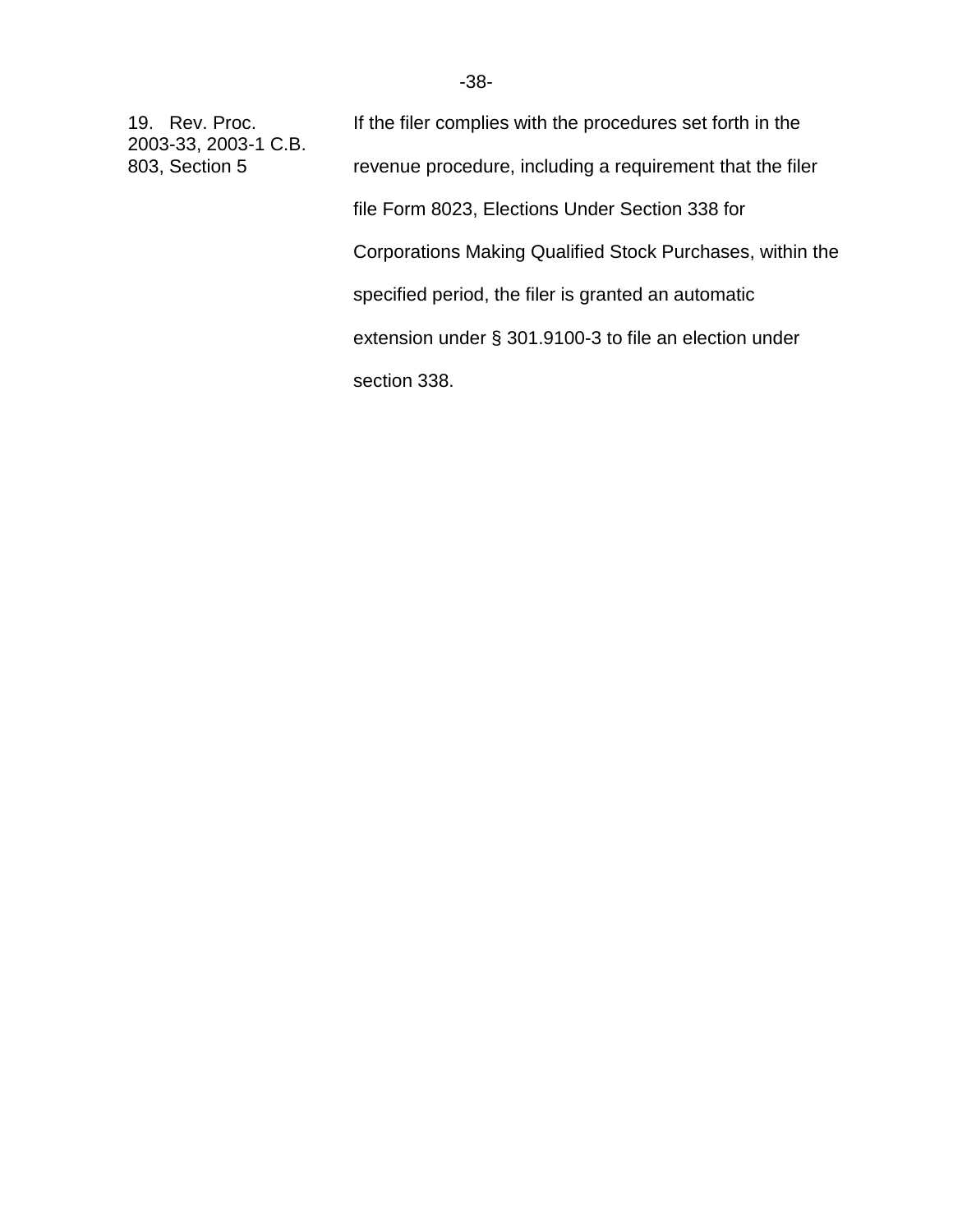| | |
|---|---|
| 19. Rev. Proc. 2003-33, 2003-1 C.B. 803, Section 5 | If the filer complies with the procedures set forth in the revenue procedure, including a requirement that the filer file Form 8023, Elections Under Section 338 for Corporations Making Qualified Stock Purchases, within the specified period, the filer is granted an automatic extension under § 301.9100-3 to file an election under section 338. |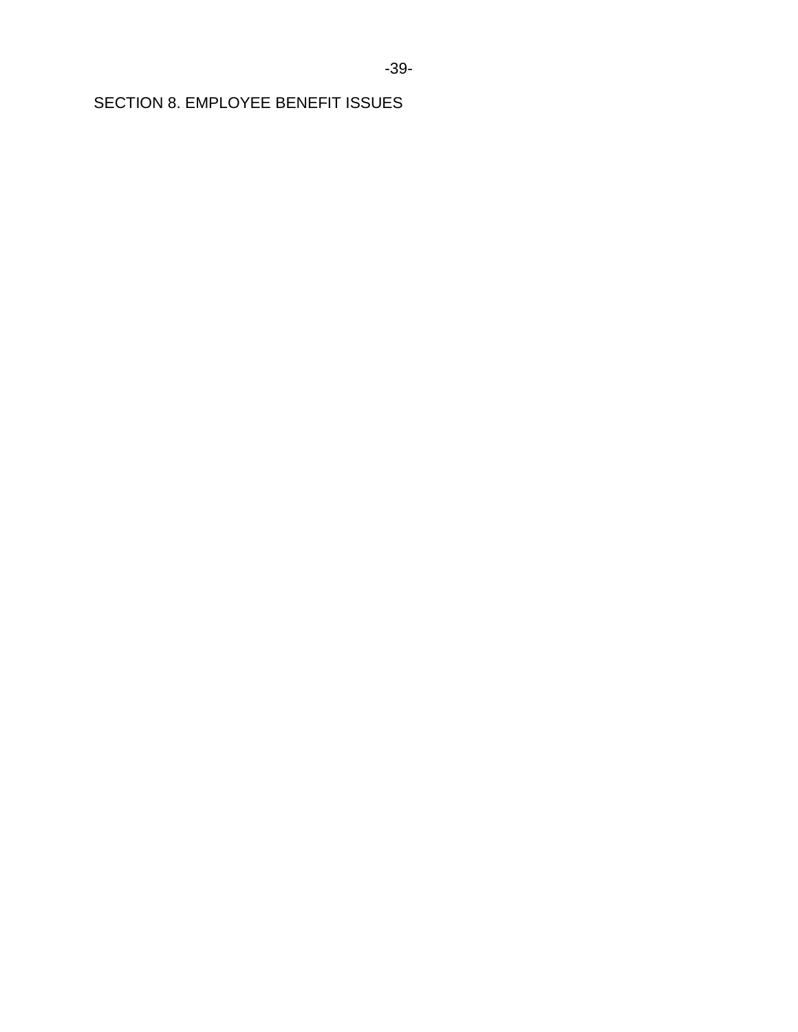## SECTION 8. EMPLOYEE BENEFIT ISSUES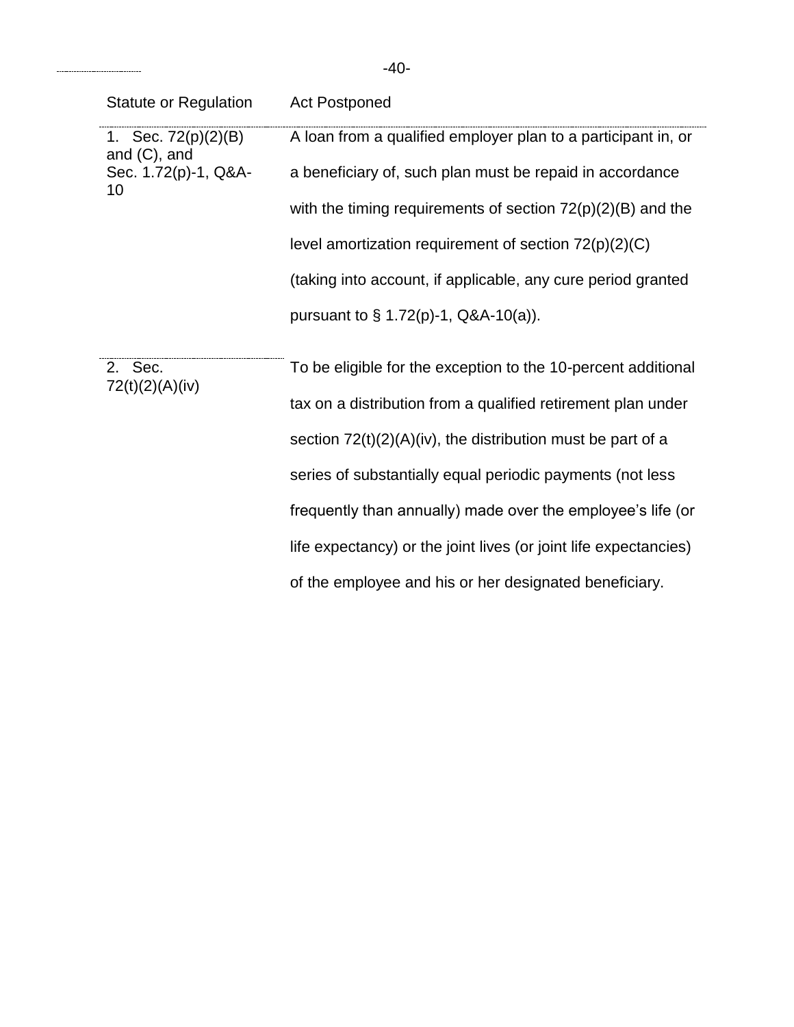| Statute or Regulation | Act Postponed |
| --- | --- |
| 1. Sec. 72(p)(2)(B) and (C), and Sec. 1.72(p)-1, Q&A-10 | A loan from a qualified employer plan to a participant in, or a beneficiary of, such plan must be repaid in accordance with the timing requirements of section 72(p)(2)(B) and the level amortization requirement of section 72(p)(2)(C) (taking into account, if applicable, any cure period granted pursuant to § 1.72(p)-1, Q&A-10(a)). |
| 2. Sec. 72(t)(2)(A)(iv) | To be eligible for the exception to the 10-percent additional tax on a distribution from a qualified retirement plan under section 72(t)(2)(A)(iv), the distribution must be part of a series of substantially equal periodic payments (not less frequently than annually) made over the employee's life (or life expectancy) or the joint lives (or joint life expectancies) of the employee and his or her designated beneficiary. |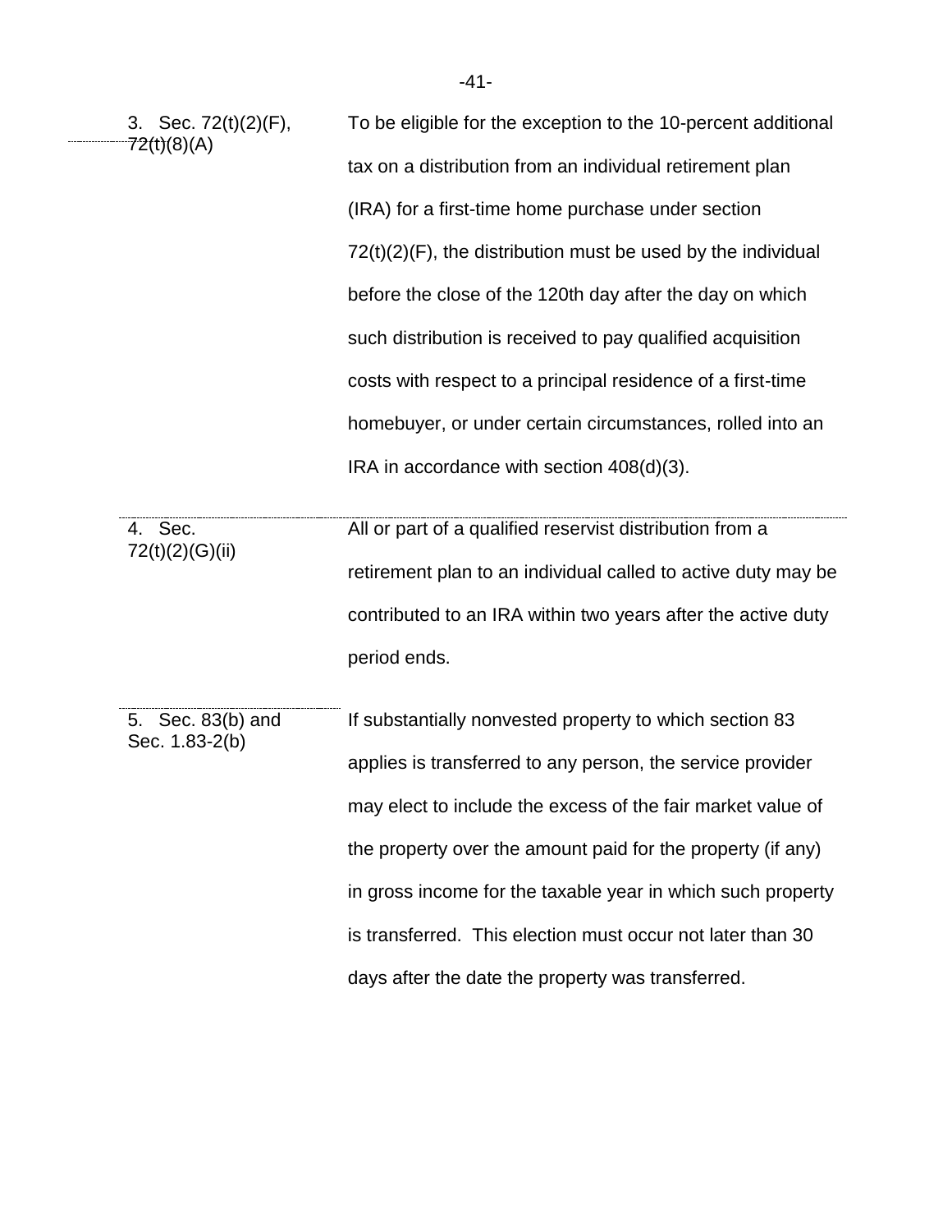| | |
|---|---|
| 3. Sec. 72(t)(2)(F), 72(t)(8)(A) | To be eligible for the exception to the 10-percent additional tax on a distribution from an individual retirement plan (IRA) for a first-time home purchase under section 72(t)(2)(F), the distribution must be used by the individual before the close of the 120th day after the day on which such distribution is received to pay qualified acquisition costs with respect to a principal residence of a first-time homebuyer, or under certain circumstances, rolled into an IRA in accordance with section 408(d)(3). |
| 4. Sec. 72(t)(2)(G)(ii) | All or part of a qualified reservist distribution from a retirement plan to an individual called to active duty may be contributed to an IRA within two years after the active duty period ends. |
| 5. Sec. 83(b) and Sec. 1.83-2(b) | If substantially nonvested property to which section 83 applies is transferred to any person, the service provider may elect to include the excess of the fair market value of the property over the amount paid for the property (if any) in gross income for the taxable year in which such property is transferred. This election must occur not later than 30 days after the date the property was transferred. |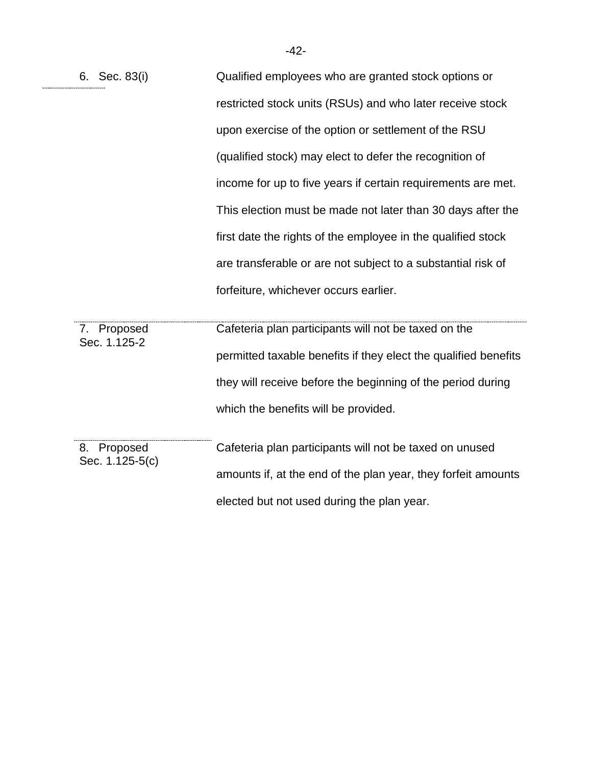| | |
|---|---|
| 6. Sec. 83(i) | Qualified employees who are granted stock options or restricted stock units (RSUs) and who later receive stock upon exercise of the option or settlement of the RSU (qualified stock) may elect to defer the recognition of income for up to five years if certain requirements are met. This election must be made not later than 30 days after the first date the rights of the employee in the qualified stock are transferable or are not subject to a substantial risk of forfeiture, whichever occurs earlier. |
| 7. Proposed Sec. 1.125-2 | Cafeteria plan participants will not be taxed on the permitted taxable benefits if they elect the qualified benefits they will receive before the beginning of the period during which the benefits will be provided. |
| 8. Proposed Sec. 1.125-5(c) | Cafeteria plan participants will not be taxed on unused amounts if, at the end of the plan year, they forfeit amounts elected but not used during the plan year. |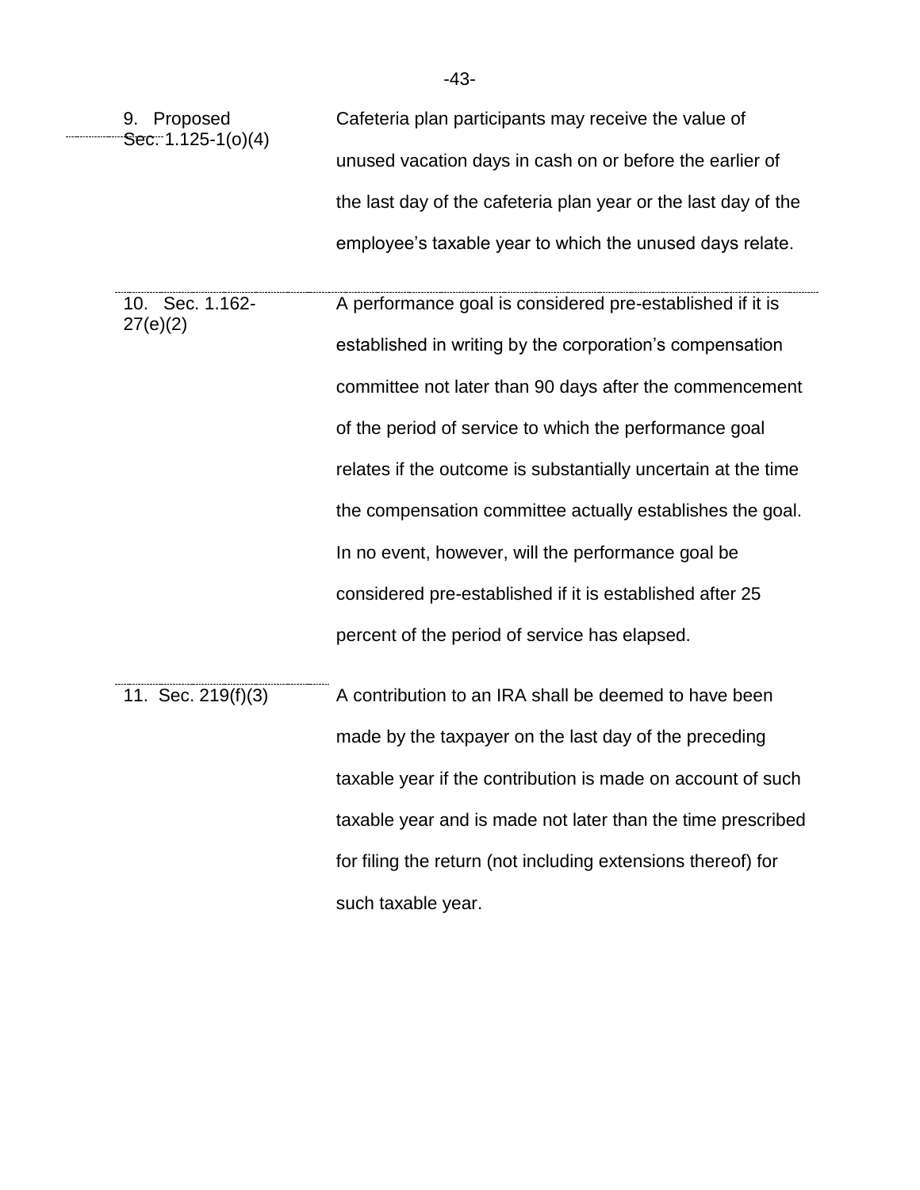| | |
|---|---|
| 9. Proposed Sec. 1.125-1(o)(4) | Cafeteria plan participants may receive the value of unused vacation days in cash on or before the earlier of the last day of the cafeteria plan year or the last day of the employee's taxable year to which the unused days relate. |
| 10. Sec. 1.162-27(e)(2) | A performance goal is considered pre-established if it is established in writing by the corporation's compensation committee not later than 90 days after the commencement of the period of service to which the performance goal relates if the outcome is substantially uncertain at the time the compensation committee actually establishes the goal. In no event, however, will the performance goal be considered pre-established if it is established after 25 percent of the period of service has elapsed. |
| 11. Sec. 219(f)(3) | A contribution to an IRA shall be deemed to have been made by the taxpayer on the last day of the preceding taxable year if the contribution is made on account of such taxable year and is made not later than the time prescribed for filing the return (not including extensions thereof) for such taxable year. |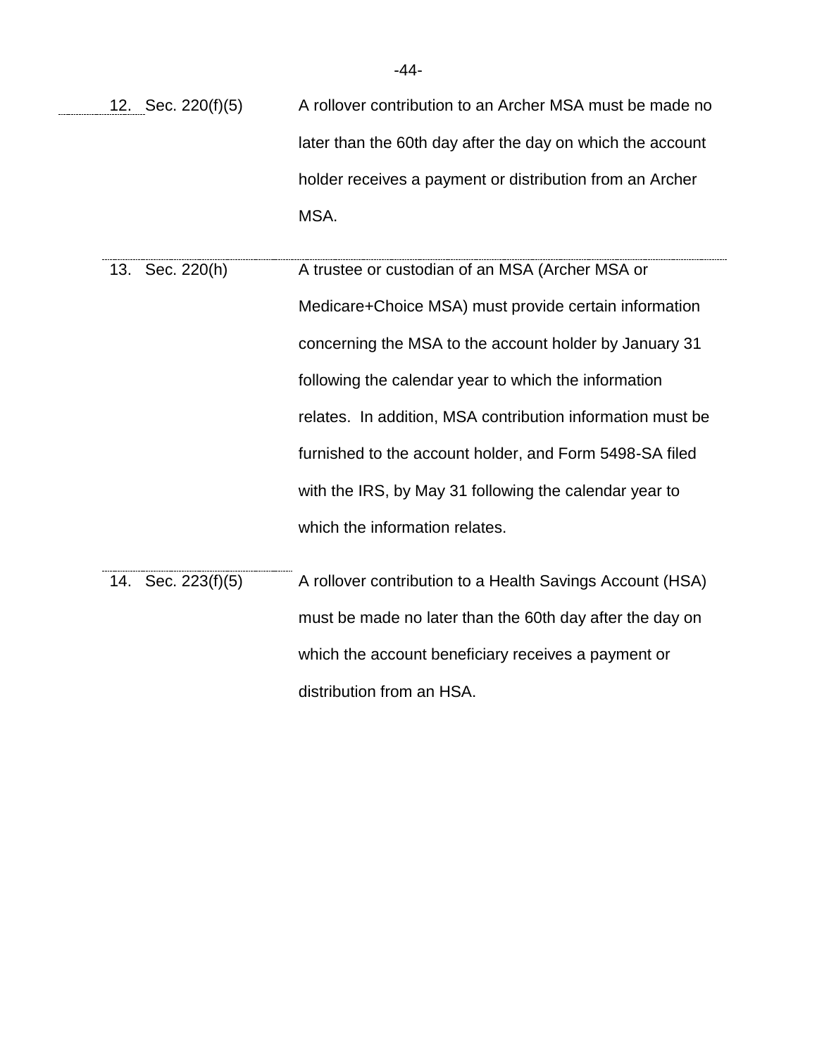12. Sec. 220(f)(5) — A rollover contribution to an Archer MSA must be made no later than the 60th day after the day on which the account holder receives a payment or distribution from an Archer MSA.

13. Sec. 220(h) — A trustee or custodian of an MSA (Archer MSA or Medicare+Choice MSA) must provide certain information concerning the MSA to the account holder by January 31 following the calendar year to which the information relates. In addition, MSA contribution information must be furnished to the account holder, and Form 5498-SA filed with the IRS, by May 31 following the calendar year to which the information relates.

14. Sec. 223(f)(5) — A rollover contribution to a Health Savings Account (HSA) must be made no later than the 60th day after the day on which the account beneficiary receives a payment or distribution from an HSA.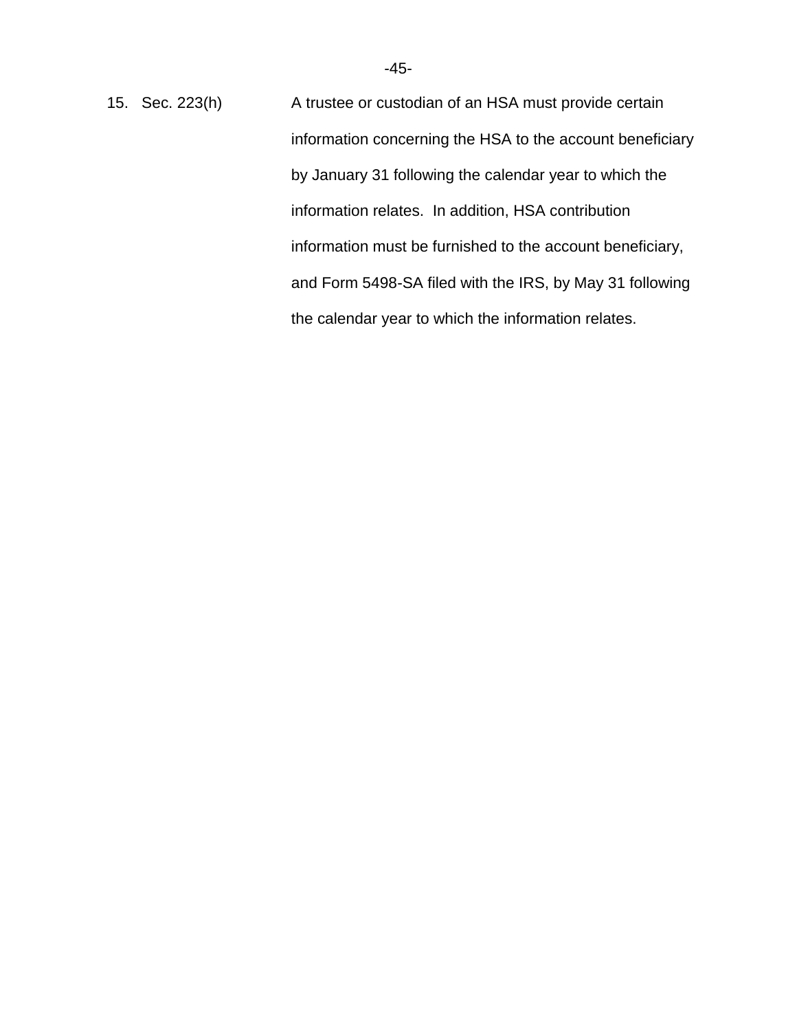15. Sec. 223(h) A trustee or custodian of an HSA must provide certain information concerning the HSA to the account beneficiary by January 31 following the calendar year to which the information relates. In addition, HSA contribution information must be furnished to the account beneficiary, and Form 5498-SA filed with the IRS, by May 31 following the calendar year to which the information relates.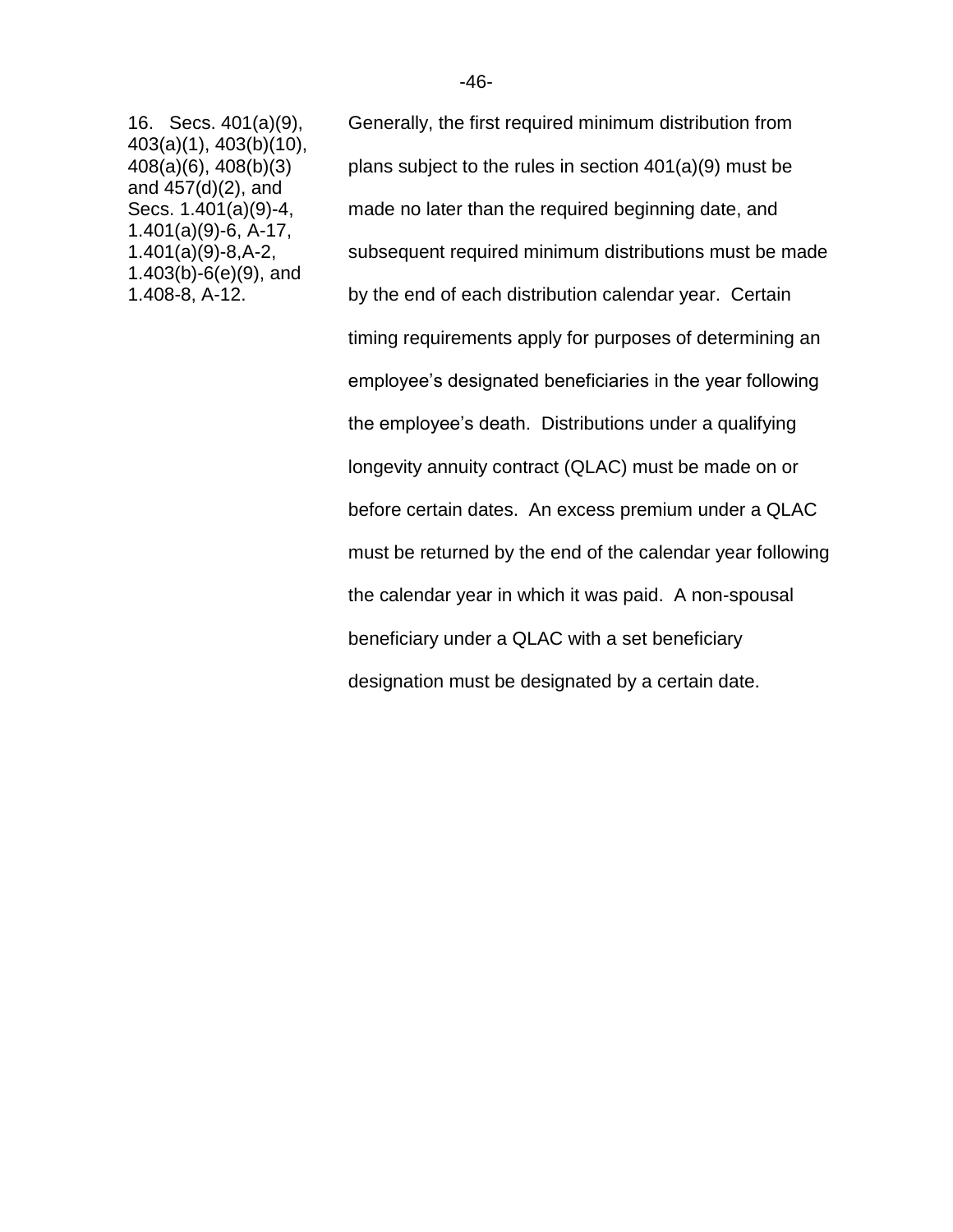| | |
|---|---|
| 16. Secs. 401(a)(9), 403(a)(1), 403(b)(10), 408(a)(6), 408(b)(3) and 457(d)(2), and Secs. 1.401(a)(9)-4, 1.401(a)(9)-6, A-17, 1.401(a)(9)-8,A-2, 1.403(b)-6(e)(9), and 1.408-8, A-12. | Generally, the first required minimum distribution from plans subject to the rules in section 401(a)(9) must be made no later than the required beginning date, and subsequent required minimum distributions must be made by the end of each distribution calendar year. Certain timing requirements apply for purposes of determining an employee's designated beneficiaries in the year following the employee's death. Distributions under a qualifying longevity annuity contract (QLAC) must be made on or before certain dates. An excess premium under a QLAC must be returned by the end of the calendar year following the calendar year in which it was paid. A non-spousal beneficiary under a QLAC with a set beneficiary designation must be designated by a certain date. |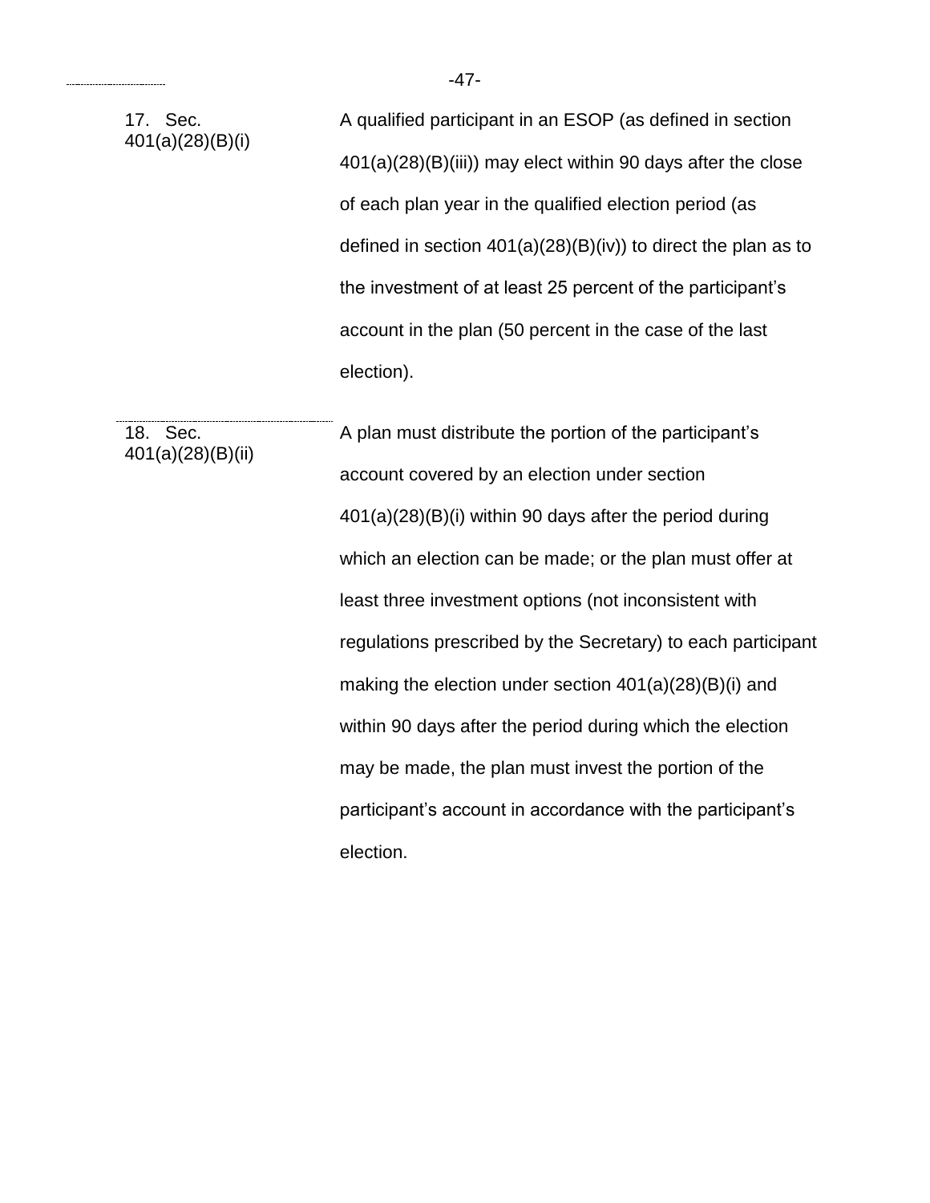| | |
|---|---|
| 17. Sec. 401(a)(28)(B)(i) | A qualified participant in an ESOP (as defined in section 401(a)(28)(B)(iii)) may elect within 90 days after the close of each plan year in the qualified election period (as defined in section 401(a)(28)(B)(iv)) to direct the plan as to the investment of at least 25 percent of the participant's account in the plan (50 percent in the case of the last election). |
| 18. Sec. 401(a)(28)(B)(ii) | A plan must distribute the portion of the participant's account covered by an election under section 401(a)(28)(B)(i) within 90 days after the period during which an election can be made; or the plan must offer at least three investment options (not inconsistent with regulations prescribed by the Secretary) to each participant making the election under section 401(a)(28)(B)(i) and within 90 days after the period during which the election may be made, the plan must invest the portion of the participant's account in accordance with the participant's election. |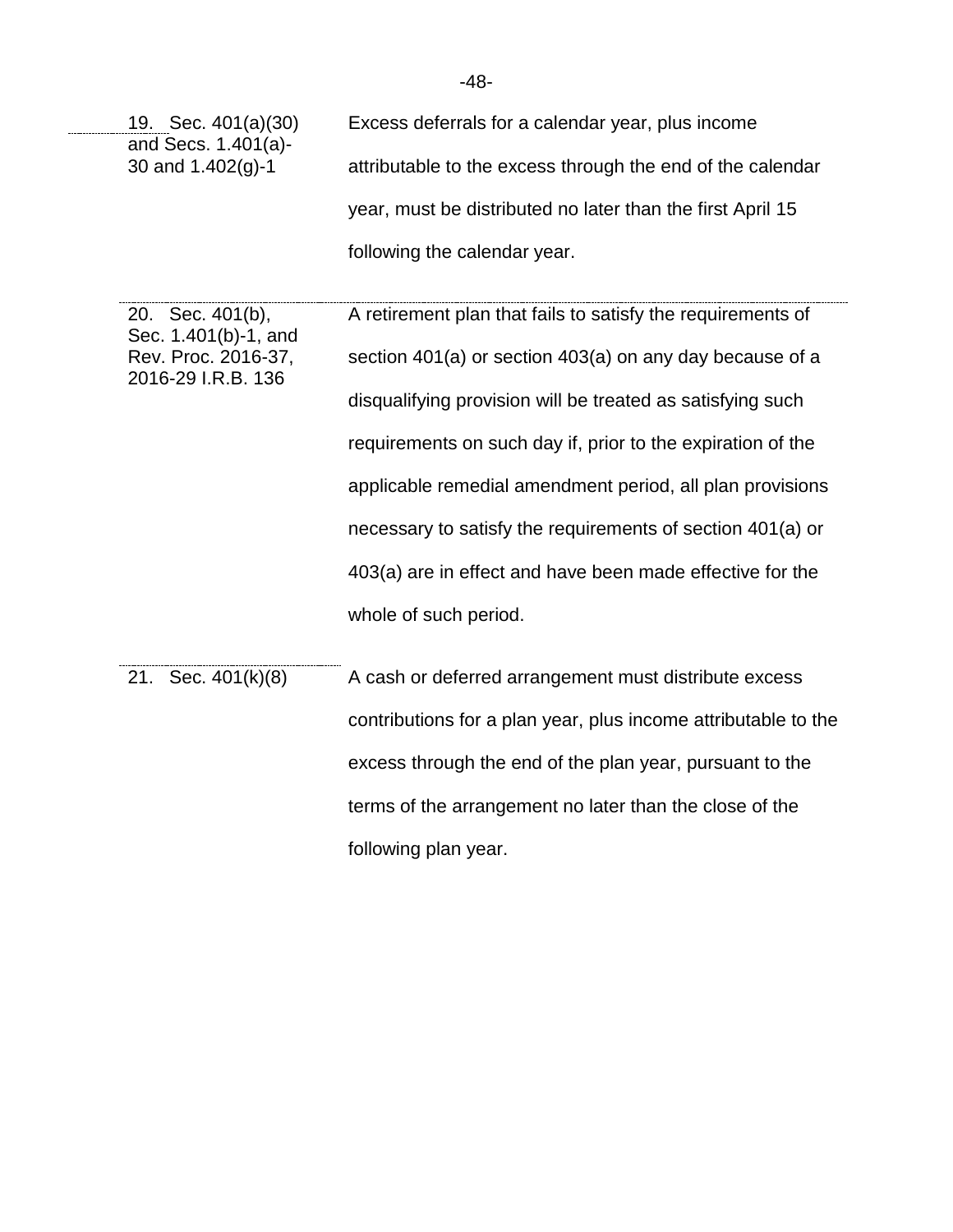| | |
|---|---|
| 19. Sec. 401(a)(30) and Secs. 1.401(a)-30 and 1.402(g)-1 | Excess deferrals for a calendar year, plus income attributable to the excess through the end of the calendar year, must be distributed no later than the first April 15 following the calendar year. |
| 20. Sec. 401(b), Sec. 1.401(b)-1, and Rev. Proc. 2016-37, 2016-29 I.R.B. 136 | A retirement plan that fails to satisfy the requirements of section 401(a) or section 403(a) on any day because of a disqualifying provision will be treated as satisfying such requirements on such day if, prior to the expiration of the applicable remedial amendment period, all plan provisions necessary to satisfy the requirements of section 401(a) or 403(a) are in effect and have been made effective for the whole of such period. |
| 21. Sec. 401(k)(8) | A cash or deferred arrangement must distribute excess contributions for a plan year, plus income attributable to the excess through the end of the plan year, pursuant to the terms of the arrangement no later than the close of the following plan year. |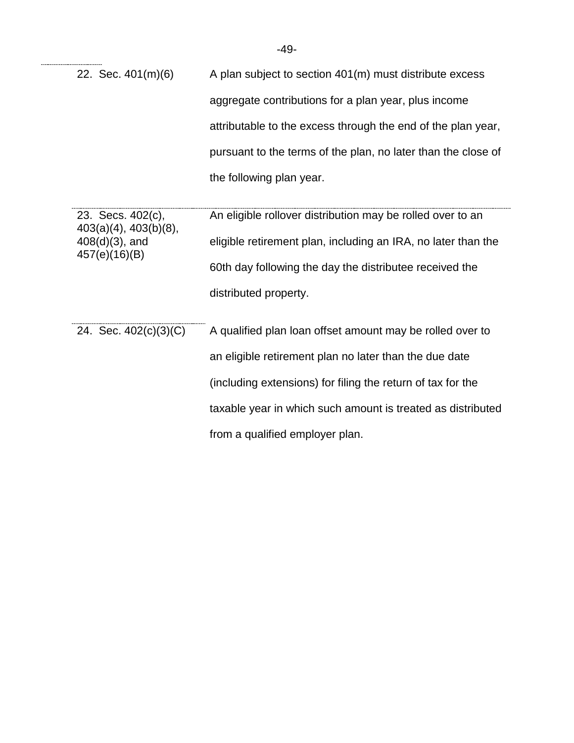| | |
|---|---|
| 22. Sec. 401(m)(6) | A plan subject to section 401(m) must distribute excess aggregate contributions for a plan year, plus income attributable to the excess through the end of the plan year, pursuant to the terms of the plan, no later than the close of the following plan year. |
| 23. Secs. 402(c), 403(a)(4), 403(b)(8), 408(d)(3), and 457(e)(16)(B) | An eligible rollover distribution may be rolled over to an eligible retirement plan, including an IRA, no later than the 60th day following the day the distributee received the distributed property. |
| 24. Sec. 402(c)(3)(C) | A qualified plan loan offset amount may be rolled over to an eligible retirement plan no later than the due date (including extensions) for filing the return of tax for the taxable year in which such amount is treated as distributed from a qualified employer plan. |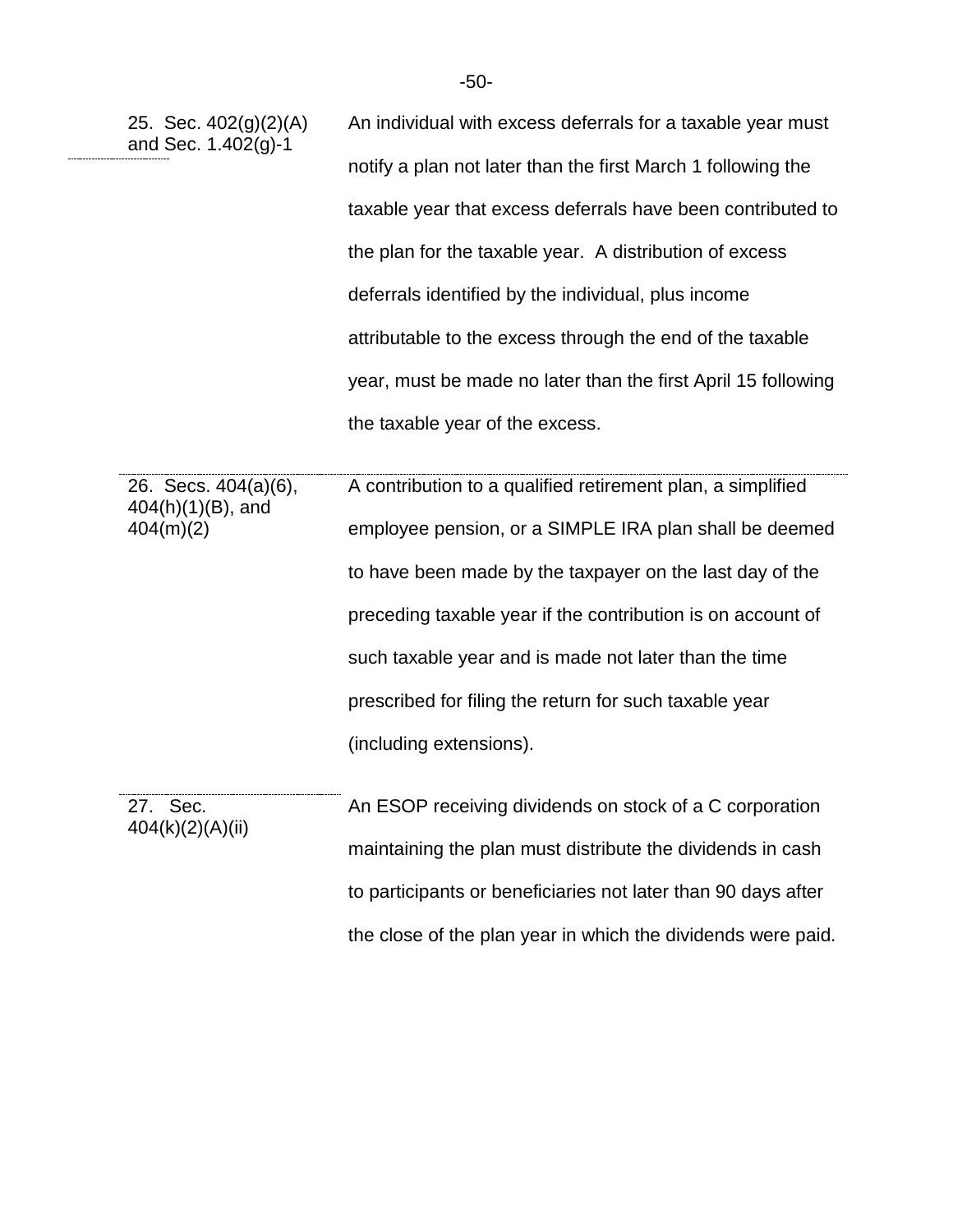| | |
|---|---|
| 25. Sec. 402(g)(2)(A) and Sec. 1.402(g)-1 | An individual with excess deferrals for a taxable year must notify a plan not later than the first March 1 following the taxable year that excess deferrals have been contributed to the plan for the taxable year. A distribution of excess deferrals identified by the individual, plus income attributable to the excess through the end of the taxable year, must be made no later than the first April 15 following the taxable year of the excess. |
| 26. Secs. 404(a)(6), 404(h)(1)(B), and 404(m)(2) | A contribution to a qualified retirement plan, a simplified employee pension, or a SIMPLE IRA plan shall be deemed to have been made by the taxpayer on the last day of the preceding taxable year if the contribution is on account of such taxable year and is made not later than the time prescribed for filing the return for such taxable year (including extensions). |
| 27. Sec. 404(k)(2)(A)(ii) | An ESOP receiving dividends on stock of a C corporation maintaining the plan must distribute the dividends in cash to participants or beneficiaries not later than 90 days after the close of the plan year in which the dividends were paid. |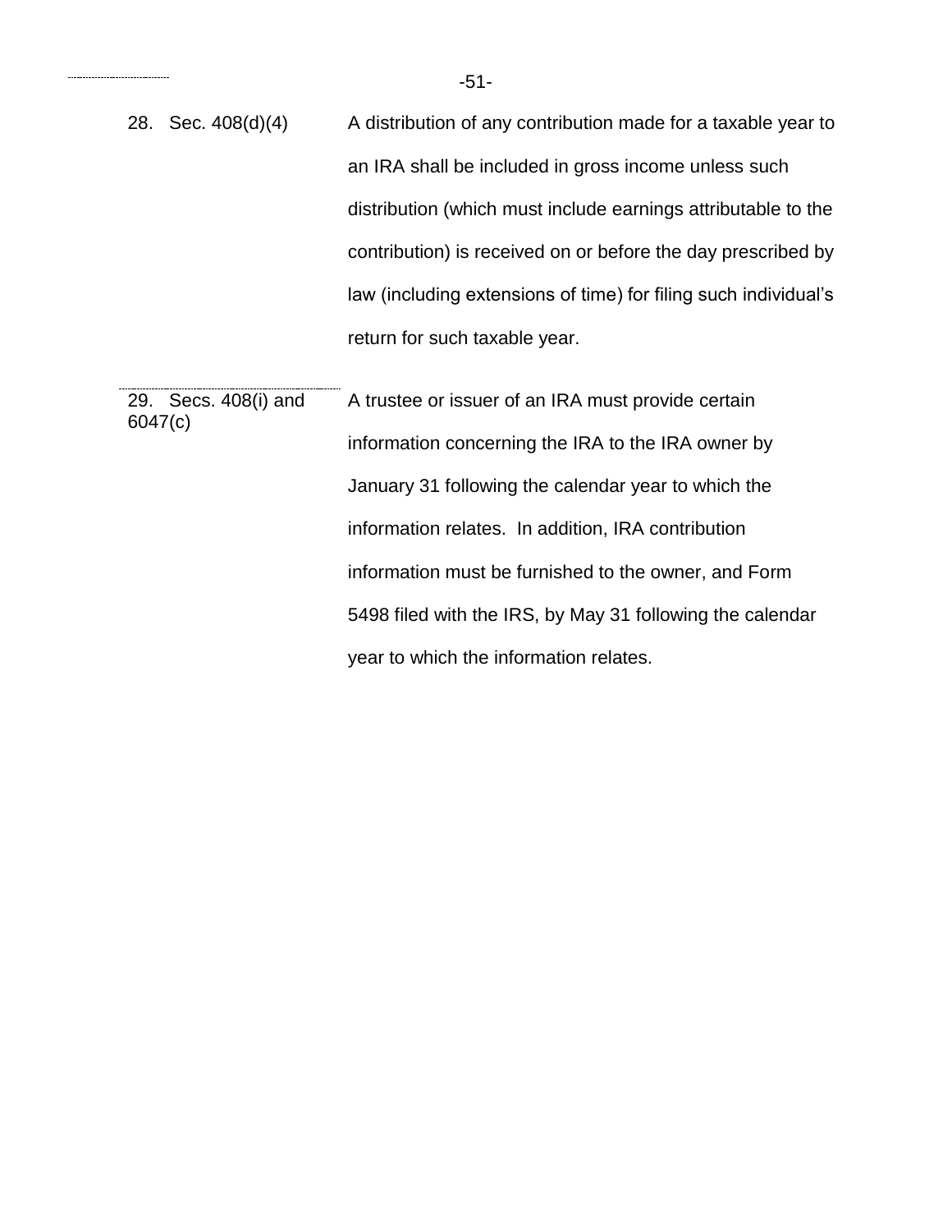| | |
|---|---|
| 28. Sec. 408(d)(4) | A distribution of any contribution made for a taxable year to an IRA shall be included in gross income unless such distribution (which must include earnings attributable to the contribution) is received on or before the day prescribed by law (including extensions of time) for filing such individual's return for such taxable year. |
| 29. Secs. 408(i) and 6047(c) | A trustee or issuer of an IRA must provide certain information concerning the IRA to the IRA owner by January 31 following the calendar year to which the information relates. In addition, IRA contribution information must be furnished to the owner, and Form 5498 filed with the IRS, by May 31 following the calendar year to which the information relates. |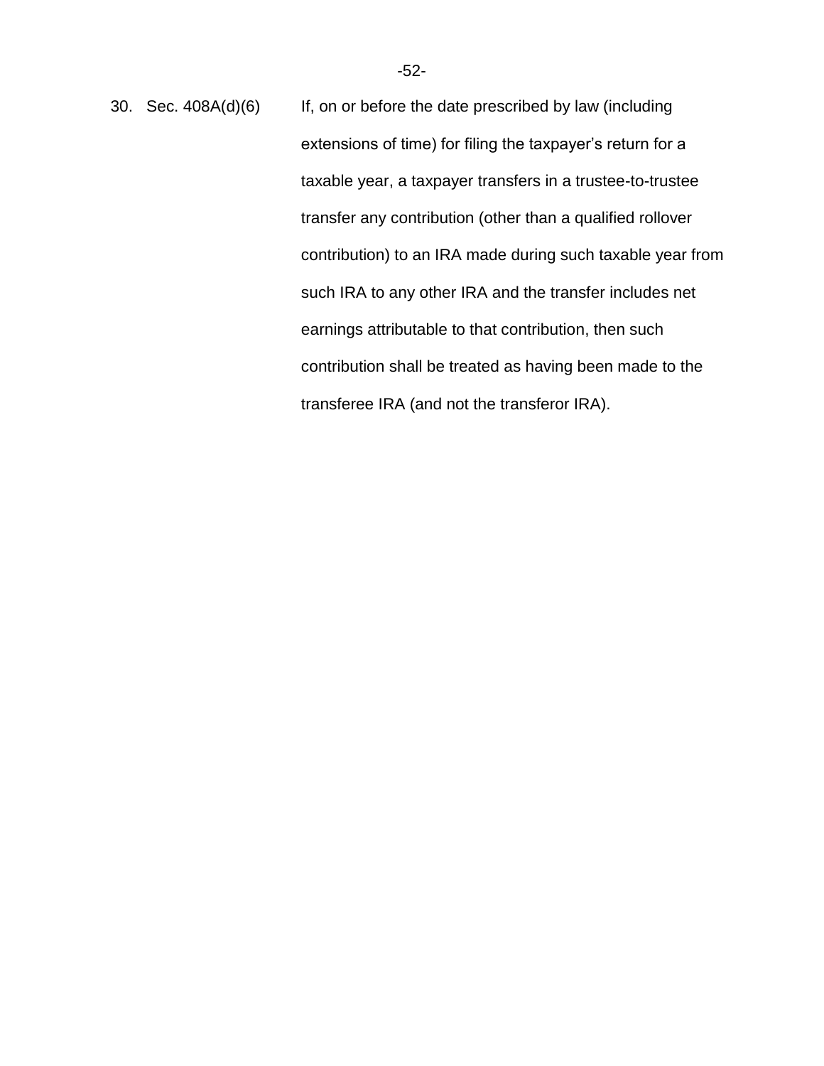30. Sec. 408A(d)(6) If, on or before the date prescribed by law (including extensions of time) for filing the taxpayer's return for a taxable year, a taxpayer transfers in a trustee-to-trustee transfer any contribution (other than a qualified rollover contribution) to an IRA made during such taxable year from such IRA to any other IRA and the transfer includes net earnings attributable to that contribution, then such contribution shall be treated as having been made to the transferee IRA (and not the transferor IRA).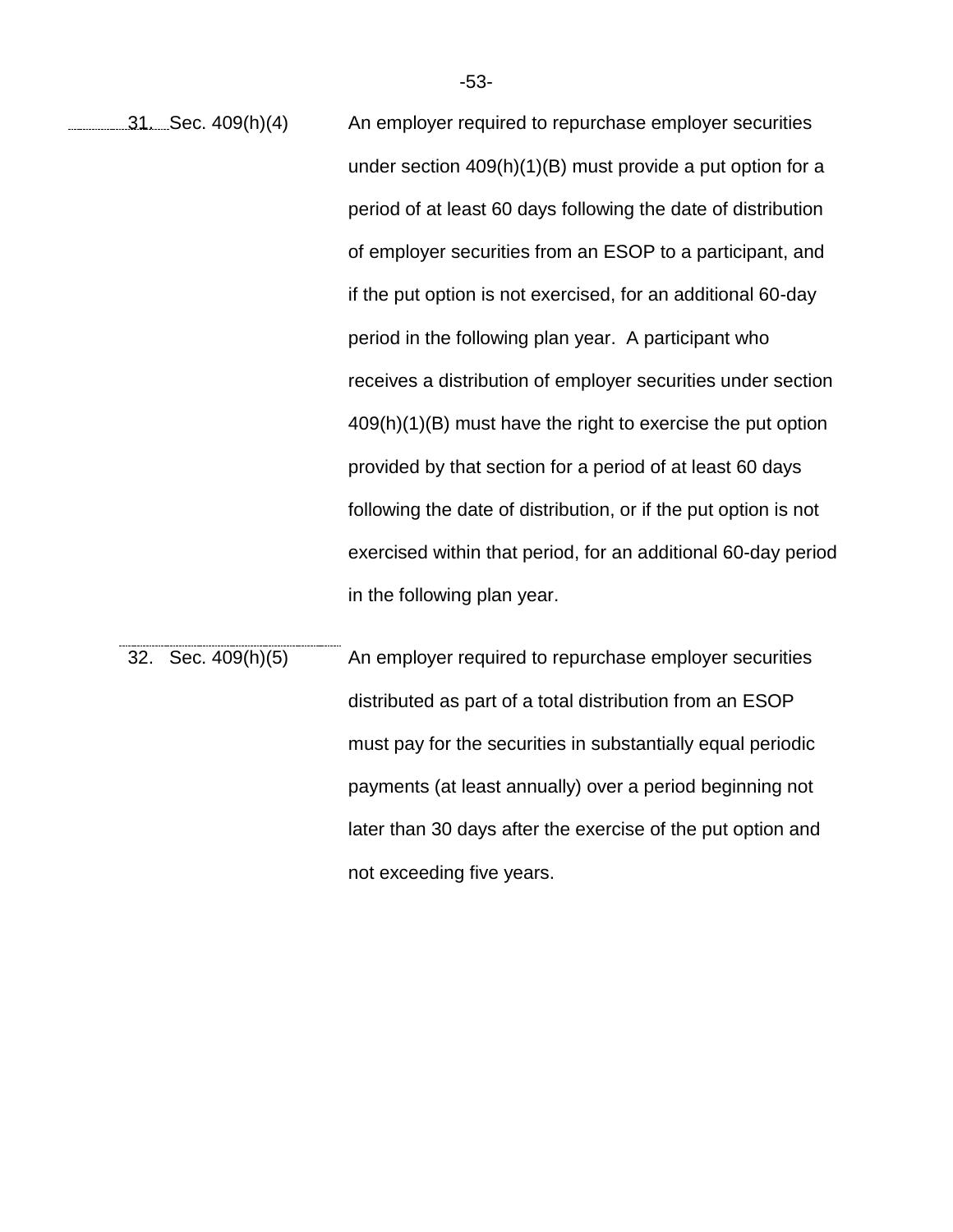| | |
|---|---|
| 31. Sec. 409(h)(4) | An employer required to repurchase employer securities under section 409(h)(1)(B) must provide a put option for a period of at least 60 days following the date of distribution of employer securities from an ESOP to a participant, and if the put option is not exercised, for an additional 60-day period in the following plan year. A participant who receives a distribution of employer securities under section 409(h)(1)(B) must have the right to exercise the put option provided by that section for a period of at least 60 days following the date of distribution, or if the put option is not exercised within that period, for an additional 60-day period in the following plan year. |
| 32. Sec. 409(h)(5) | An employer required to repurchase employer securities distributed as part of a total distribution from an ESOP must pay for the securities in substantially equal periodic payments (at least annually) over a period beginning not later than 30 days after the exercise of the put option and not exceeding five years. |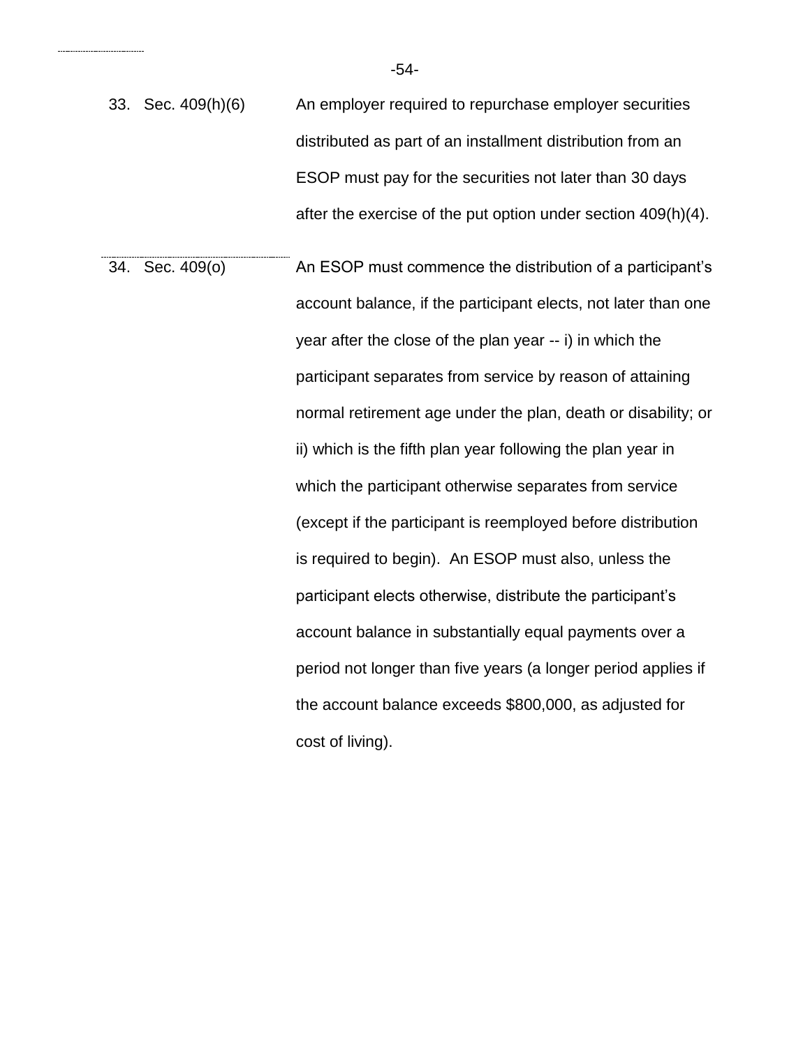| | | |
|---|---|---|
| 33. | Sec. 409(h)(6) | An employer required to repurchase employer securities distributed as part of an installment distribution from an ESOP must pay for the securities not later than 30 days after the exercise of the put option under section 409(h)(4). |
| 34. | Sec. 409(o) | An ESOP must commence the distribution of a participant's account balance, if the participant elects, not later than one year after the close of the plan year -- i) in which the participant separates from service by reason of attaining normal retirement age under the plan, death or disability; or ii) which is the fifth plan year following the plan year in which the participant otherwise separates from service (except if the participant is reemployed before distribution is required to begin). An ESOP must also, unless the participant elects otherwise, distribute the participant's account balance in substantially equal payments over a period not longer than five years (a longer period applies if the account balance exceeds $800,000, as adjusted for cost of living). |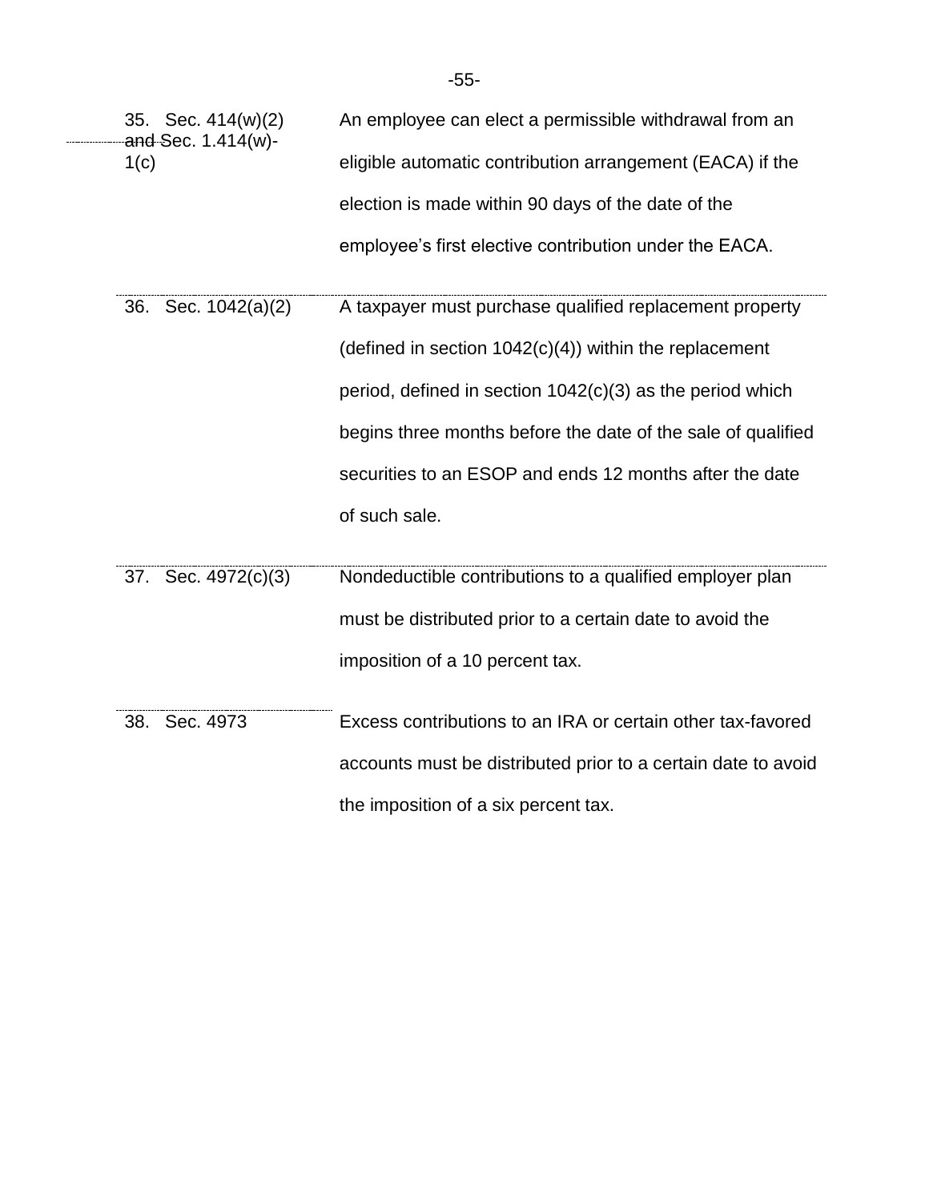| | |
|---|---|
| 35. Sec. 414(w)(2) and Sec. 1.414(w)-1(c) | An employee can elect a permissible withdrawal from an eligible automatic contribution arrangement (EACA) if the election is made within 90 days of the date of the employee's first elective contribution under the EACA. |
| 36. Sec. 1042(a)(2) | A taxpayer must purchase qualified replacement property (defined in section 1042(c)(4)) within the replacement period, defined in section 1042(c)(3) as the period which begins three months before the date of the sale of qualified securities to an ESOP and ends 12 months after the date of such sale. |
| 37. Sec. 4972(c)(3) | Nondeductible contributions to a qualified employer plan must be distributed prior to a certain date to avoid the imposition of a 10 percent tax. |
| 38. Sec. 4973 | Excess contributions to an IRA or certain other tax-favored accounts must be distributed prior to a certain date to avoid the imposition of a six percent tax. |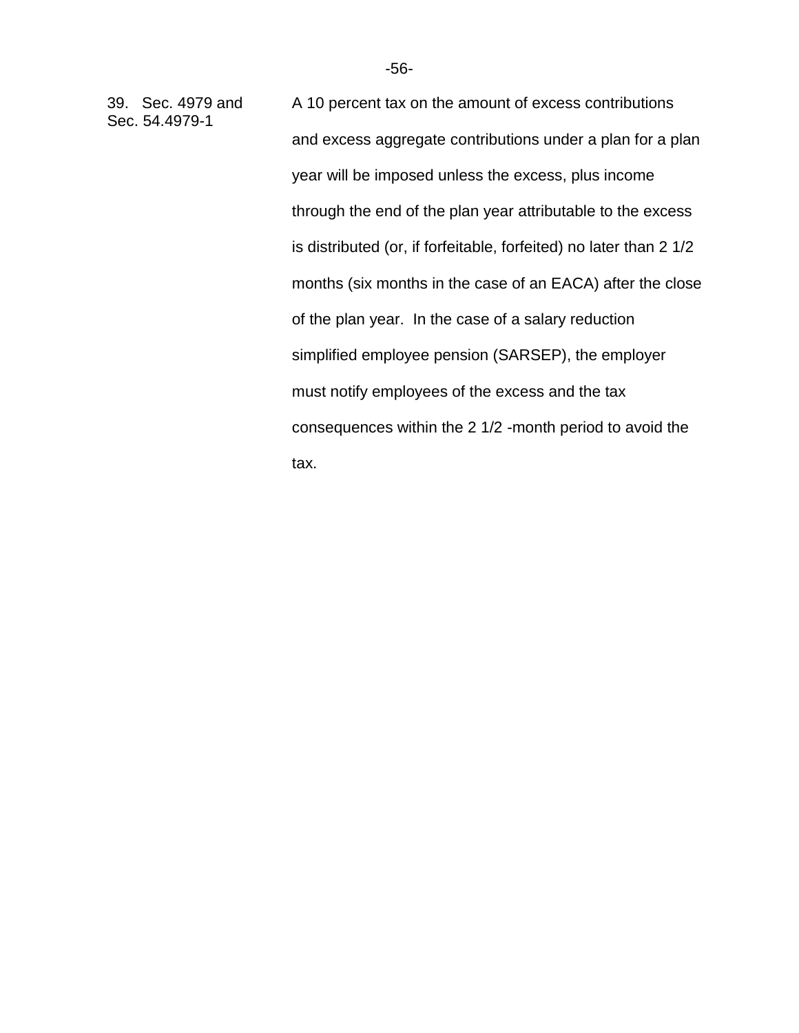| | |
|---|---|
| 39. Sec. 4979 and Sec. 54.4979-1 | A 10 percent tax on the amount of excess contributions and excess aggregate contributions under a plan for a plan year will be imposed unless the excess, plus income through the end of the plan year attributable to the excess is distributed (or, if forfeitable, forfeited) no later than 2 1/2 months (six months in the case of an EACA) after the close of the plan year. In the case of a salary reduction simplified employee pension (SARSEP), the employer must notify employees of the excess and the tax consequences within the 2 1/2 -month period to avoid the tax. |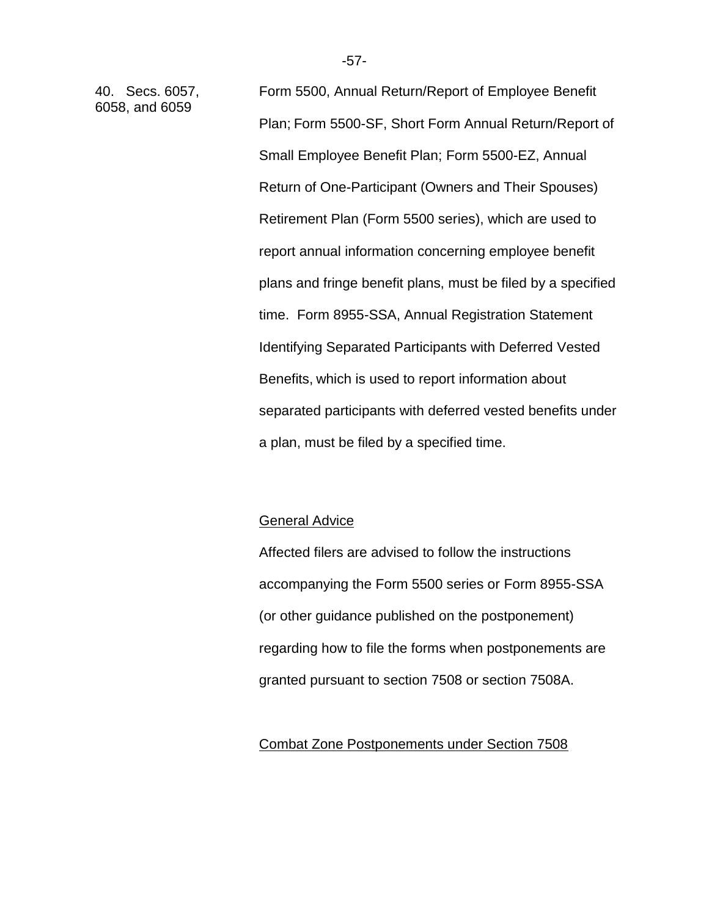40. Secs. 6057, 6058, and 6059

Form 5500, Annual Return/Report of Employee Benefit Plan; Form 5500-SF, Short Form Annual Return/Report of Small Employee Benefit Plan; Form 5500-EZ, Annual Return of One-Participant (Owners and Their Spouses) Retirement Plan (Form 5500 series), which are used to report annual information concerning employee benefit plans and fringe benefit plans, must be filed by a specified time. Form 8955-SSA, Annual Registration Statement Identifying Separated Participants with Deferred Vested Benefits, which is used to report information about separated participants with deferred vested benefits under a plan, must be filed by a specified time.

General Advice

Affected filers are advised to follow the instructions accompanying the Form 5500 series or Form 8955-SSA (or other guidance published on the postponement) regarding how to file the forms when postponements are granted pursuant to section 7508 or section 7508A.

Combat Zone Postponements under Section 7508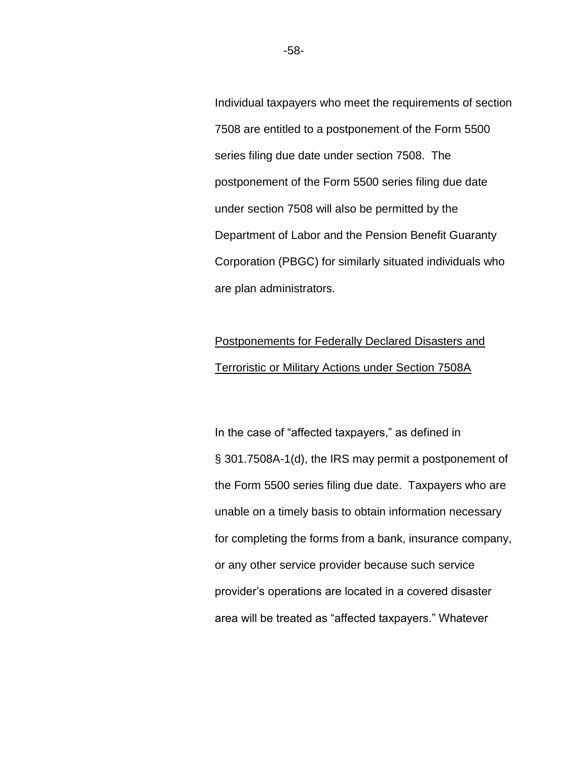Individual taxpayers who meet the requirements of section 7508 are entitled to a postponement of the Form 5500 series filing due date under section 7508. The postponement of the Form 5500 series filing due date under section 7508 will also be permitted by the Department of Labor and the Pension Benefit Guaranty Corporation (PBGC) for similarly situated individuals who are plan administrators.

<u>Postponements for Federally Declared Disasters and Terroristic or Military Actions under Section 7508A</u>

In the case of "affected taxpayers," as defined in § 301.7508A-1(d), the IRS may permit a postponement of the Form 5500 series filing due date. Taxpayers who are unable on a timely basis to obtain information necessary for completing the forms from a bank, insurance company, or any other service provider because such service provider's operations are located in a covered disaster area will be treated as "affected taxpayers." Whatever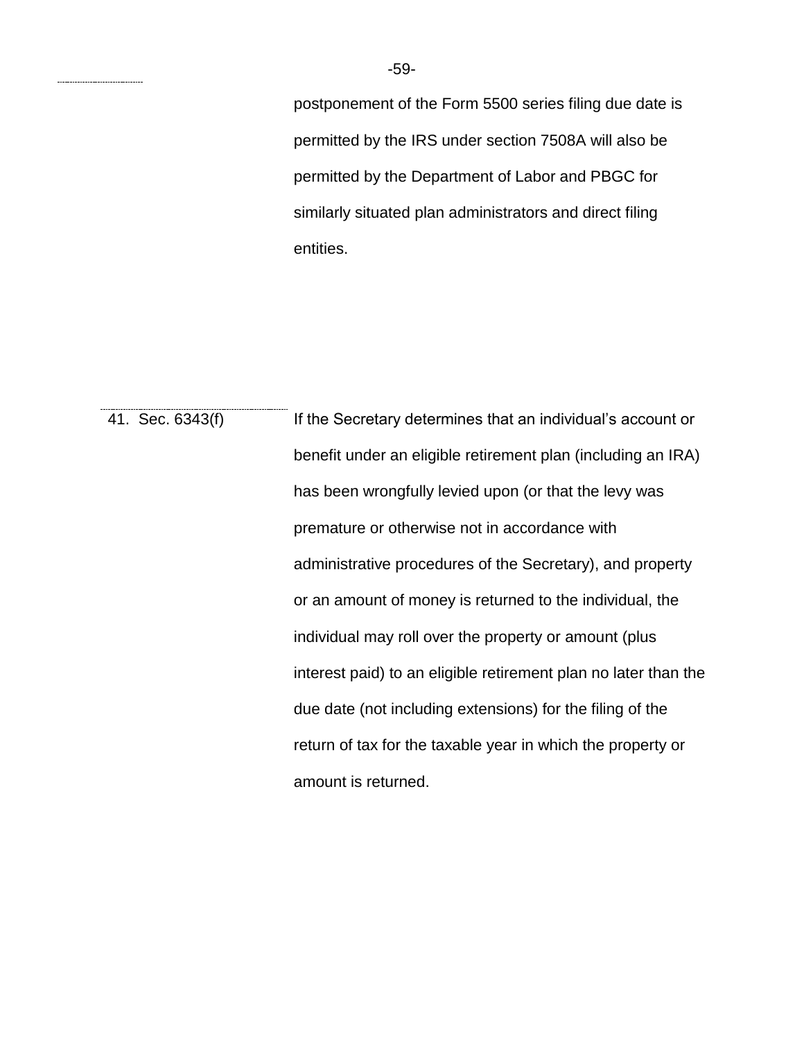| | |
|---|---|
| | postponement of the Form 5500 series filing due date is permitted by the IRS under section 7508A will also be permitted by the Department of Labor and PBGC for similarly situated plan administrators and direct filing entities. |
| 41. Sec. 6343(f) | If the Secretary determines that an individual's account or benefit under an eligible retirement plan (including an IRA) has been wrongfully levied upon (or that the levy was premature or otherwise not in accordance with administrative procedures of the Secretary), and property or an amount of money is returned to the individual, the individual may roll over the property or amount (plus interest paid) to an eligible retirement plan no later than the due date (not including extensions) for the filing of the return of tax for the taxable year in which the property or amount is returned. |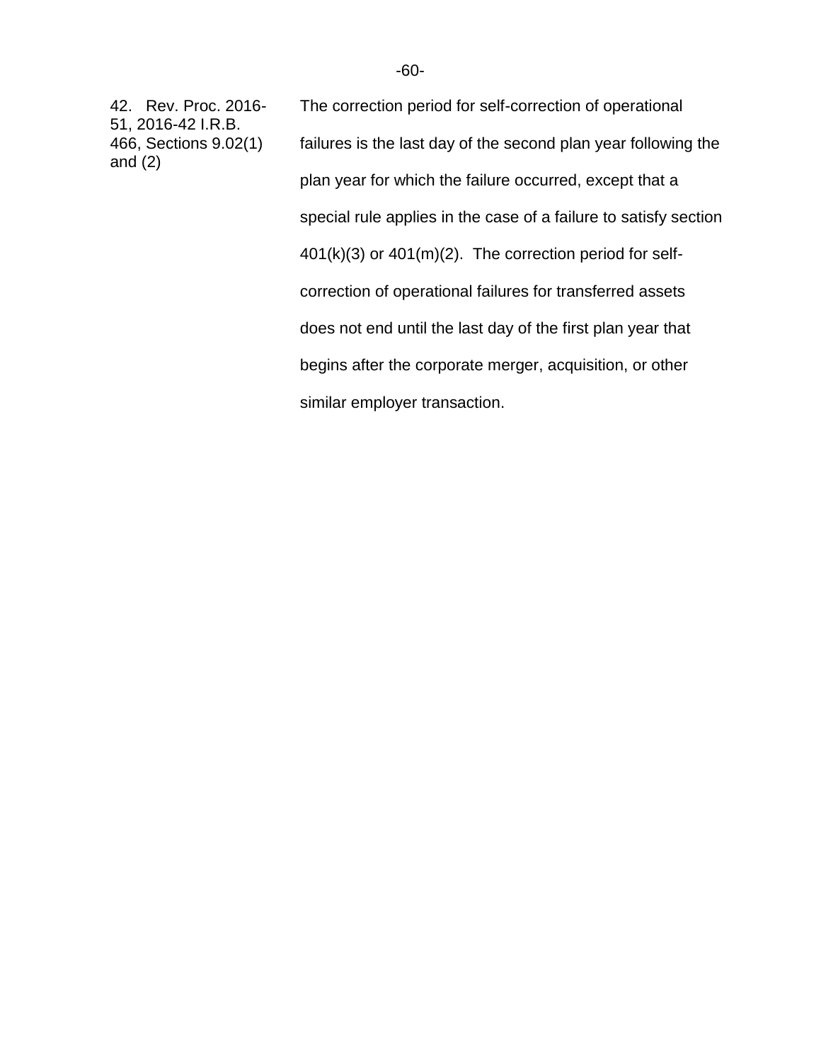| | |
|---|---|
| 42. Rev. Proc. 2016-51, 2016-42 I.R.B. 466, Sections 9.02(1) and (2) | The correction period for self-correction of operational failures is the last day of the second plan year following the plan year for which the failure occurred, except that a special rule applies in the case of a failure to satisfy section 401(k)(3) or 401(m)(2). The correction period for self-correction of operational failures for transferred assets does not end until the last day of the first plan year that begins after the corporate merger, acquisition, or other similar employer transaction. |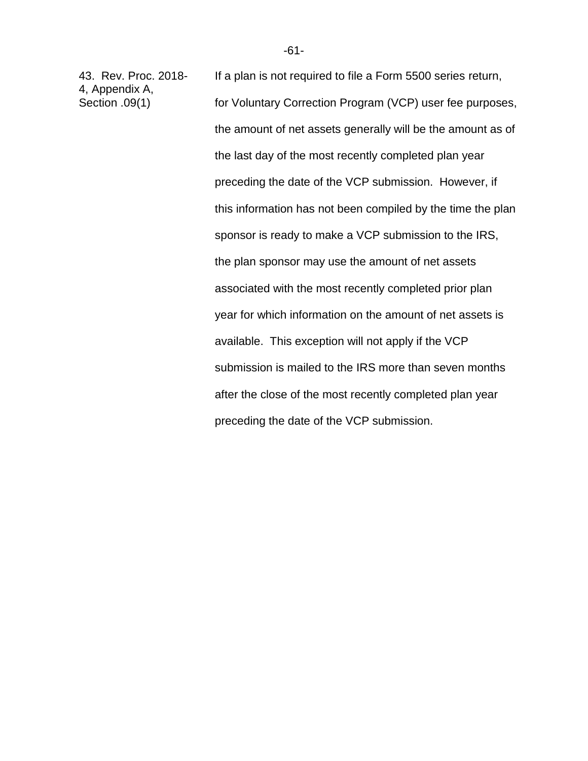| | |
|---|---|
| 43. Rev. Proc. 2018-4, Appendix A, Section .09(1) | If a plan is not required to file a Form 5500 series return, for Voluntary Correction Program (VCP) user fee purposes, the amount of net assets generally will be the amount as of the last day of the most recently completed plan year preceding the date of the VCP submission. However, if this information has not been compiled by the time the plan sponsor is ready to make a VCP submission to the IRS, the plan sponsor may use the amount of net assets associated with the most recently completed prior plan year for which information on the amount of net assets is available. This exception will not apply if the VCP submission is mailed to the IRS more than seven months after the close of the most recently completed plan year preceding the date of the VCP submission. |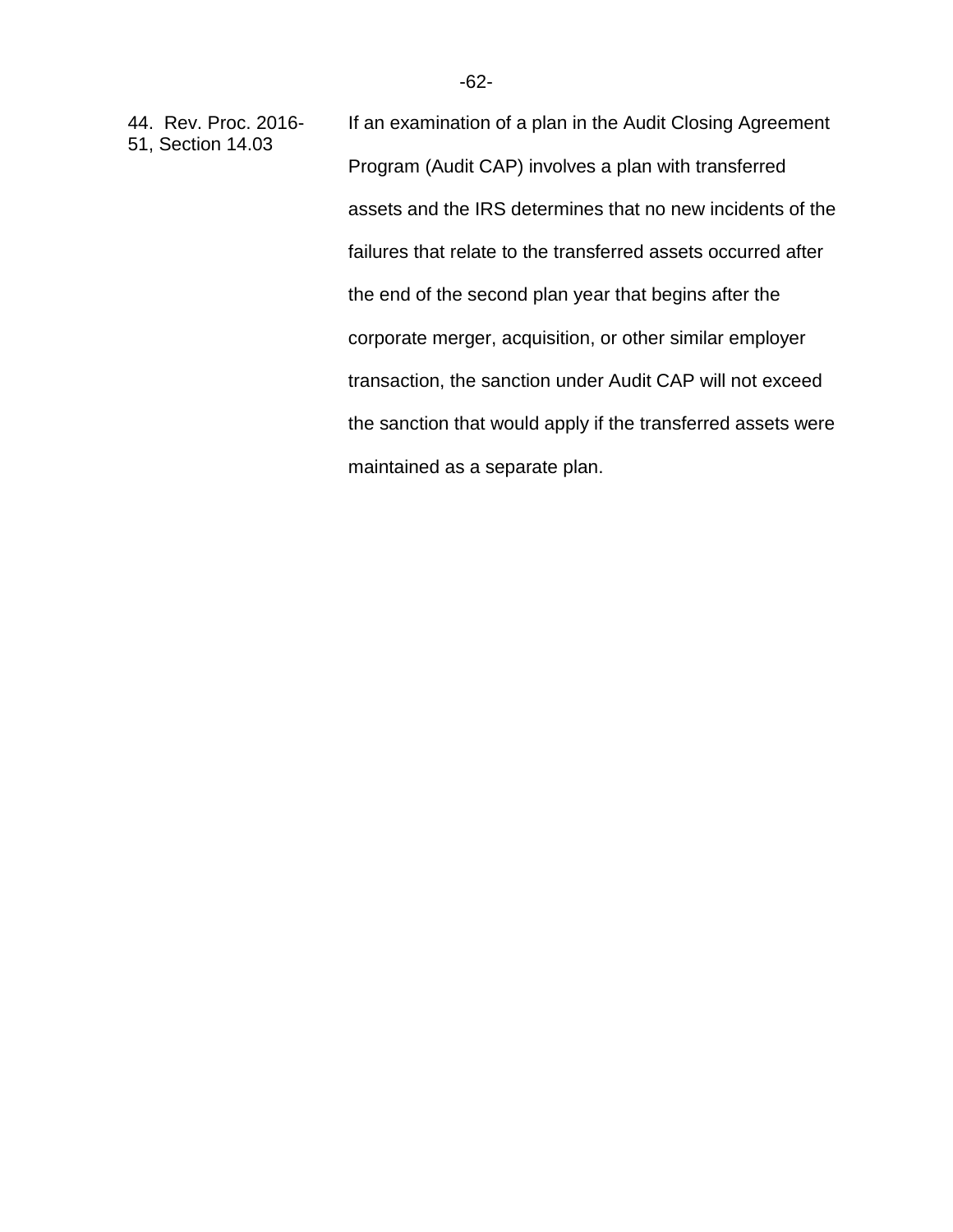| | |
|---|---|
| 44. Rev. Proc. 2016-51, Section 14.03 | If an examination of a plan in the Audit Closing Agreement Program (Audit CAP) involves a plan with transferred assets and the IRS determines that no new incidents of the failures that relate to the transferred assets occurred after the end of the second plan year that begins after the corporate merger, acquisition, or other similar employer transaction, the sanction under Audit CAP will not exceed the sanction that would apply if the transferred assets were maintained as a separate plan. |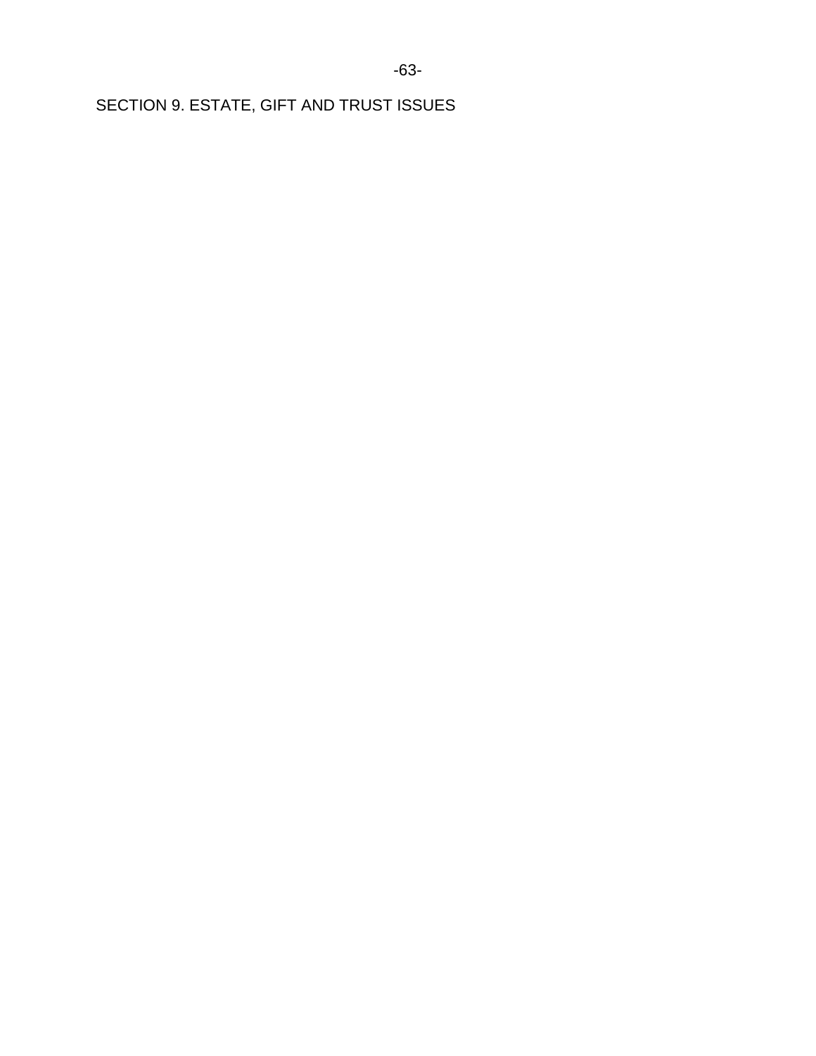# SECTION 9. ESTATE, GIFT AND TRUST ISSUES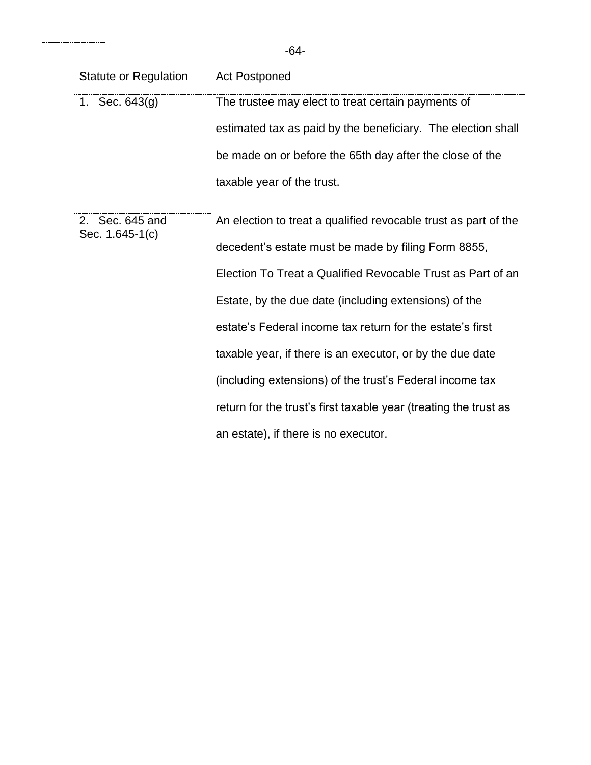| Statute or Regulation | Act Postponed |
| --- | --- |
| 1. Sec. 643(g) | The trustee may elect to treat certain payments of estimated tax as paid by the beneficiary. The election shall be made on or before the 65th day after the close of the taxable year of the trust. |
| 2. Sec. 645 and Sec. 1.645-1(c) | An election to treat a qualified revocable trust as part of the decedent's estate must be made by filing Form 8855, Election To Treat a Qualified Revocable Trust as Part of an Estate, by the due date (including extensions) of the estate's Federal income tax return for the estate's first taxable year, if there is an executor, or by the due date (including extensions) of the trust's Federal income tax return for the trust's first taxable year (treating the trust as an estate), if there is no executor. |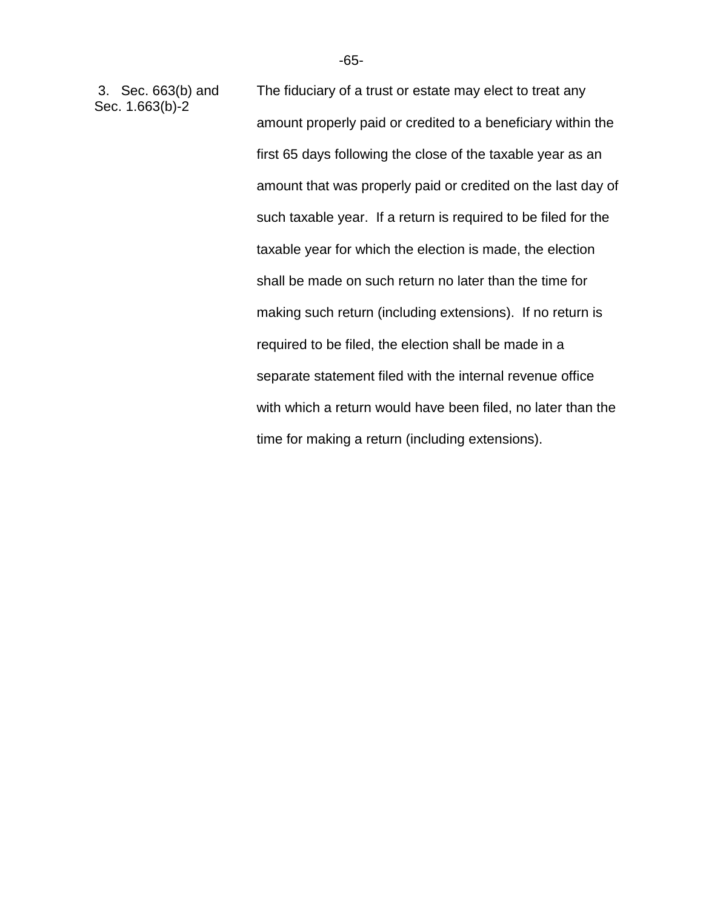| | |
|---|---|
| 3. Sec. 663(b) and Sec. 1.663(b)-2 | The fiduciary of a trust or estate may elect to treat any amount properly paid or credited to a beneficiary within the first 65 days following the close of the taxable year as an amount that was properly paid or credited on the last day of such taxable year. If a return is required to be filed for the taxable year for which the election is made, the election shall be made on such return no later than the time for making such return (including extensions). If no return is required to be filed, the election shall be made in a separate statement filed with the internal revenue office with which a return would have been filed, no later than the time for making a return (including extensions). |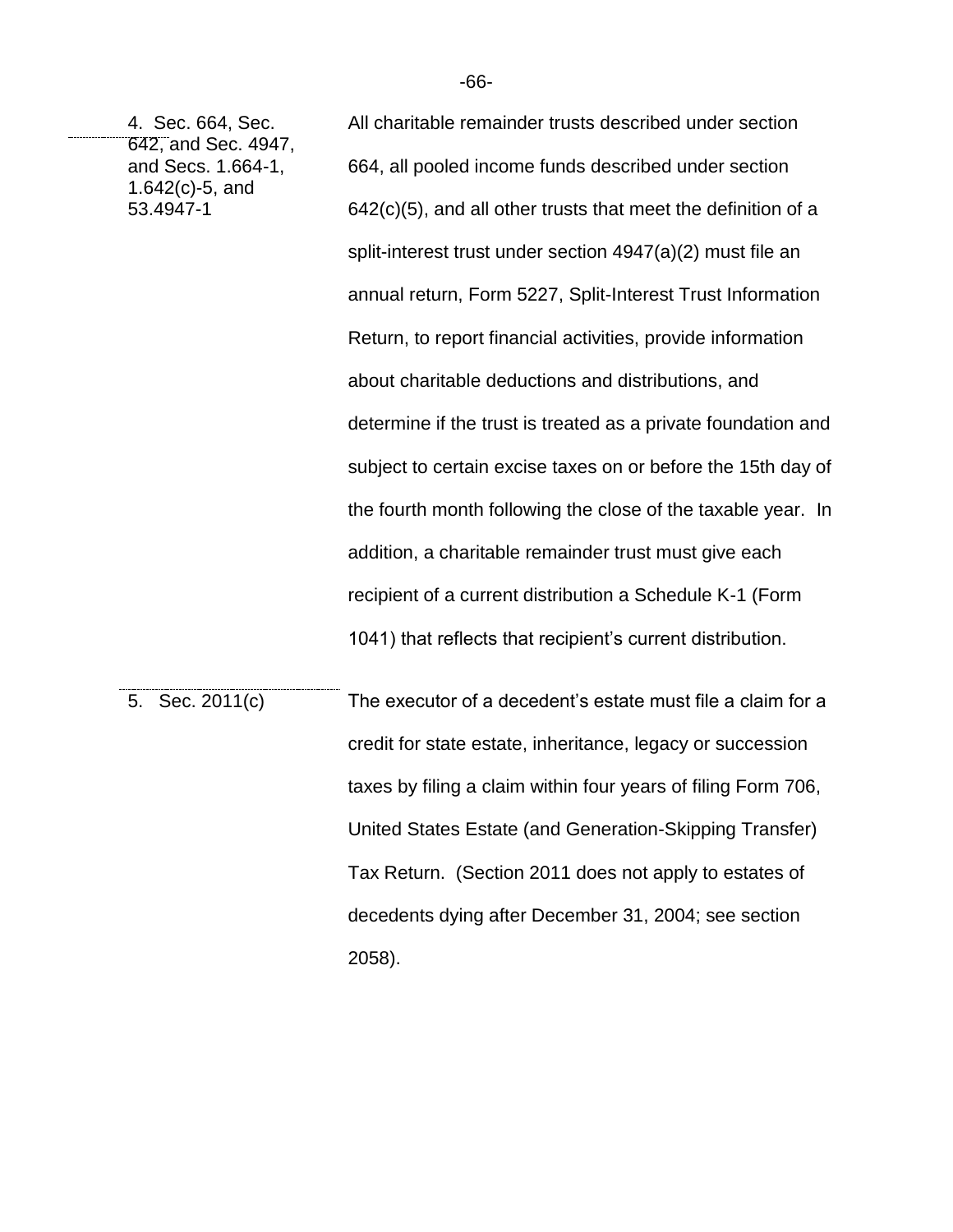| | |
|---|---|
| 4. Sec. 664, Sec. 642, and Sec. 4947, and Secs. 1.664-1, 1.642(c)-5, and 53.4947-1 | All charitable remainder trusts described under section 664, all pooled income funds described under section 642(c)(5), and all other trusts that meet the definition of a split-interest trust under section 4947(a)(2) must file an annual return, Form 5227, Split-Interest Trust Information Return, to report financial activities, provide information about charitable deductions and distributions, and determine if the trust is treated as a private foundation and subject to certain excise taxes on or before the 15th day of the fourth month following the close of the taxable year. In addition, a charitable remainder trust must give each recipient of a current distribution a Schedule K-1 (Form 1041) that reflects that recipient's current distribution. |
| 5. Sec. 2011(c) | The executor of a decedent's estate must file a claim for a credit for state estate, inheritance, legacy or succession taxes by filing a claim within four years of filing Form 706, United States Estate (and Generation-Skipping Transfer) Tax Return. (Section 2011 does not apply to estates of decedents dying after December 31, 2004; see section 2058). |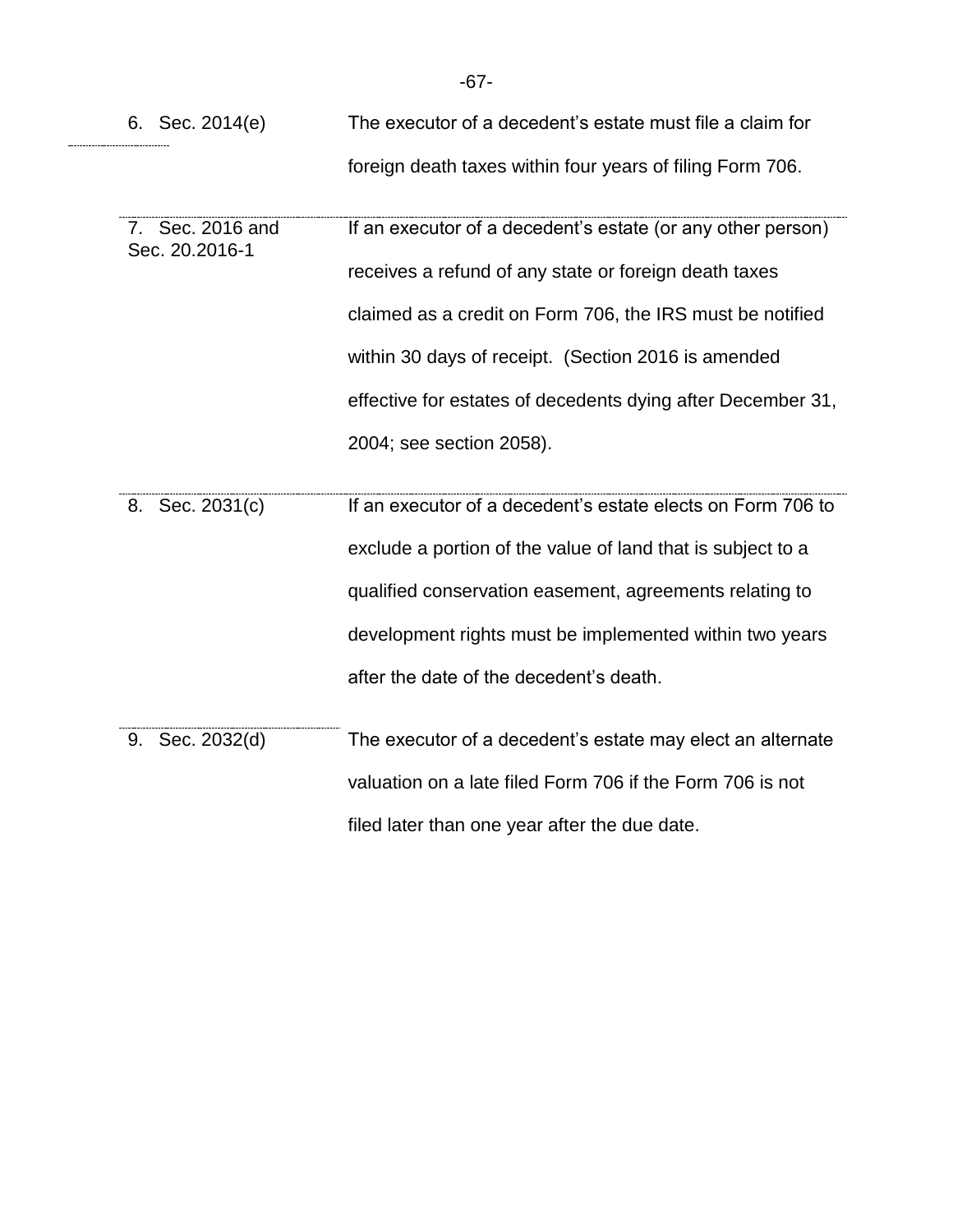| | |
|---|---|
| 6. Sec. 2014(e) | The executor of a decedent’s estate must file a claim for foreign death taxes within four years of filing Form 706. |
| 7. Sec. 2016 and Sec. 20.2016-1 | If an executor of a decedent’s estate (or any other person) receives a refund of any state or foreign death taxes claimed as a credit on Form 706, the IRS must be notified within 30 days of receipt. (Section 2016 is amended effective for estates of decedents dying after December 31, 2004; see section 2058). |
| 8. Sec. 2031(c) | If an executor of a decedent’s estate elects on Form 706 to exclude a portion of the value of land that is subject to a qualified conservation easement, agreements relating to development rights must be implemented within two years after the date of the decedent’s death. |
| 9. Sec. 2032(d) | The executor of a decedent’s estate may elect an alternate valuation on a late filed Form 706 if the Form 706 is not filed later than one year after the due date. |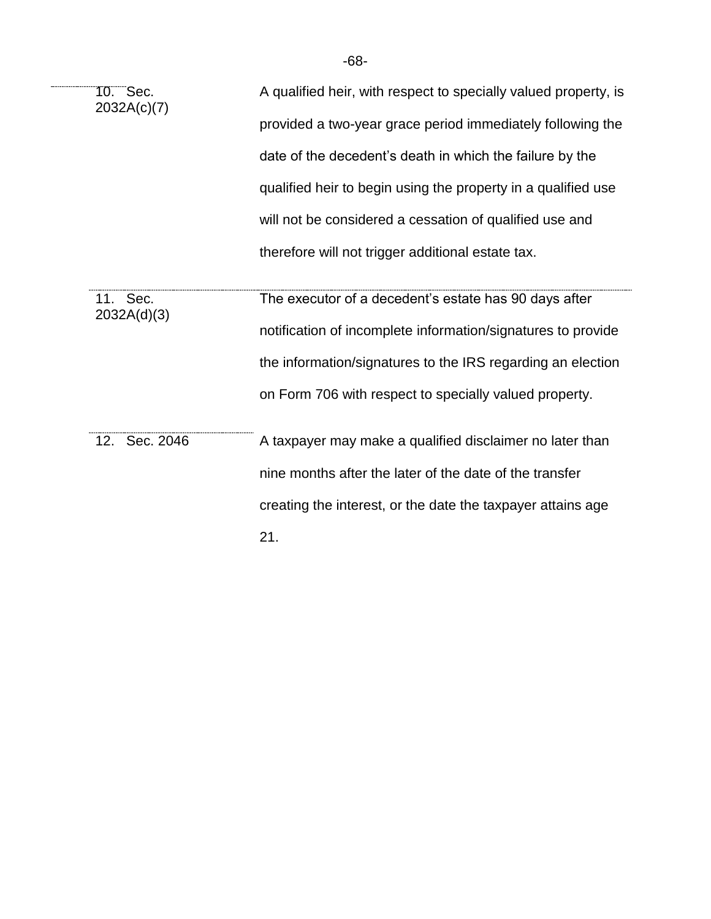| | |
|---|---|
| 10. Sec. 2032A(c)(7) | A qualified heir, with respect to specially valued property, is provided a two-year grace period immediately following the date of the decedent's death in which the failure by the qualified heir to begin using the property in a qualified use will not be considered a cessation of qualified use and therefore will not trigger additional estate tax. |
| 11. Sec. 2032A(d)(3) | The executor of a decedent's estate has 90 days after notification of incomplete information/signatures to provide the information/signatures to the IRS regarding an election on Form 706 with respect to specially valued property. |
| 12. Sec. 2046 | A taxpayer may make a qualified disclaimer no later than nine months after the later of the date of the transfer creating the interest, or the date the taxpayer attains age 21. |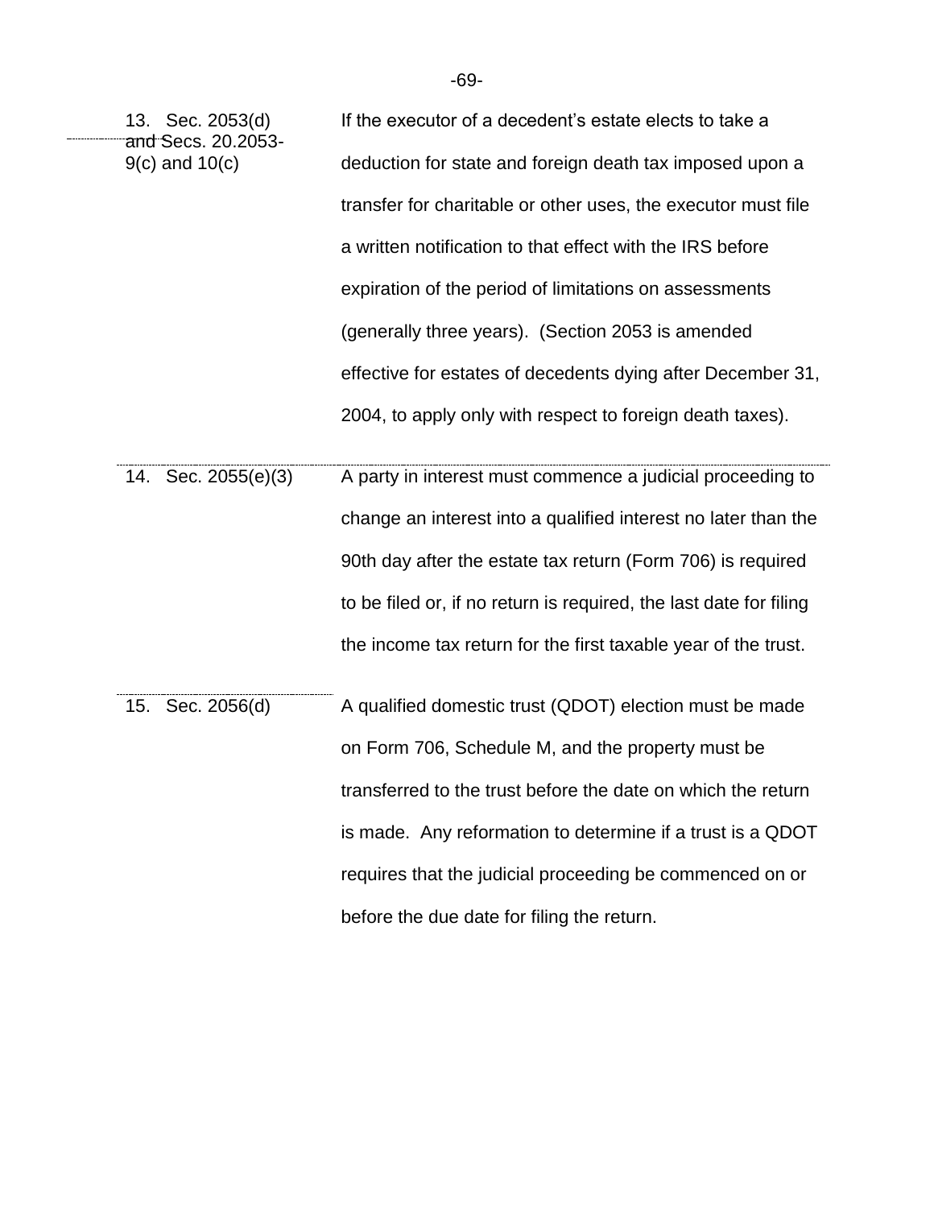| | |
|---|---|
| 13. Sec. 2053(d) and Secs. 20.2053-9(c) and 10(c) | If the executor of a decedent's estate elects to take a deduction for state and foreign death tax imposed upon a transfer for charitable or other uses, the executor must file a written notification to that effect with the IRS before expiration of the period of limitations on assessments (generally three years). (Section 2053 is amended effective for estates of decedents dying after December 31, 2004, to apply only with respect to foreign death taxes). |
| 14. Sec. 2055(e)(3) | A party in interest must commence a judicial proceeding to change an interest into a qualified interest no later than the 90th day after the estate tax return (Form 706) is required to be filed or, if no return is required, the last date for filing the income tax return for the first taxable year of the trust. |
| 15. Sec. 2056(d) | A qualified domestic trust (QDOT) election must be made on Form 706, Schedule M, and the property must be transferred to the trust before the date on which the return is made. Any reformation to determine if a trust is a QDOT requires that the judicial proceeding be commenced on or before the due date for filing the return. |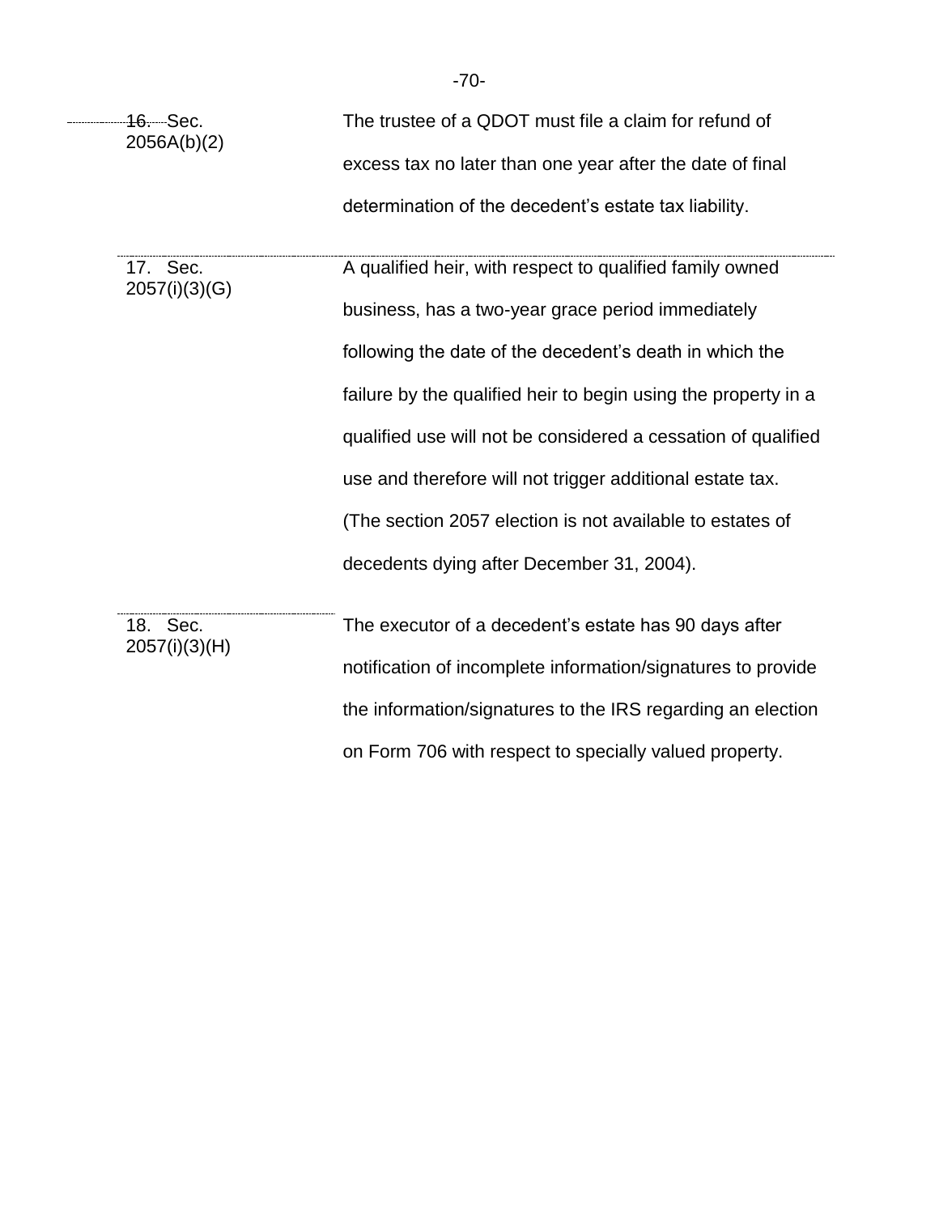| | |
|---|---|
| 16. Sec. 2056A(b)(2) | The trustee of a QDOT must file a claim for refund of excess tax no later than one year after the date of final determination of the decedent's estate tax liability. |
| 17. Sec. 2057(i)(3)(G) | A qualified heir, with respect to qualified family owned business, has a two-year grace period immediately following the date of the decedent's death in which the failure by the qualified heir to begin using the property in a qualified use will not be considered a cessation of qualified use and therefore will not trigger additional estate tax. (The section 2057 election is not available to estates of decedents dying after December 31, 2004). |
| 18. Sec. 2057(i)(3)(H) | The executor of a decedent's estate has 90 days after notification of incomplete information/signatures to provide the information/signatures to the IRS regarding an election on Form 706 with respect to specially valued property. |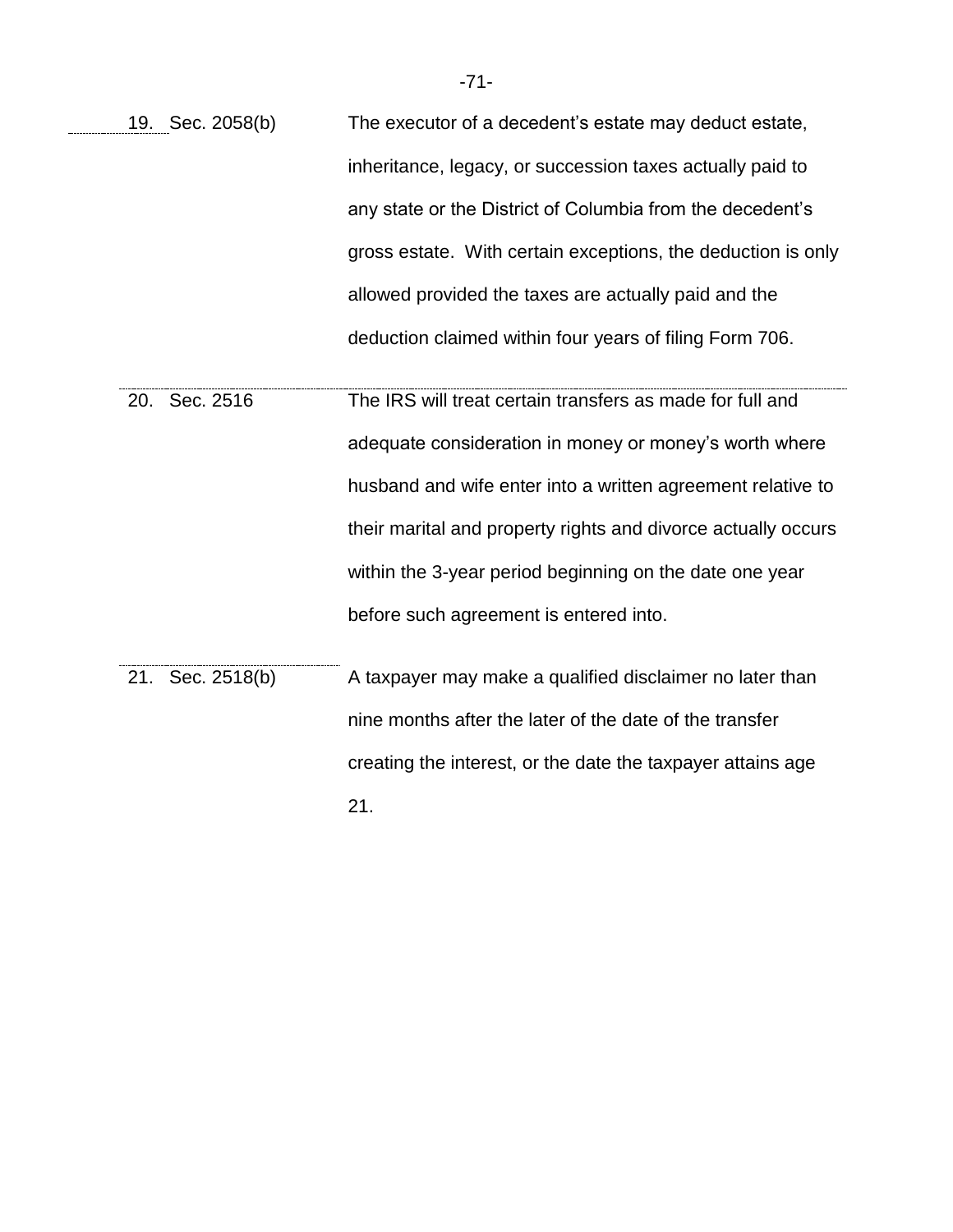| | |
|---|---|
| 19. Sec. 2058(b) | The executor of a decedent’s estate may deduct estate, inheritance, legacy, or succession taxes actually paid to any state or the District of Columbia from the decedent’s gross estate. With certain exceptions, the deduction is only allowed provided the taxes are actually paid and the deduction claimed within four years of filing Form 706. |
| 20. Sec. 2516 | The IRS will treat certain transfers as made for full and adequate consideration in money or money’s worth where husband and wife enter into a written agreement relative to their marital and property rights and divorce actually occurs within the 3-year period beginning on the date one year before such agreement is entered into. |
| 21. Sec. 2518(b) | A taxpayer may make a qualified disclaimer no later than nine months after the later of the date of the transfer creating the interest, or the date the taxpayer attains age 21. |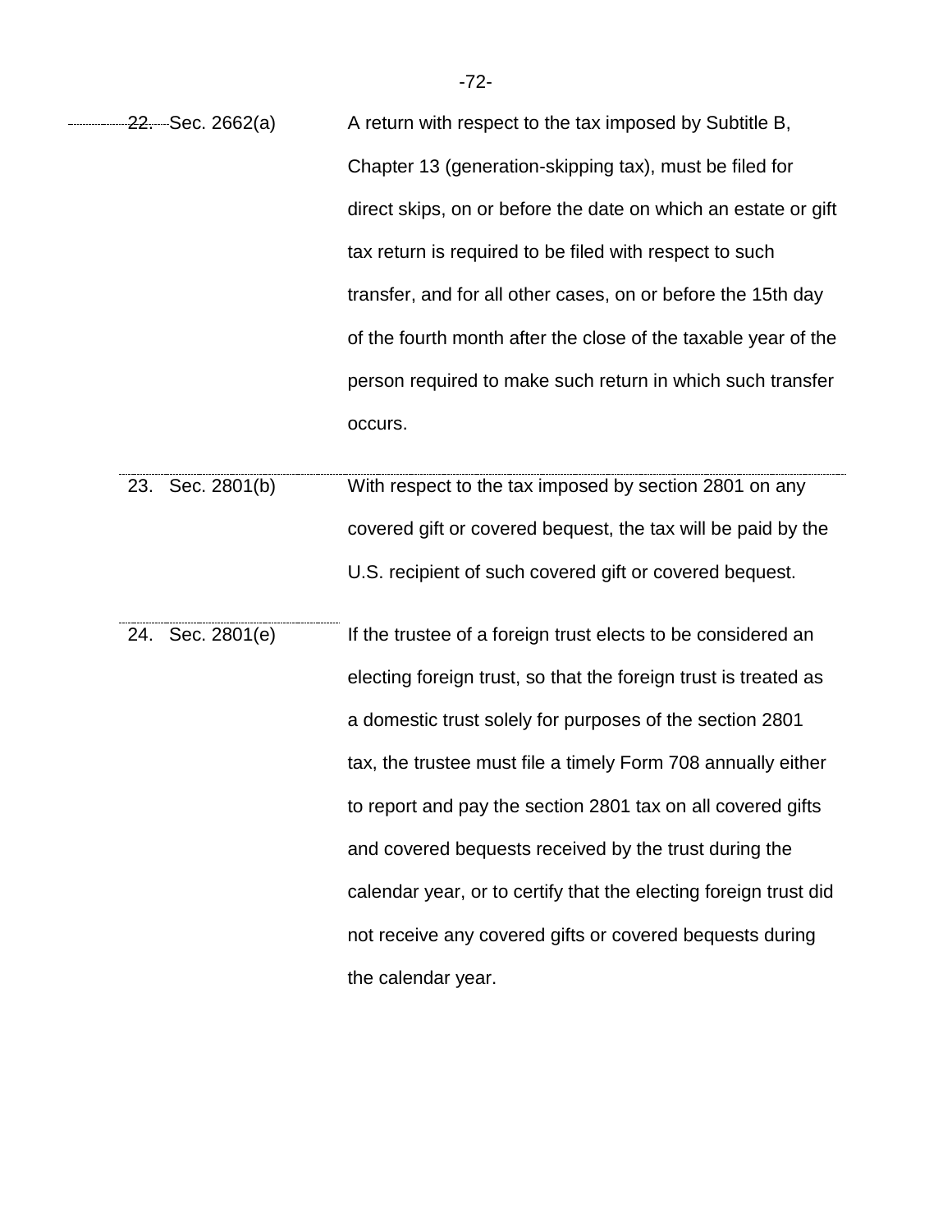| | |
|---|---|
| 22. Sec. 2662(a) | A return with respect to the tax imposed by Subtitle B, Chapter 13 (generation-skipping tax), must be filed for direct skips, on or before the date on which an estate or gift tax return is required to be filed with respect to such transfer, and for all other cases, on or before the 15th day of the fourth month after the close of the taxable year of the person required to make such return in which such transfer occurs. |
| 23. Sec. 2801(b) | With respect to the tax imposed by section 2801 on any covered gift or covered bequest, the tax will be paid by the U.S. recipient of such covered gift or covered bequest. |
| 24. Sec. 2801(e) | If the trustee of a foreign trust elects to be considered an electing foreign trust, so that the foreign trust is treated as a domestic trust solely for purposes of the section 2801 tax, the trustee must file a timely Form 708 annually either to report and pay the section 2801 tax on all covered gifts and covered bequests received by the trust during the calendar year, or to certify that the electing foreign trust did not receive any covered gifts or covered bequests during the calendar year. |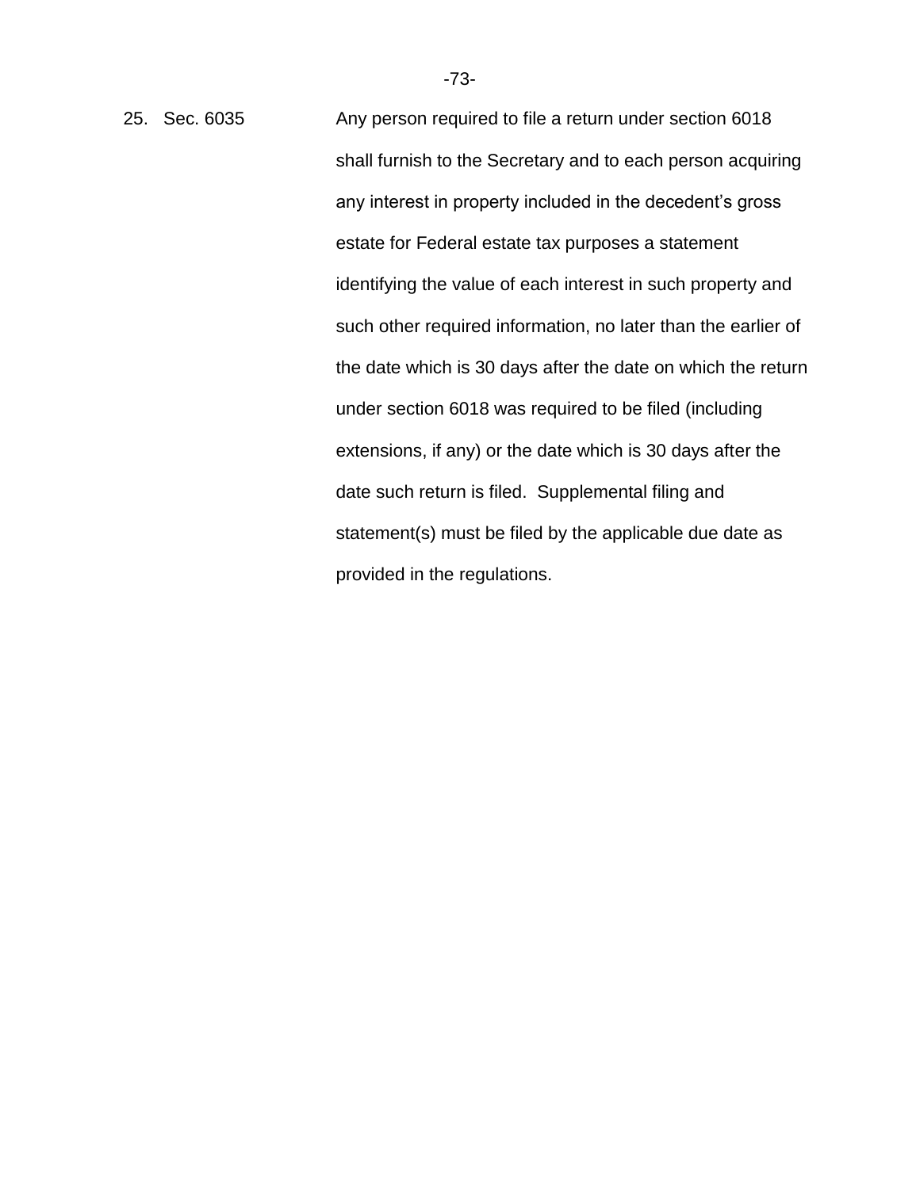25. Sec. 6035 — Any person required to file a return under section 6018 shall furnish to the Secretary and to each person acquiring any interest in property included in the decedent's gross estate for Federal estate tax purposes a statement identifying the value of each interest in such property and such other required information, no later than the earlier of the date which is 30 days after the date on which the return under section 6018 was required to be filed (including extensions, if any) or the date which is 30 days after the date such return is filed. Supplemental filing and statement(s) must be filed by the applicable due date as provided in the regulations.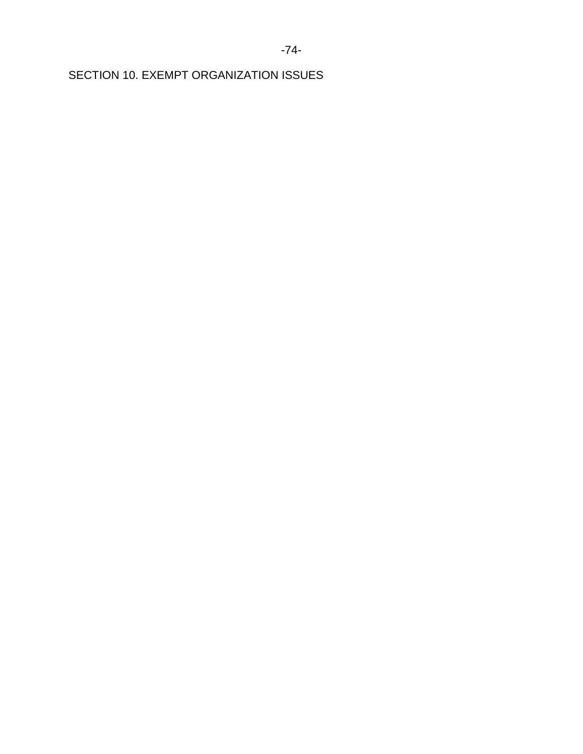## SECTION 10. EXEMPT ORGANIZATION ISSUES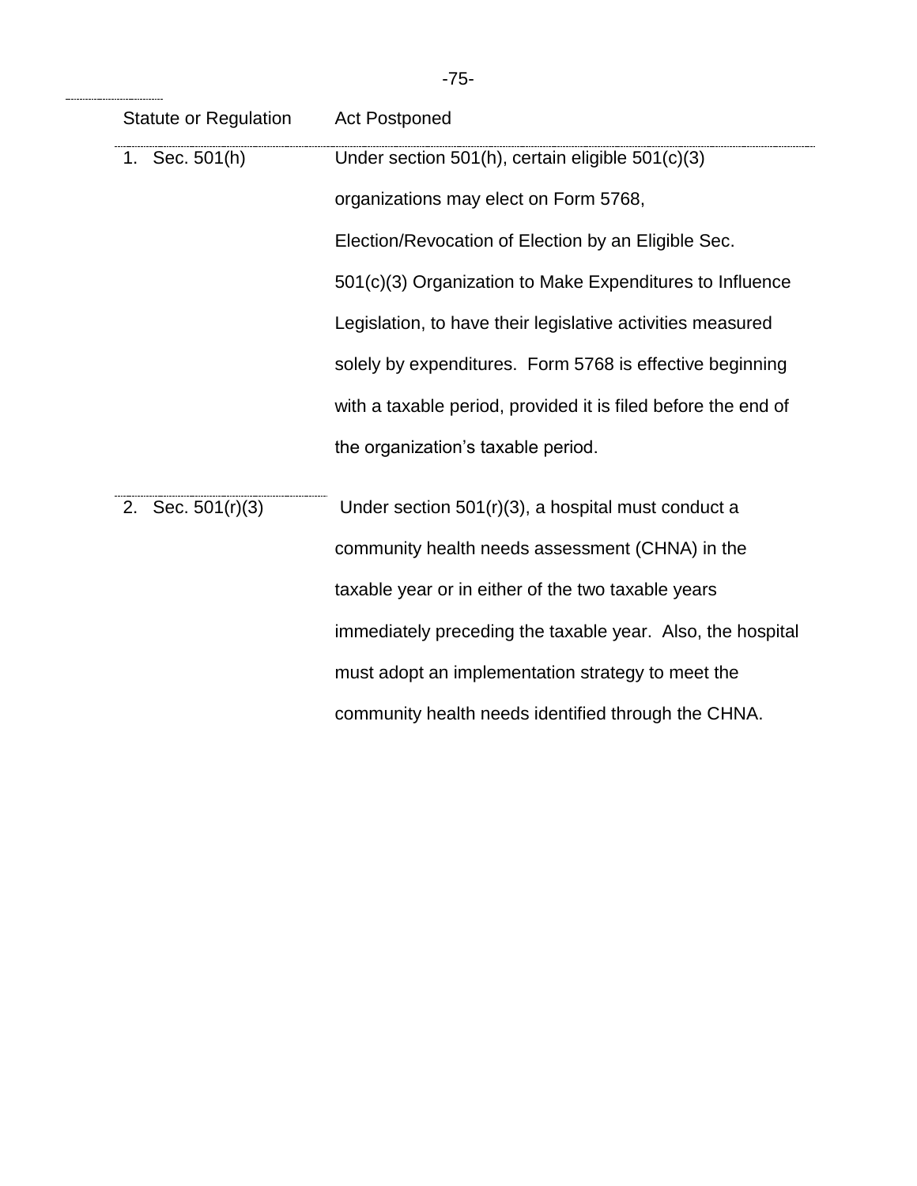| Statute or Regulation | Act Postponed |
|---|---|
| 1. Sec. 501(h) | Under section 501(h), certain eligible 501(c)(3) organizations may elect on Form 5768, Election/Revocation of Election by an Eligible Sec. 501(c)(3) Organization to Make Expenditures to Influence Legislation, to have their legislative activities measured solely by expenditures. Form 5768 is effective beginning with a taxable period, provided it is filed before the end of the organization's taxable period. |
| 2. Sec. 501(r)(3) | Under section 501(r)(3), a hospital must conduct a community health needs assessment (CHNA) in the taxable year or in either of the two taxable years immediately preceding the taxable year. Also, the hospital must adopt an implementation strategy to meet the community health needs identified through the CHNA. |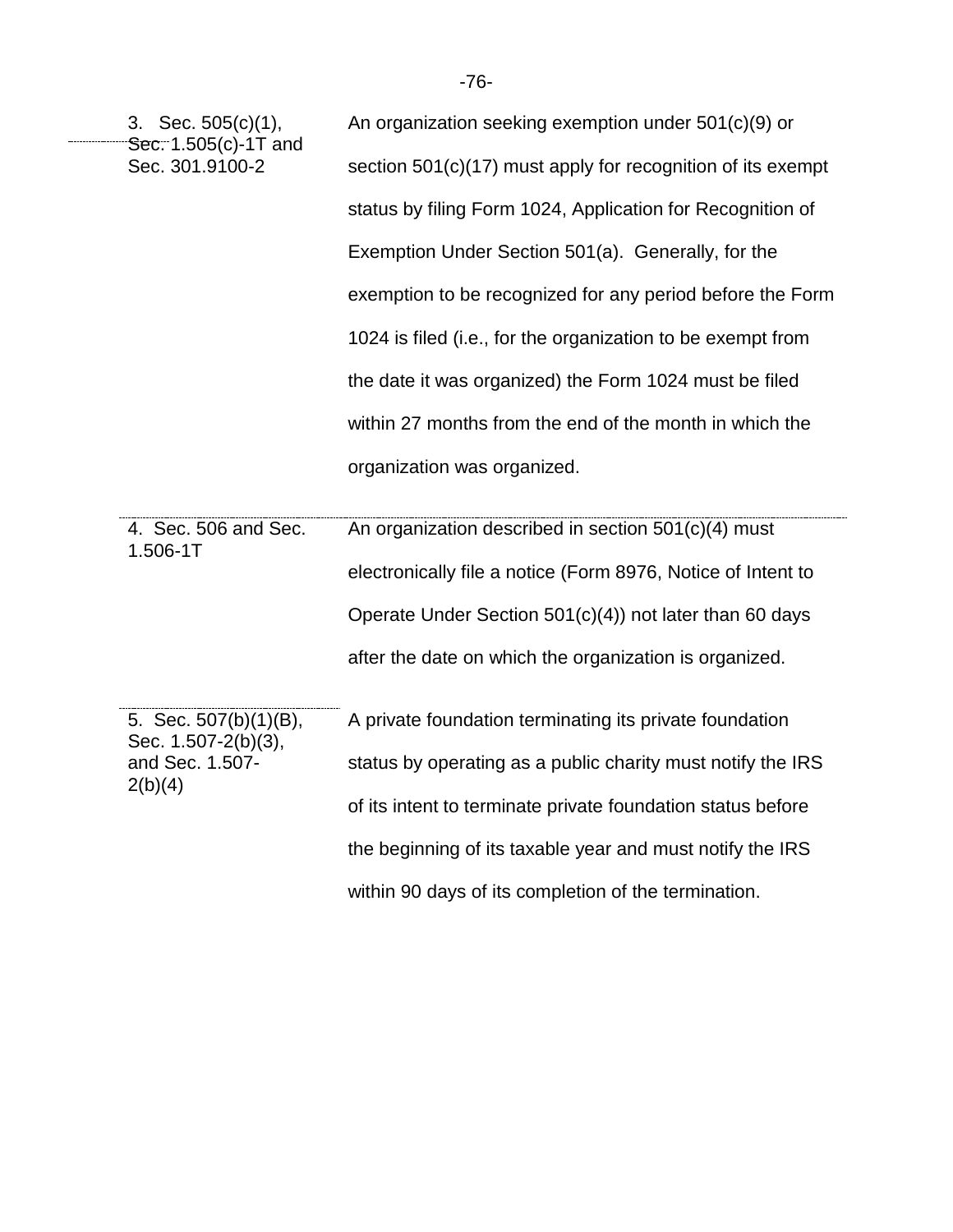| | |
|---|---|
| 3. Sec. 505(c)(1), Sec. 1.505(c)-1T and Sec. 301.9100-2 | An organization seeking exemption under 501(c)(9) or section 501(c)(17) must apply for recognition of its exempt status by filing Form 1024, Application for Recognition of Exemption Under Section 501(a). Generally, for the exemption to be recognized for any period before the Form 1024 is filed (i.e., for the organization to be exempt from the date it was organized) the Form 1024 must be filed within 27 months from the end of the month in which the organization was organized. |
| 4. Sec. 506 and Sec. 1.506-1T | An organization described in section 501(c)(4) must electronically file a notice (Form 8976, Notice of Intent to Operate Under Section 501(c)(4)) not later than 60 days after the date on which the organization is organized. |
| 5. Sec. 507(b)(1)(B), Sec. 1.507-2(b)(3), and Sec. 1.507-2(b)(4) | A private foundation terminating its private foundation status by operating as a public charity must notify the IRS of its intent to terminate private foundation status before the beginning of its taxable year and must notify the IRS within 90 days of its completion of the termination. |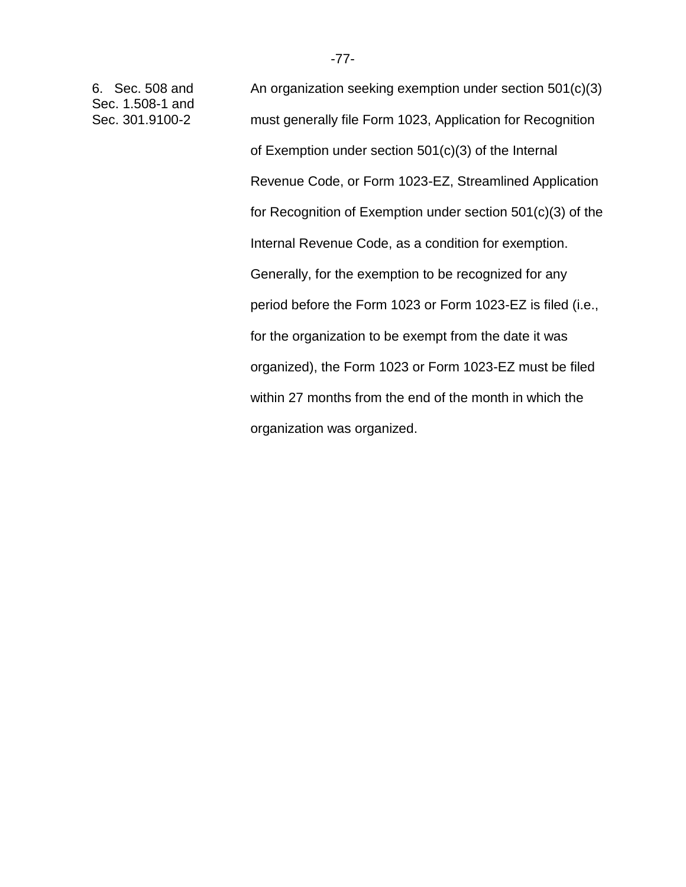6. Sec. 508 and Sec. 1.508-1 and Sec. 301.9100-2

An organization seeking exemption under section 501(c)(3) must generally file Form 1023, Application for Recognition of Exemption under section 501(c)(3) of the Internal Revenue Code, or Form 1023-EZ, Streamlined Application for Recognition of Exemption under section 501(c)(3) of the Internal Revenue Code, as a condition for exemption. Generally, for the exemption to be recognized for any period before the Form 1023 or Form 1023-EZ is filed (i.e., for the organization to be exempt from the date it was organized), the Form 1023 or Form 1023-EZ must be filed within 27 months from the end of the month in which the organization was organized.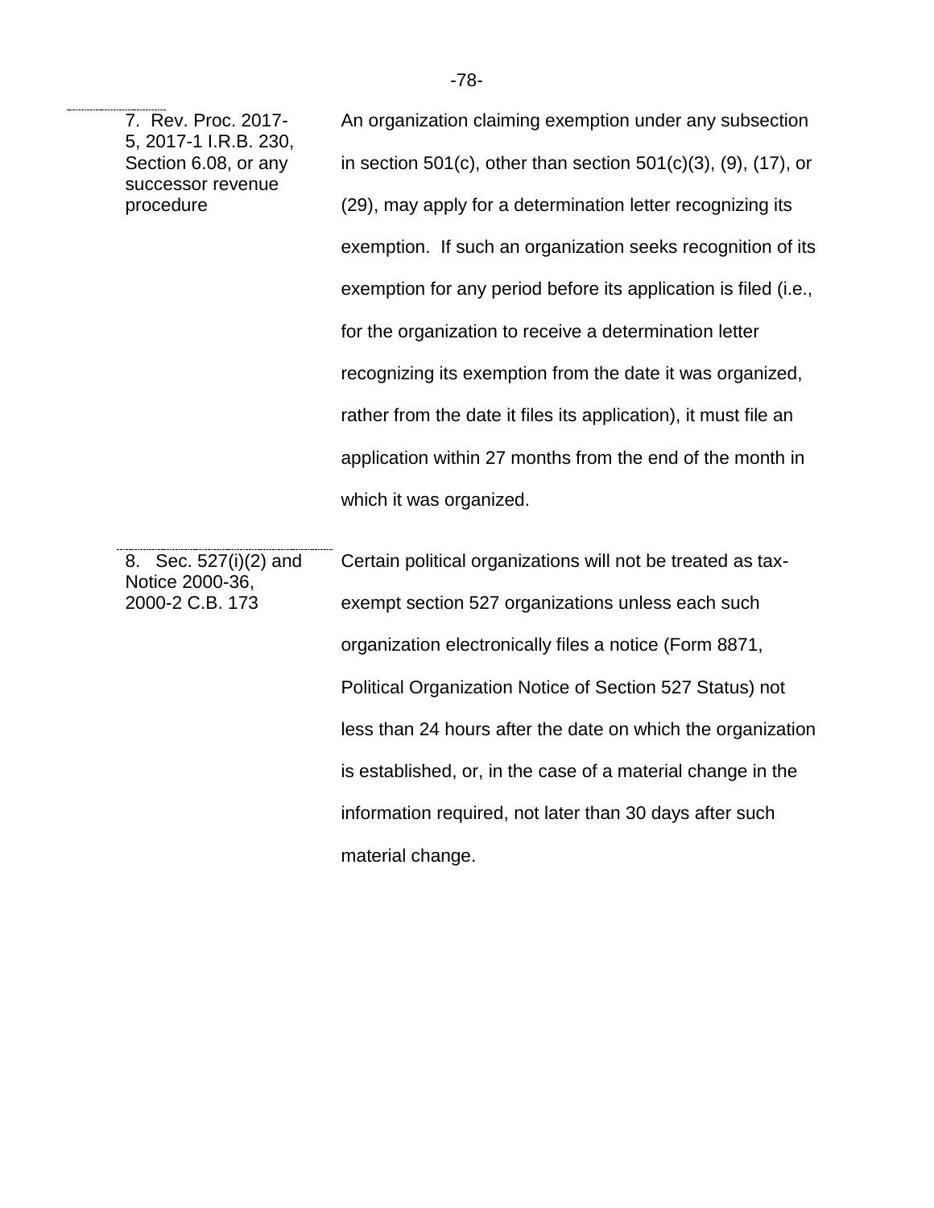| | |
|---|---|
| 7. Rev. Proc. 2017-5, 2017-1 I.R.B. 230, Section 6.08, or any successor revenue procedure | An organization claiming exemption under any subsection in section 501(c), other than section 501(c)(3), (9), (17), or (29), may apply for a determination letter recognizing its exemption. If such an organization seeks recognition of its exemption for any period before its application is filed (i.e., for the organization to receive a determination letter recognizing its exemption from the date it was organized, rather from the date it files its application), it must file an application within 27 months from the end of the month in which it was organized. |
| 8. Sec. 527(i)(2) and Notice 2000-36, 2000-2 C.B. 173 | Certain political organizations will not be treated as tax-exempt section 527 organizations unless each such organization electronically files a notice (Form 8871, Political Organization Notice of Section 527 Status) not less than 24 hours after the date on which the organization is established, or, in the case of a material change in the information required, not later than 30 days after such material change. |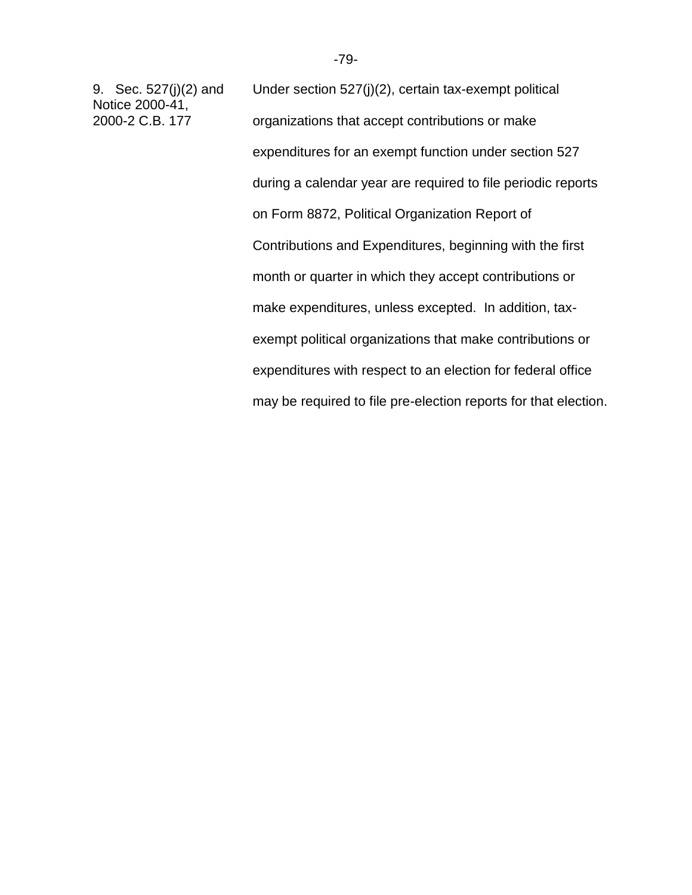| | |
|---|---|
| 9. Sec. 527(j)(2) and Notice 2000-41, 2000-2 C.B. 177 | Under section 527(j)(2), certain tax-exempt political organizations that accept contributions or make expenditures for an exempt function under section 527 during a calendar year are required to file periodic reports on Form 8872, Political Organization Report of Contributions and Expenditures, beginning with the first month or quarter in which they accept contributions or make expenditures, unless excepted. In addition, tax-exempt political organizations that make contributions or expenditures with respect to an election for federal office may be required to file pre-election reports for that election. |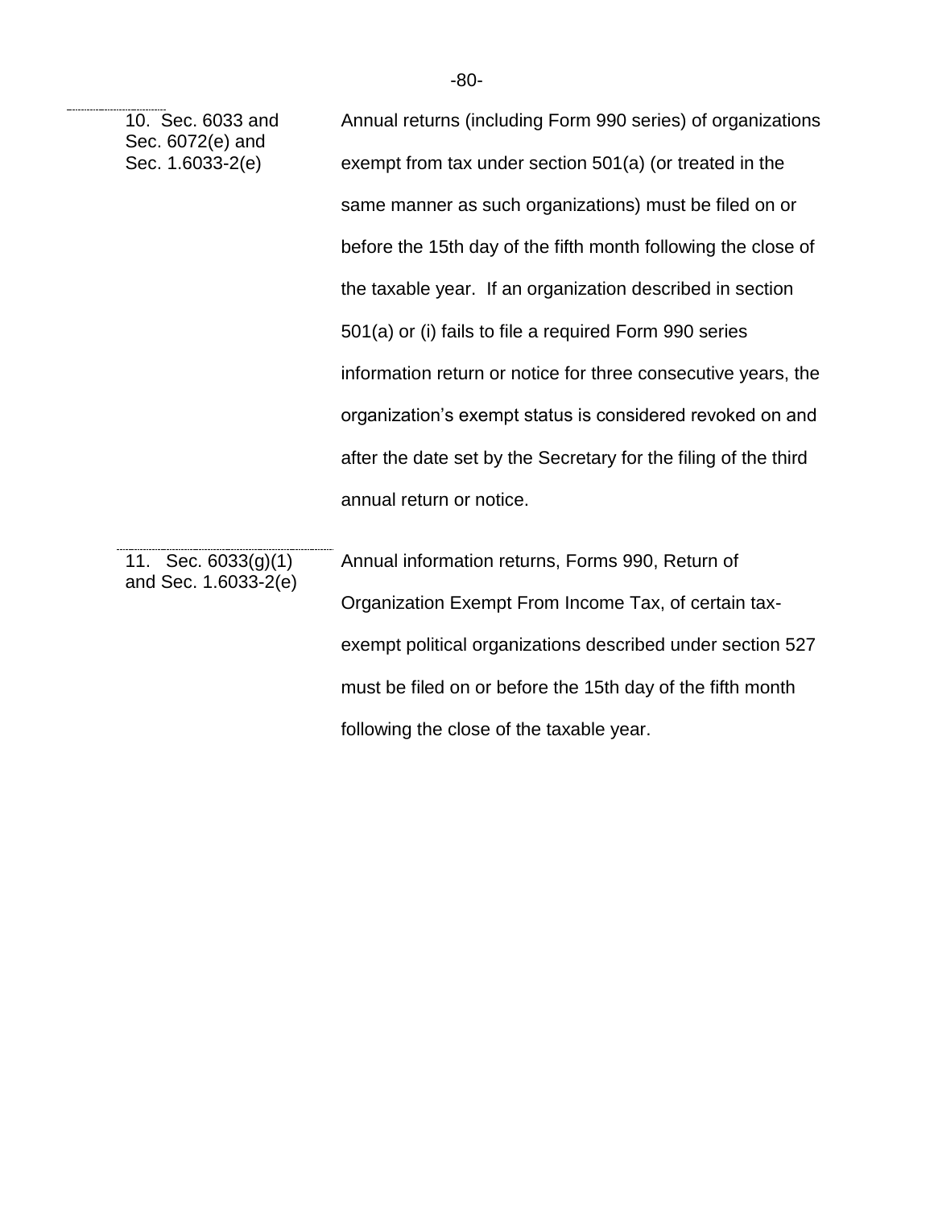| | |
|---|---|
| 10. Sec. 6033 and Sec. 6072(e) and Sec. 1.6033-2(e) | Annual returns (including Form 990 series) of organizations exempt from tax under section 501(a) (or treated in the same manner as such organizations) must be filed on or before the 15th day of the fifth month following the close of the taxable year. If an organization described in section 501(a) or (i) fails to file a required Form 990 series information return or notice for three consecutive years, the organization's exempt status is considered revoked on and after the date set by the Secretary for the filing of the third annual return or notice. |
| 11. Sec. 6033(g)(1) and Sec. 1.6033-2(e) | Annual information returns, Forms 990, Return of Organization Exempt From Income Tax, of certain tax-exempt political organizations described under section 527 must be filed on or before the 15th day of the fifth month following the close of the taxable year. |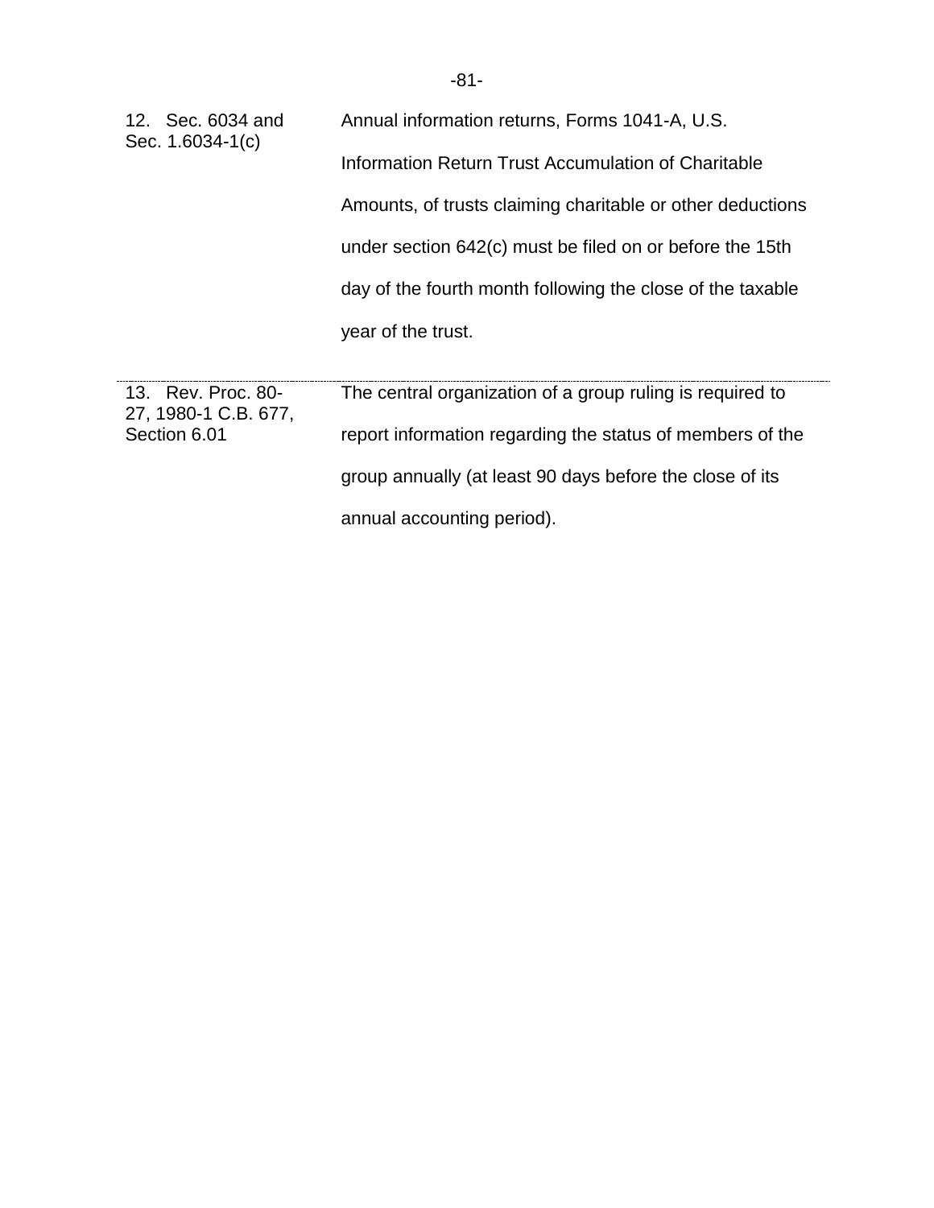| | |
|---|---|
| 12. Sec. 6034 and Sec. 1.6034-1(c) | Annual information returns, Forms 1041-A, U.S. Information Return Trust Accumulation of Charitable Amounts, of trusts claiming charitable or other deductions under section 642(c) must be filed on or before the 15th day of the fourth month following the close of the taxable year of the trust. |
| 13. Rev. Proc. 80-27, 1980-1 C.B. 677, Section 6.01 | The central organization of a group ruling is required to report information regarding the status of members of the group annually (at least 90 days before the close of its annual accounting period). |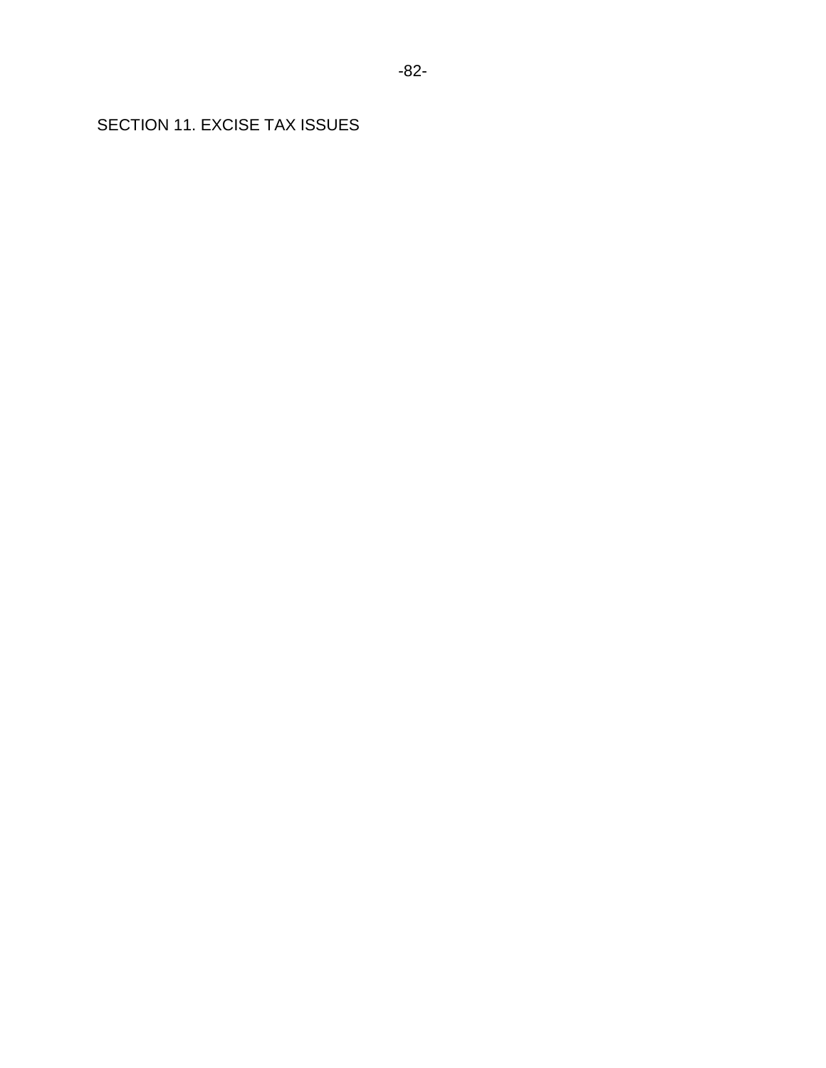# SECTION 11. EXCISE TAX ISSUES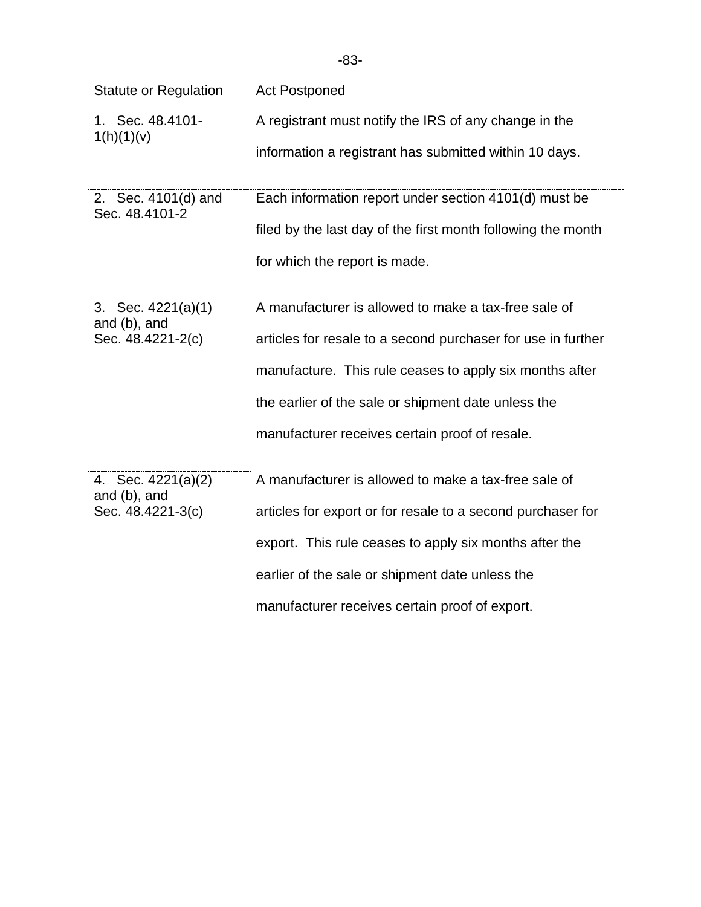| Statute or Regulation | Act Postponed |
|---|---|
| 1. Sec. 48.4101-1(h)(1)(v) | A registrant must notify the IRS of any change in the information a registrant has submitted within 10 days. |
| 2. Sec. 4101(d) and Sec. 48.4101-2 | Each information report under section 4101(d) must be filed by the last day of the first month following the month for which the report is made. |
| 3. Sec. 4221(a)(1) and (b), and Sec. 48.4221-2(c) | A manufacturer is allowed to make a tax-free sale of articles for resale to a second purchaser for use in further manufacture. This rule ceases to apply six months after the earlier of the sale or shipment date unless the manufacturer receives certain proof of resale. |
| 4. Sec. 4221(a)(2) and (b), and Sec. 48.4221-3(c) | A manufacturer is allowed to make a tax-free sale of articles for export or for resale to a second purchaser for export. This rule ceases to apply six months after the earlier of the sale or shipment date unless the manufacturer receives certain proof of export. |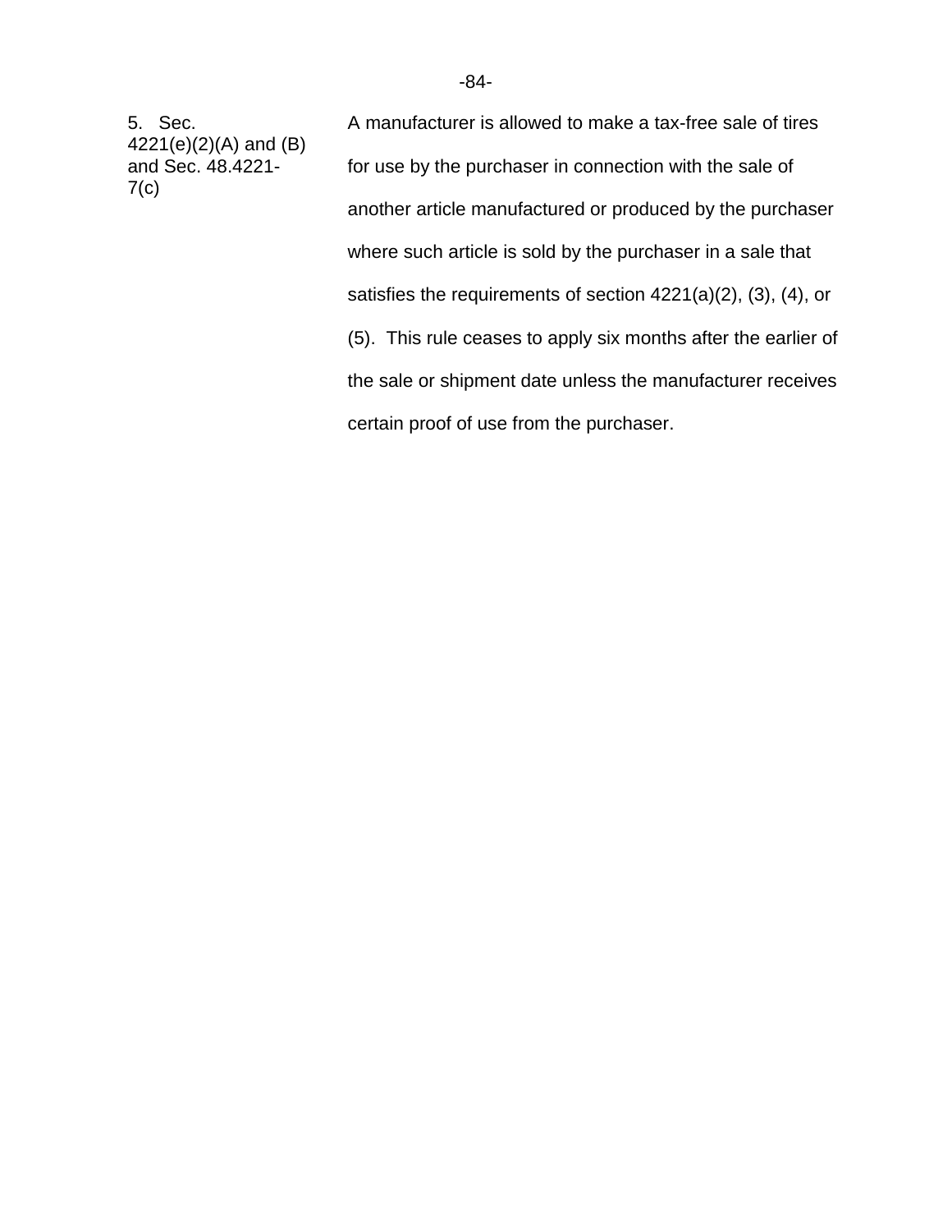| | |
|---|---|
| 5. Sec. 4221(e)(2)(A) and (B) and Sec. 48.4221-7(c) | A manufacturer is allowed to make a tax-free sale of tires for use by the purchaser in connection with the sale of another article manufactured or produced by the purchaser where such article is sold by the purchaser in a sale that satisfies the requirements of section 4221(a)(2), (3), (4), or (5). This rule ceases to apply six months after the earlier of the sale or shipment date unless the manufacturer receives certain proof of use from the purchaser. |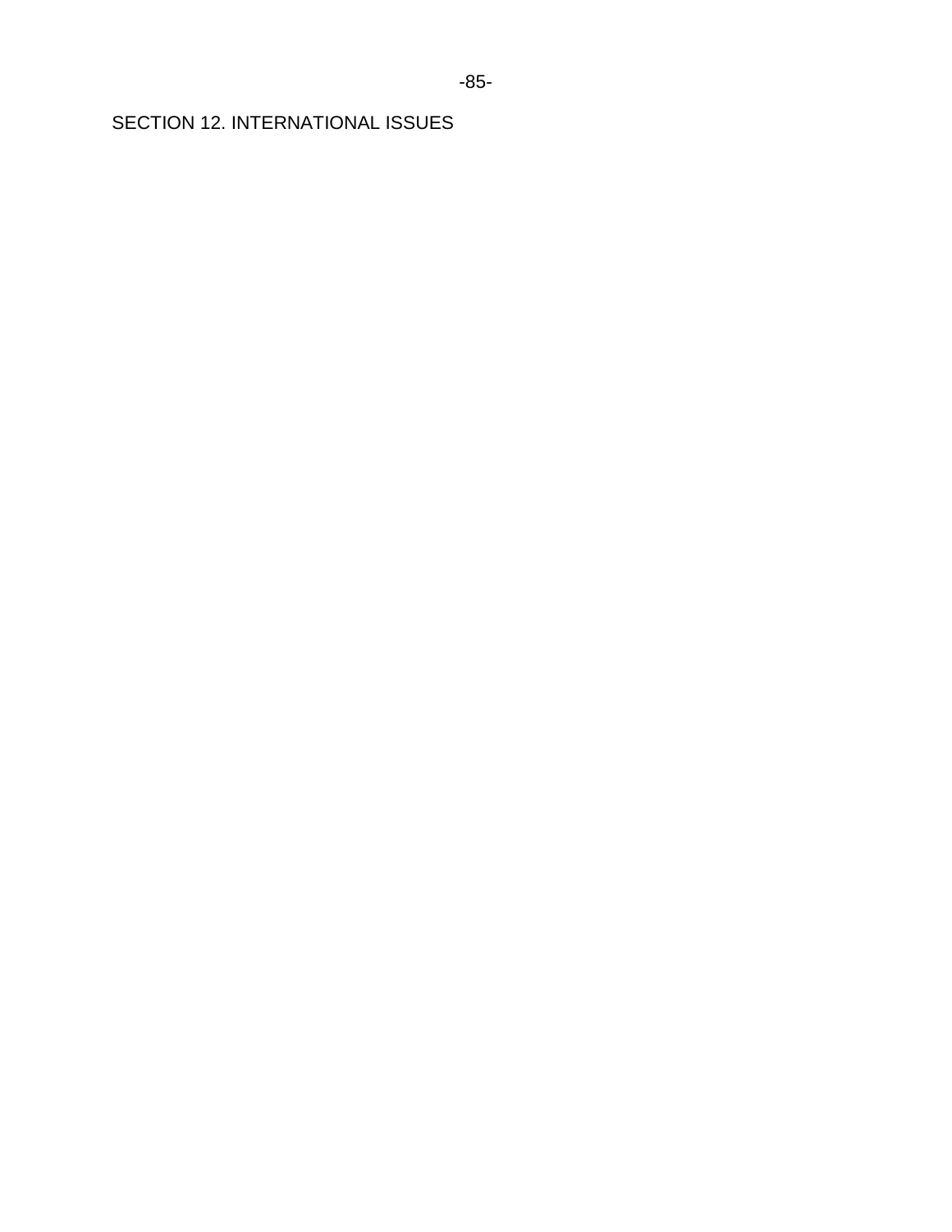# SECTION 12. INTERNATIONAL ISSUES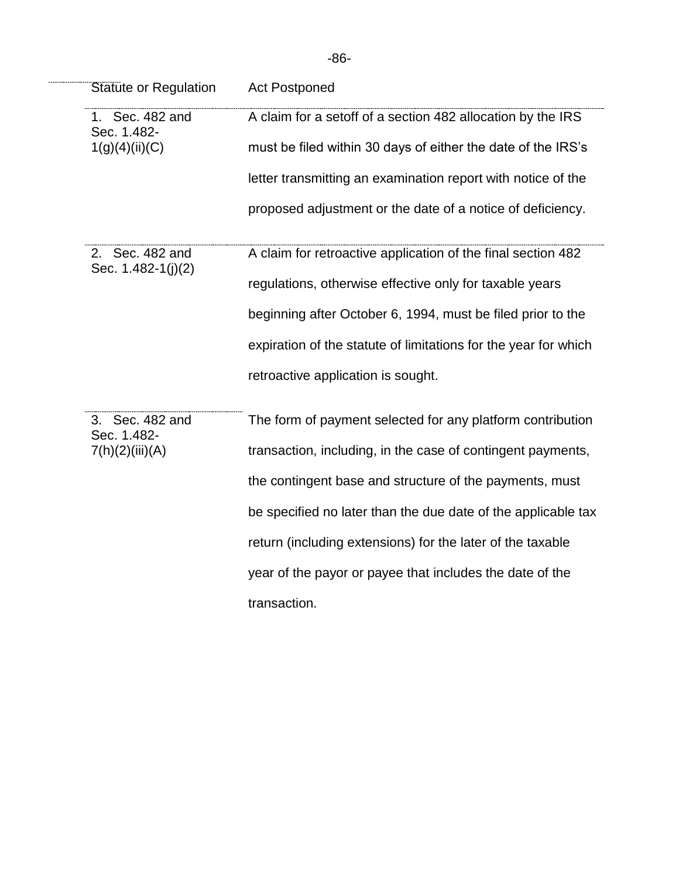| Statute or Regulation | Act Postponed |
| --- | --- |
| 1. Sec. 482 and Sec. 1.482-1(g)(4)(ii)(C) | A claim for a setoff of a section 482 allocation by the IRS must be filed within 30 days of either the date of the IRS's letter transmitting an examination report with notice of the proposed adjustment or the date of a notice of deficiency. |
| 2. Sec. 482 and Sec. 1.482-1(j)(2) | A claim for retroactive application of the final section 482 regulations, otherwise effective only for taxable years beginning after October 6, 1994, must be filed prior to the expiration of the statute of limitations for the year for which retroactive application is sought. |
| 3. Sec. 482 and Sec. 1.482-7(h)(2)(iii)(A) | The form of payment selected for any platform contribution transaction, including, in the case of contingent payments, the contingent base and structure of the payments, must be specified no later than the due date of the applicable tax return (including extensions) for the later of the taxable year of the payor or payee that includes the date of the transaction. |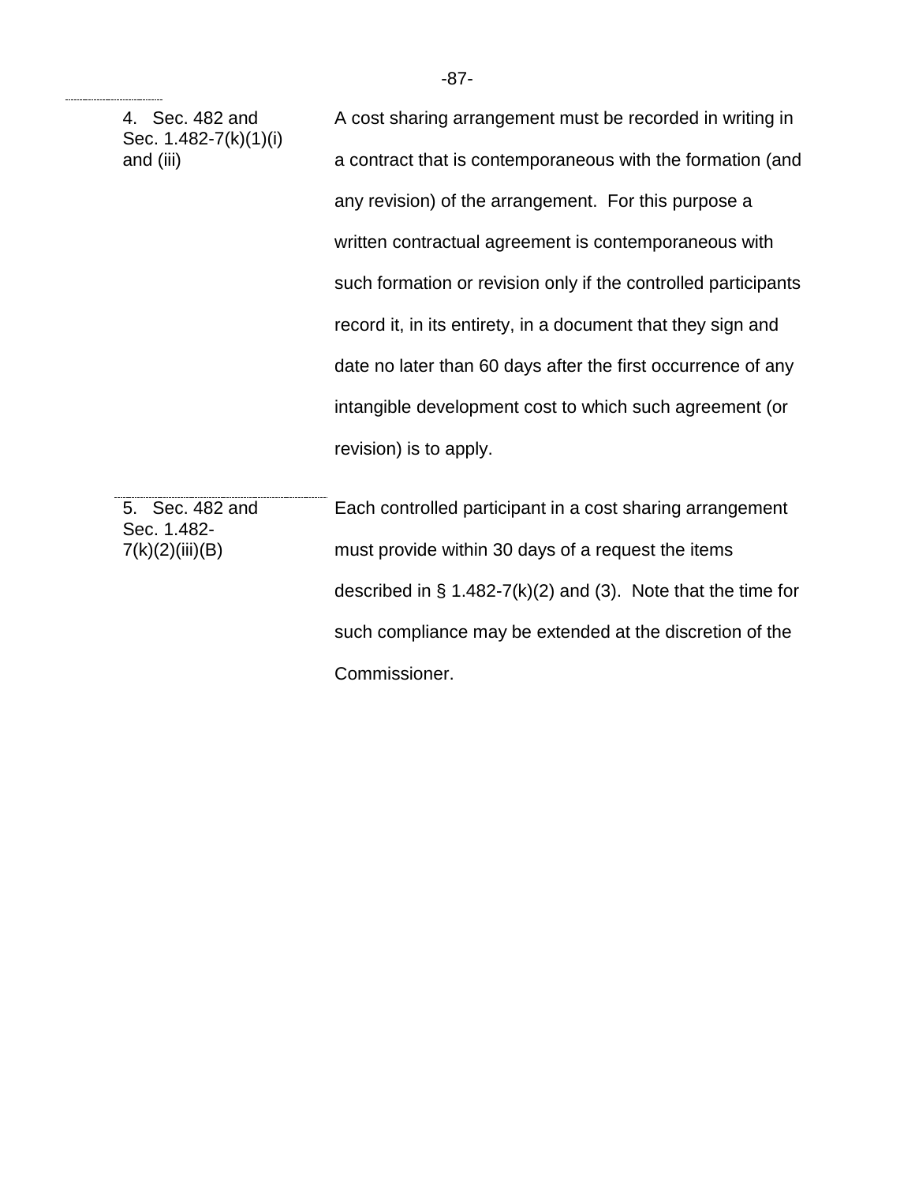| | |
|---|---|
| 4. Sec. 482 and Sec. 1.482-7(k)(1)(i) and (iii) | A cost sharing arrangement must be recorded in writing in a contract that is contemporaneous with the formation (and any revision) of the arrangement. For this purpose a written contractual agreement is contemporaneous with such formation or revision only if the controlled participants record it, in its entirety, in a document that they sign and date no later than 60 days after the first occurrence of any intangible development cost to which such agreement (or revision) is to apply. |
| 5. Sec. 482 and Sec. 1.482-7(k)(2)(iii)(B) | Each controlled participant in a cost sharing arrangement must provide within 30 days of a request the items described in § 1.482-7(k)(2) and (3). Note that the time for such compliance may be extended at the discretion of the Commissioner. |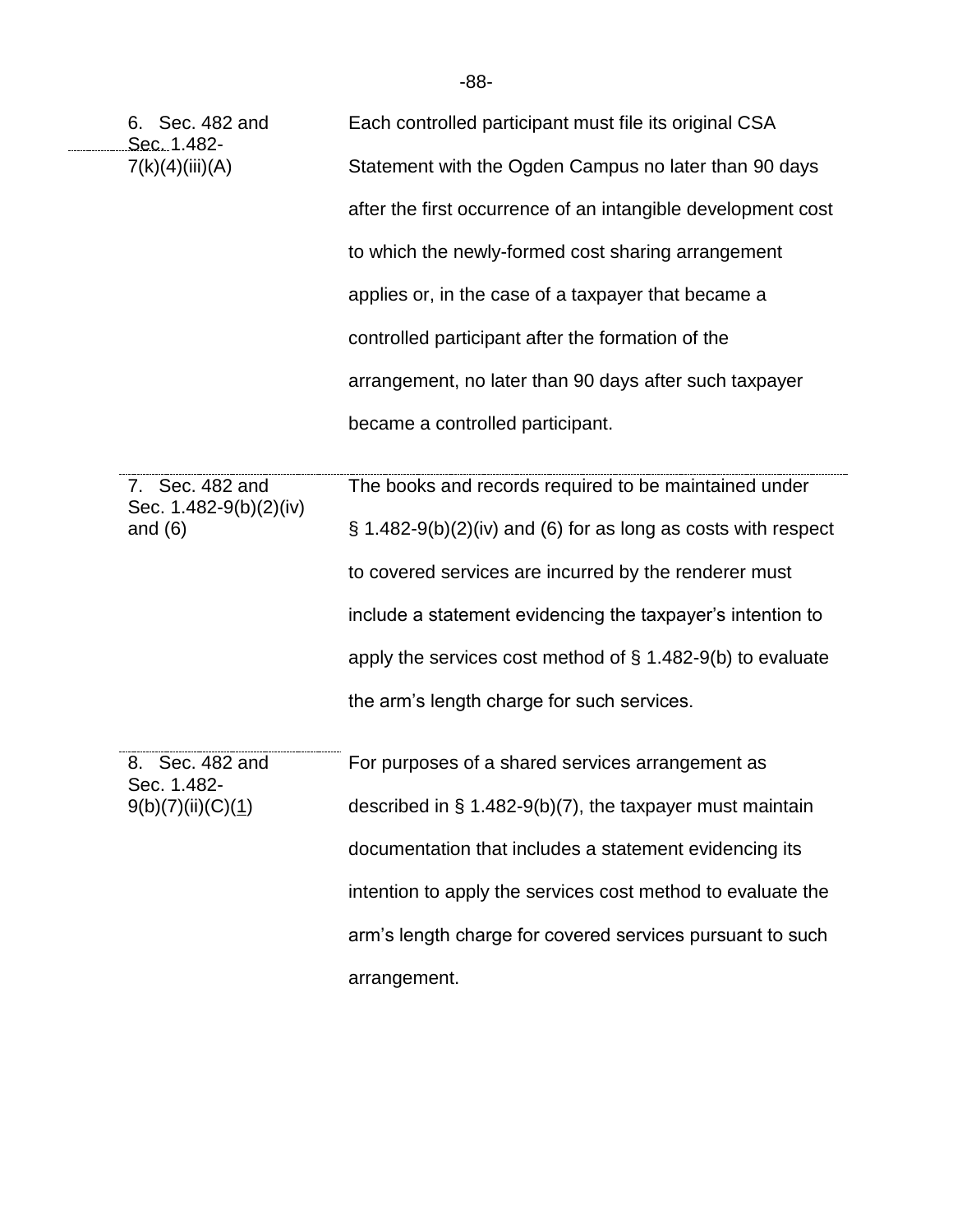| | |
|---|---|
| 6. Sec. 482 and Sec. 1.482-7(k)(4)(iii)(A) | Each controlled participant must file its original CSA Statement with the Ogden Campus no later than 90 days after the first occurrence of an intangible development cost to which the newly-formed cost sharing arrangement applies or, in the case of a taxpayer that became a controlled participant after the formation of the arrangement, no later than 90 days after such taxpayer became a controlled participant. |
| 7. Sec. 482 and Sec. 1.482-9(b)(2)(iv) and (6) | The books and records required to be maintained under § 1.482-9(b)(2)(iv) and (6) for as long as costs with respect to covered services are incurred by the renderer must include a statement evidencing the taxpayer's intention to apply the services cost method of § 1.482-9(b) to evaluate the arm's length charge for such services. |
| 8. Sec. 482 and Sec. 1.482-9(b)(7)(ii)(C)(1) | For purposes of a shared services arrangement as described in § 1.482-9(b)(7), the taxpayer must maintain documentation that includes a statement evidencing its intention to apply the services cost method to evaluate the arm's length charge for covered services pursuant to such arrangement. |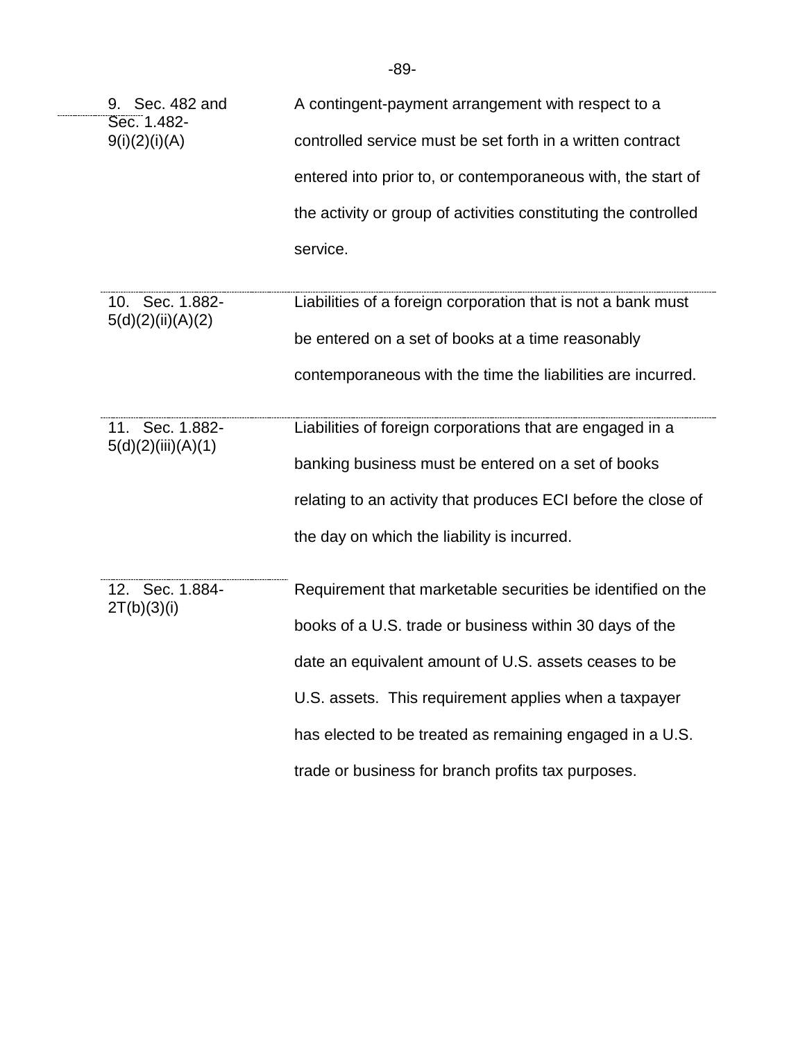| | |
|---|---|
| 9. Sec. 482 and Sec. 1.482-9(i)(2)(i)(A) | A contingent-payment arrangement with respect to a controlled service must be set forth in a written contract entered into prior to, or contemporaneous with, the start of the activity or group of activities constituting the controlled service. |
| 10. Sec. 1.882-5(d)(2)(ii)(A)(2) | Liabilities of a foreign corporation that is not a bank must be entered on a set of books at a time reasonably contemporaneous with the time the liabilities are incurred. |
| 11. Sec. 1.882-5(d)(2)(iii)(A)(1) | Liabilities of foreign corporations that are engaged in a banking business must be entered on a set of books relating to an activity that produces ECI before the close of the day on which the liability is incurred. |
| 12. Sec. 1.884-2T(b)(3)(i) | Requirement that marketable securities be identified on the books of a U.S. trade or business within 30 days of the date an equivalent amount of U.S. assets ceases to be U.S. assets. This requirement applies when a taxpayer has elected to be treated as remaining engaged in a U.S. trade or business for branch profits tax purposes. |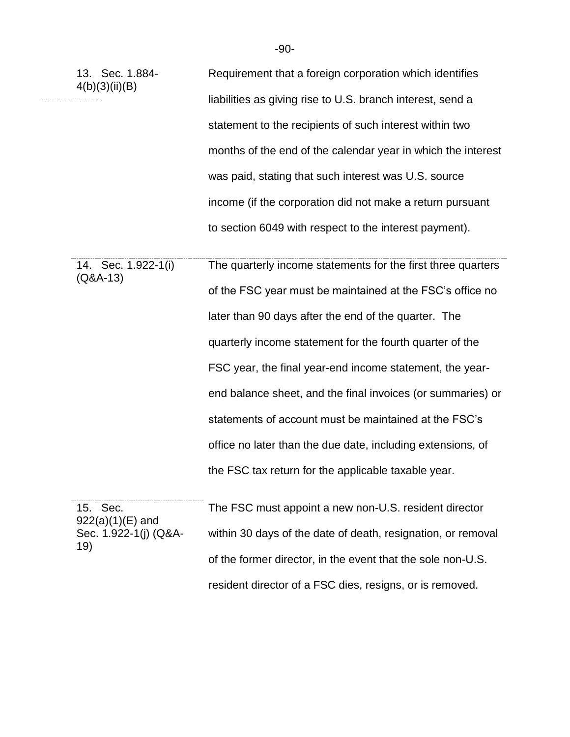| | |
|---|---|
| 13. Sec. 1.884-4(b)(3)(ii)(B) | Requirement that a foreign corporation which identifies liabilities as giving rise to U.S. branch interest, send a statement to the recipients of such interest within two months of the end of the calendar year in which the interest was paid, stating that such interest was U.S. source income (if the corporation did not make a return pursuant to section 6049 with respect to the interest payment). |
| 14. Sec. 1.922-1(i) (Q&A-13) | The quarterly income statements for the first three quarters of the FSC year must be maintained at the FSC's office no later than 90 days after the end of the quarter. The quarterly income statement for the fourth quarter of the FSC year, the final year-end income statement, the year-end balance sheet, and the final invoices (or summaries) or statements of account must be maintained at the FSC's office no later than the due date, including extensions, of the FSC tax return for the applicable taxable year. |
| 15. Sec. 922(a)(1)(E) and Sec. 1.922-1(j) (Q&A-19) | The FSC must appoint a new non-U.S. resident director within 30 days of the date of death, resignation, or removal of the former director, in the event that the sole non-U.S. resident director of a FSC dies, resigns, or is removed. |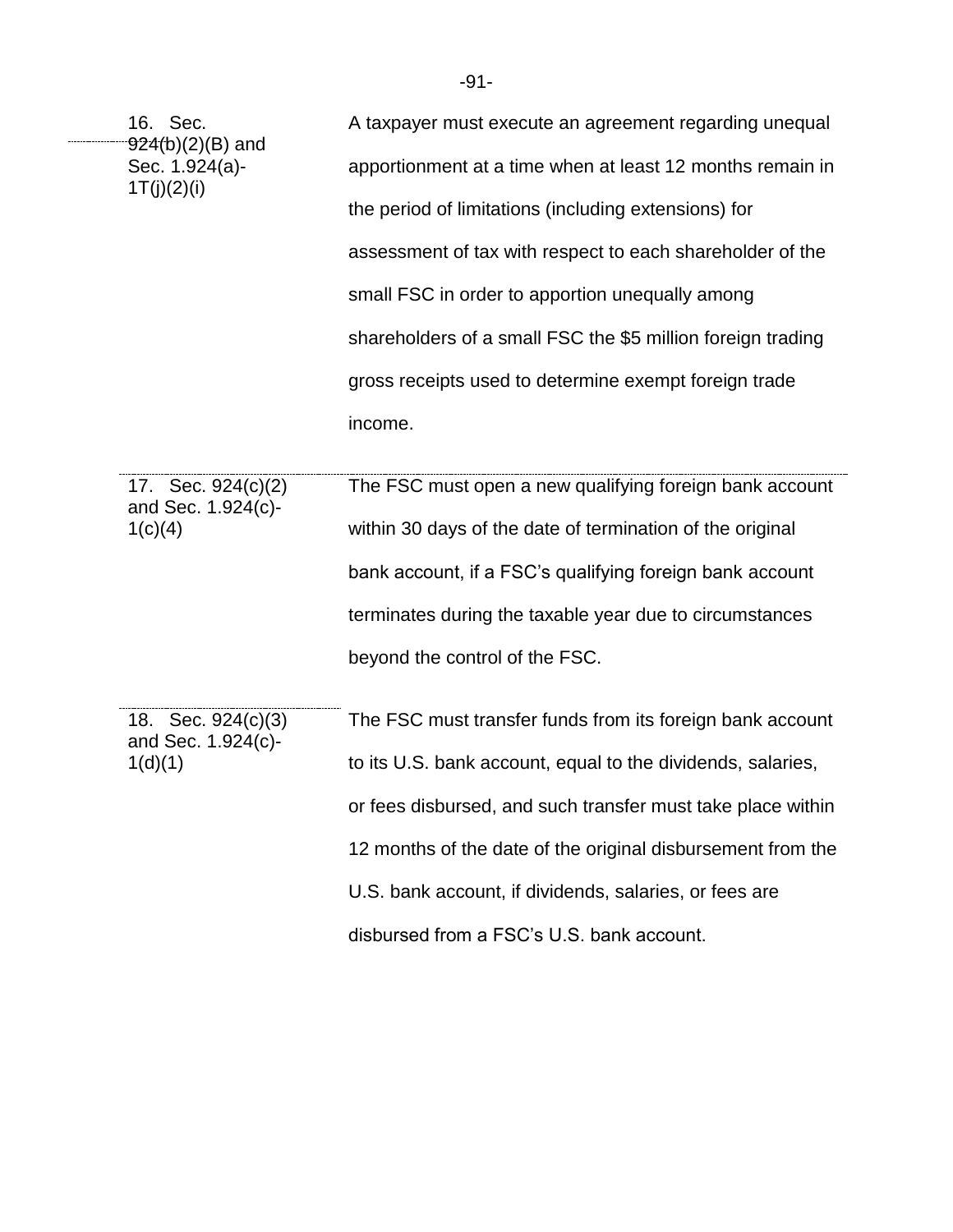| | |
|---|---|
| 16. Sec. 924(b)(2)(B) and Sec. 1.924(a)-1T(j)(2)(i) | A taxpayer must execute an agreement regarding unequal apportionment at a time when at least 12 months remain in the period of limitations (including extensions) for assessment of tax with respect to each shareholder of the small FSC in order to apportion unequally among shareholders of a small FSC the $5 million foreign trading gross receipts used to determine exempt foreign trade income. |
| 17. Sec. 924(c)(2) and Sec. 1.924(c)-1(c)(4) | The FSC must open a new qualifying foreign bank account within 30 days of the date of termination of the original bank account, if a FSC's qualifying foreign bank account terminates during the taxable year due to circumstances beyond the control of the FSC. |
| 18. Sec. 924(c)(3) and Sec. 1.924(c)-1(d)(1) | The FSC must transfer funds from its foreign bank account to its U.S. bank account, equal to the dividends, salaries, or fees disbursed, and such transfer must take place within 12 months of the date of the original disbursement from the U.S. bank account, if dividends, salaries, or fees are disbursed from a FSC's U.S. bank account. |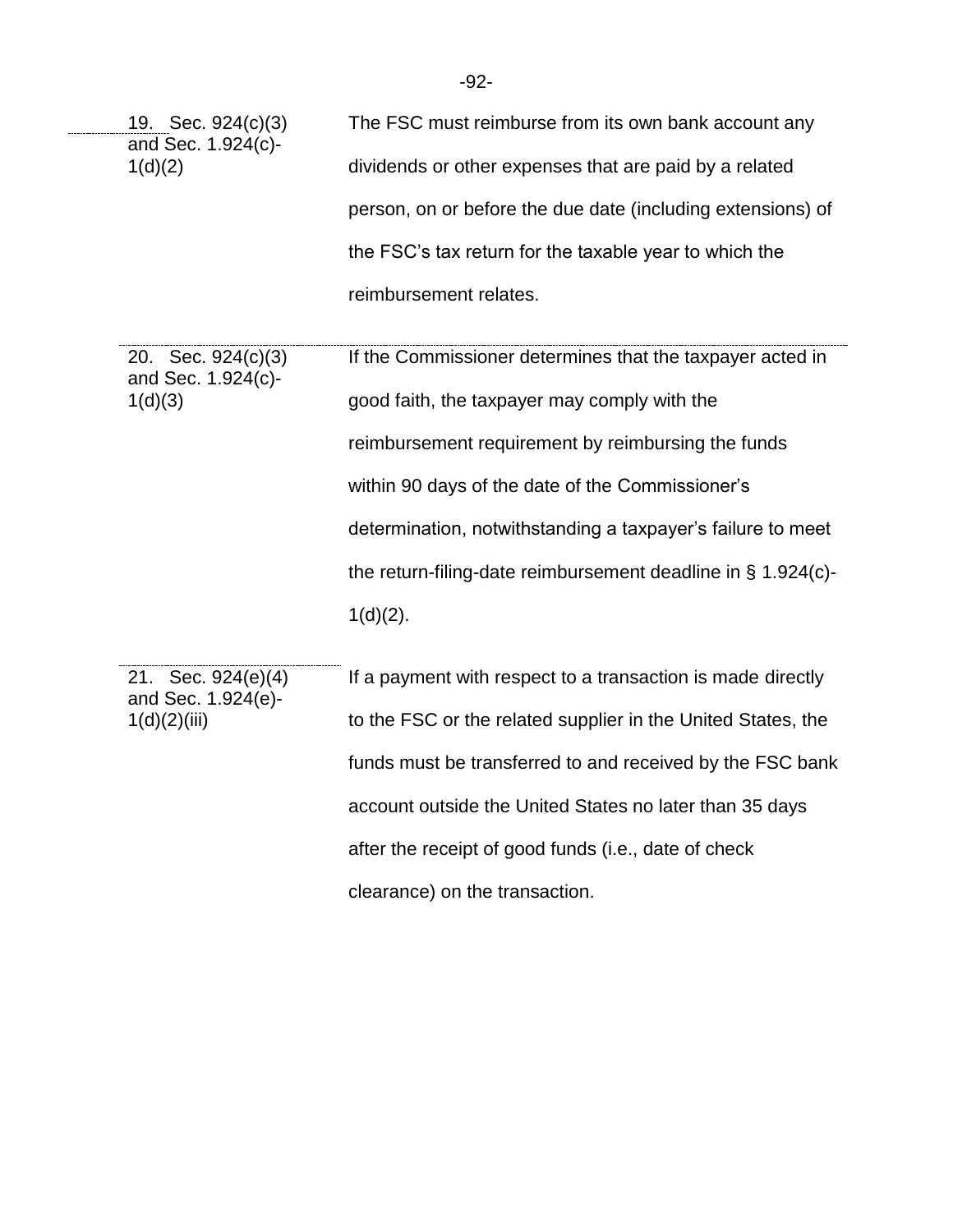| | |
|---|---|
| 19. Sec. 924(c)(3) and Sec. 1.924(c)-1(d)(2) | The FSC must reimburse from its own bank account any dividends or other expenses that are paid by a related person, on or before the due date (including extensions) of the FSC's tax return for the taxable year to which the reimbursement relates. |
| 20. Sec. 924(c)(3) and Sec. 1.924(c)-1(d)(3) | If the Commissioner determines that the taxpayer acted in good faith, the taxpayer may comply with the reimbursement requirement by reimbursing the funds within 90 days of the date of the Commissioner's determination, notwithstanding a taxpayer's failure to meet the return-filing-date reimbursement deadline in § 1.924(c)-1(d)(2). |
| 21. Sec. 924(e)(4) and Sec. 1.924(e)-1(d)(2)(iii) | If a payment with respect to a transaction is made directly to the FSC or the related supplier in the United States, the funds must be transferred to and received by the FSC bank account outside the United States no later than 35 days after the receipt of good funds (i.e., date of check clearance) on the transaction. |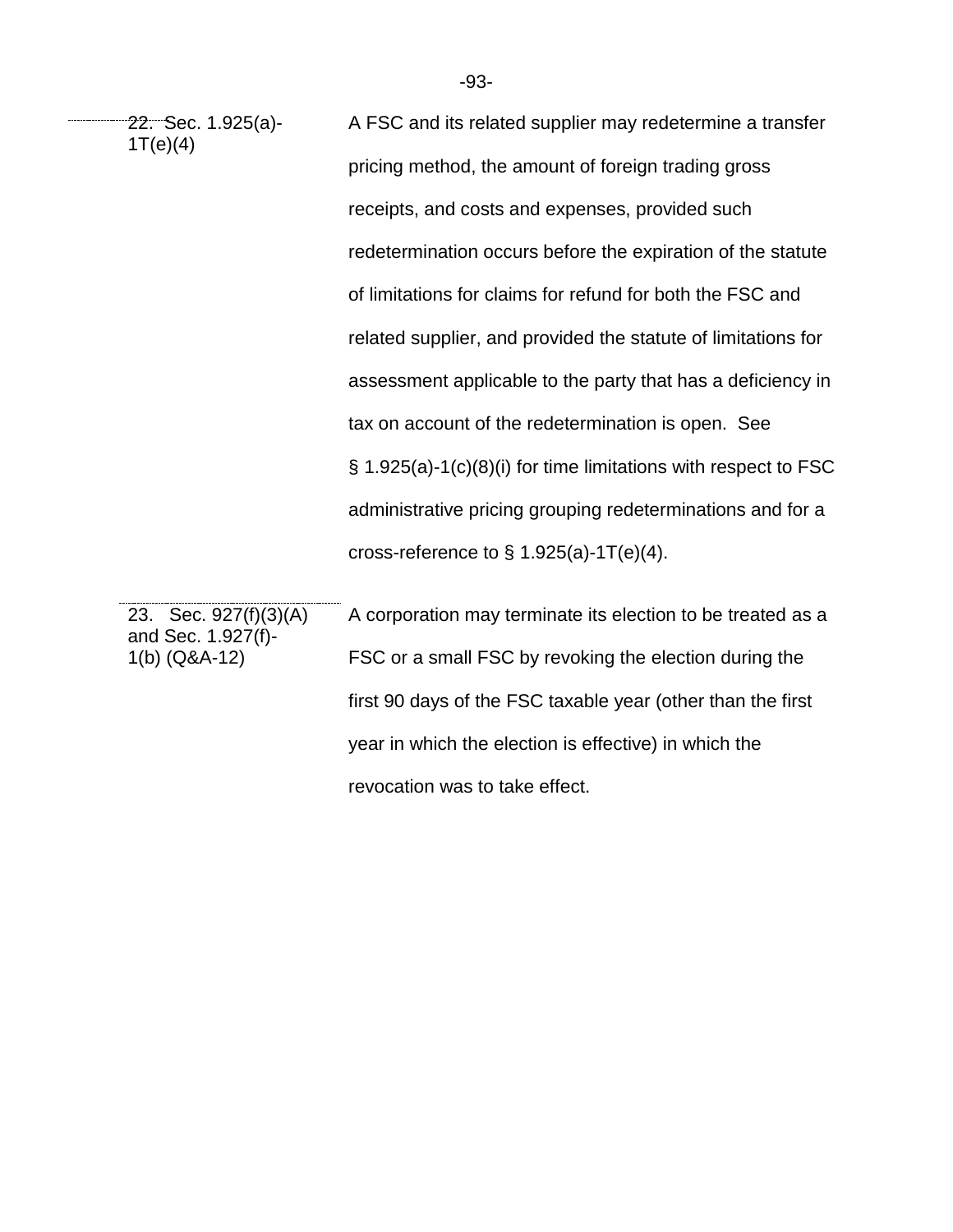| | |
|---|---|
| 22. Sec. 1.925(a)-1T(e)(4) | A FSC and its related supplier may redetermine a transfer pricing method, the amount of foreign trading gross receipts, and costs and expenses, provided such redetermination occurs before the expiration of the statute of limitations for claims for refund for both the FSC and related supplier, and provided the statute of limitations for assessment applicable to the party that has a deficiency in tax on account of the redetermination is open. See § 1.925(a)-1(c)(8)(i) for time limitations with respect to FSC administrative pricing grouping redeterminations and for a cross-reference to § 1.925(a)-1T(e)(4). |
| 23. Sec. 927(f)(3)(A) and Sec. 1.927(f)-1(b) (Q&A-12) | A corporation may terminate its election to be treated as a FSC or a small FSC by revoking the election during the first 90 days of the FSC taxable year (other than the first year in which the election is effective) in which the revocation was to take effect. |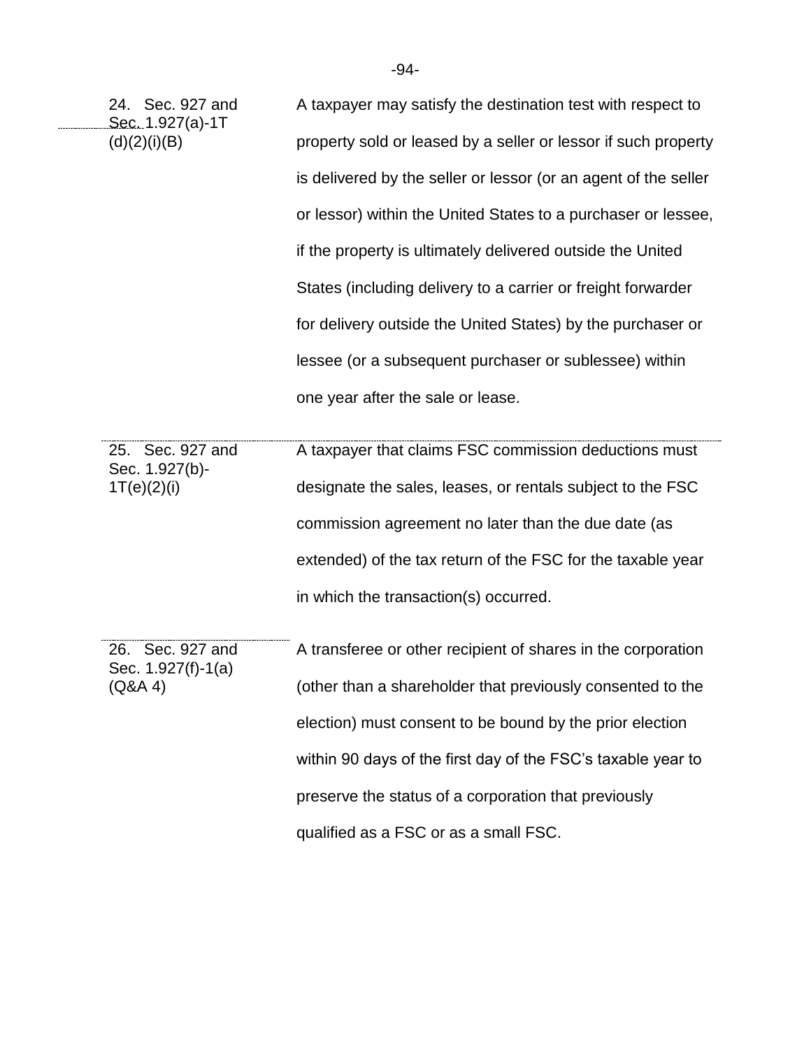| | |
|---|---|
| 24. Sec. 927 and Sec. 1.927(a)-1T (d)(2)(i)(B) | A taxpayer may satisfy the destination test with respect to property sold or leased by a seller or lessor if such property is delivered by the seller or lessor (or an agent of the seller or lessor) within the United States to a purchaser or lessee, if the property is ultimately delivered outside the United States (including delivery to a carrier or freight forwarder for delivery outside the United States) by the purchaser or lessee (or a subsequent purchaser or sublessee) within one year after the sale or lease. |
| 25. Sec. 927 and Sec. 1.927(b)-1T(e)(2)(i) | A taxpayer that claims FSC commission deductions must designate the sales, leases, or rentals subject to the FSC commission agreement no later than the due date (as extended) of the tax return of the FSC for the taxable year in which the transaction(s) occurred. |
| 26. Sec. 927 and Sec. 1.927(f)-1(a) (Q&A 4) | A transferee or other recipient of shares in the corporation (other than a shareholder that previously consented to the election) must consent to be bound by the prior election within 90 days of the first day of the FSC's taxable year to preserve the status of a corporation that previously qualified as a FSC or as a small FSC. |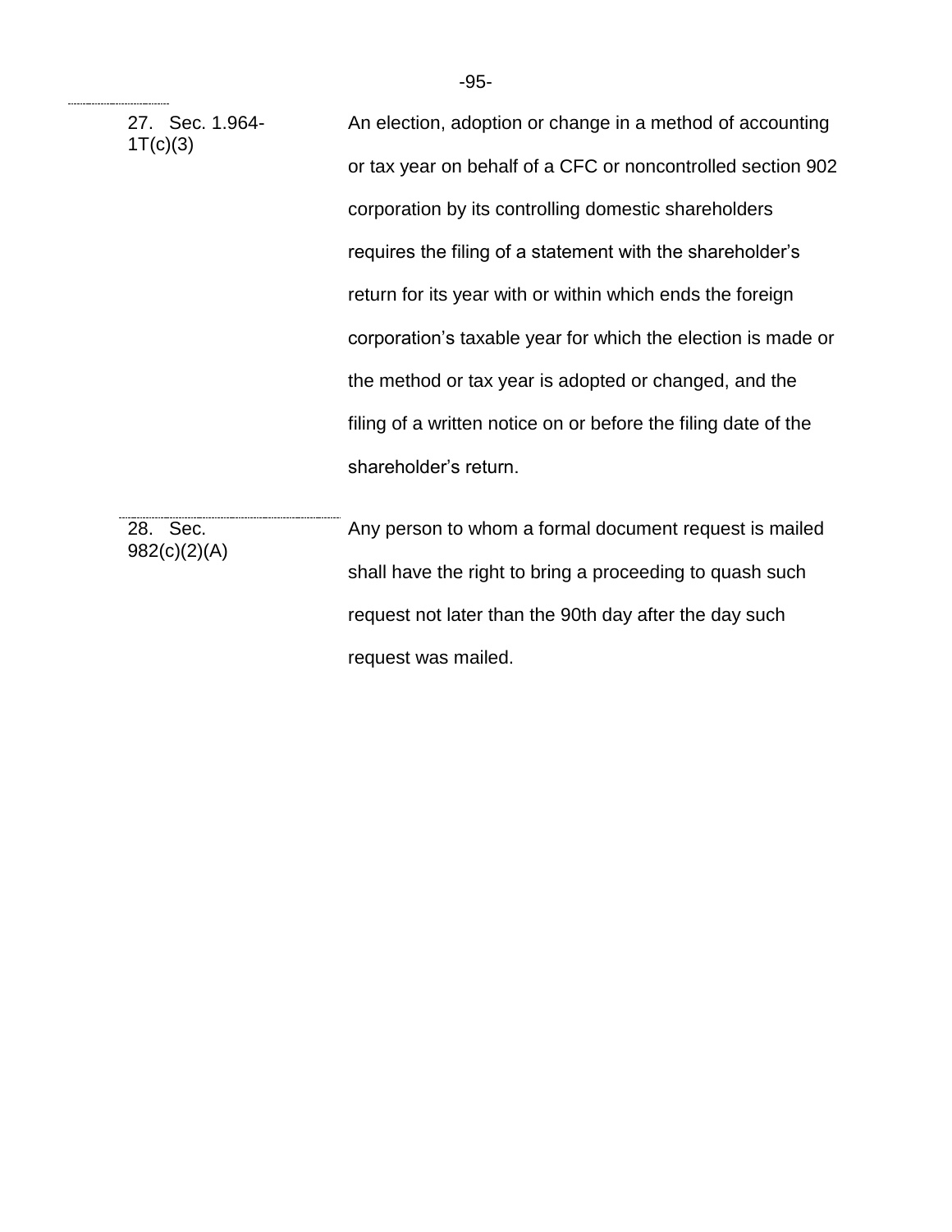| | |
|---|---|
| 27. Sec. 1.964-1T(c)(3) | An election, adoption or change in a method of accounting or tax year on behalf of a CFC or noncontrolled section 902 corporation by its controlling domestic shareholders requires the filing of a statement with the shareholder's return for its year with or within which ends the foreign corporation's taxable year for which the election is made or the method or tax year is adopted or changed, and the filing of a written notice on or before the filing date of the shareholder's return. |
| 28. Sec. 982(c)(2)(A) | Any person to whom a formal document request is mailed shall have the right to bring a proceeding to quash such request not later than the 90th day after the day such request was mailed. |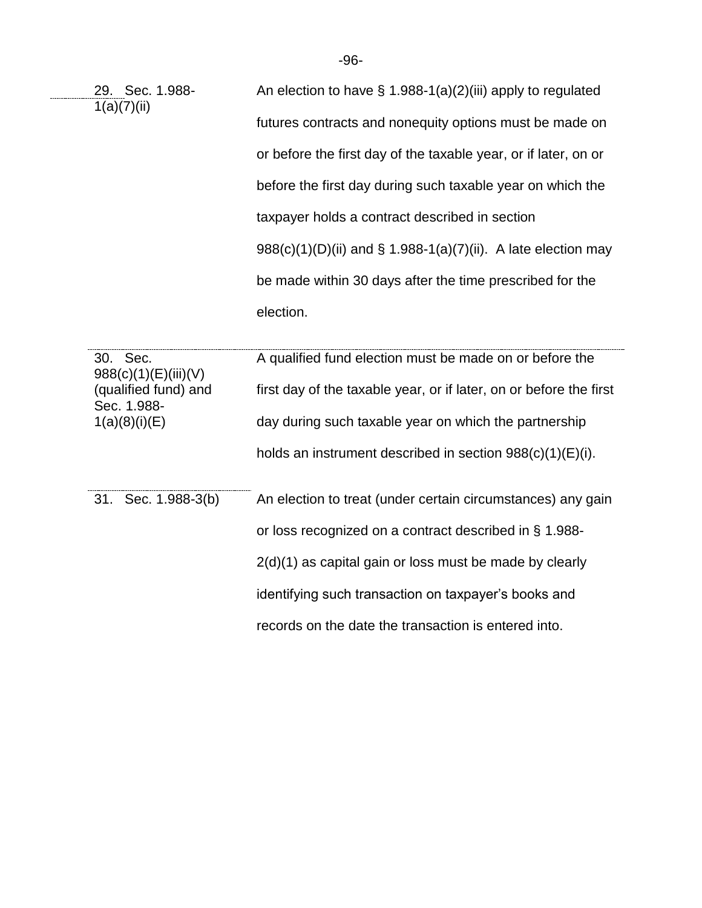| | |
|---|---|
| 29. Sec. 1.988-1(a)(7)(ii) | An election to have § 1.988-1(a)(2)(iii) apply to regulated futures contracts and nonequity options must be made on or before the first day of the taxable year, or if later, on or before the first day during such taxable year on which the taxpayer holds a contract described in section 988(c)(1)(D)(ii) and § 1.988-1(a)(7)(ii). A late election may be made within 30 days after the time prescribed for the election. |
| 30. Sec. 988(c)(1)(E)(iii)(V) (qualified fund) and Sec. 1.988-1(a)(8)(i)(E) | A qualified fund election must be made on or before the first day of the taxable year, or if later, on or before the first day during such taxable year on which the partnership holds an instrument described in section 988(c)(1)(E)(i). |
| 31. Sec. 1.988-3(b) | An election to treat (under certain circumstances) any gain or loss recognized on a contract described in § 1.988-2(d)(1) as capital gain or loss must be made by clearly identifying such transaction on taxpayer's books and records on the date the transaction is entered into. |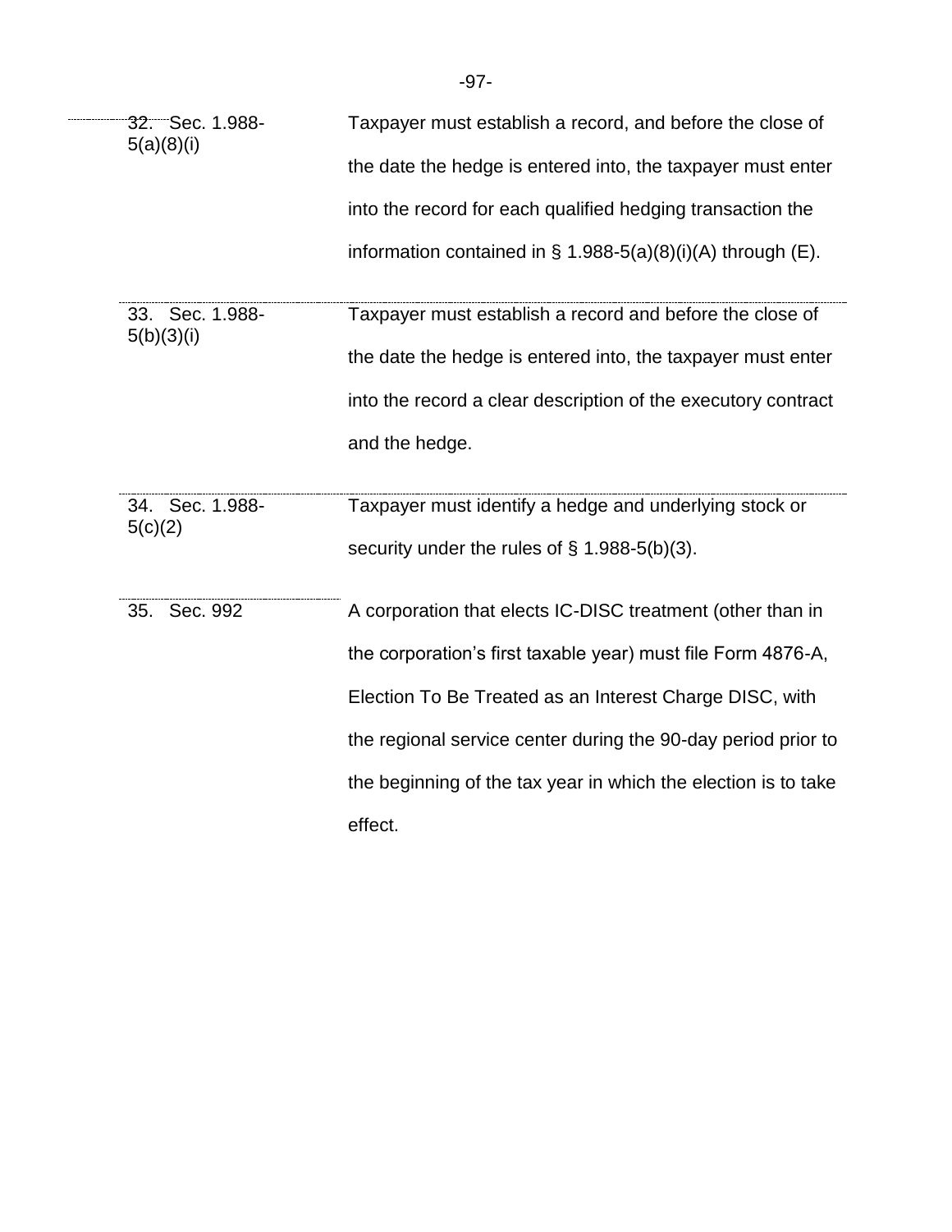| | |
|---|---|
| 32. Sec. 1.988-5(a)(8)(i) | Taxpayer must establish a record, and before the close of the date the hedge is entered into, the taxpayer must enter into the record for each qualified hedging transaction the information contained in § 1.988-5(a)(8)(i)(A) through (E). |
| 33. Sec. 1.988-5(b)(3)(i) | Taxpayer must establish a record and before the close of the date the hedge is entered into, the taxpayer must enter into the record a clear description of the executory contract and the hedge. |
| 34. Sec. 1.988-5(c)(2) | Taxpayer must identify a hedge and underlying stock or security under the rules of § 1.988-5(b)(3). |
| 35. Sec. 992 | A corporation that elects IC-DISC treatment (other than in the corporation's first taxable year) must file Form 4876-A, Election To Be Treated as an Interest Charge DISC, with the regional service center during the 90-day period prior to the beginning of the tax year in which the election is to take effect. |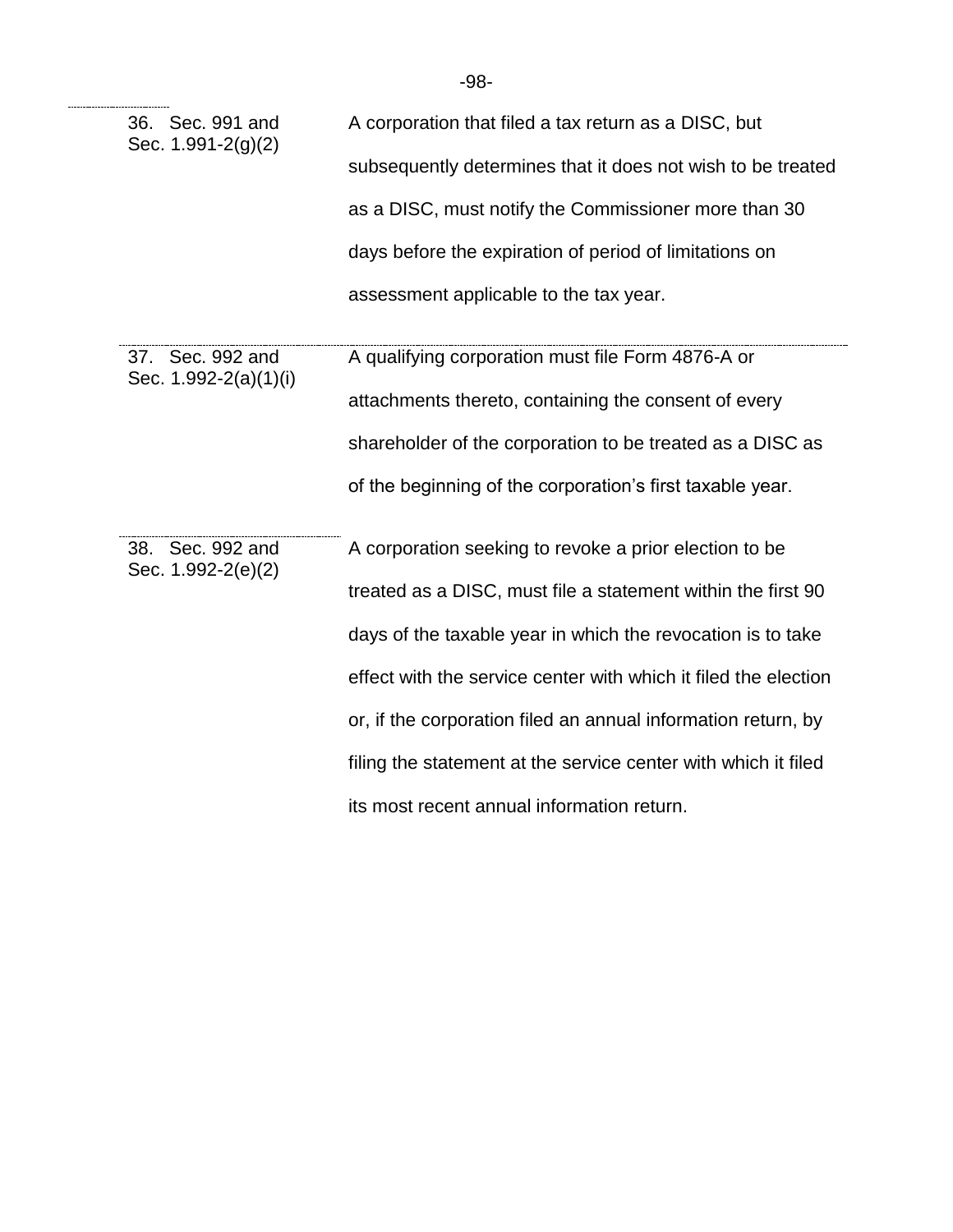| | |
|---|---|
| 36. Sec. 991 and Sec. 1.991-2(g)(2) | A corporation that filed a tax return as a DISC, but subsequently determines that it does not wish to be treated as a DISC, must notify the Commissioner more than 30 days before the expiration of period of limitations on assessment applicable to the tax year. |
| 37. Sec. 992 and Sec. 1.992-2(a)(1)(i) | A qualifying corporation must file Form 4876-A or attachments thereto, containing the consent of every shareholder of the corporation to be treated as a DISC as of the beginning of the corporation's first taxable year. |
| 38. Sec. 992 and Sec. 1.992-2(e)(2) | A corporation seeking to revoke a prior election to be treated as a DISC, must file a statement within the first 90 days of the taxable year in which the revocation is to take effect with the service center with which it filed the election or, if the corporation filed an annual information return, by filing the statement at the service center with which it filed its most recent annual information return. |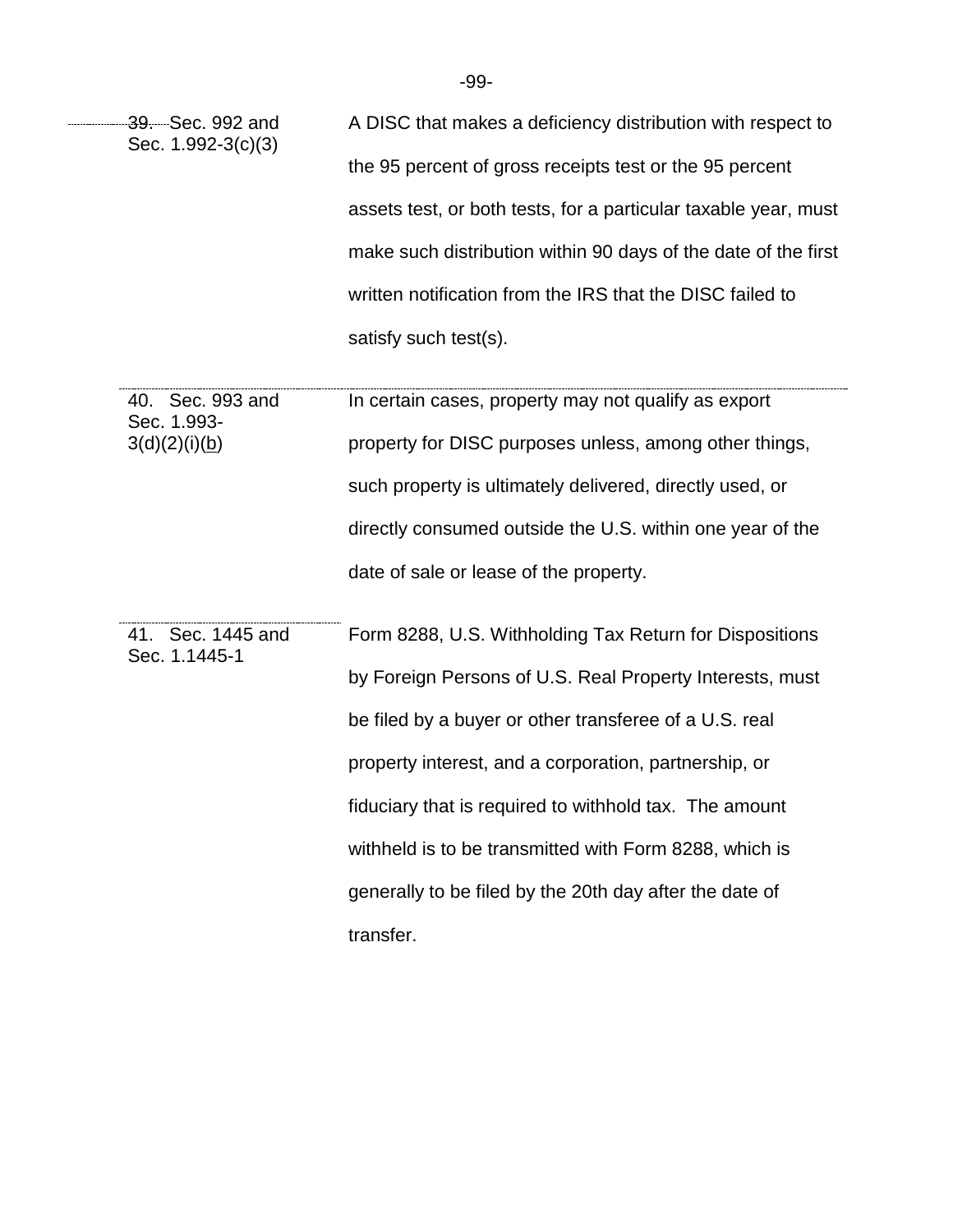| | |
|---|---|
| 39. Sec. 992 and Sec. 1.992-3(c)(3) | A DISC that makes a deficiency distribution with respect to the 95 percent of gross receipts test or the 95 percent assets test, or both tests, for a particular taxable year, must make such distribution within 90 days of the date of the first written notification from the IRS that the DISC failed to satisfy such test(s). |
| 40. Sec. 993 and Sec. 1.993-3(d)(2)(i)(b) | In certain cases, property may not qualify as export property for DISC purposes unless, among other things, such property is ultimately delivered, directly used, or directly consumed outside the U.S. within one year of the date of sale or lease of the property. |
| 41. Sec. 1445 and Sec. 1.1445-1 | Form 8288, U.S. Withholding Tax Return for Dispositions by Foreign Persons of U.S. Real Property Interests, must be filed by a buyer or other transferee of a U.S. real property interest, and a corporation, partnership, or fiduciary that is required to withhold tax. The amount withheld is to be transmitted with Form 8288, which is generally to be filed by the 20th day after the date of transfer. |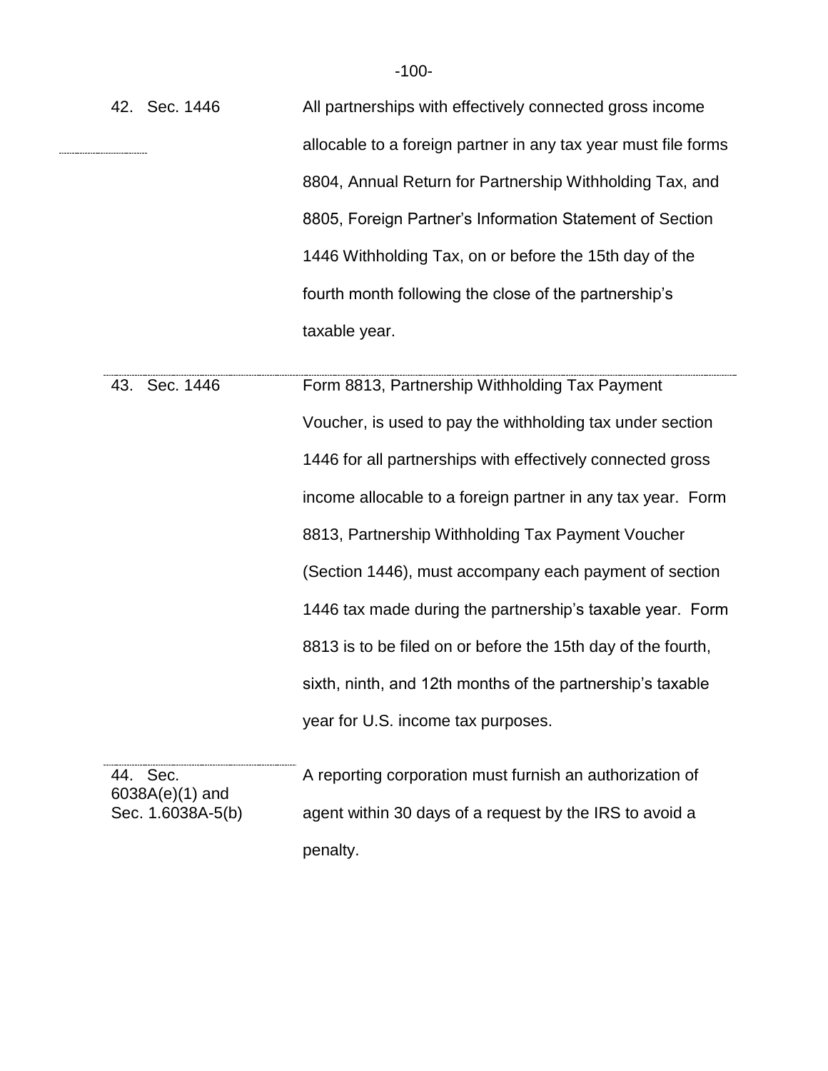| | |
|---|---|
| 42. Sec. 1446 | All partnerships with effectively connected gross income allocable to a foreign partner in any tax year must file forms 8804, Annual Return for Partnership Withholding Tax, and 8805, Foreign Partner's Information Statement of Section 1446 Withholding Tax, on or before the 15th day of the fourth month following the close of the partnership's taxable year. |
| 43. Sec. 1446 | Form 8813, Partnership Withholding Tax Payment Voucher, is used to pay the withholding tax under section 1446 for all partnerships with effectively connected gross income allocable to a foreign partner in any tax year. Form 8813, Partnership Withholding Tax Payment Voucher (Section 1446), must accompany each payment of section 1446 tax made during the partnership's taxable year. Form 8813 is to be filed on or before the 15th day of the fourth, sixth, ninth, and 12th months of the partnership's taxable year for U.S. income tax purposes. |
| 44. Sec. 6038A(e)(1) and Sec. 1.6038A-5(b) | A reporting corporation must furnish an authorization of agent within 30 days of a request by the IRS to avoid a penalty. |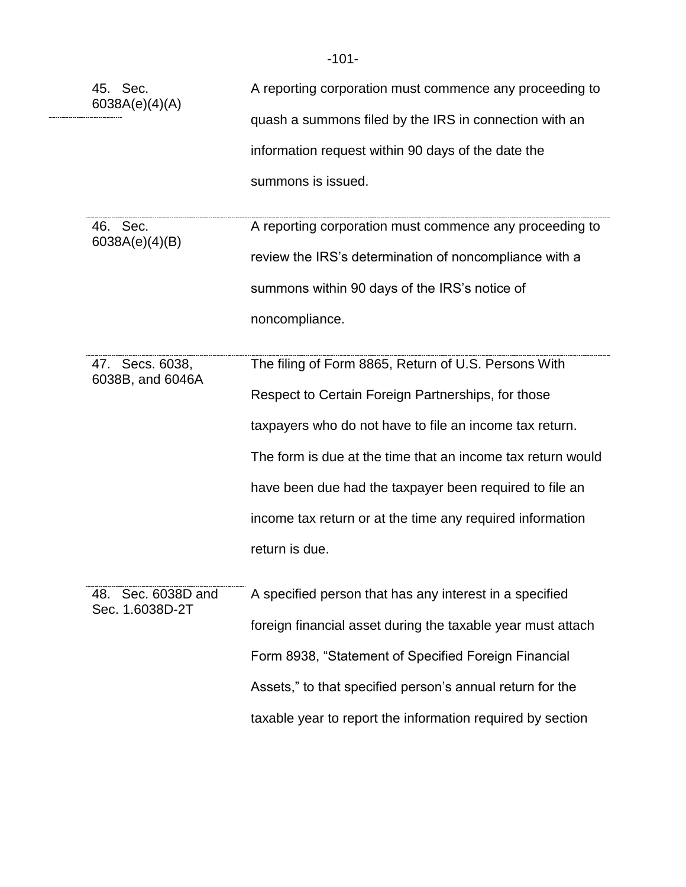| | |
|---|---|
| 45. Sec. 6038A(e)(4)(A) | A reporting corporation must commence any proceeding to quash a summons filed by the IRS in connection with an information request within 90 days of the date the summons is issued. |
| 46. Sec. 6038A(e)(4)(B) | A reporting corporation must commence any proceeding to review the IRS's determination of noncompliance with a summons within 90 days of the IRS's notice of noncompliance. |
| 47. Secs. 6038, 6038B, and 6046A | The filing of Form 8865, Return of U.S. Persons With Respect to Certain Foreign Partnerships, for those taxpayers who do not have to file an income tax return. The form is due at the time that an income tax return would have been due had the taxpayer been required to file an income tax return or at the time any required information return is due. |
| 48. Sec. 6038D and Sec. 1.6038D-2T | A specified person that has any interest in a specified foreign financial asset during the taxable year must attach Form 8938, "Statement of Specified Foreign Financial Assets," to that specified person's annual return for the taxable year to report the information required by section |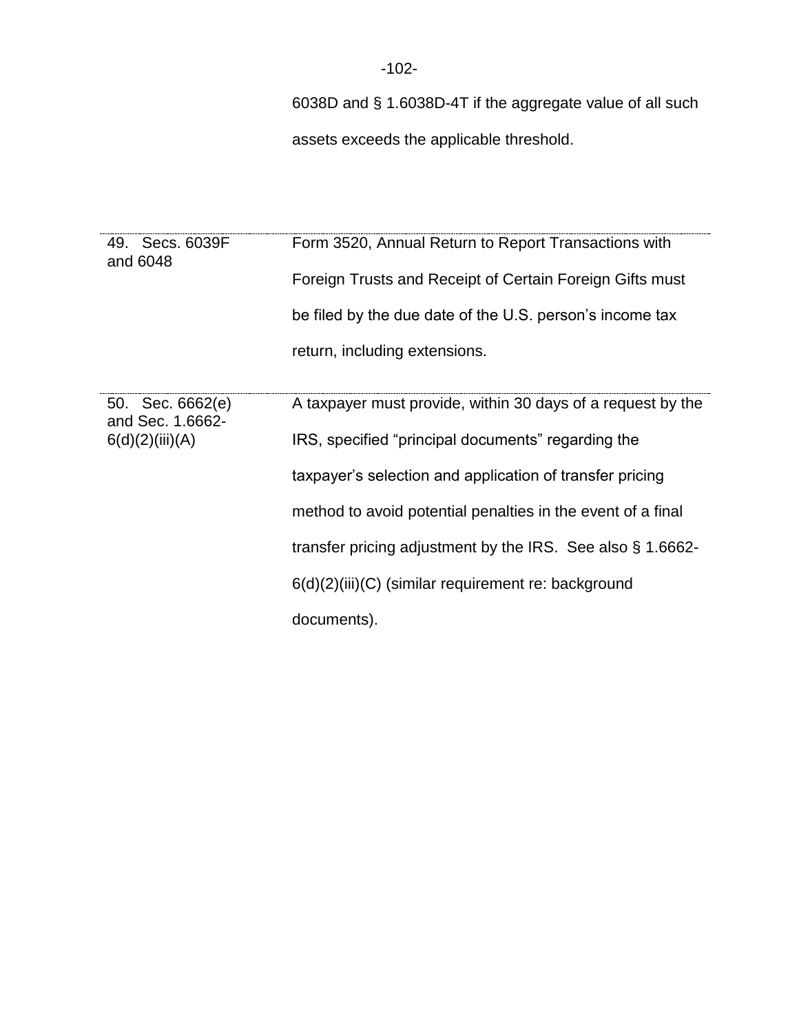| | |
|---|---|
| | 6038D and § 1.6038D-4T if the aggregate value of all such assets exceeds the applicable threshold. |
| 49. Secs. 6039F and 6048 | Form 3520, Annual Return to Report Transactions with Foreign Trusts and Receipt of Certain Foreign Gifts must be filed by the due date of the U.S. person's income tax return, including extensions. |
| 50. Sec. 6662(e) and Sec. 1.6662-6(d)(2)(iii)(A) | A taxpayer must provide, within 30 days of a request by the IRS, specified "principal documents" regarding the taxpayer's selection and application of transfer pricing method to avoid potential penalties in the event of a final transfer pricing adjustment by the IRS. See also § 1.6662-6(d)(2)(iii)(C) (similar requirement re: background documents). |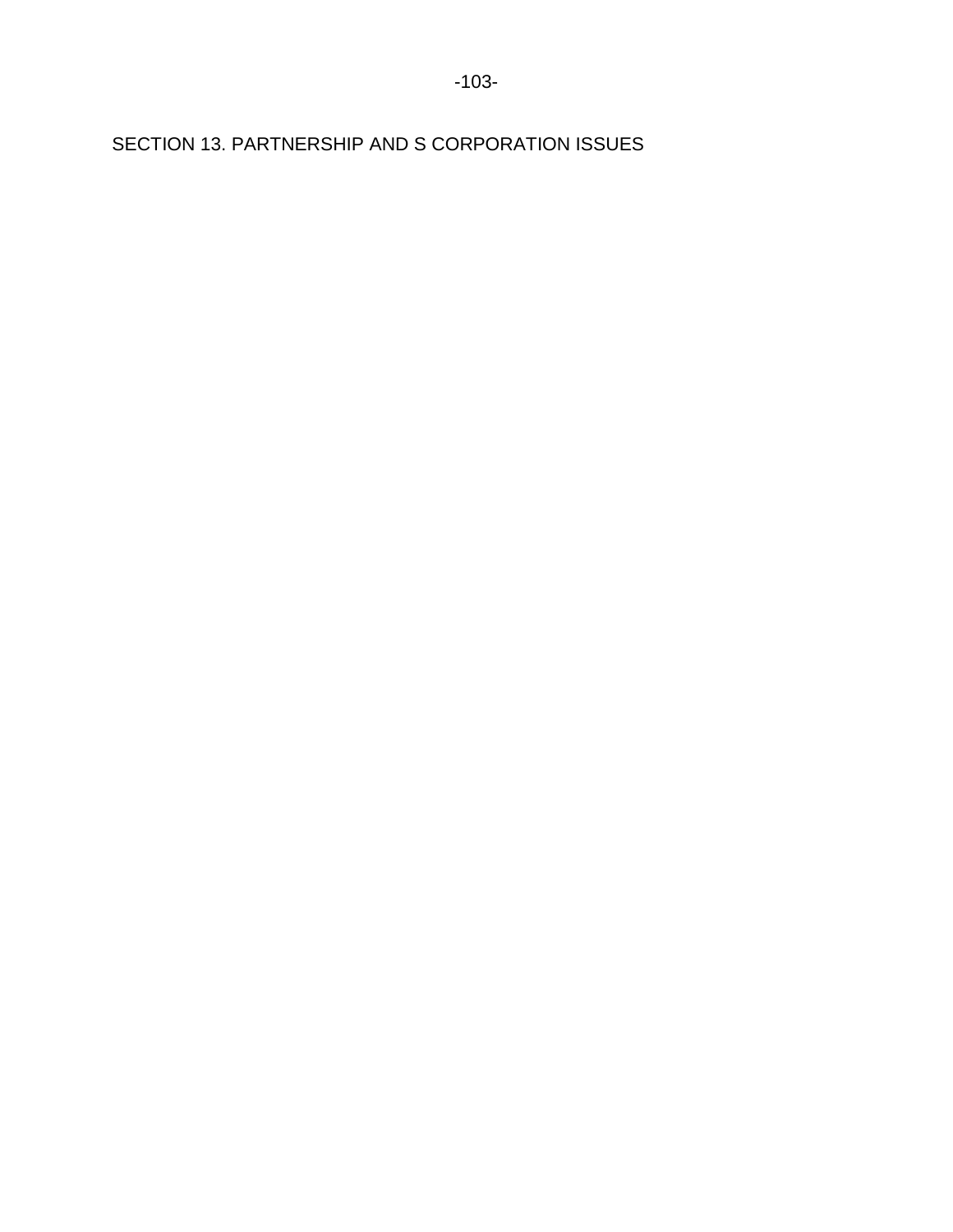## SECTION 13. PARTNERSHIP AND S CORPORATION ISSUES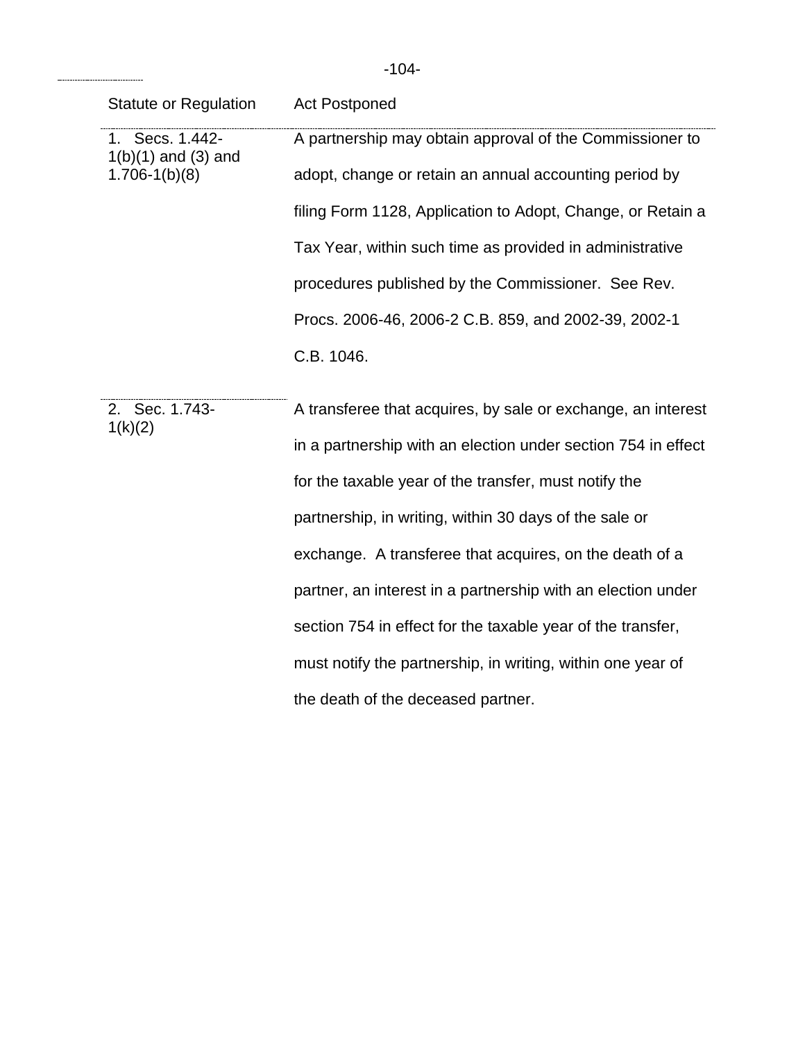| Statute or Regulation | Act Postponed |
|---|---|
| 1. Secs. 1.442-1(b)(1) and (3) and 1.706-1(b)(8) | A partnership may obtain approval of the Commissioner to adopt, change or retain an annual accounting period by filing Form 1128, Application to Adopt, Change, or Retain a Tax Year, within such time as provided in administrative procedures published by the Commissioner. See Rev. Procs. 2006-46, 2006-2 C.B. 859, and 2002-39, 2002-1 C.B. 1046. |
| 2. Sec. 1.743-1(k)(2) | A transferee that acquires, by sale or exchange, an interest in a partnership with an election under section 754 in effect for the taxable year of the transfer, must notify the partnership, in writing, within 30 days of the sale or exchange. A transferee that acquires, on the death of a partner, an interest in a partnership with an election under section 754 in effect for the taxable year of the transfer, must notify the partnership, in writing, within one year of the death of the deceased partner. |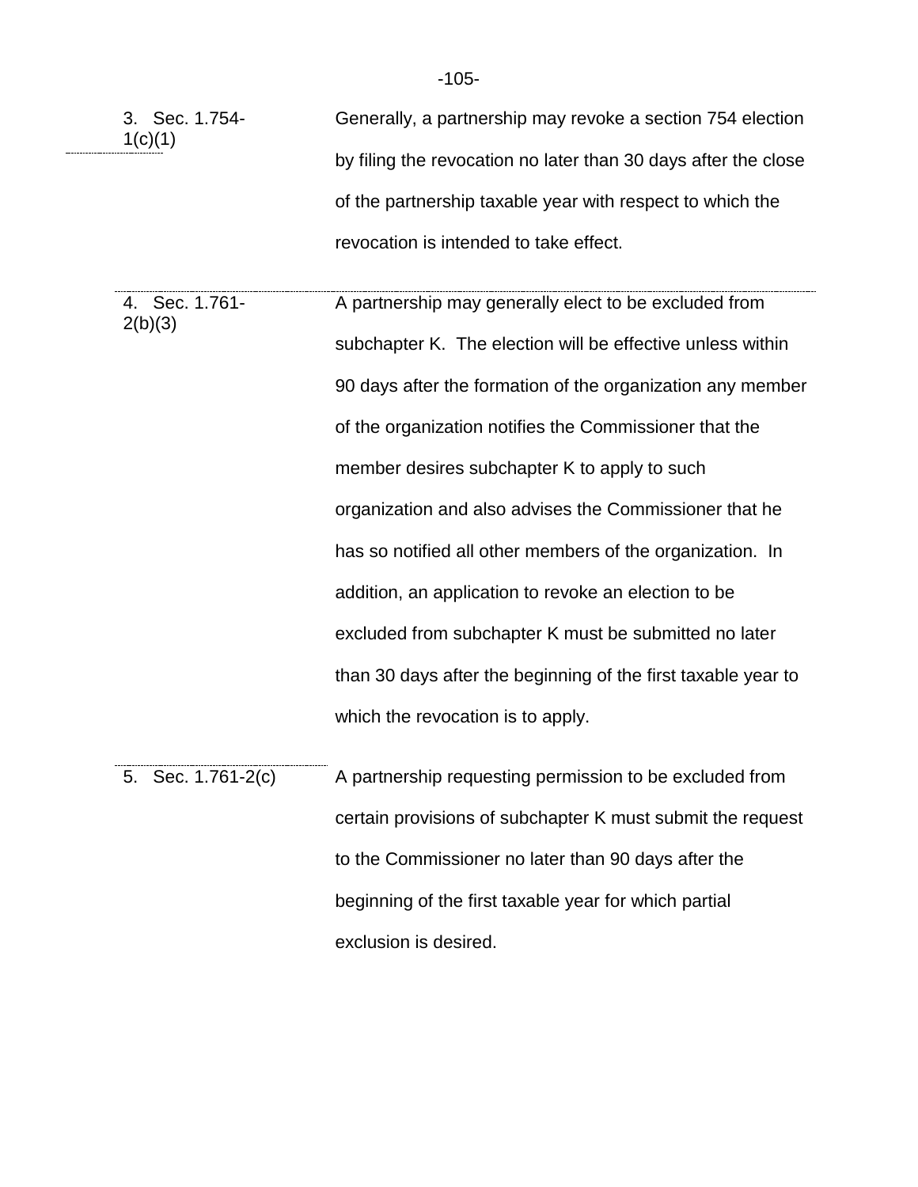| | |
|---|---|
| 3. Sec. 1.754-1(c)(1) | Generally, a partnership may revoke a section 754 election by filing the revocation no later than 30 days after the close of the partnership taxable year with respect to which the revocation is intended to take effect. |
| 4. Sec. 1.761-2(b)(3) | A partnership may generally elect to be excluded from subchapter K. The election will be effective unless within 90 days after the formation of the organization any member of the organization notifies the Commissioner that the member desires subchapter K to apply to such organization and also advises the Commissioner that he has so notified all other members of the organization. In addition, an application to revoke an election to be excluded from subchapter K must be submitted no later than 30 days after the beginning of the first taxable year to which the revocation is to apply. |
| 5. Sec. 1.761-2(c) | A partnership requesting permission to be excluded from certain provisions of subchapter K must submit the request to the Commissioner no later than 90 days after the beginning of the first taxable year for which partial exclusion is desired. |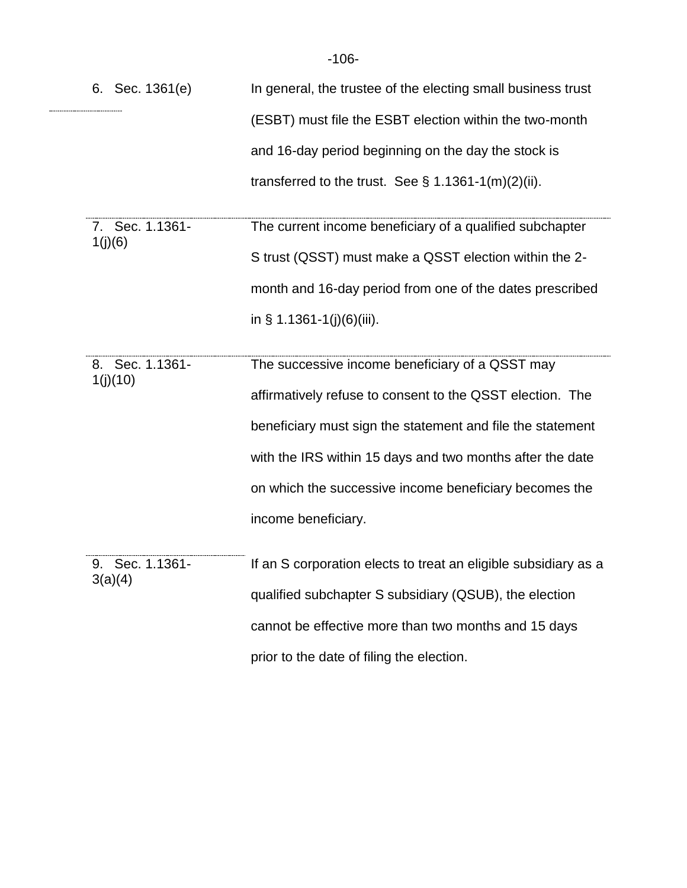| | |
|---|---|
| 6. Sec. 1361(e) | In general, the trustee of the electing small business trust (ESBT) must file the ESBT election within the two-month and 16-day period beginning on the day the stock is transferred to the trust. See § 1.1361-1(m)(2)(ii). |
| 7. Sec. 1.1361-1(j)(6) | The current income beneficiary of a qualified subchapter S trust (QSST) must make a QSST election within the 2-month and 16-day period from one of the dates prescribed in § 1.1361-1(j)(6)(iii). |
| 8. Sec. 1.1361-1(j)(10) | The successive income beneficiary of a QSST may affirmatively refuse to consent to the QSST election. The beneficiary must sign the statement and file the statement with the IRS within 15 days and two months after the date on which the successive income beneficiary becomes the income beneficiary. |
| 9. Sec. 1.1361-3(a)(4) | If an S corporation elects to treat an eligible subsidiary as a qualified subchapter S subsidiary (QSUB), the election cannot be effective more than two months and 15 days prior to the date of filing the election. |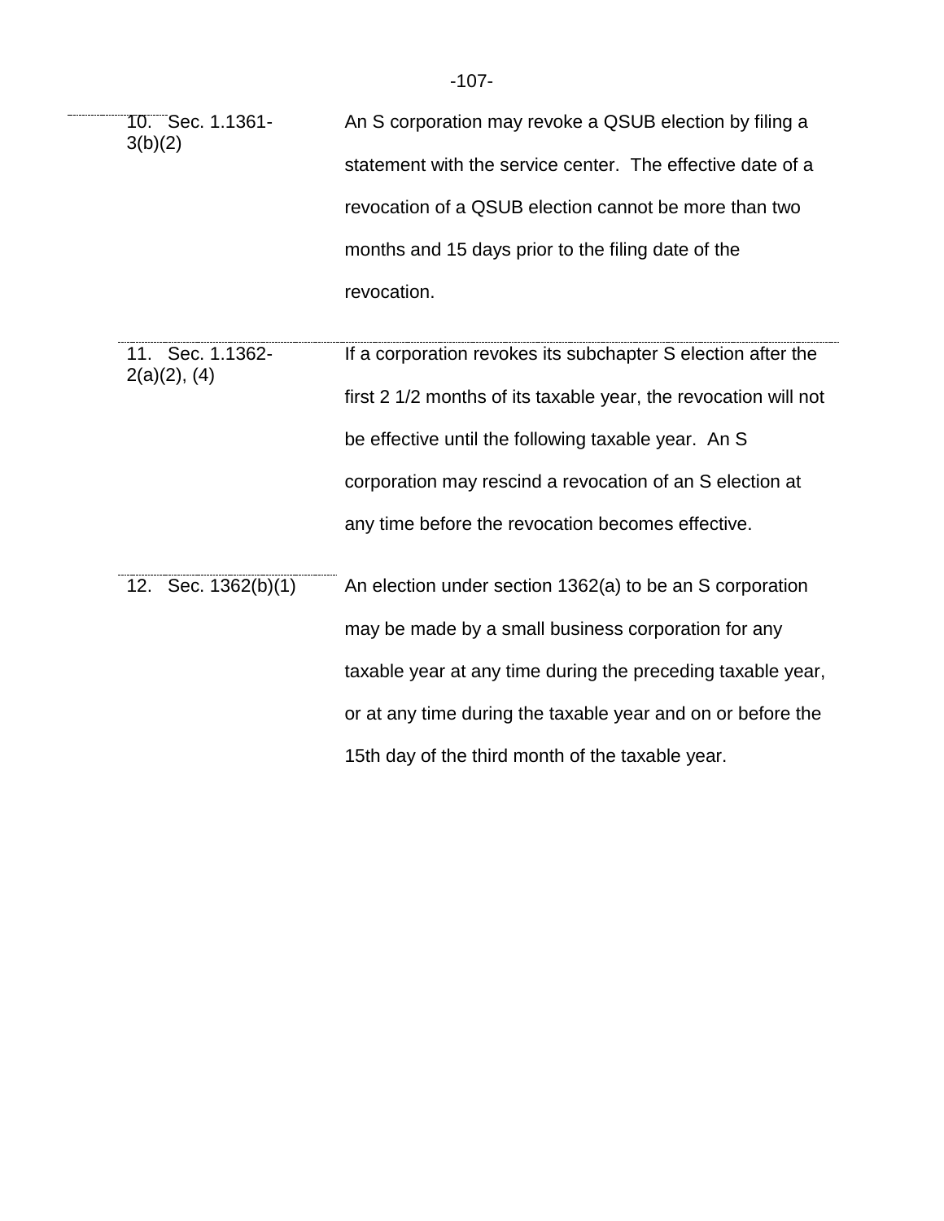| | |
|---|---|
| 10. Sec. 1.1361-3(b)(2) | An S corporation may revoke a QSUB election by filing a statement with the service center. The effective date of a revocation of a QSUB election cannot be more than two months and 15 days prior to the filing date of the revocation. |
| 11. Sec. 1.1362-2(a)(2), (4) | If a corporation revokes its subchapter S election after the first 2 1/2 months of its taxable year, the revocation will not be effective until the following taxable year. An S corporation may rescind a revocation of an S election at any time before the revocation becomes effective. |
| 12. Sec. 1362(b)(1) | An election under section 1362(a) to be an S corporation may be made by a small business corporation for any taxable year at any time during the preceding taxable year, or at any time during the taxable year and on or before the 15th day of the third month of the taxable year. |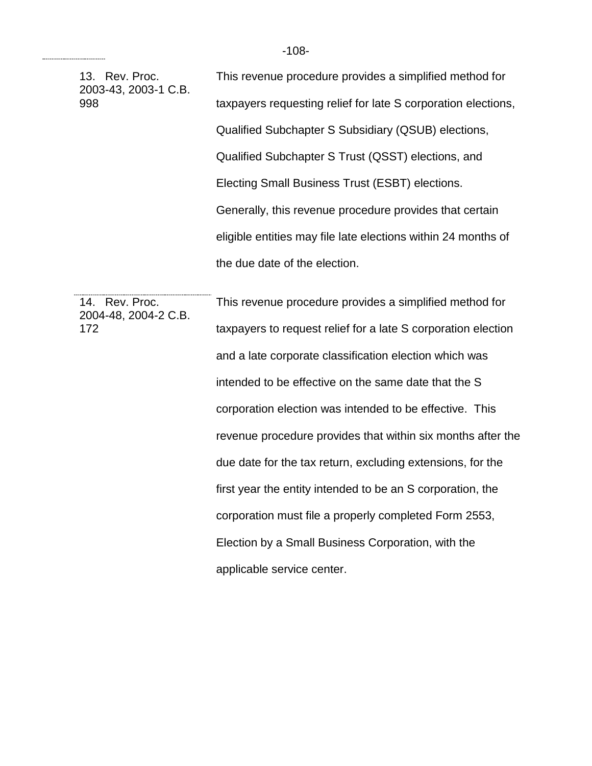13. Rev. Proc. 2003-43, 2003-1 C.B. 998

This revenue procedure provides a simplified method for taxpayers requesting relief for late S corporation elections, Qualified Subchapter S Subsidiary (QSUB) elections, Qualified Subchapter S Trust (QSST) elections, and Electing Small Business Trust (ESBT) elections. Generally, this revenue procedure provides that certain eligible entities may file late elections within 24 months of the due date of the election.

14. Rev. Proc. 2004-48, 2004-2 C.B. 172

This revenue procedure provides a simplified method for taxpayers to request relief for a late S corporation election and a late corporate classification election which was intended to be effective on the same date that the S corporation election was intended to be effective. This revenue procedure provides that within six months after the due date for the tax return, excluding extensions, for the first year the entity intended to be an S corporation, the corporation must file a properly completed Form 2553, Election by a Small Business Corporation, with the applicable service center.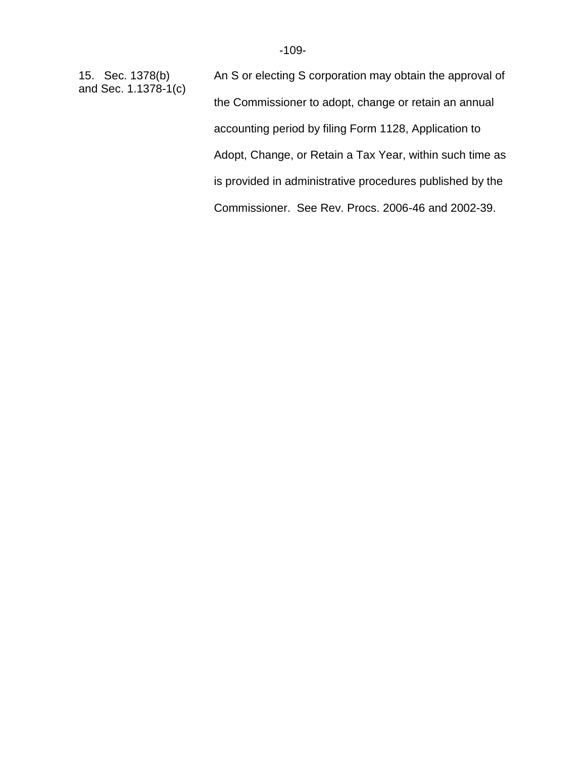15. Sec. 1378(b) and Sec. 1.1378-1(c)

An S or electing S corporation may obtain the approval of the Commissioner to adopt, change or retain an annual accounting period by filing Form 1128, Application to Adopt, Change, or Retain a Tax Year, within such time as is provided in administrative procedures published by the Commissioner. See Rev. Procs. 2006-46 and 2002-39.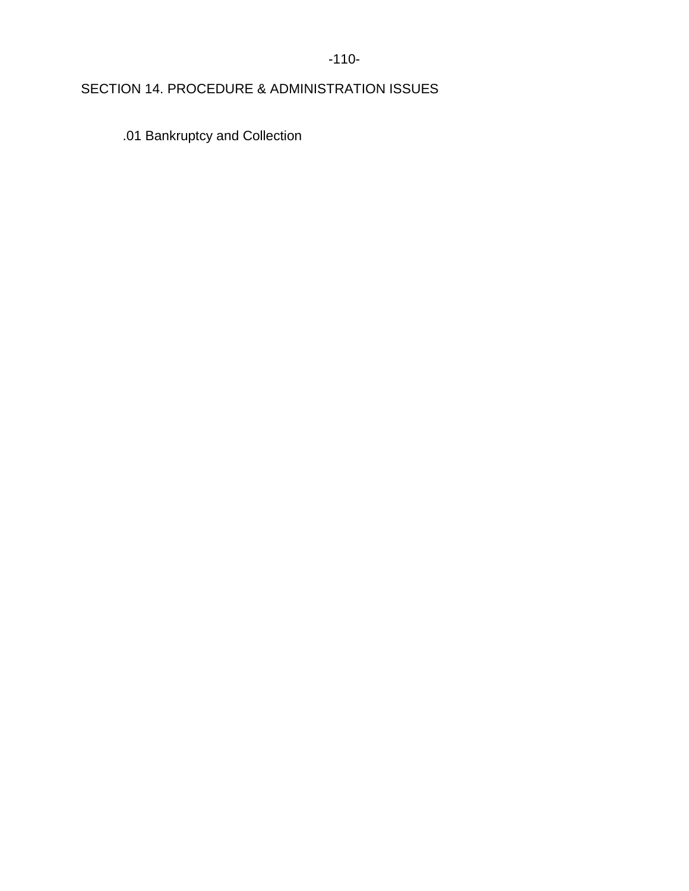## SECTION 14. PROCEDURE & ADMINISTRATION ISSUES

### .01 Bankruptcy and Collection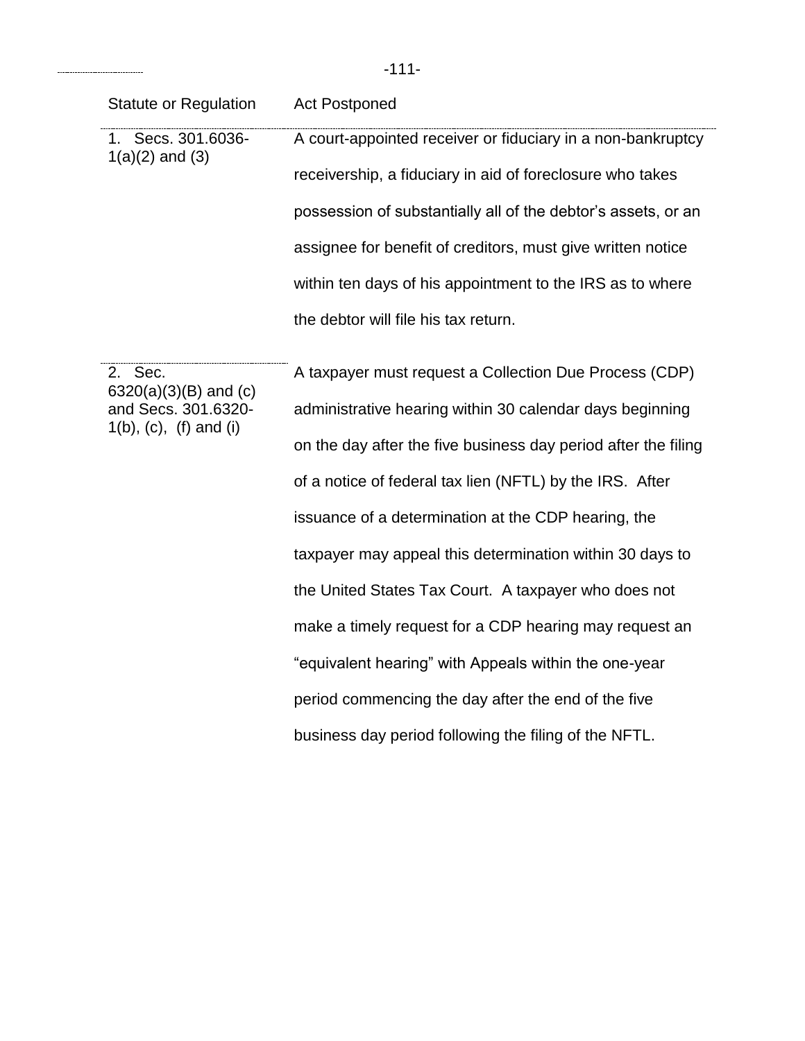| Statute or Regulation | Act Postponed |
|---|---|
| 1. Secs. 301.6036-1(a)(2) and (3) | A court-appointed receiver or fiduciary in a non-bankruptcy receivership, a fiduciary in aid of foreclosure who takes possession of substantially all of the debtor's assets, or an assignee for benefit of creditors, must give written notice within ten days of his appointment to the IRS as to where the debtor will file his tax return. |
| 2. Sec. 6320(a)(3)(B) and (c) and Secs. 301.6320-1(b), (c), (f) and (i) | A taxpayer must request a Collection Due Process (CDP) administrative hearing within 30 calendar days beginning on the day after the five business day period after the filing of a notice of federal tax lien (NFTL) by the IRS. After issuance of a determination at the CDP hearing, the taxpayer may appeal this determination within 30 days to the United States Tax Court. A taxpayer who does not make a timely request for a CDP hearing may request an "equivalent hearing" with Appeals within the one-year period commencing the day after the end of the five business day period following the filing of the NFTL. |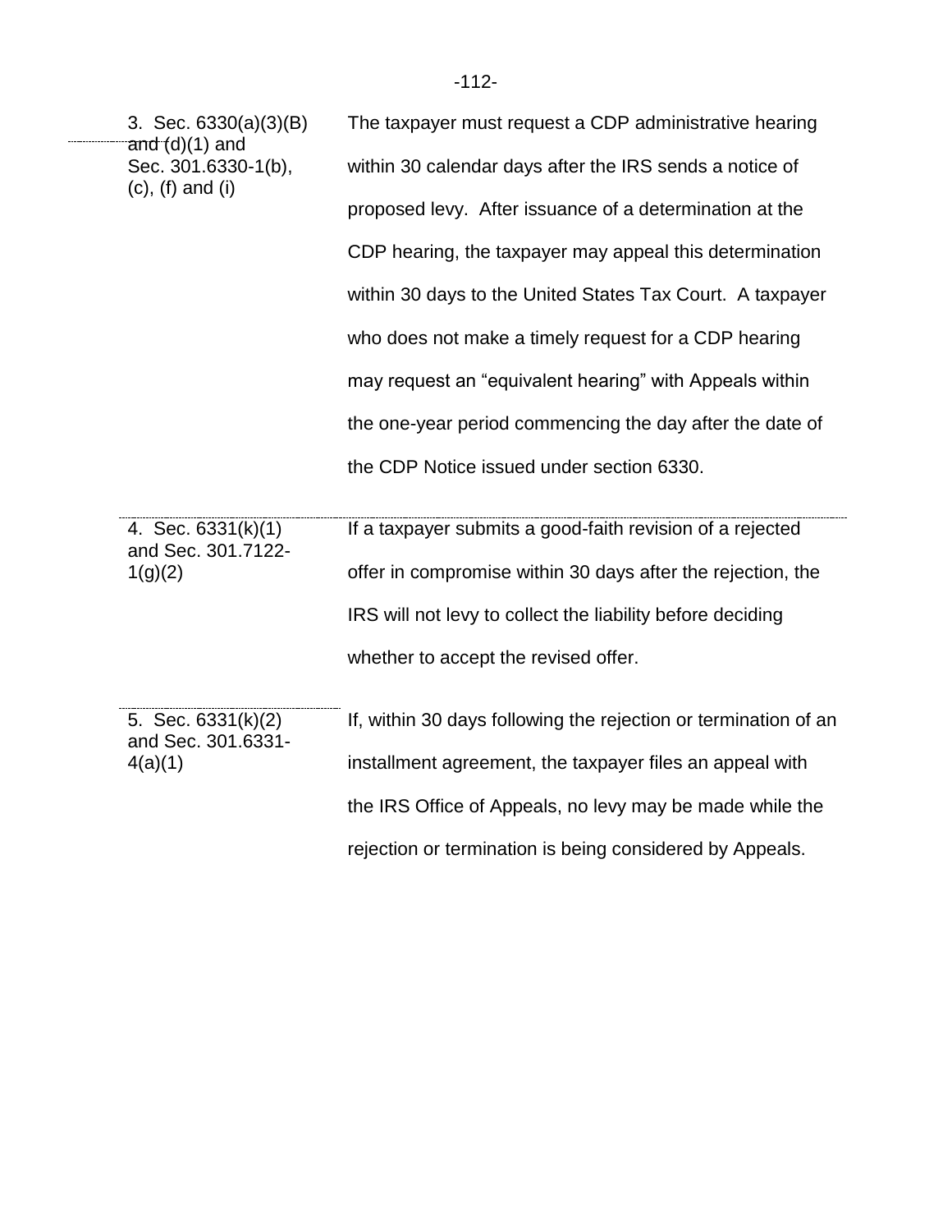| | |
|---|---|
| 3. Sec. 6330(a)(3)(B) and (d)(1) and Sec. 301.6330-1(b), (c), (f) and (i) | The taxpayer must request a CDP administrative hearing within 30 calendar days after the IRS sends a notice of proposed levy. After issuance of a determination at the CDP hearing, the taxpayer may appeal this determination within 30 days to the United States Tax Court. A taxpayer who does not make a timely request for a CDP hearing may request an "equivalent hearing" with Appeals within the one-year period commencing the day after the date of the CDP Notice issued under section 6330. |
| 4. Sec. 6331(k)(1) and Sec. 301.7122-1(g)(2) | If a taxpayer submits a good-faith revision of a rejected offer in compromise within 30 days after the rejection, the IRS will not levy to collect the liability before deciding whether to accept the revised offer. |
| 5. Sec. 6331(k)(2) and Sec. 301.6331-4(a)(1) | If, within 30 days following the rejection or termination of an installment agreement, the taxpayer files an appeal with the IRS Office of Appeals, no levy may be made while the rejection or termination is being considered by Appeals. |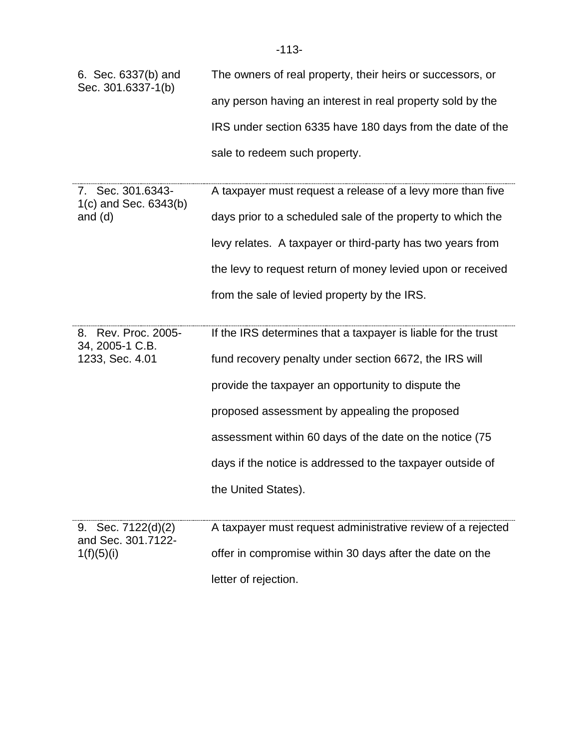| | |
|---|---|
| 6. Sec. 6337(b) and Sec. 301.6337-1(b) | The owners of real property, their heirs or successors, or any person having an interest in real property sold by the IRS under section 6335 have 180 days from the date of the sale to redeem such property. |
| 7. Sec. 301.6343-1(c) and Sec. 6343(b) and (d) | A taxpayer must request a release of a levy more than five days prior to a scheduled sale of the property to which the levy relates. A taxpayer or third-party has two years from the levy to request return of money levied upon or received from the sale of levied property by the IRS. |
| 8. Rev. Proc. 2005-34, 2005-1 C.B. 1233, Sec. 4.01 | If the IRS determines that a taxpayer is liable for the trust fund recovery penalty under section 6672, the IRS will provide the taxpayer an opportunity to dispute the proposed assessment by appealing the proposed assessment within 60 days of the date on the notice (75 days if the notice is addressed to the taxpayer outside of the United States). |
| 9. Sec. 7122(d)(2) and Sec. 301.7122-1(f)(5)(i) | A taxpayer must request administrative review of a rejected offer in compromise within 30 days after the date on the letter of rejection. |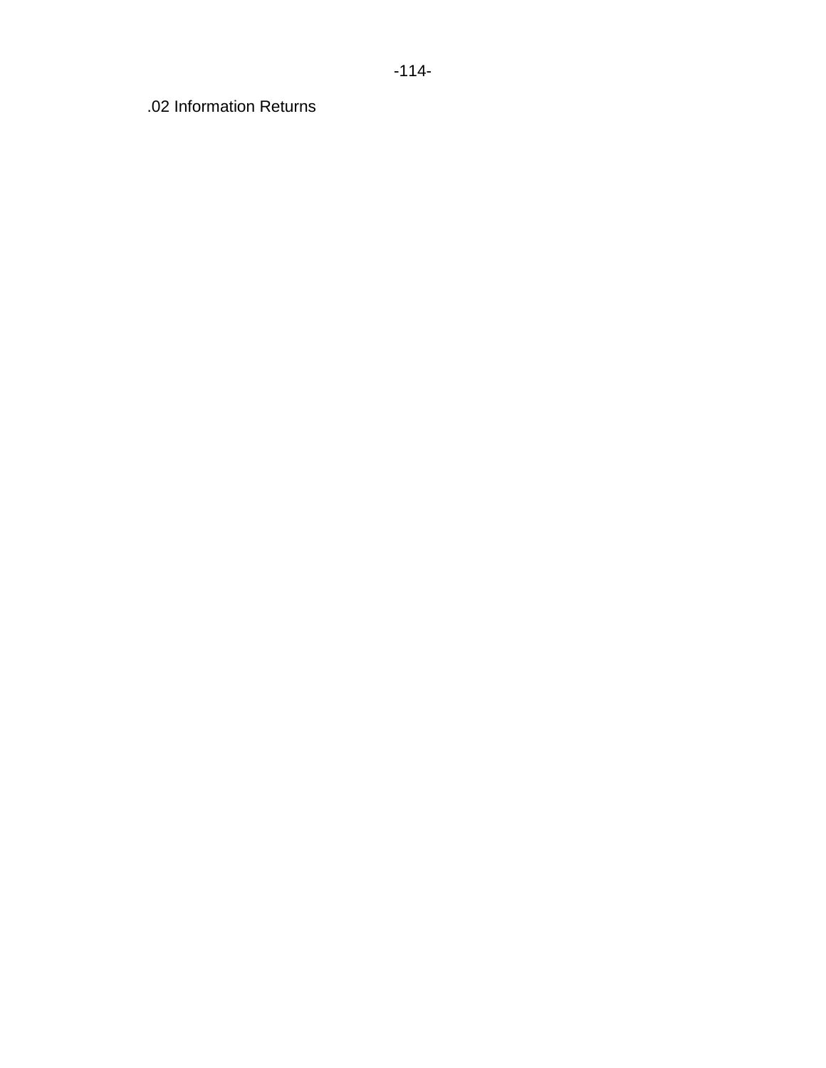.02 Information Returns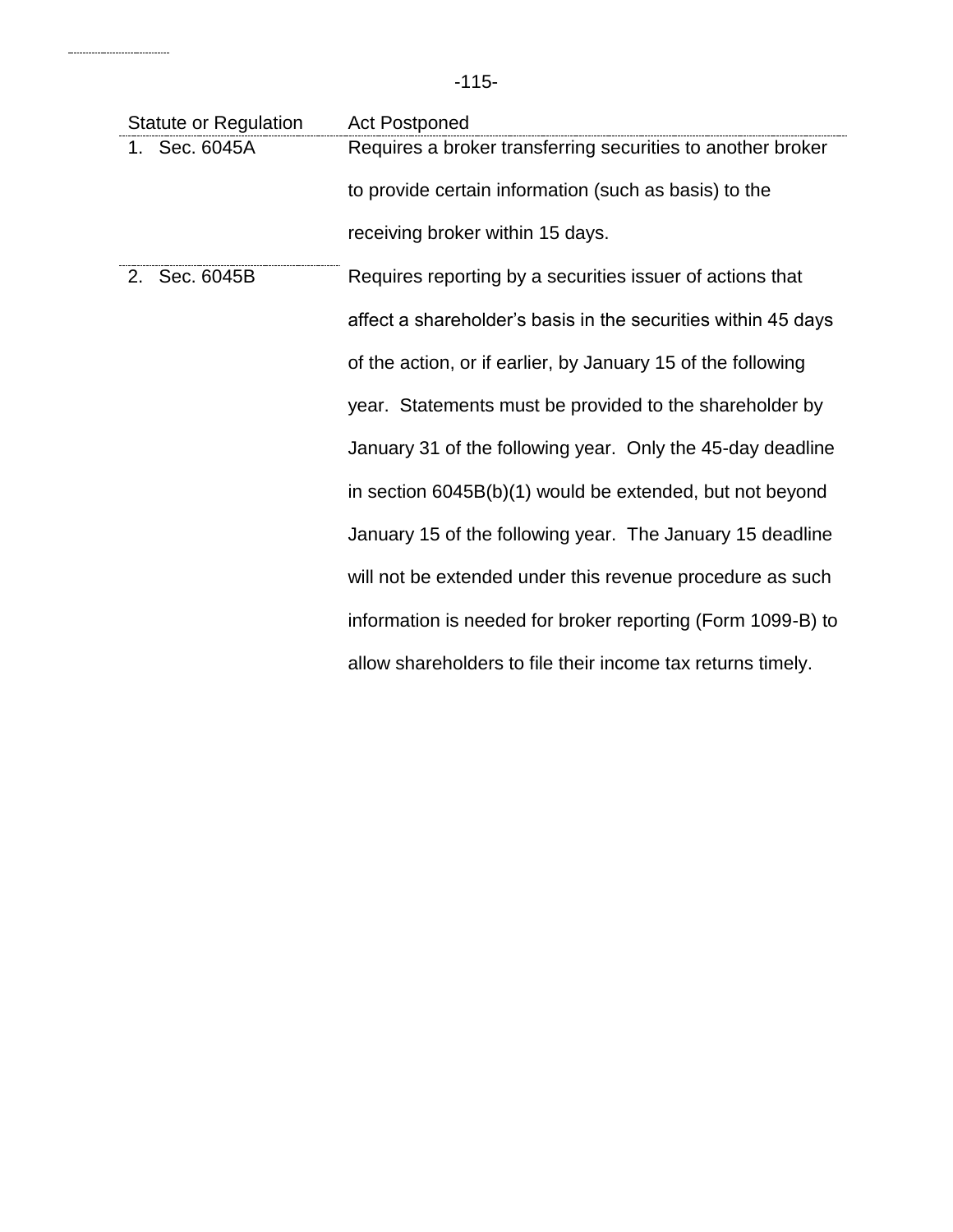| Statute or Regulation | Act Postponed |
| --- | --- |
| 1. Sec. 6045A | Requires a broker transferring securities to another broker to provide certain information (such as basis) to the receiving broker within 15 days. |
| 2. Sec. 6045B | Requires reporting by a securities issuer of actions that affect a shareholder's basis in the securities within 45 days of the action, or if earlier, by January 15 of the following year. Statements must be provided to the shareholder by January 31 of the following year. Only the 45-day deadline in section 6045B(b)(1) would be extended, but not beyond January 15 of the following year. The January 15 deadline will not be extended under this revenue procedure as such information is needed for broker reporting (Form 1099-B) to allow shareholders to file their income tax returns timely. |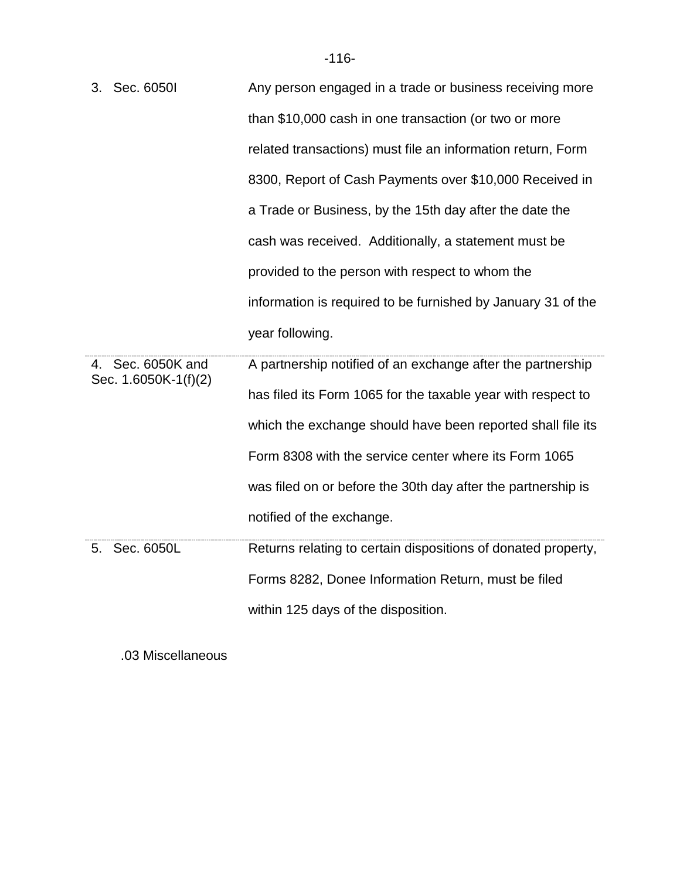| | |
|---|---|
| 3. Sec. 6050I | Any person engaged in a trade or business receiving more than $10,000 cash in one transaction (or two or more related transactions) must file an information return, Form 8300, Report of Cash Payments over $10,000 Received in a Trade or Business, by the 15th day after the date the cash was received. Additionally, a statement must be provided to the person with respect to whom the information is required to be furnished by January 31 of the year following. |
| 4. Sec. 6050K and Sec. 1.6050K-1(f)(2) | A partnership notified of an exchange after the partnership has filed its Form 1065 for the taxable year with respect to which the exchange should have been reported shall file its Form 8308 with the service center where its Form 1065 was filed on or before the 30th day after the partnership is notified of the exchange. |
| 5. Sec. 6050L | Returns relating to certain dispositions of donated property, Forms 8282, Donee Information Return, must be filed within 125 days of the disposition. |

.03 Miscellaneous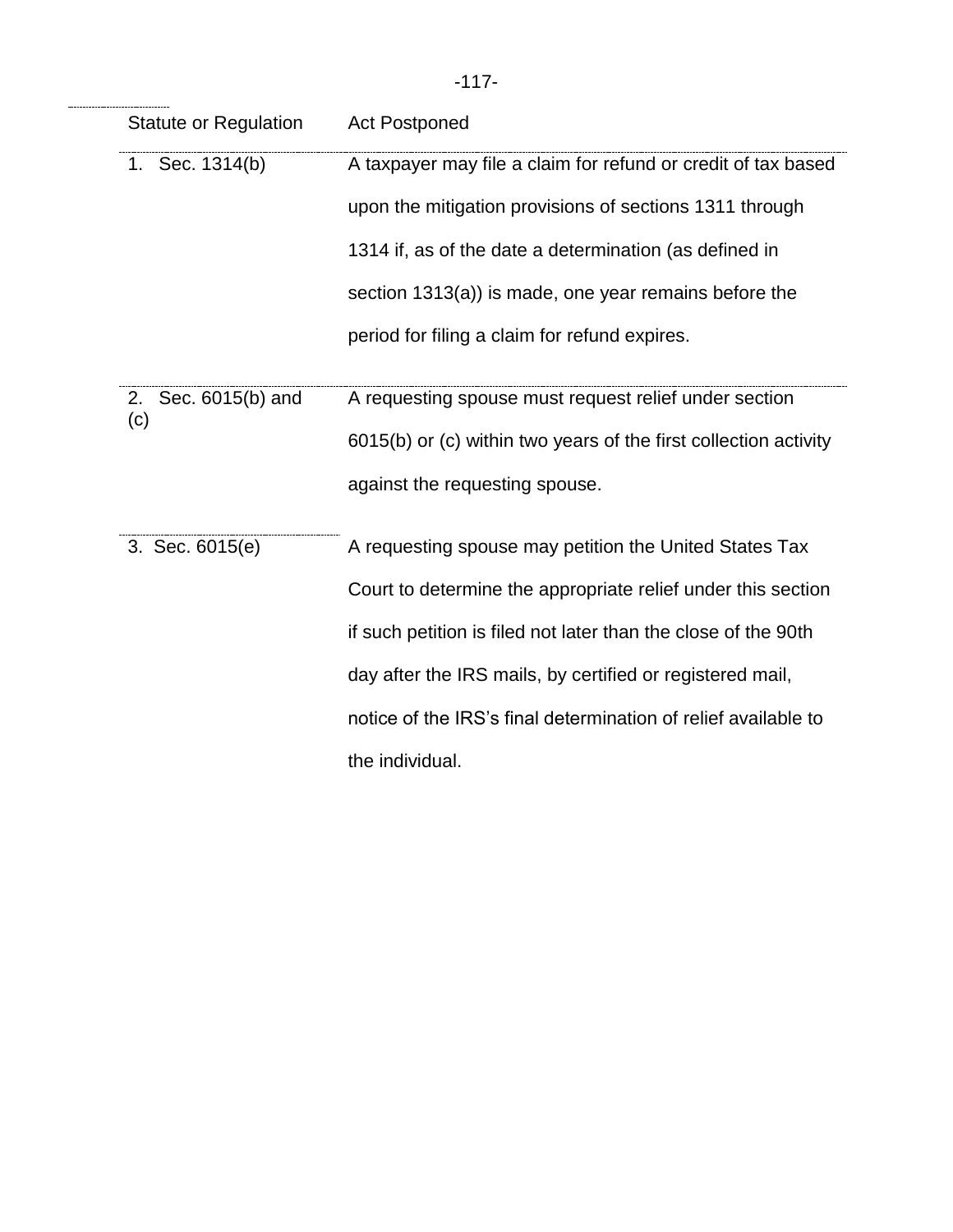| Statute or Regulation | Act Postponed |
|---|---|
| 1. Sec. 1314(b) | A taxpayer may file a claim for refund or credit of tax based upon the mitigation provisions of sections 1311 through 1314 if, as of the date a determination (as defined in section 1313(a)) is made, one year remains before the period for filing a claim for refund expires. |
| 2. Sec. 6015(b) and (c) | A requesting spouse must request relief under section 6015(b) or (c) within two years of the first collection activity against the requesting spouse. |
| 3. Sec. 6015(e) | A requesting spouse may petition the United States Tax Court to determine the appropriate relief under this section if such petition is filed not later than the close of the 90th day after the IRS mails, by certified or registered mail, notice of the IRS's final determination of relief available to the individual. |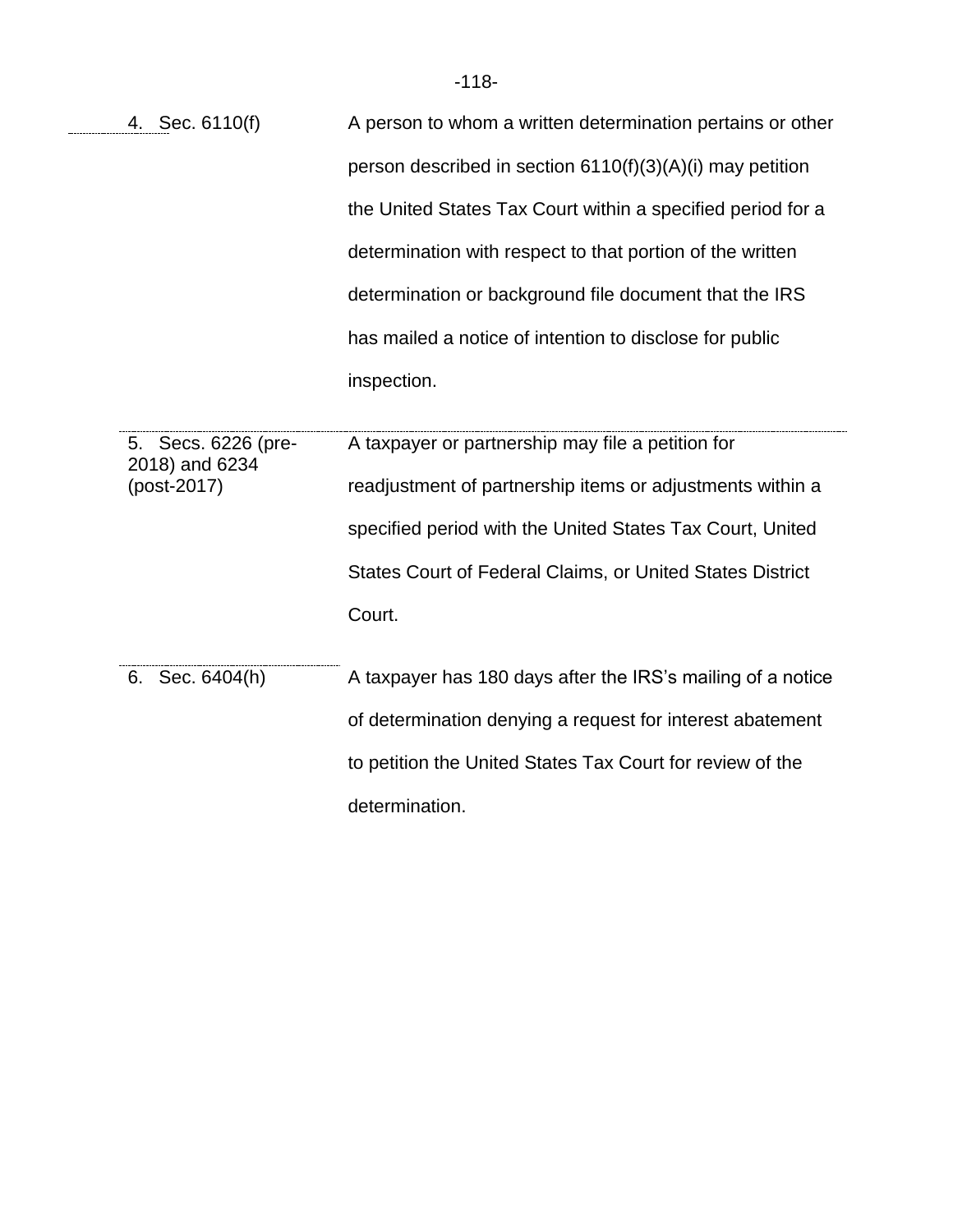| | |
|---|---|
| 4. Sec. 6110(f) | A person to whom a written determination pertains or other person described in section 6110(f)(3)(A)(i) may petition the United States Tax Court within a specified period for a determination with respect to that portion of the written determination or background file document that the IRS has mailed a notice of intention to disclose for public inspection. |
| 5. Secs. 6226 (pre-2018) and 6234 (post-2017) | A taxpayer or partnership may file a petition for readjustment of partnership items or adjustments within a specified period with the United States Tax Court, United States Court of Federal Claims, or United States District Court. |
| 6. Sec. 6404(h) | A taxpayer has 180 days after the IRS's mailing of a notice of determination denying a request for interest abatement to petition the United States Tax Court for review of the determination. |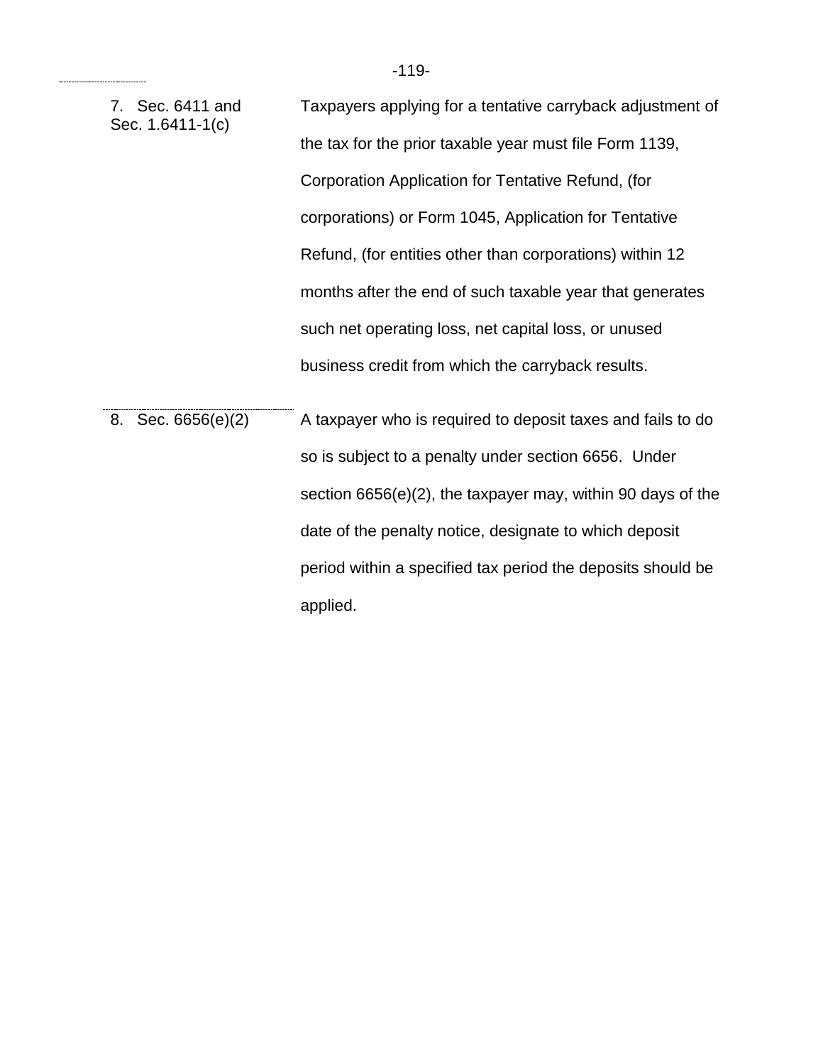| | |
|---|---|
| 7. Sec. 6411 and Sec. 1.6411-1(c) | Taxpayers applying for a tentative carryback adjustment of the tax for the prior taxable year must file Form 1139, Corporation Application for Tentative Refund, (for corporations) or Form 1045, Application for Tentative Refund, (for entities other than corporations) within 12 months after the end of such taxable year that generates such net operating loss, net capital loss, or unused business credit from which the carryback results. |
| 8. Sec. 6656(e)(2) | A taxpayer who is required to deposit taxes and fails to do so is subject to a penalty under section 6656. Under section 6656(e)(2), the taxpayer may, within 90 days of the date of the penalty notice, designate to which deposit period within a specified tax period the deposits should be applied. |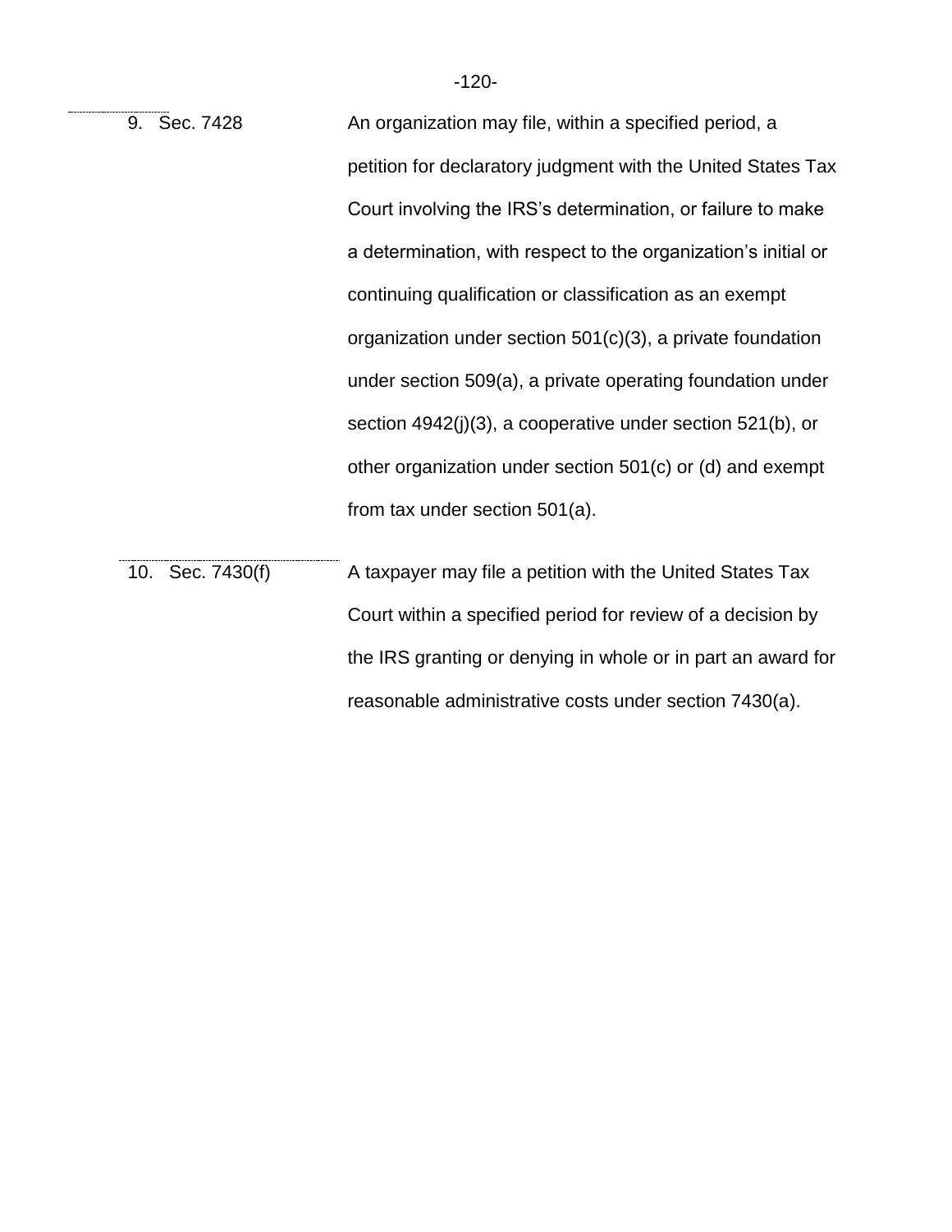| | |
|---|---|
| 9. Sec. 7428 | An organization may file, within a specified period, a petition for declaratory judgment with the United States Tax Court involving the IRS's determination, or failure to make a determination, with respect to the organization's initial or continuing qualification or classification as an exempt organization under section 501(c)(3), a private foundation under section 509(a), a private operating foundation under section 4942(j)(3), a cooperative under section 521(b), or other organization under section 501(c) or (d) and exempt from tax under section 501(a). |
| 10. Sec. 7430(f) | A taxpayer may file a petition with the United States Tax Court within a specified period for review of a decision by the IRS granting or denying in whole or in part an award for reasonable administrative costs under section 7430(a). |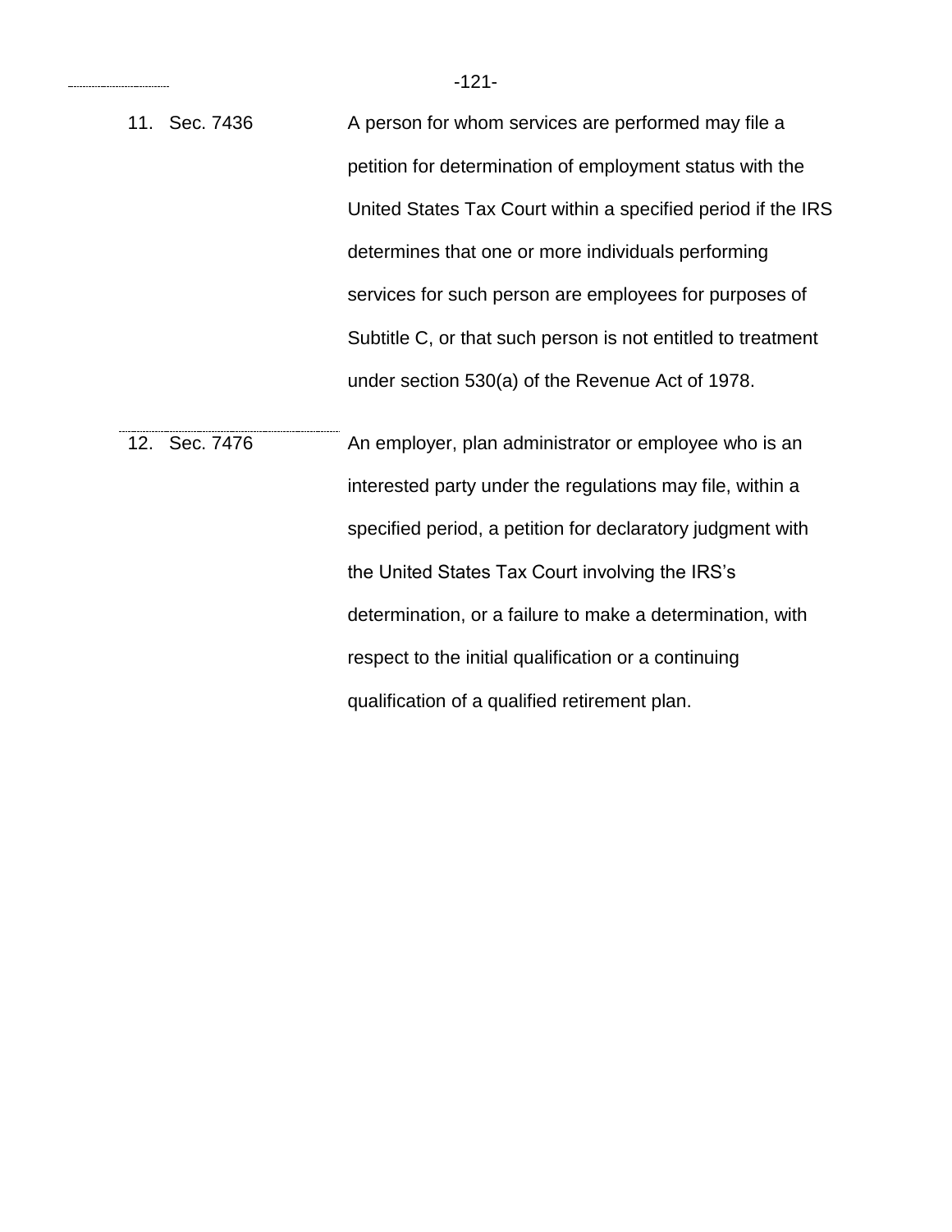| | |
|---|---|
| 11. Sec. 7436 | A person for whom services are performed may file a petition for determination of employment status with the United States Tax Court within a specified period if the IRS determines that one or more individuals performing services for such person are employees for purposes of Subtitle C, or that such person is not entitled to treatment under section 530(a) of the Revenue Act of 1978. |
| 12. Sec. 7476 | An employer, plan administrator or employee who is an interested party under the regulations may file, within a specified period, a petition for declaratory judgment with the United States Tax Court involving the IRS's determination, or a failure to make a determination, with respect to the initial qualification or a continuing qualification of a qualified retirement plan. |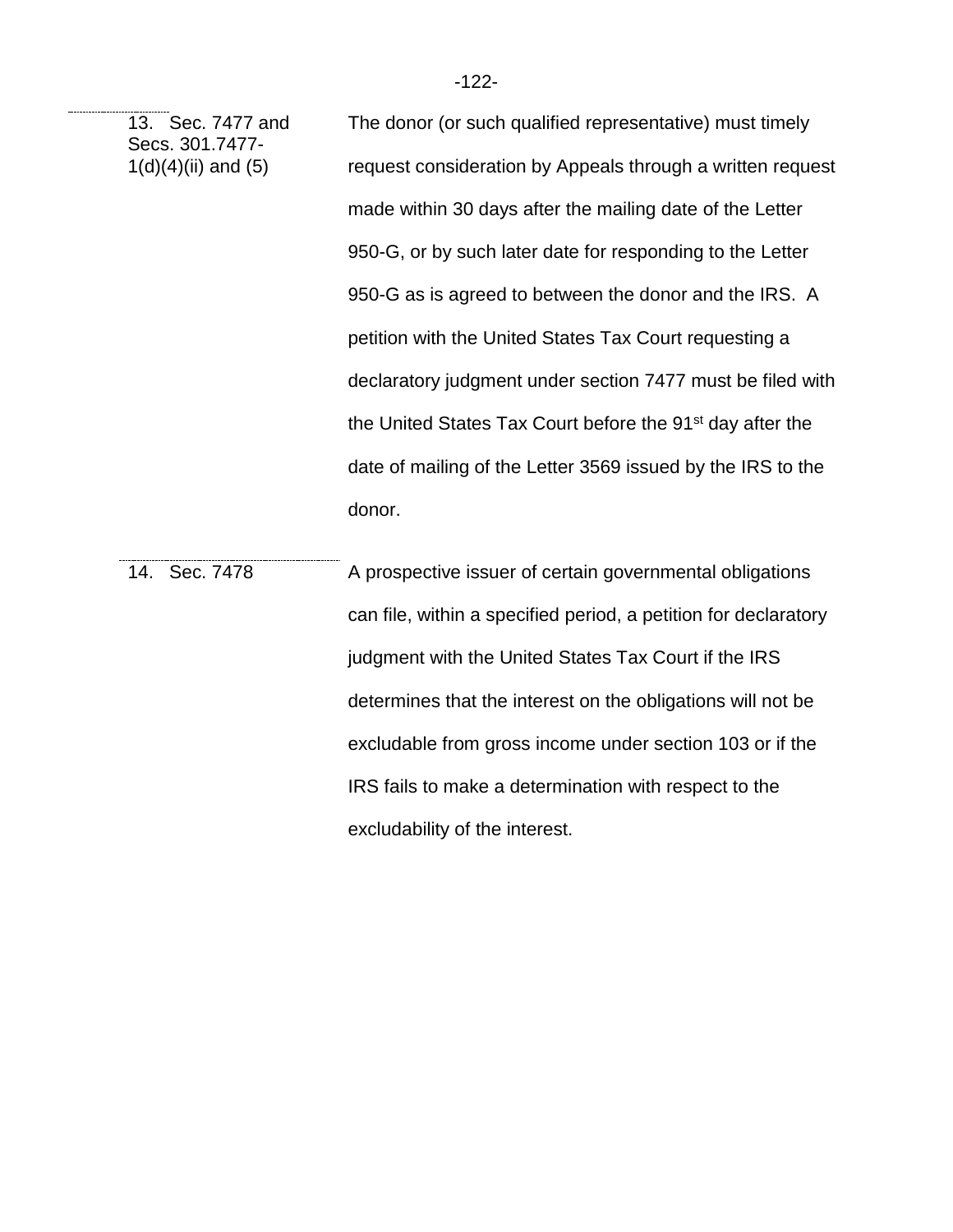| | |
|---|---|
| 13. Sec. 7477 and Secs. 301.7477-1(d)(4)(ii) and (5) | The donor (or such qualified representative) must timely request consideration by Appeals through a written request made within 30 days after the mailing date of the Letter 950-G, or by such later date for responding to the Letter 950-G as is agreed to between the donor and the IRS. A petition with the United States Tax Court requesting a declaratory judgment under section 7477 must be filed with the United States Tax Court before the 91st day after the date of mailing of the Letter 3569 issued by the IRS to the donor. |
| 14. Sec. 7478 | A prospective issuer of certain governmental obligations can file, within a specified period, a petition for declaratory judgment with the United States Tax Court if the IRS determines that the interest on the obligations will not be excludable from gross income under section 103 or if the IRS fails to make a determination with respect to the excludability of the interest. |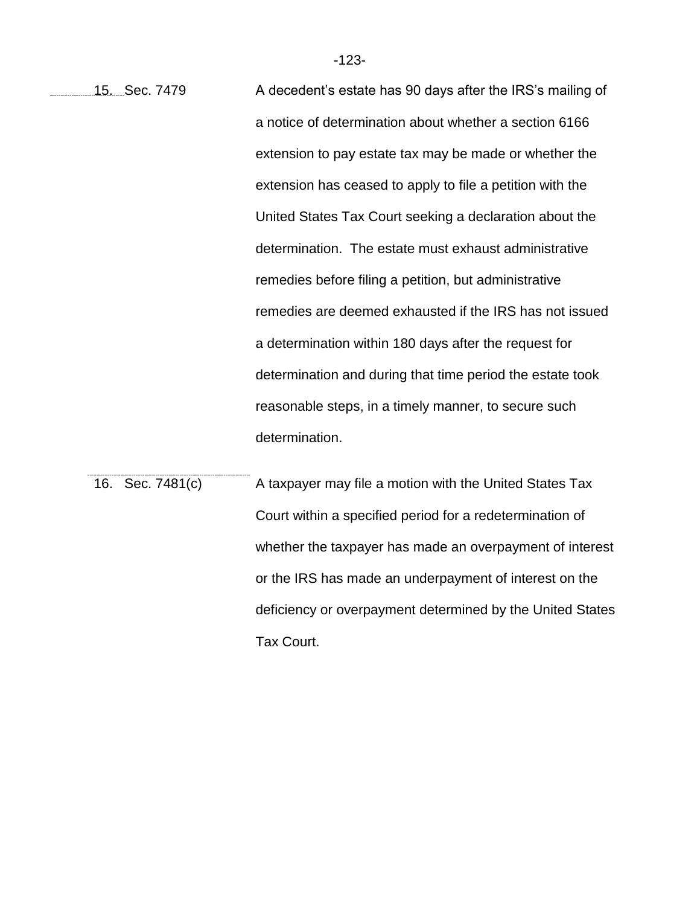| | |
|---|---|
| 15. Sec. 7479 | A decedent's estate has 90 days after the IRS's mailing of a notice of determination about whether a section 6166 extension to pay estate tax may be made or whether the extension has ceased to apply to file a petition with the United States Tax Court seeking a declaration about the determination. The estate must exhaust administrative remedies before filing a petition, but administrative remedies are deemed exhausted if the IRS has not issued a determination within 180 days after the request for determination and during that time period the estate took reasonable steps, in a timely manner, to secure such determination. |
| 16. Sec. 7481(c) | A taxpayer may file a motion with the United States Tax Court within a specified period for a redetermination of whether the taxpayer has made an overpayment of interest or the IRS has made an underpayment of interest on the deficiency or overpayment determined by the United States Tax Court. |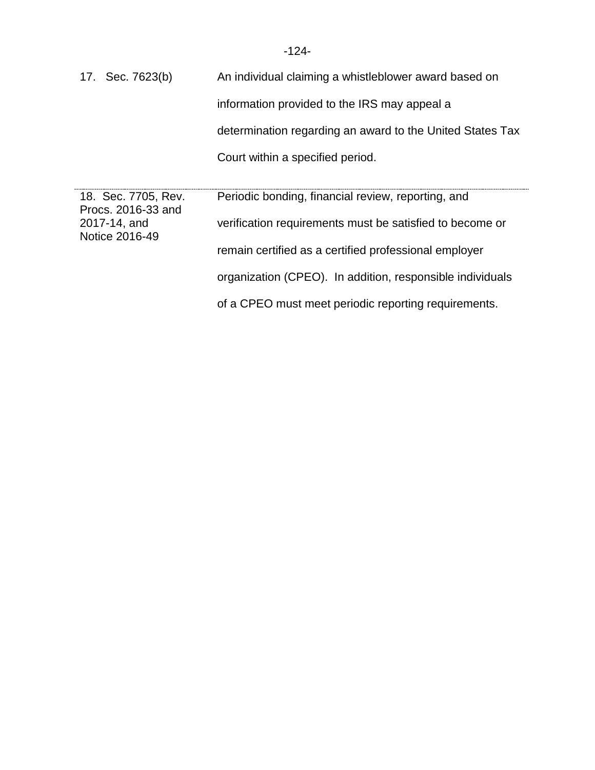| | |
|---|---|
| 17. Sec. 7623(b) | An individual claiming a whistleblower award based on information provided to the IRS may appeal a determination regarding an award to the United States Tax Court within a specified period. |
| 18. Sec. 7705, Rev. Procs. 2016-33 and 2017-14, and Notice 2016-49 | Periodic bonding, financial review, reporting, and verification requirements must be satisfied to become or remain certified as a certified professional employer organization (CPEO). In addition, responsible individuals of a CPEO must meet periodic reporting requirements. |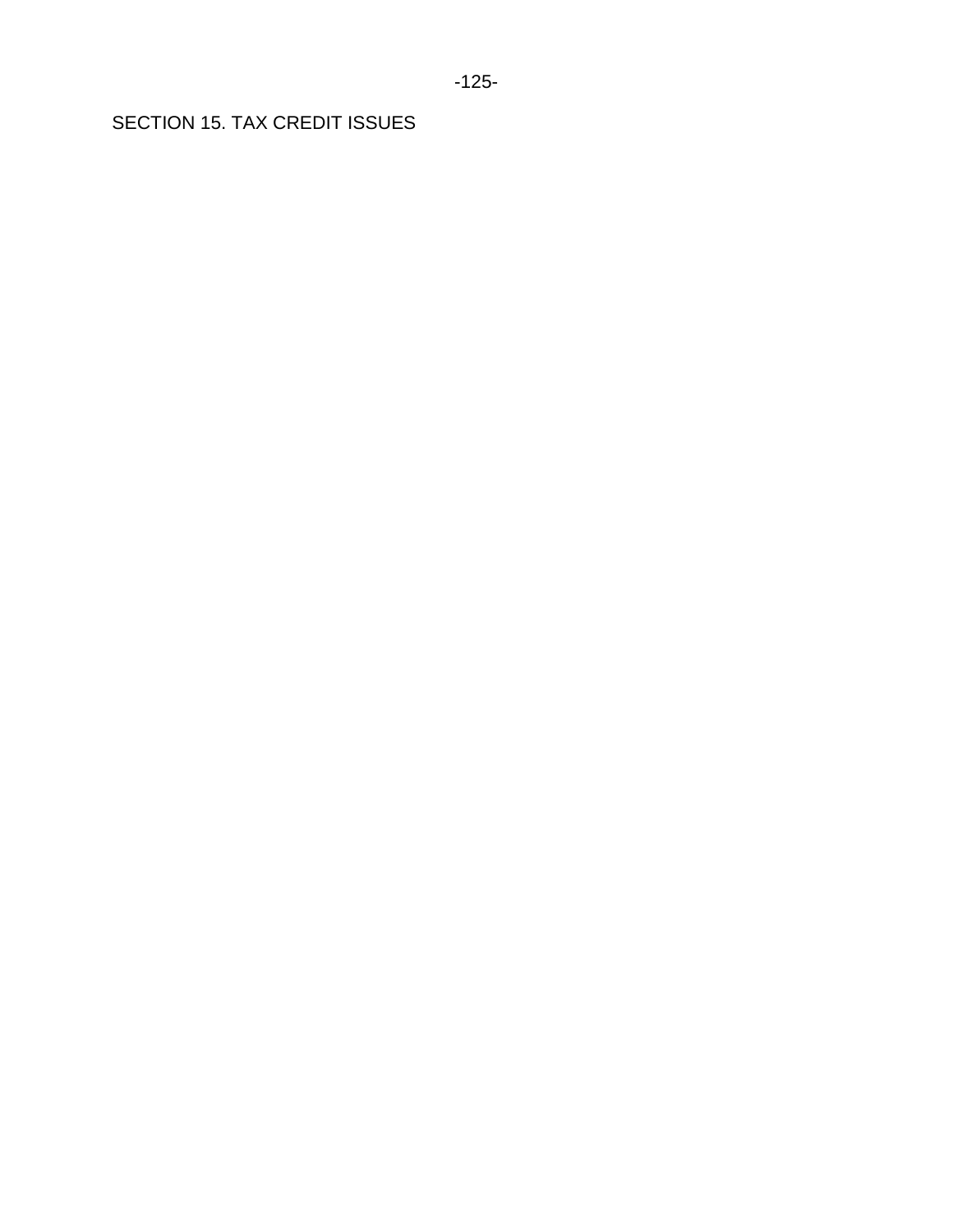# SECTION 15. TAX CREDIT ISSUES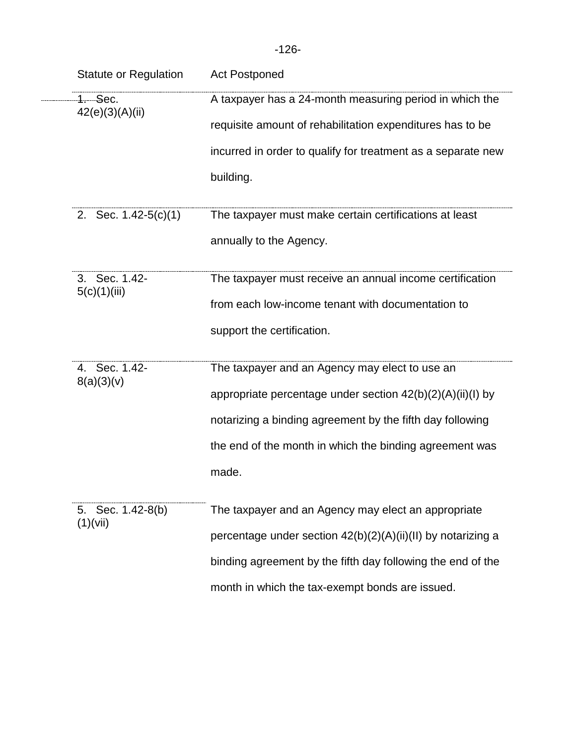| Statute or Regulation | Act Postponed |
| --- | --- |
| 1. Sec. 42(e)(3)(A)(ii) | A taxpayer has a 24-month measuring period in which the requisite amount of rehabilitation expenditures has to be incurred in order to qualify for treatment as a separate new building. |
| 2. Sec. 1.42-5(c)(1) | The taxpayer must make certain certifications at least annually to the Agency. |
| 3. Sec. 1.42-5(c)(1)(iii) | The taxpayer must receive an annual income certification from each low-income tenant with documentation to support the certification. |
| 4. Sec. 1.42-8(a)(3)(v) | The taxpayer and an Agency may elect to use an appropriate percentage under section 42(b)(2)(A)(ii)(I) by notarizing a binding agreement by the fifth day following the end of the month in which the binding agreement was made. |
| 5. Sec. 1.42-8(b)(1)(vii) | The taxpayer and an Agency may elect an appropriate percentage under section 42(b)(2)(A)(ii)(II) by notarizing a binding agreement by the fifth day following the end of the month in which the tax-exempt bonds are issued. |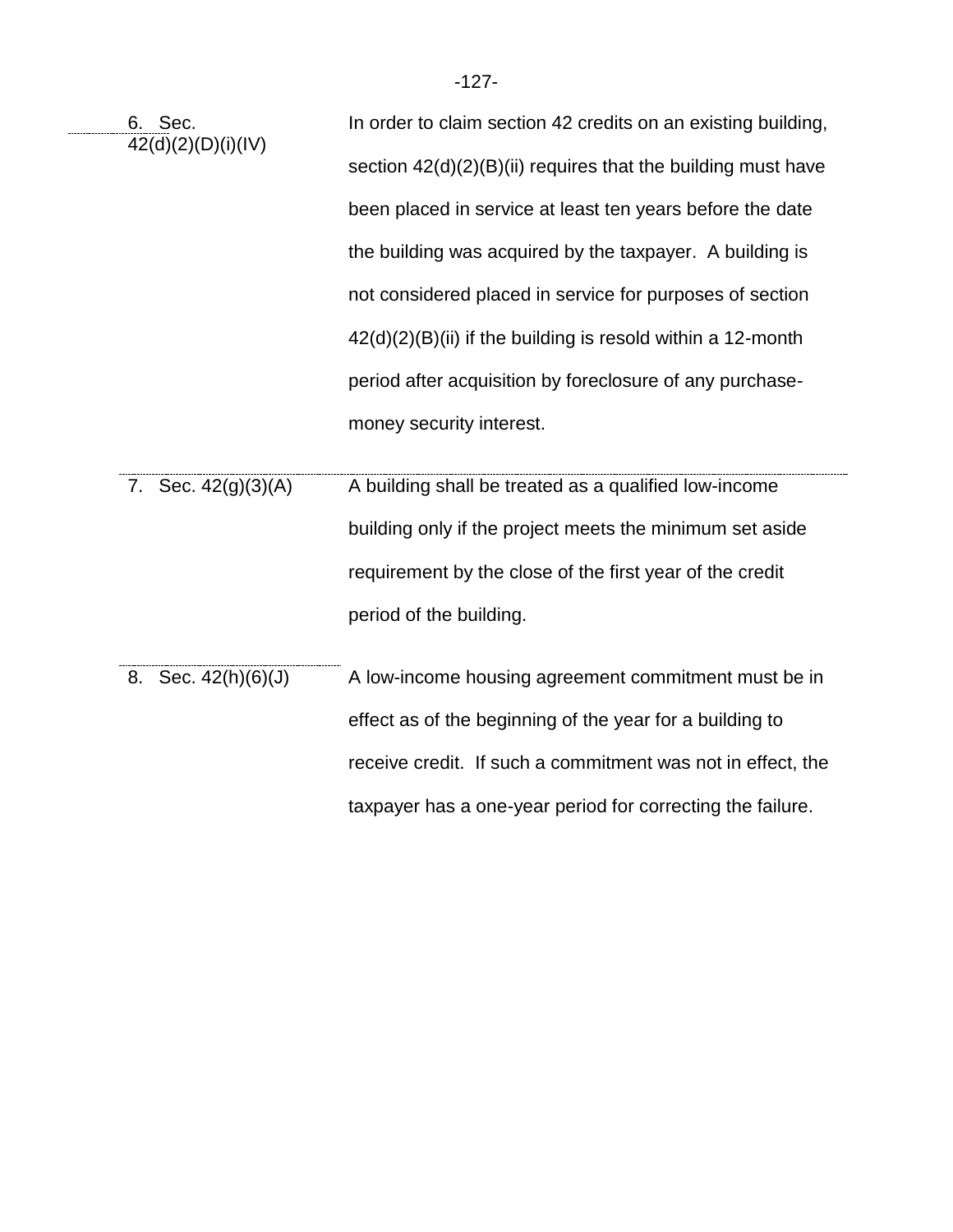| | |
|---|---|
| 6. Sec. 42(d)(2)(D)(i)(IV) | In order to claim section 42 credits on an existing building, section 42(d)(2)(B)(ii) requires that the building must have been placed in service at least ten years before the date the building was acquired by the taxpayer. A building is not considered placed in service for purposes of section 42(d)(2)(B)(ii) if the building is resold within a 12-month period after acquisition by foreclosure of any purchase-money security interest. |
| 7. Sec. 42(g)(3)(A) | A building shall be treated as a qualified low-income building only if the project meets the minimum set aside requirement by the close of the first year of the credit period of the building. |
| 8. Sec. 42(h)(6)(J) | A low-income housing agreement commitment must be in effect as of the beginning of the year for a building to receive credit. If such a commitment was not in effect, the taxpayer has a one-year period for correcting the failure. |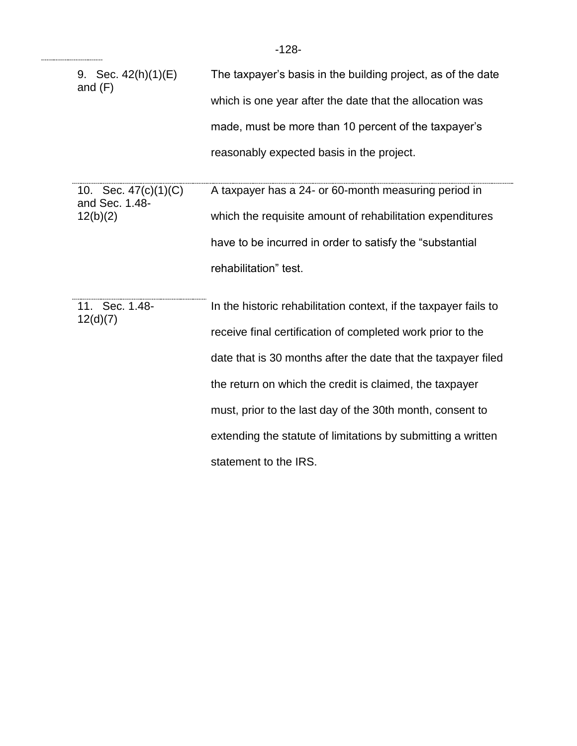| | |
|---|---|
| 9. Sec. 42(h)(1)(E) and (F) | The taxpayer's basis in the building project, as of the date which is one year after the date that the allocation was made, must be more than 10 percent of the taxpayer's reasonably expected basis in the project. |
| 10. Sec. 47(c)(1)(C) and Sec. 1.48-12(b)(2) | A taxpayer has a 24- or 60-month measuring period in which the requisite amount of rehabilitation expenditures have to be incurred in order to satisfy the "substantial rehabilitation" test. |
| 11. Sec. 1.48-12(d)(7) | In the historic rehabilitation context, if the taxpayer fails to receive final certification of completed work prior to the date that is 30 months after the date that the taxpayer filed the return on which the credit is claimed, the taxpayer must, prior to the last day of the 30th month, consent to extending the statute of limitations by submitting a written statement to the IRS. |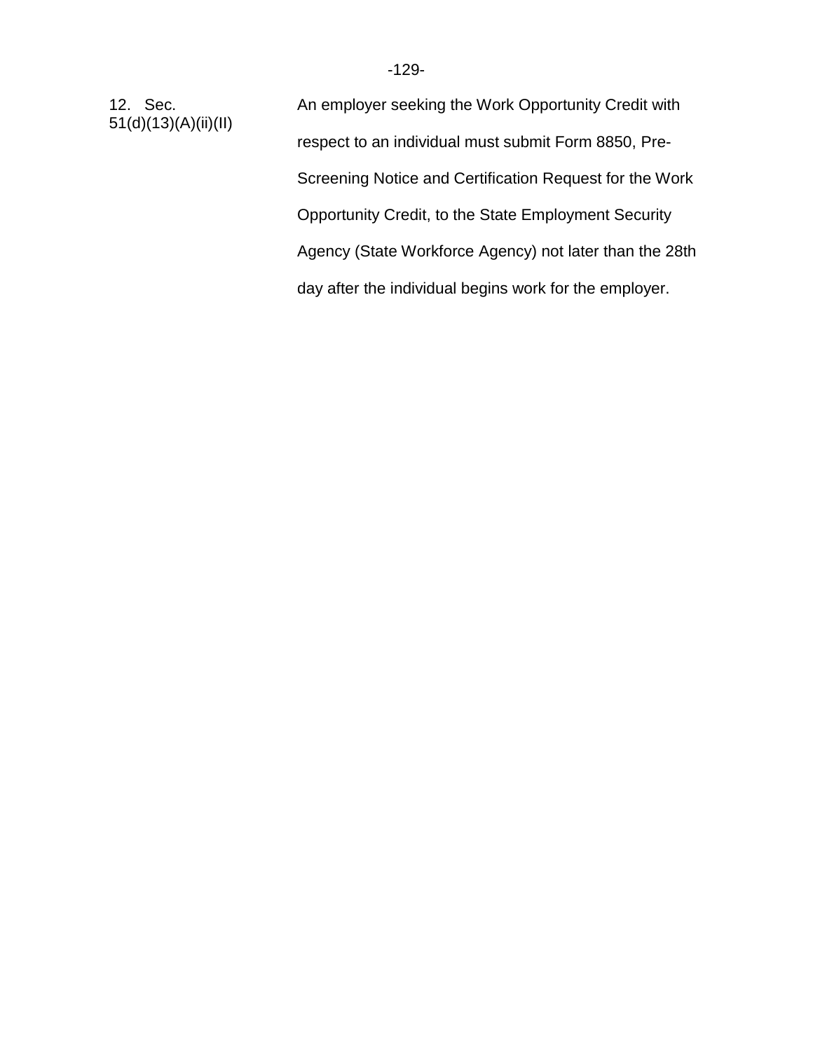| | |
|---|---|
| 12. Sec. 51(d)(13)(A)(ii)(II) | An employer seeking the Work Opportunity Credit with respect to an individual must submit Form 8850, Pre-Screening Notice and Certification Request for the Work Opportunity Credit, to the State Employment Security Agency (State Workforce Agency) not later than the 28th day after the individual begins work for the employer. |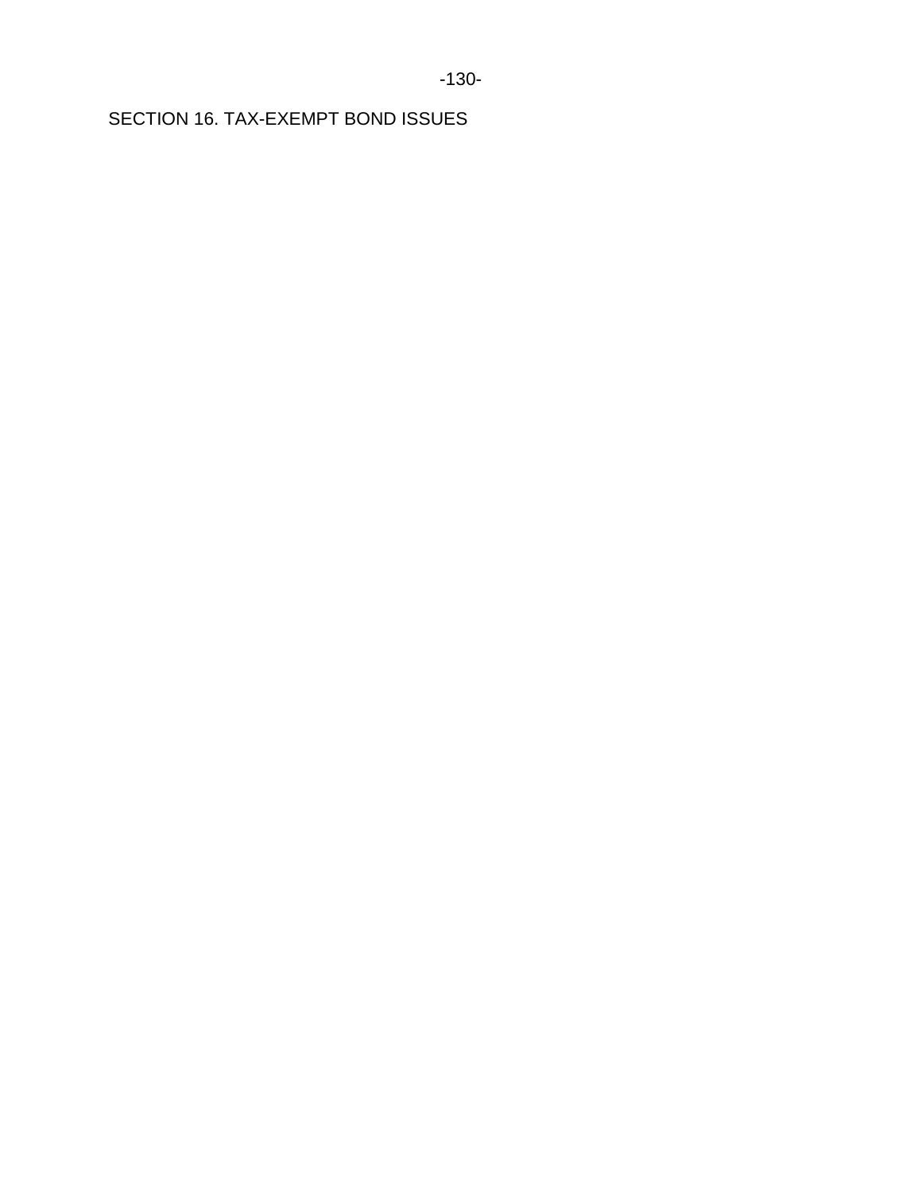# SECTION 16. TAX-EXEMPT BOND ISSUES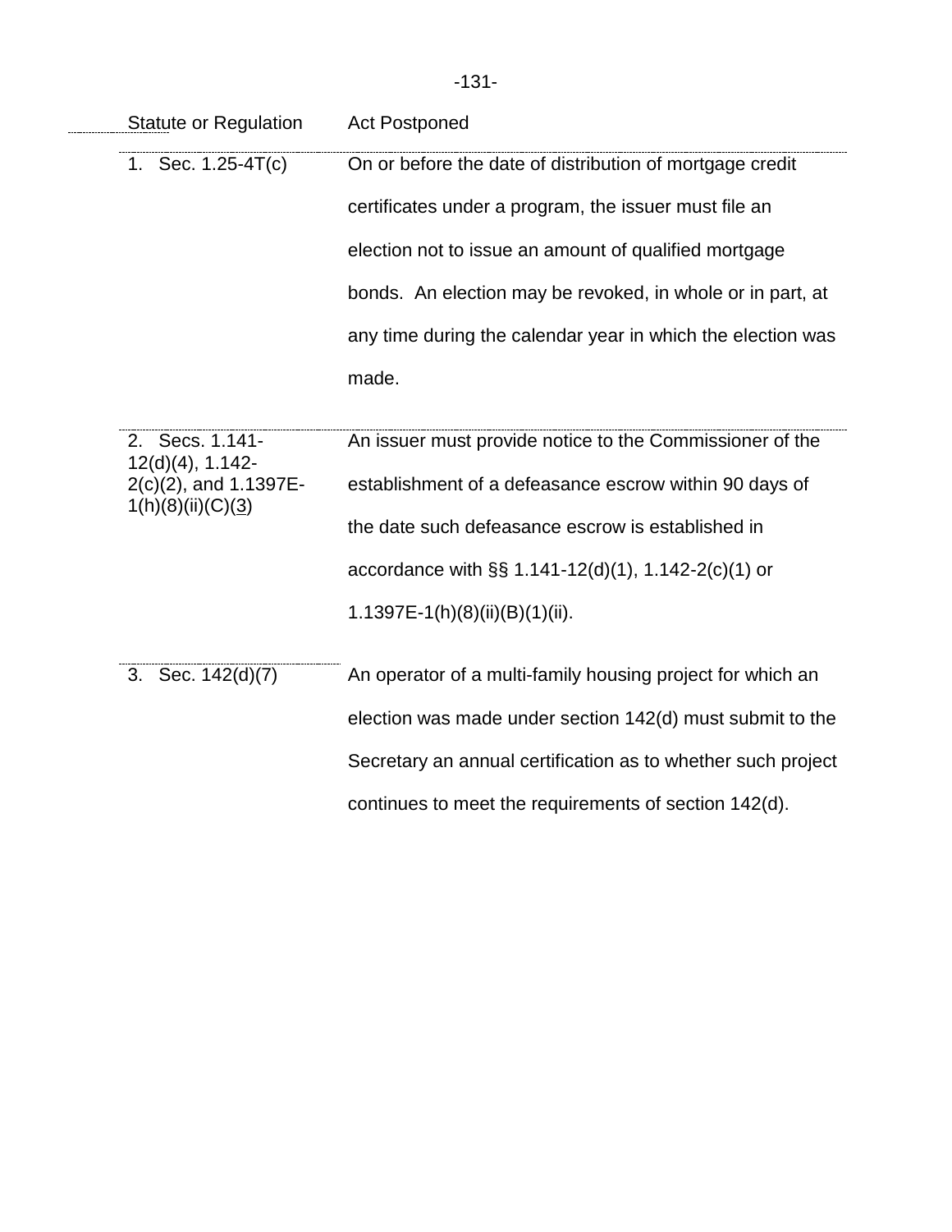| Statute or Regulation | Act Postponed |
| --- | --- |
| 1. Sec. 1.25-4T(c) | On or before the date of distribution of mortgage credit certificates under a program, the issuer must file an election not to issue an amount of qualified mortgage bonds. An election may be revoked, in whole or in part, at any time during the calendar year in which the election was made. |
| 2. Secs. 1.141-12(d)(4), 1.142-2(c)(2), and 1.1397E-1(h)(8)(ii)(C)(3) | An issuer must provide notice to the Commissioner of the establishment of a defeasance escrow within 90 days of the date such defeasance escrow is established in accordance with §§ 1.141-12(d)(1), 1.142-2(c)(1) or 1.1397E-1(h)(8)(ii)(B)(1)(ii). |
| 3. Sec. 142(d)(7) | An operator of a multi-family housing project for which an election was made under section 142(d) must submit to the Secretary an annual certification as to whether such project continues to meet the requirements of section 142(d). |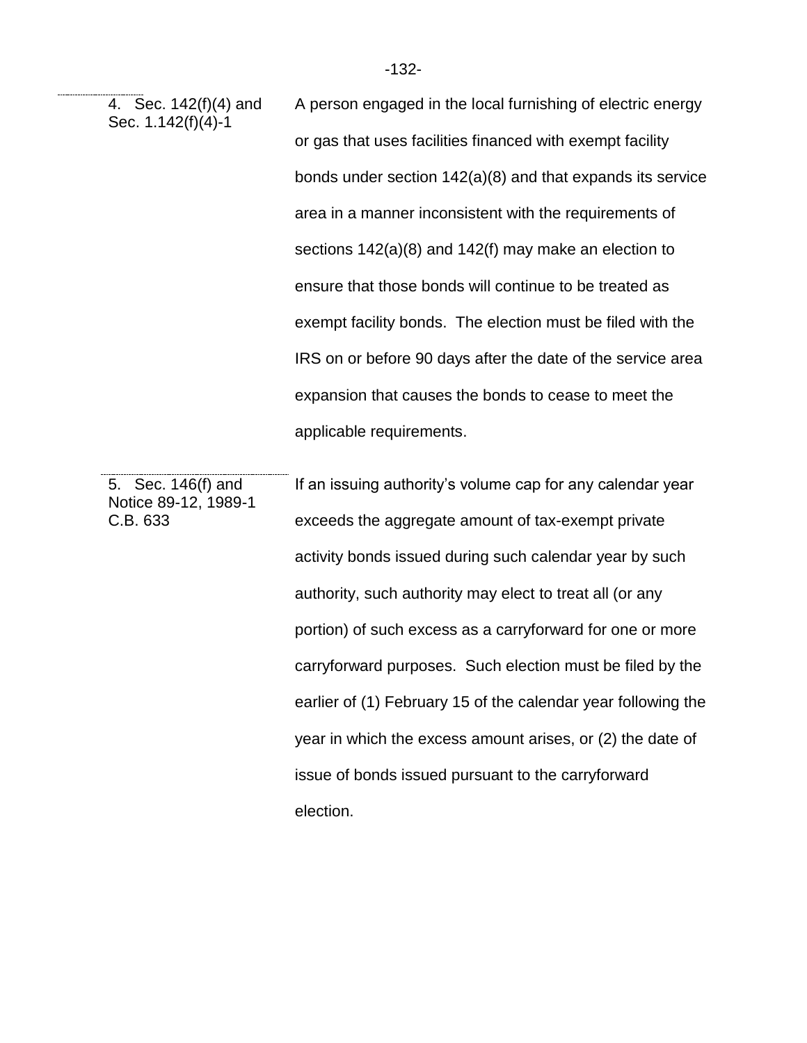| | |
|---|---|
| 4. Sec. 142(f)(4) and Sec. 1.142(f)(4)-1 | A person engaged in the local furnishing of electric energy or gas that uses facilities financed with exempt facility bonds under section 142(a)(8) and that expands its service area in a manner inconsistent with the requirements of sections 142(a)(8) and 142(f) may make an election to ensure that those bonds will continue to be treated as exempt facility bonds. The election must be filed with the IRS on or before 90 days after the date of the service area expansion that causes the bonds to cease to meet the applicable requirements. |
| 5. Sec. 146(f) and Notice 89-12, 1989-1 C.B. 633 | If an issuing authority's volume cap for any calendar year exceeds the aggregate amount of tax-exempt private activity bonds issued during such calendar year by such authority, such authority may elect to treat all (or any portion) of such excess as a carryforward for one or more carryforward purposes. Such election must be filed by the earlier of (1) February 15 of the calendar year following the year in which the excess amount arises, or (2) the date of issue of bonds issued pursuant to the carryforward election. |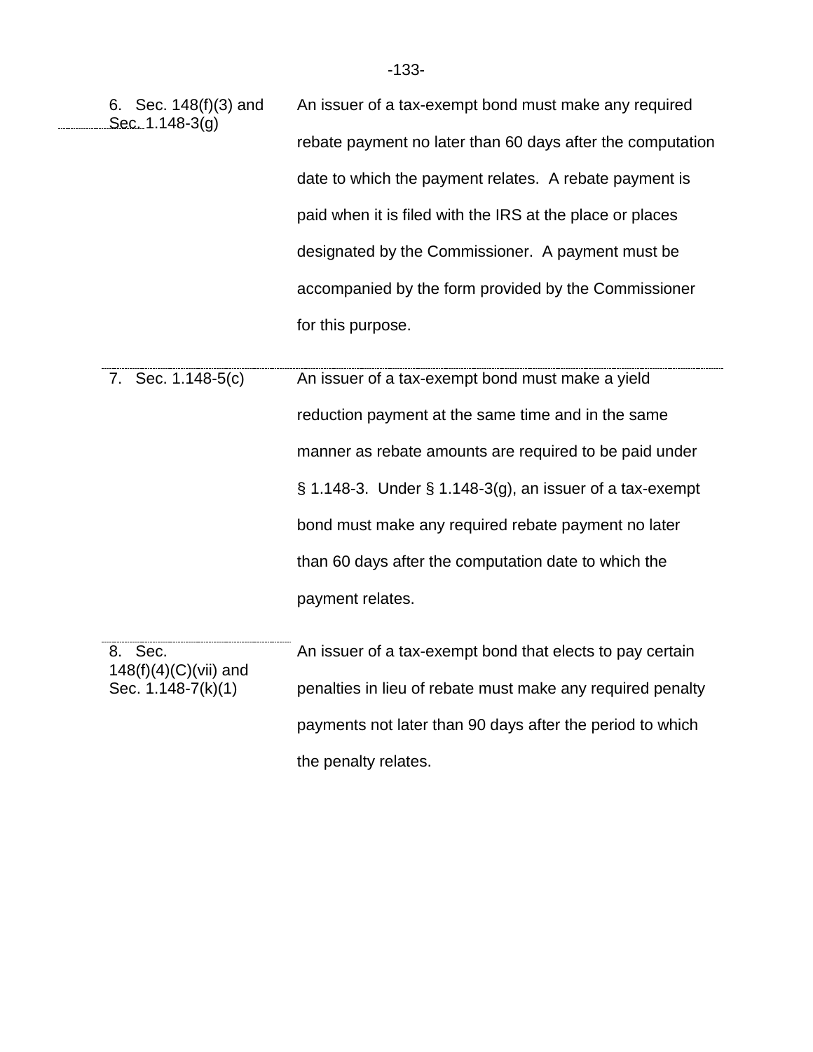| | |
|---|---|
| 6. Sec. 148(f)(3) and Sec. 1.148-3(g) | An issuer of a tax-exempt bond must make any required rebate payment no later than 60 days after the computation date to which the payment relates. A rebate payment is paid when it is filed with the IRS at the place or places designated by the Commissioner. A payment must be accompanied by the form provided by the Commissioner for this purpose. |
| 7. Sec. 1.148-5(c) | An issuer of a tax-exempt bond must make a yield reduction payment at the same time and in the same manner as rebate amounts are required to be paid under § 1.148-3. Under § 1.148-3(g), an issuer of a tax-exempt bond must make any required rebate payment no later than 60 days after the computation date to which the payment relates. |
| 8. Sec. 148(f)(4)(C)(vii) and Sec. 1.148-7(k)(1) | An issuer of a tax-exempt bond that elects to pay certain penalties in lieu of rebate must make any required penalty payments not later than 90 days after the period to which the penalty relates. |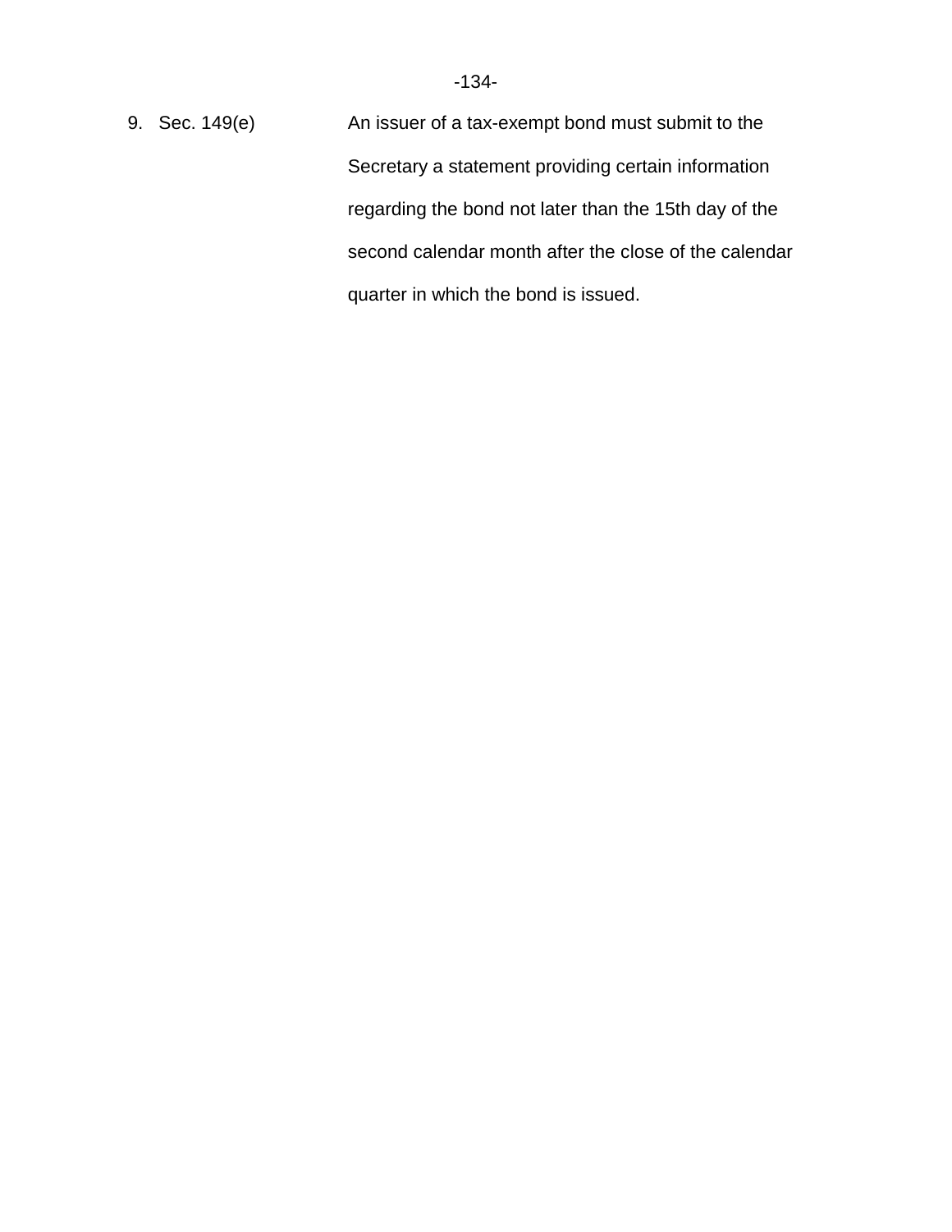9. Sec. 149(e) An issuer of a tax-exempt bond must submit to the Secretary a statement providing certain information regarding the bond not later than the 15th day of the second calendar month after the close of the calendar quarter in which the bond is issued.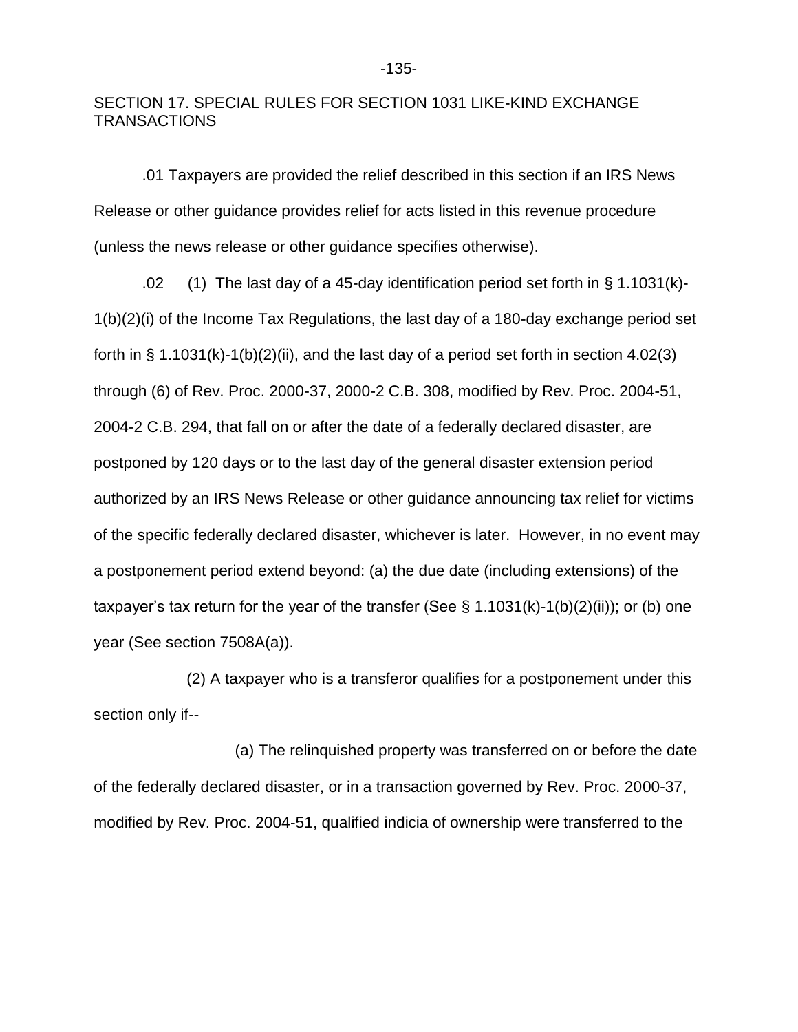## SECTION 17. SPECIAL RULES FOR SECTION 1031 LIKE-KIND EXCHANGE TRANSACTIONS

.01 Taxpayers are provided the relief described in this section if an IRS News Release or other guidance provides relief for acts listed in this revenue procedure (unless the news release or other guidance specifies otherwise).

.02 (1) The last day of a 45-day identification period set forth in § 1.1031(k)-1(b)(2)(i) of the Income Tax Regulations, the last day of a 180-day exchange period set forth in § 1.1031(k)-1(b)(2)(ii), and the last day of a period set forth in section 4.02(3) through (6) of Rev. Proc. 2000-37, 2000-2 C.B. 308, modified by Rev. Proc. 2004-51, 2004-2 C.B. 294, that fall on or after the date of a federally declared disaster, are postponed by 120 days or to the last day of the general disaster extension period authorized by an IRS News Release or other guidance announcing tax relief for victims of the specific federally declared disaster, whichever is later. However, in no event may a postponement period extend beyond: (a) the due date (including extensions) of the taxpayer's tax return for the year of the transfer (See § 1.1031(k)-1(b)(2)(ii)); or (b) one year (See section 7508A(a)).

(2) A taxpayer who is a transferor qualifies for a postponement under this section only if--

(a) The relinquished property was transferred on or before the date of the federally declared disaster, or in a transaction governed by Rev. Proc. 2000-37, modified by Rev. Proc. 2004-51, qualified indicia of ownership were transferred to the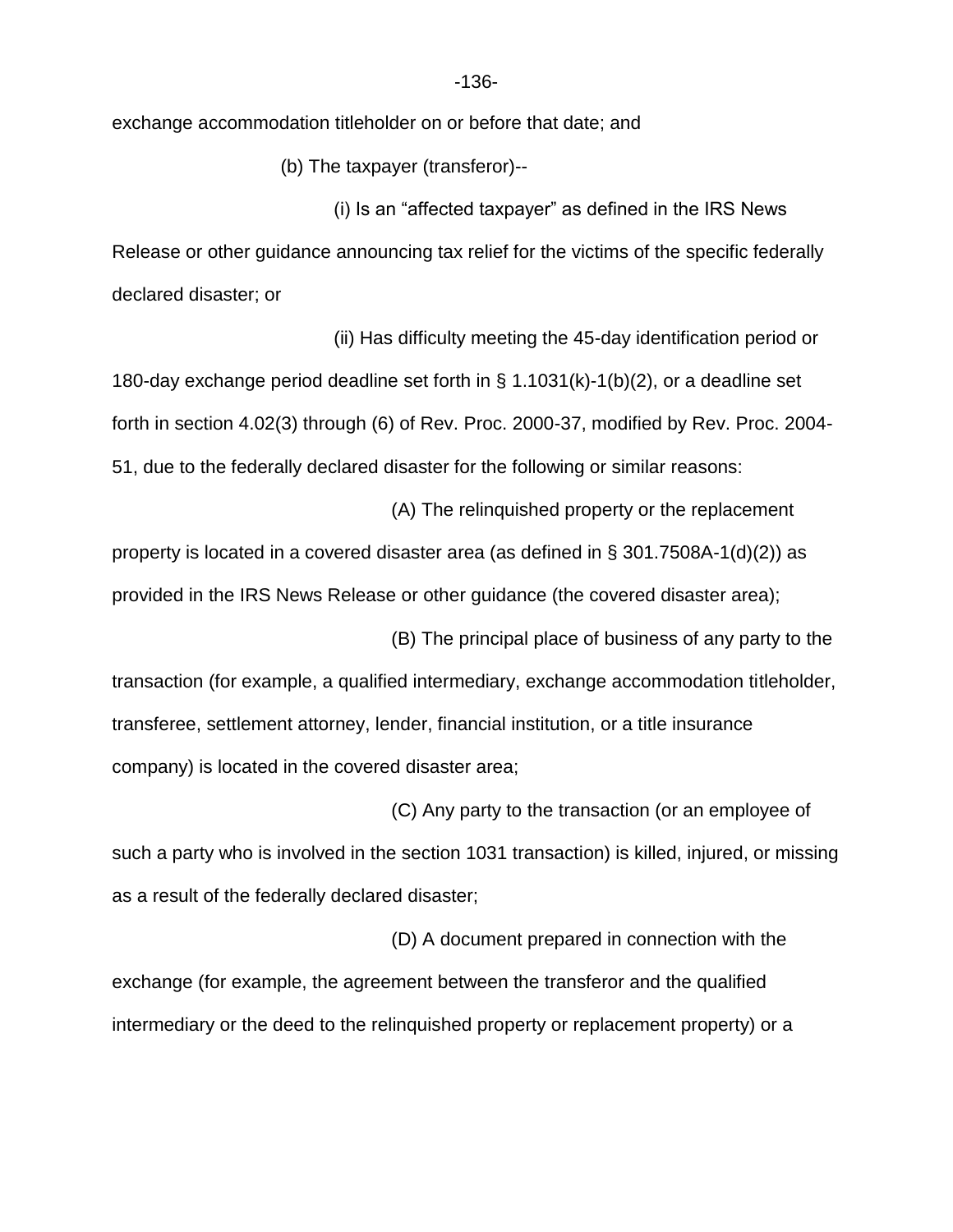exchange accommodation titleholder on or before that date; and

(b) The taxpayer (transferor)--

(i) Is an “affected taxpayer” as defined in the IRS News Release or other guidance announcing tax relief for the victims of the specific federally declared disaster; or

(ii) Has difficulty meeting the 45-day identification period or 180-day exchange period deadline set forth in § 1.1031(k)-1(b)(2), or a deadline set forth in section 4.02(3) through (6) of Rev. Proc. 2000-37, modified by Rev. Proc. 2004-51, due to the federally declared disaster for the following or similar reasons:

(A) The relinquished property or the replacement property is located in a covered disaster area (as defined in § 301.7508A-1(d)(2)) as provided in the IRS News Release or other guidance (the covered disaster area);

(B) The principal place of business of any party to the transaction (for example, a qualified intermediary, exchange accommodation titleholder, transferee, settlement attorney, lender, financial institution, or a title insurance company) is located in the covered disaster area;

(C) Any party to the transaction (or an employee of such a party who is involved in the section 1031 transaction) is killed, injured, or missing as a result of the federally declared disaster;

(D) A document prepared in connection with the exchange (for example, the agreement between the transferor and the qualified intermediary or the deed to the relinquished property or replacement property) or a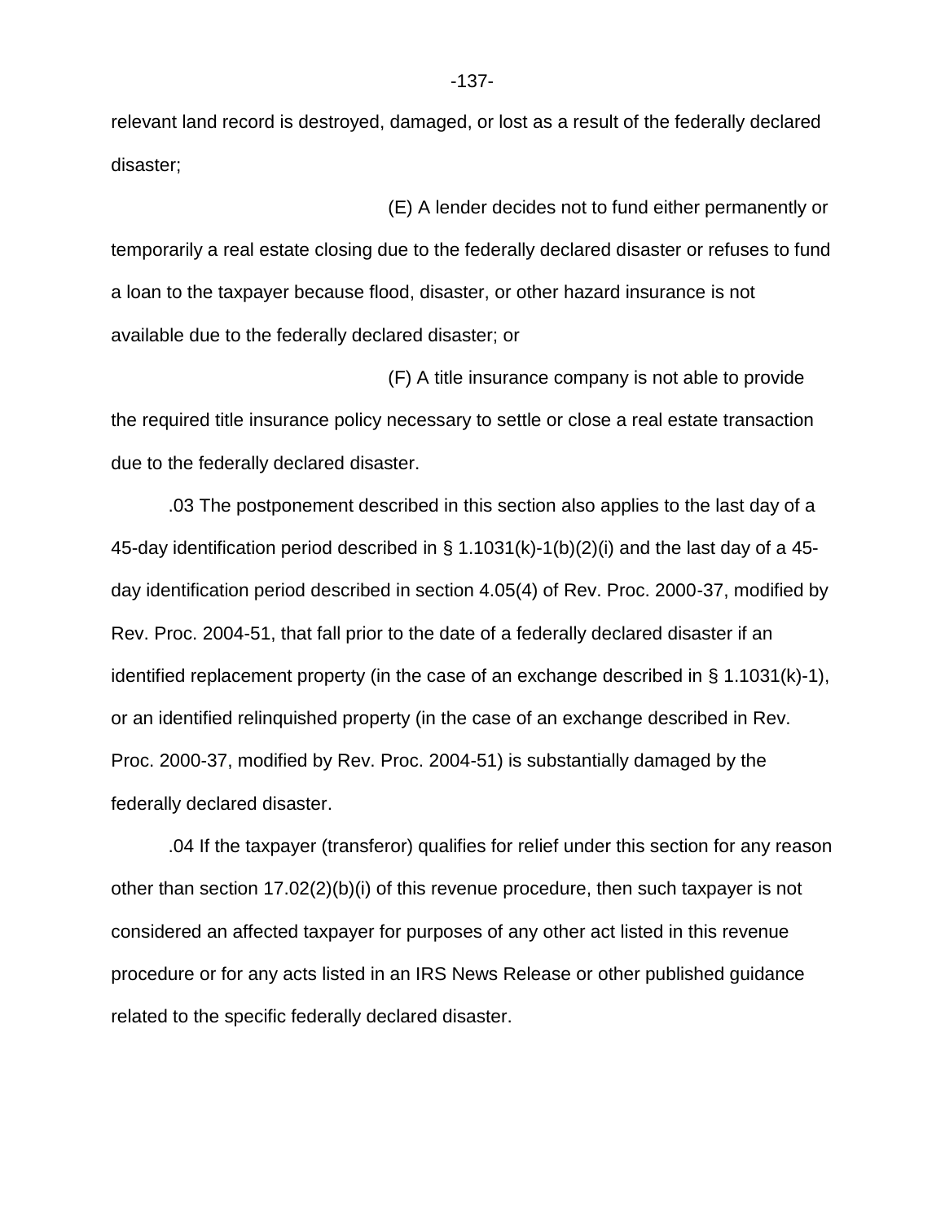relevant land record is destroyed, damaged, or lost as a result of the federally declared disaster;

(E) A lender decides not to fund either permanently or temporarily a real estate closing due to the federally declared disaster or refuses to fund a loan to the taxpayer because flood, disaster, or other hazard insurance is not available due to the federally declared disaster; or

(F) A title insurance company is not able to provide the required title insurance policy necessary to settle or close a real estate transaction due to the federally declared disaster.

.03 The postponement described in this section also applies to the last day of a 45-day identification period described in § 1.1031(k)-1(b)(2)(i) and the last day of a 45-day identification period described in section 4.05(4) of Rev. Proc. 2000-37, modified by Rev. Proc. 2004-51, that fall prior to the date of a federally declared disaster if an identified replacement property (in the case of an exchange described in § 1.1031(k)-1), or an identified relinquished property (in the case of an exchange described in Rev. Proc. 2000-37, modified by Rev. Proc. 2004-51) is substantially damaged by the federally declared disaster.

.04 If the taxpayer (transferor) qualifies for relief under this section for any reason other than section 17.02(2)(b)(i) of this revenue procedure, then such taxpayer is not considered an affected taxpayer for purposes of any other act listed in this revenue procedure or for any acts listed in an IRS News Release or other published guidance related to the specific federally declared disaster.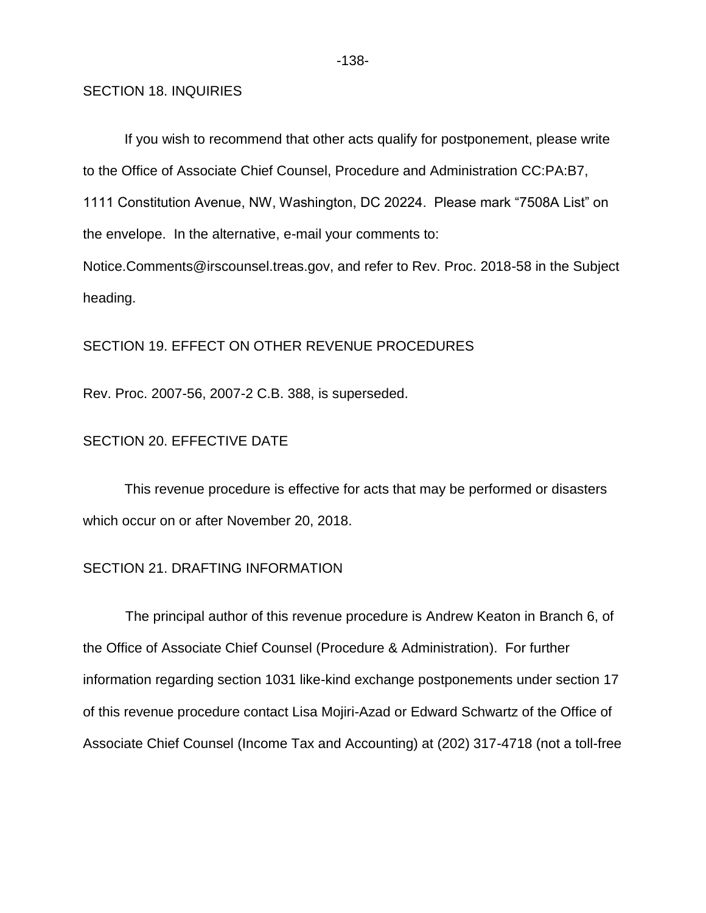## SECTION 18. INQUIRIES

If you wish to recommend that other acts qualify for postponement, please write to the Office of Associate Chief Counsel, Procedure and Administration CC:PA:B7, 1111 Constitution Avenue, NW, Washington, DC 20224. Please mark "7508A List" on the envelope. In the alternative, e-mail your comments to: Notice.Comments@irscounsel.treas.gov, and refer to Rev. Proc. 2018-58 in the Subject heading.

## SECTION 19. EFFECT ON OTHER REVENUE PROCEDURES

Rev. Proc. 2007-56, 2007-2 C.B. 388, is superseded.

## SECTION 20. EFFECTIVE DATE

This revenue procedure is effective for acts that may be performed or disasters which occur on or after November 20, 2018.

## SECTION 21. DRAFTING INFORMATION

The principal author of this revenue procedure is Andrew Keaton in Branch 6, of the Office of Associate Chief Counsel (Procedure & Administration). For further information regarding section 1031 like-kind exchange postponements under section 17 of this revenue procedure contact Lisa Mojiri-Azad or Edward Schwartz of the Office of Associate Chief Counsel (Income Tax and Accounting) at (202) 317-4718 (not a toll-free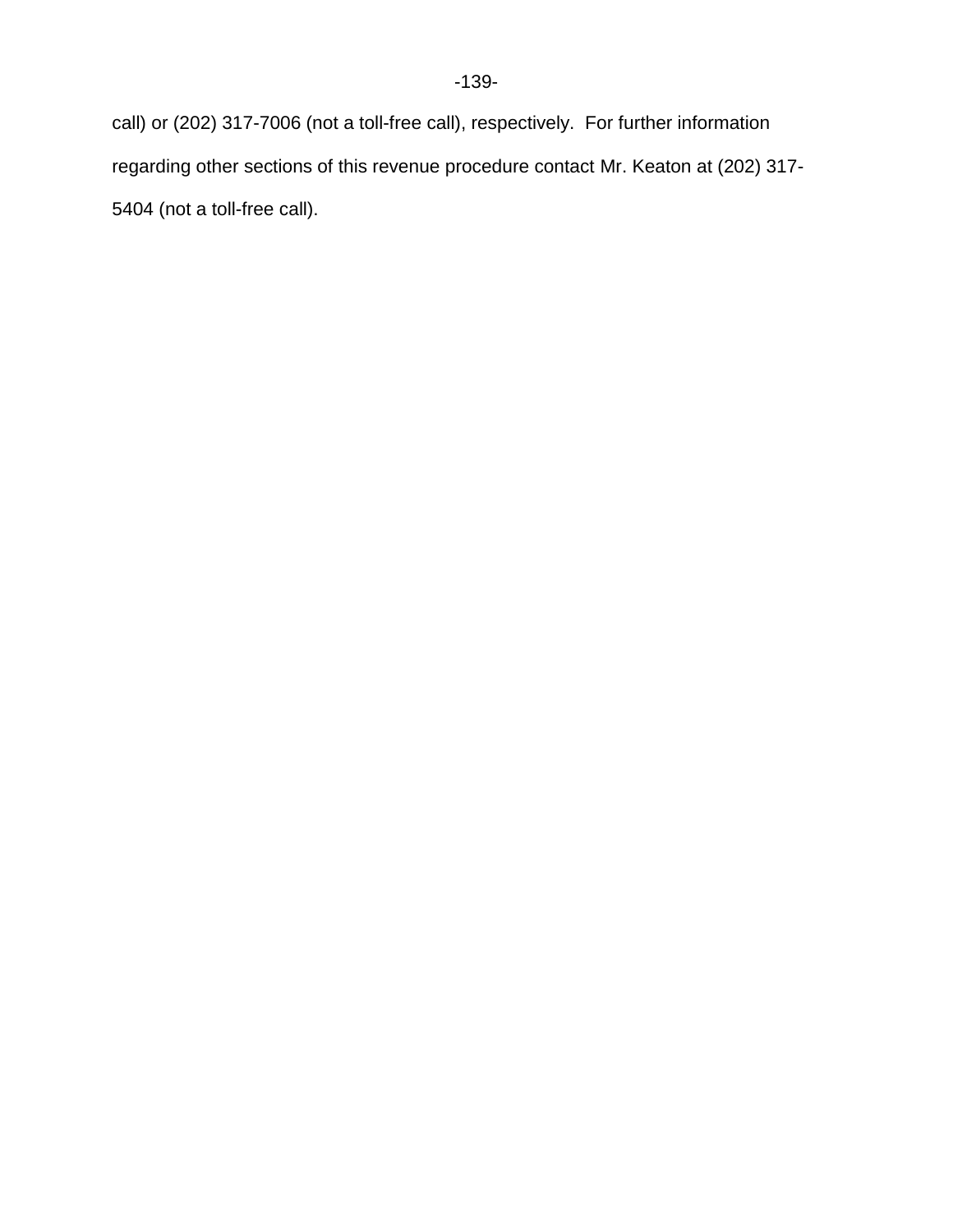call) or (202) 317-7006 (not a toll-free call), respectively. For further information regarding other sections of this revenue procedure contact Mr. Keaton at (202) 317-5404 (not a toll-free call).